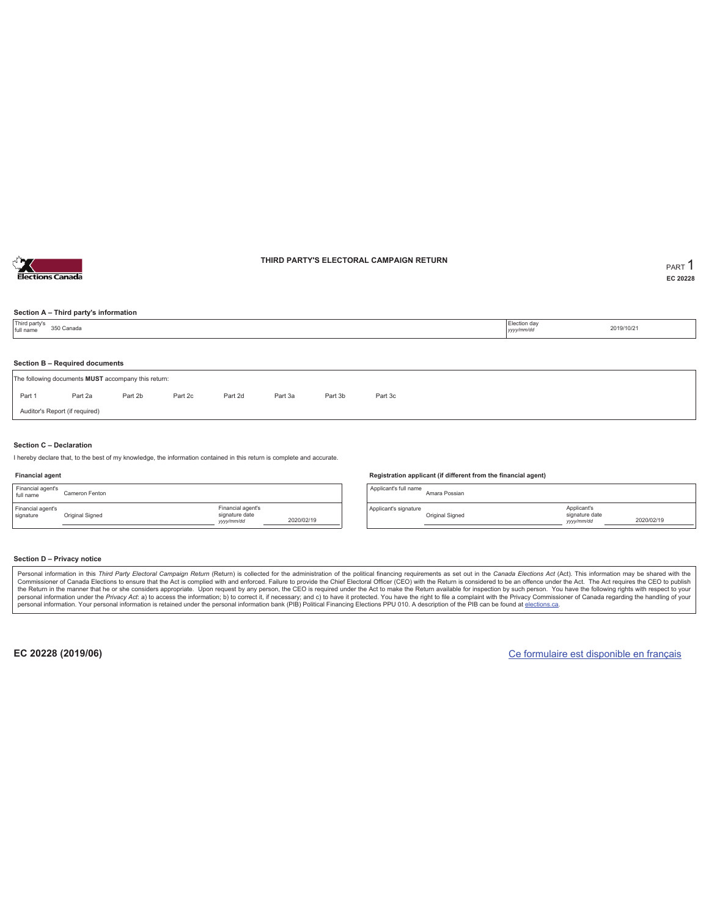# THIRD PARTY'S ELECTORAL CAMPAIGN RETURN

PART 1

EC 20228

### Section A – Third party's information

| Third party's full name | 350 Canada | Election day *yyyy/mm/dd* | 2019/10/21 |
|---|---|---|---|

### Section B – Required documents

The following documents **MUST** accompany this return:

| Part 1 | Part 2a | Part 2b | Part 2c | Part 2d | Part 3a | Part 3b | Part 3c |
|---|---|---|---|---|---|---|---|

Auditor's Report (if required)

### Section C – Declaration

I hereby declare that, to the best of my knowledge, the information contained in this return is complete and accurate.

**Financial agent**

| Financial agent's full name | Cameron Fenton | | |
|---|---|---|---|
| Financial agent's signature | Original Signed | Financial agent's signature date *yyyy/mm/dd* | 2020/02/19 |

**Registration applicant (if different from the financial agent)**

| Applicant's full name | Amara Possian | | |
|---|---|---|---|
| Applicant's signature | Original Signed | Applicant's signature date *yyyy/mm/dd* | 2020/02/19 |

### Section D – Privacy notice

Personal information in this *Third Party Electoral Campaign Return* (Return) is collected for the administration of the political financing requirements as set out in the *Canada Elections Act* (Act). This information may be shared with the Commissioner of Canada Elections to ensure that the Act is complied with and enforced. Failure to provide the Chief Electoral Officer (CEO) with the Return is considered to be an offence under the Act. The Act requires the CEO to publish the Return in the manner that he or she considers appropriate. Upon request by any person, the CEO is required under the Act to make the Return available for inspection by such person. You have the following rights with respect to your personal information under the *Privacy Act*: a) to access the information; b) to correct it, if necessary; and c) to have it protected. You have the right to file a complaint with the Privacy Commissioner of Canada regarding the handling of your personal information. Your personal information is retained under the personal information bank (PIB) Political Financing Elections PPU 010. A description of the PIB can be found at elections.ca.

EC 20228 (2019/06)

Ce formulaire est disponible en français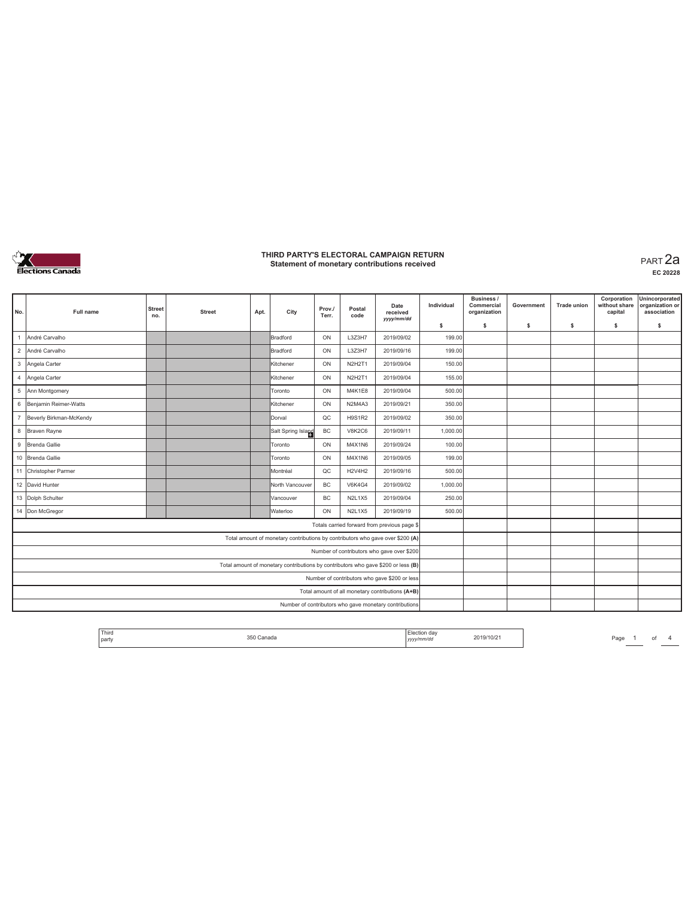# THIRD PARTY'S ELECTORAL CAMPAIGN RETURN

## Statement of monetary contributions received

PART 2a

EC 20228

| No. | Full name | Street no. | Street | Apt. | City | Prov./ Terr. | Postal code | Date received yyyy/mm/dd | Individual $ | Business / Commercial organization $ | Government $ | Trade union $ | Corporation without share capital $ | Unincorporated organization or association $ |
|---|---|---|---|---|---|---|---|---|---|---|---|---|---|---|
| 1 | André Carvalho | | | | Bradford | ON | L3Z3H7 | 2019/09/02 | 199.00 | | | | | |
| 2 | André Carvalho | | | | Bradford | ON | L3Z3H7 | 2019/09/16 | 199.00 | | | | | |
| 3 | Angela Carter | | | | Kitchener | ON | N2H2T1 | 2019/09/04 | 150.00 | | | | | |
| 4 | Angela Carter | | | | Kitchener | ON | N2H2T1 | 2019/09/04 | 155.00 | | | | | |
| 5 | Ann Montgomery | | | | Toronto | ON | M4K1E8 | 2019/09/04 | 500.00 | | | | | |
| 6 | Benjamin Reimer-Watts | | | | Kitchener | ON | N2M4A3 | 2019/09/21 | 350.00 | | | | | |
| 7 | Beverly Birkman-McKendy | | | | Dorval | QC | H9S1R2 | 2019/09/02 | 350.00 | | | | | |
| 8 | Braven Rayne | | | | Salt Spring Island | BC | V8K2C6 | 2019/09/11 | 1,000.00 | | | | | |
| 9 | Brenda Gallie | | | | Toronto | ON | M4X1N6 | 2019/09/24 | 100.00 | | | | | |
| 10 | Brenda Gallie | | | | Toronto | ON | M4X1N6 | 2019/09/05 | 199.00 | | | | | |
| 11 | Christopher Parmer | | | | Montréal | QC | H2V4H2 | 2019/09/16 | 500.00 | | | | | |
| 12 | David Hunter | | | | North Vancouver | BC | V6K4G4 | 2019/09/02 | 1,000.00 | | | | | |
| 13 | Dolph Schulter | | | | Vancouver | BC | N2L1X5 | 2019/09/04 | 250.00 | | | | | |
| 14 | Don McGregor | | | | Waterloo | ON | N2L1X5 | 2019/09/19 | 500.00 | | | | | |
| | Totals carried forward from previous page $ | | | | | | | | | | | | | |
| | Total amount of monetary contributions by contributors who gave over $200 (A) | | | | | | | | | | | | | |
| | Number of contributors who gave over $200 | | | | | | | | | | | | | |
| | Total amount of monetary contributions by contributors who gave $200 or less (B) | | | | | | | | | | | | | |
| | Number of contributors who gave $200 or less | | | | | | | | | | | | | |
| | Total amount of all monetary contributions (A+B) | | | | | | | | | | | | | |
| | Number of contributors who gave monetary contributions | | | | | | | | | | | | | |

| Third party | 350 Canada | Election day yyyy/mm/dd | 2019/10/21 |
|---|---|---|---|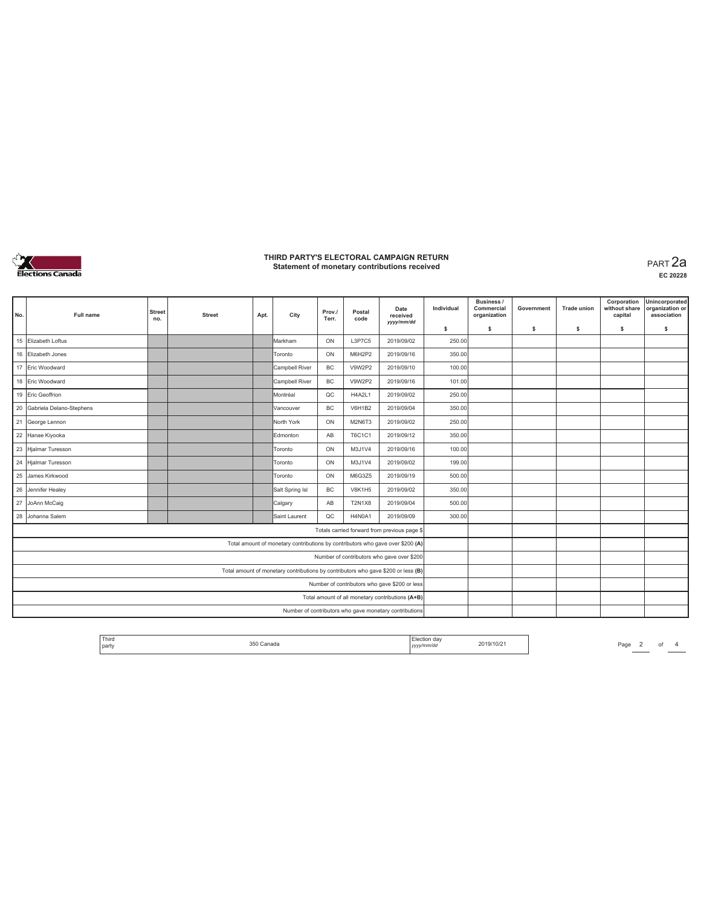# THIRD PARTY'S ELECTORAL CAMPAIGN RETURN
## Statement of monetary contributions received

PART 2a

EC 20228

| No. | Full name | Street no. | Street | Apt. | City | Prov./ Terr. | Postal code | Date received yyyy/mm/dd | Individual $ | Business / Commercial organization $ | Government $ | Trade union $ | Corporation without share capital $ | Unincorporated organization or association $ |
|---|---|---|---|---|---|---|---|---|---|---|---|---|---|---|
| 15 | Elizabeth Loftus | | | | Markham | ON | L3P7C5 | 2019/09/02 | 250.00 | | | | | |
| 16 | Elizabeth Jones | | | | Toronto | ON | M6H2P2 | 2019/09/16 | 350.00 | | | | | |
| 17 | Eric Woodward | | | | Campbell River | BC | V9W2P2 | 2019/09/10 | 100.00 | | | | | |
| 18 | Eric Woodward | | | | Campbell River | BC | V9W2P2 | 2019/09/16 | 101.00 | | | | | |
| 19 | Eric Geoffrion | | | | Montréal | QC | H4A2L1 | 2019/09/02 | 250.00 | | | | | |
| 20 | Gabriela Delano-Stephens | | | | Vancouver | BC | V6H1B2 | 2019/09/04 | 350.00 | | | | | |
| 21 | George Lennon | | | | North York | ON | M2N6T3 | 2019/09/02 | 250.00 | | | | | |
| 22 | Hanae Kiyooka | | | | Edmonton | AB | T6C1C1 | 2019/09/12 | 350.00 | | | | | |
| 23 | Hjalmar Turesson | | | | Toronto | ON | M3J1V4 | 2019/09/16 | 100.00 | | | | | |
| 24 | Hjalmar Turesson | | | | Toronto | ON | M3J1V4 | 2019/09/02 | 199.00 | | | | | |
| 25 | James Kirkwood | | | | Toronto | ON | M6G3Z5 | 2019/09/19 | 500.00 | | | | | |
| 26 | Jennifer Healey | | | | Salt Spring Isl | BC | V8K1H5 | 2019/09/02 | 350.00 | | | | | |
| 27 | JoAnn McCaig | | | | Calgary | AB | T2N1X8 | 2019/09/04 | 500.00 | | | | | |
| 28 | Johanna Salem | | | | Saint Laurent | QC | H4N0A1 | 2019/09/09 | 300.00 | | | | | |
| | Totals carried forward from previous page $ | | | | | | | | | | | | | |
| | Total amount of monetary contributions by contributors who gave over $200 (A) | | | | | | | | | | | | | |
| | Number of contributors who gave over $200 | | | | | | | | | | | | | |
| | Total amount of monetary contributions by contributors who gave $200 or less (B) | | | | | | | | | | | | | |
| | Number of contributors who gave $200 or less | | | | | | | | | | | | | |
| | Total amount of all monetary contributions (A+B) | | | | | | | | | | | | | |
| | Number of contributors who gave monetary contributions | | | | | | | | | | | | | |

| Third party | 350 Canada | Election day yyyy/mm/dd | 2019/10/21 |
|---|---|---|---|

Page 2 of 4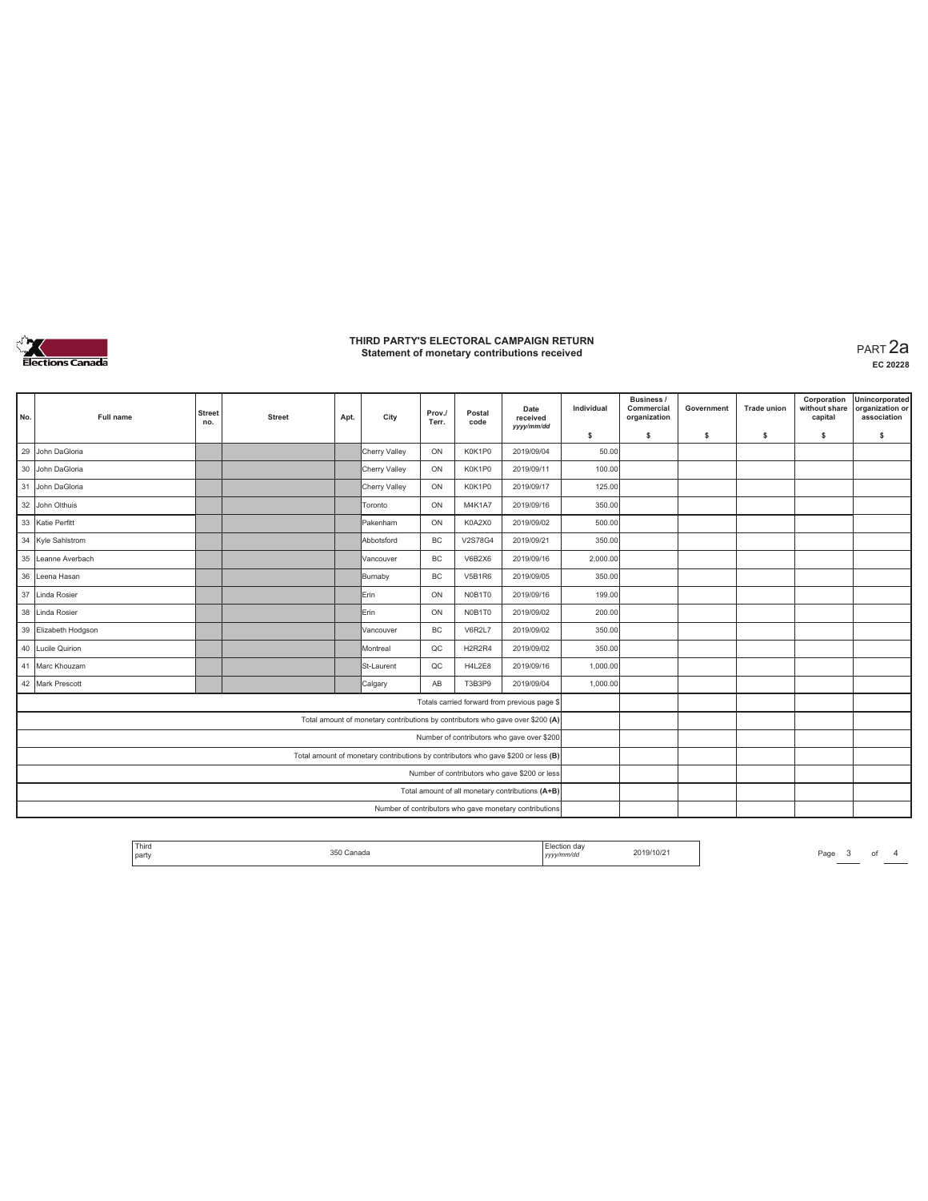# THIRD PARTY'S ELECTORAL CAMPAIGN RETURN
## Statement of monetary contributions received

PART 2a

EC 20228

| No. | Full name | Street no. | Street | Apt. | City | Prov./ Terr. | Postal code | Date received yyyy/mm/dd | Individual $ | Business / Commercial organization $ | Government $ | Trade union $ | Corporation without share capital $ | Unincorporated organization or association $ |
|---|---|---|---|---|---|---|---|---|---|---|---|---|---|---|
| 29 | John DaGloria | | | | Cherry Valley | ON | K0K1P0 | 2019/09/04 | 50.00 | | | | | |
| 30 | John DaGloria | | | | Cherry Valley | ON | K0K1P0 | 2019/09/11 | 100.00 | | | | | |
| 31 | John DaGloria | | | | Cherry Valley | ON | K0K1P0 | 2019/09/17 | 125.00 | | | | | |
| 32 | John Olthuis | | | | Toronto | ON | M4K1A7 | 2019/09/16 | 350.00 | | | | | |
| 33 | Katie Perfitt | | | | Pakenham | ON | K0A2X0 | 2019/09/02 | 500.00 | | | | | |
| 34 | Kyle Sahlstrom | | | | Abbotsford | BC | V2S78G4 | 2019/09/21 | 350.00 | | | | | |
| 35 | Leanne Averbach | | | | Vancouver | BC | V6B2X6 | 2019/09/16 | 2,000.00 | | | | | |
| 36 | Leena Hasan | | | | Burnaby | BC | V5B1R6 | 2019/09/05 | 350.00 | | | | | |
| 37 | Linda Rosier | | | | Erin | ON | N0B1T0 | 2019/09/16 | 199.00 | | | | | |
| 38 | Linda Rosier | | | | Erin | ON | N0B1T0 | 2019/09/02 | 200.00 | | | | | |
| 39 | Elizabeth Hodgson | | | | Vancouver | BC | V6R2L7 | 2019/09/02 | 350.00 | | | | | |
| 40 | Lucile Quirion | | | | Montreal | QC | H2R2R4 | 2019/09/02 | 350.00 | | | | | |
| 41 | Marc Khouzam | | | | St-Laurent | QC | H4L2E8 | 2019/09/16 | 1,000.00 | | | | | |
| 42 | Mark Prescott | | | | Calgary | AB | T3B3P9 | 2019/09/04 | 1,000.00 | | | | | |
| | Totals carried forward from previous page $ | | | | | | | | | | | | | |
| | Total amount of monetary contributions by contributors who gave over $200 (A) | | | | | | | | | | | | | |
| | Number of contributors who gave over $200 | | | | | | | | | | | | | |
| | Total amount of monetary contributions by contributors who gave $200 or less (B) | | | | | | | | | | | | | |
| | Number of contributors who gave $200 or less | | | | | | | | | | | | | |
| | Total amount of all monetary contributions (A+B) | | | | | | | | | | | | | |
| | Number of contributors who gave monetary contributions | | | | | | | | | | | | | |

Third party: 350 Canada

Election day (yyyy/mm/dd): 2019/10/21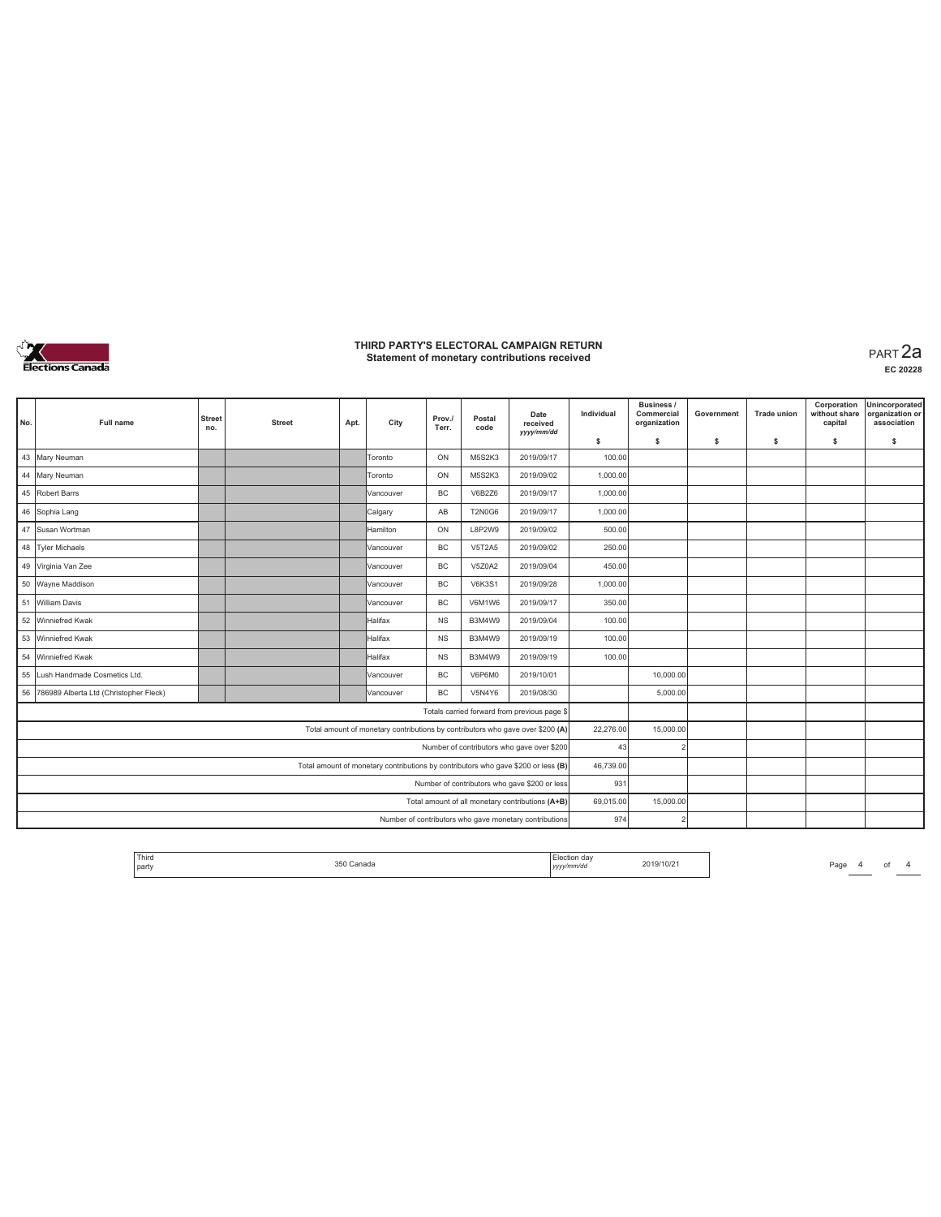# THIRD PARTY'S ELECTORAL CAMPAIGN RETURN
## Statement of monetary contributions received

PART 2a

EC 20228

| No. | Full name | Street no. | Street | Apt. | City | Prov./ Terr. | Postal code | Date received yyyy/mm/dd | Individual $ | Business / Commercial organization $ | Government $ | Trade union $ | Corporation without share capital $ | Unincorporated organization or association $ |
|---|---|---|---|---|---|---|---|---|---|---|---|---|---|---|
| 43 | Mary Neuman | | | | Toronto | ON | M5S2K3 | 2019/09/17 | 100.00 | | | | | |
| 44 | Mary Neuman | | | | Toronto | ON | M5S2K3 | 2019/09/02 | 1,000.00 | | | | | |
| 45 | Robert Barrs | | | | Vancouver | BC | V6B2Z6 | 2019/09/17 | 1,000.00 | | | | | |
| 46 | Sophia Lang | | | | Calgary | AB | T2N0G6 | 2019/09/17 | 1,000.00 | | | | | |
| 47 | Susan Wortman | | | | Hamilton | ON | L8P2W9 | 2019/09/02 | 500.00 | | | | | |
| 48 | Tyler Michaels | | | | Vancouver | BC | V5T2A5 | 2019/09/02 | 250.00 | | | | | |
| 49 | Virginia Van Zee | | | | Vancouver | BC | V5Z0A2 | 2019/09/04 | 450.00 | | | | | |
| 50 | Wayne Maddison | | | | Vancouver | BC | V6K3S1 | 2019/09/28 | 1,000.00 | | | | | |
| 51 | William Davis | | | | Vancouver | BC | V6M1W6 | 2019/09/17 | 350.00 | | | | | |
| 52 | Winniefred Kwak | | | | Halifax | NS | B3M4W9 | 2019/09/04 | 100.00 | | | | | |
| 53 | Winniefred Kwak | | | | Halifax | NS | B3M4W9 | 2019/09/19 | 100.00 | | | | | |
| 54 | Winniefred Kwak | | | | Halifax | NS | B3M4W9 | 2019/09/19 | 100.00 | | | | | |
| 55 | Lush Handmade Cosmetics Ltd. | | | | Vancouver | BC | V6P6M0 | 2019/10/01 | | 10,000.00 | | | | |
| 56 | 786989 Alberta Ltd (Christopher Fleck) | | | | Vancouver | BC | V5N4Y6 | 2019/08/30 | | 5,000.00 | | | | |
| | Totals carried forward from previous page $ | | | | | | | | | | | | | |
| | Total amount of monetary contributions by contributors who gave over $200 (A) | | | | | | | | 22,276.00 | 15,000.00 | | | | |
| | Number of contributors who gave over $200 | | | | | | | | 43 | 2 | | | | |
| | Total amount of monetary contributions by contributors who gave $200 or less (B) | | | | | | | | 46,739.00 | | | | | |
| | Number of contributors who gave $200 or less | | | | | | | | 931 | | | | | |
| | Total amount of all monetary contributions (A+B) | | | | | | | | 69,015.00 | 15,000.00 | | | | |
| | Number of contributors who gave monetary contributions | | | | | | | | 974 | 2 | | | | |

| Third party | 350 Canada | Election day yyyy/mm/dd | 2019/10/21 |
|---|---|---|---|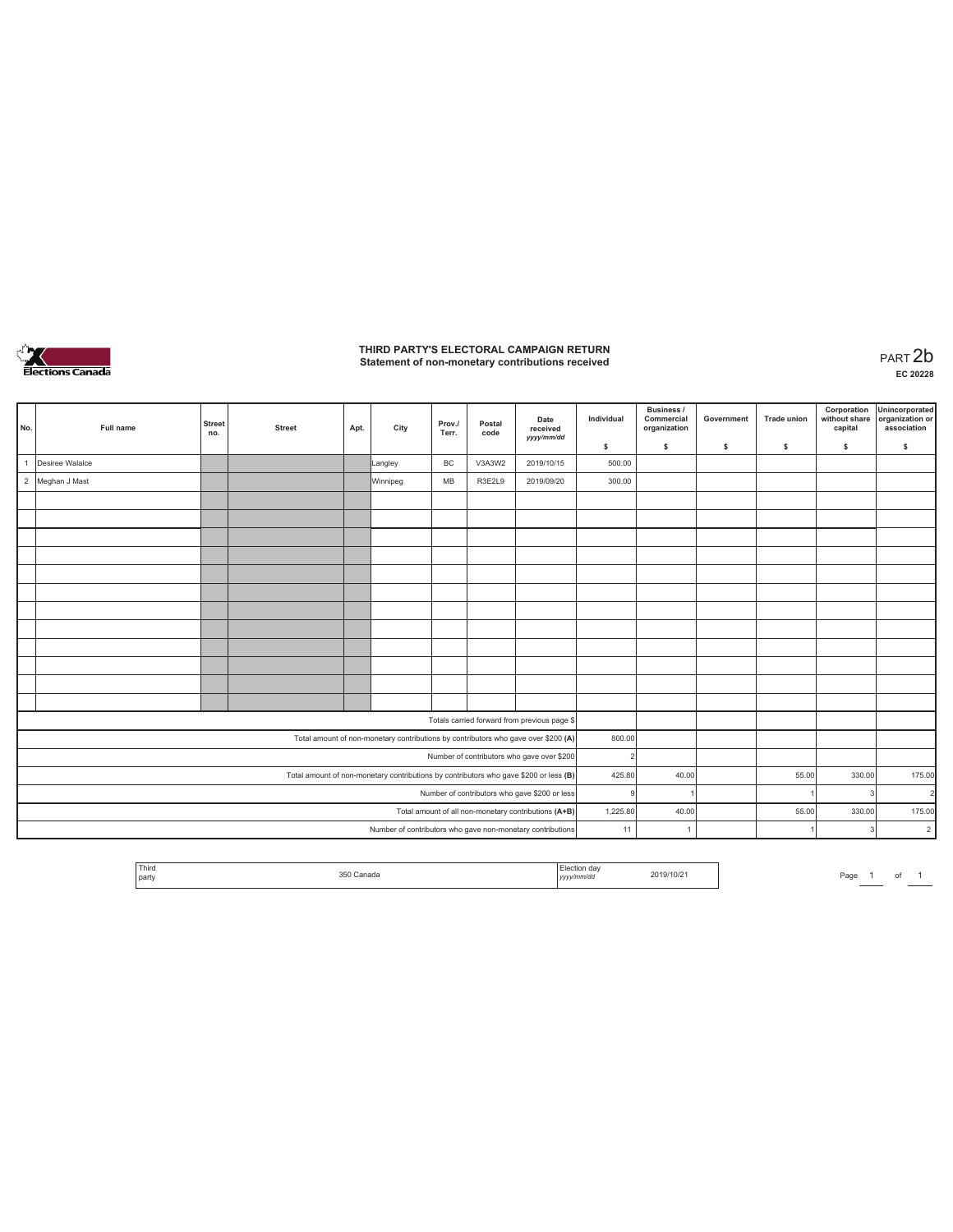# THIRD PARTY'S ELECTORAL CAMPAIGN RETURN
## Statement of non-monetary contributions received

PART 2b
EC 20228

| No. | Full name | Street no. | Street | Apt. | City | Prov./ Terr. | Postal code | Date received yyyy/mm/dd | Individual $ | Business / Commercial organization $ | Government $ | Trade union $ | Corporation without share capital $ | Unincorporated organization or association $ |
|---|---|---|---|---|---|---|---|---|---|---|---|---|---|---|
| 1 | Desiree Walalce | | | | Langley | BC | V3A3W2 | 2019/10/15 | 500.00 | | | | | |
| 2 | Meghan J Mast | | | | Winnipeg | MB | R3E2L9 | 2019/09/20 | 300.00 | | | | | |
| | | | | | | | | | | | | | | |
| | | | | | | | | | | | | | | |
| | | | | | | | | | | | | | | |
| | | | | | | | | | | | | | | |
| | | | | | | | | | | | | | | |
| | | | | | | | | | | | | | | |
| | | | | | | | | | | | | | | |
| | | | | | | | | | | | | | | |
| | | | | | | | | | | | | | | |
| | | | | | | | | | | | | | | |
| | | | | | | | | | | | | | | |
| | | | | | | | | | | | | | | |
| Totals carried forward from previous page $ | | | | | | | | | | | | | | |
| Total amount of non-monetary contributions by contributors who gave over $200 (A) | | | | | | | | | 800.00 | | | | | |
| Number of contributors who gave over $200 | | | | | | | | | 2 | | | | | |
| Total amount of non-monetary contributions by contributors who gave $200 or less (B) | | | | | | | | | 425.80 | 40.00 | | 55.00 | 330.00 | 175.00 |
| Number of contributors who gave $200 or less | | | | | | | | | 9 | 1 | | 1 | 3 | 2 |
| Total amount of all non-monetary contributions (A+B) | | | | | | | | | 1,225.80 | 40.00 | | 55.00 | 330.00 | 175.00 |
| Number of contributors who gave non-monetary contributions | | | | | | | | | 11 | 1 | | 1 | 3 | 2 |

| Third party | 350 Canada | Election day yyyy/mm/dd | 2019/10/21 |
|---|---|---|---|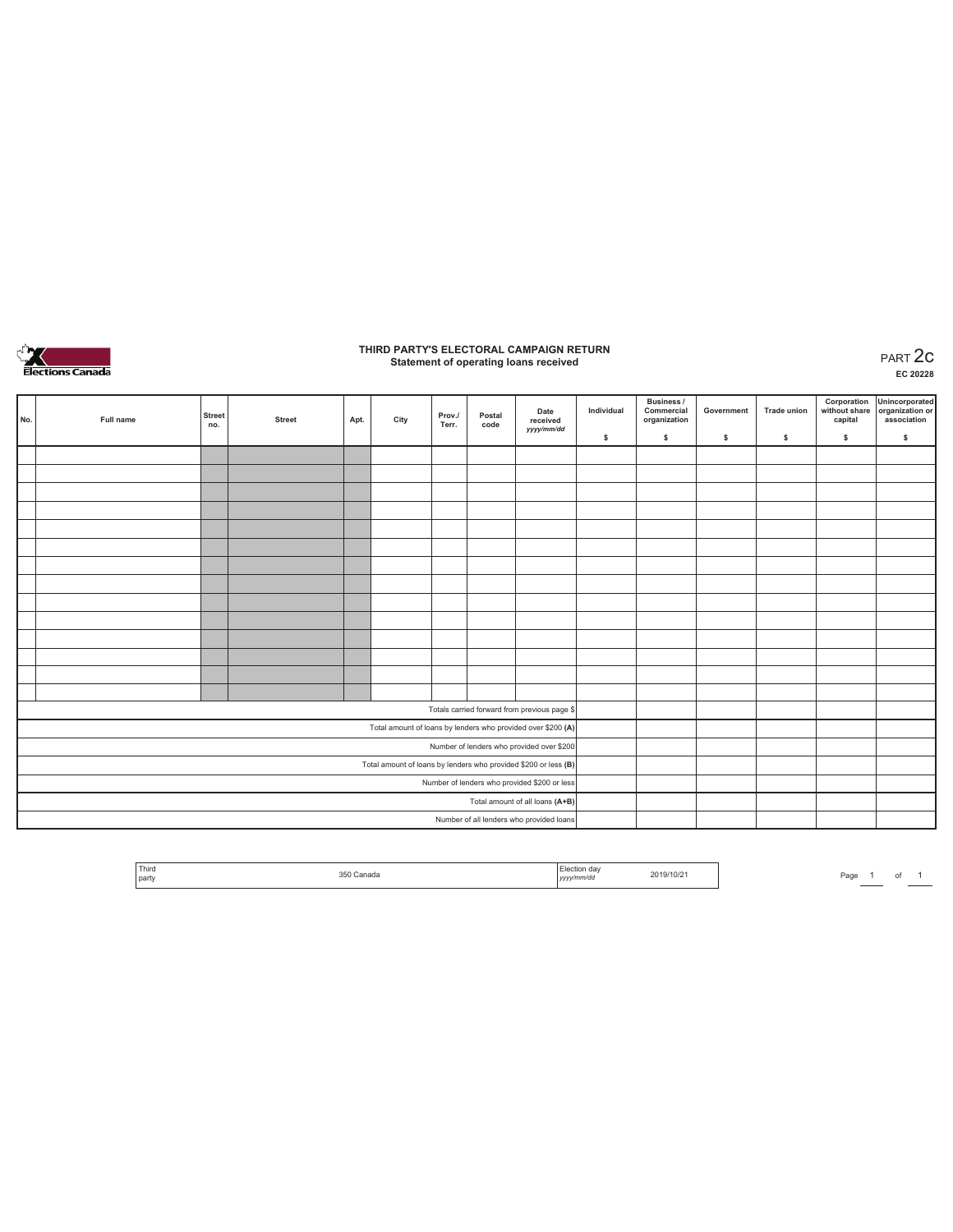# THIRD PARTY'S ELECTORAL CAMPAIGN RETURN
## Statement of operating loans received

PART 2c

EC 20228

| No. | Full name | Street no. | Street | Apt. | City | Prov./ Terr. | Postal code | Date received yyyy/mm/dd | Individual $ | Business / Commercial organization $ | Government $ | Trade union $ | Corporation without share capital $ | Unincorporated organization or association $ |
|---|---|---|---|---|---|---|---|---|---|---|---|---|---|---|
| | | | | | | | | | | | | | | |
| | | | | | | | | | | | | | | |
| | | | | | | | | | | | | | | |
| | | | | | | | | | | | | | | |
| | | | | | | | | | | | | | | |
| | | | | | | | | | | | | | | |
| | | | | | | | | | | | | | | |
| | | | | | | | | | | | | | | |
| | | | | | | | | | | | | | | |
| | | | | | | | | | | | | | | |
| | | | | | | | | | | | | | | |
| | | | | | | | | | | | | | | |
| | | | | | | | | | | | | | | |
| | | | | | | | | | | | | | | |
| Totals carried forward from previous page $ | | | | | | | | | | | | | | |
| Total amount of loans by lenders who provided over $200 (A) | | | | | | | | | | | | | | |
| Number of lenders who provided over $200 | | | | | | | | | | | | | | |
| Total amount of loans by lenders who provided $200 or less (B) | | | | | | | | | | | | | | |
| Number of lenders who provided $200 or less | | | | | | | | | | | | | | |
| Total amount of all loans (A+B) | | | | | | | | | | | | | | |
| Number of all lenders who provided loans | | | | | | | | | | | | | | |

| Third party | 350 Canada | Election day yyyy/mm/dd | 2019/10/21 |
|---|---|---|---|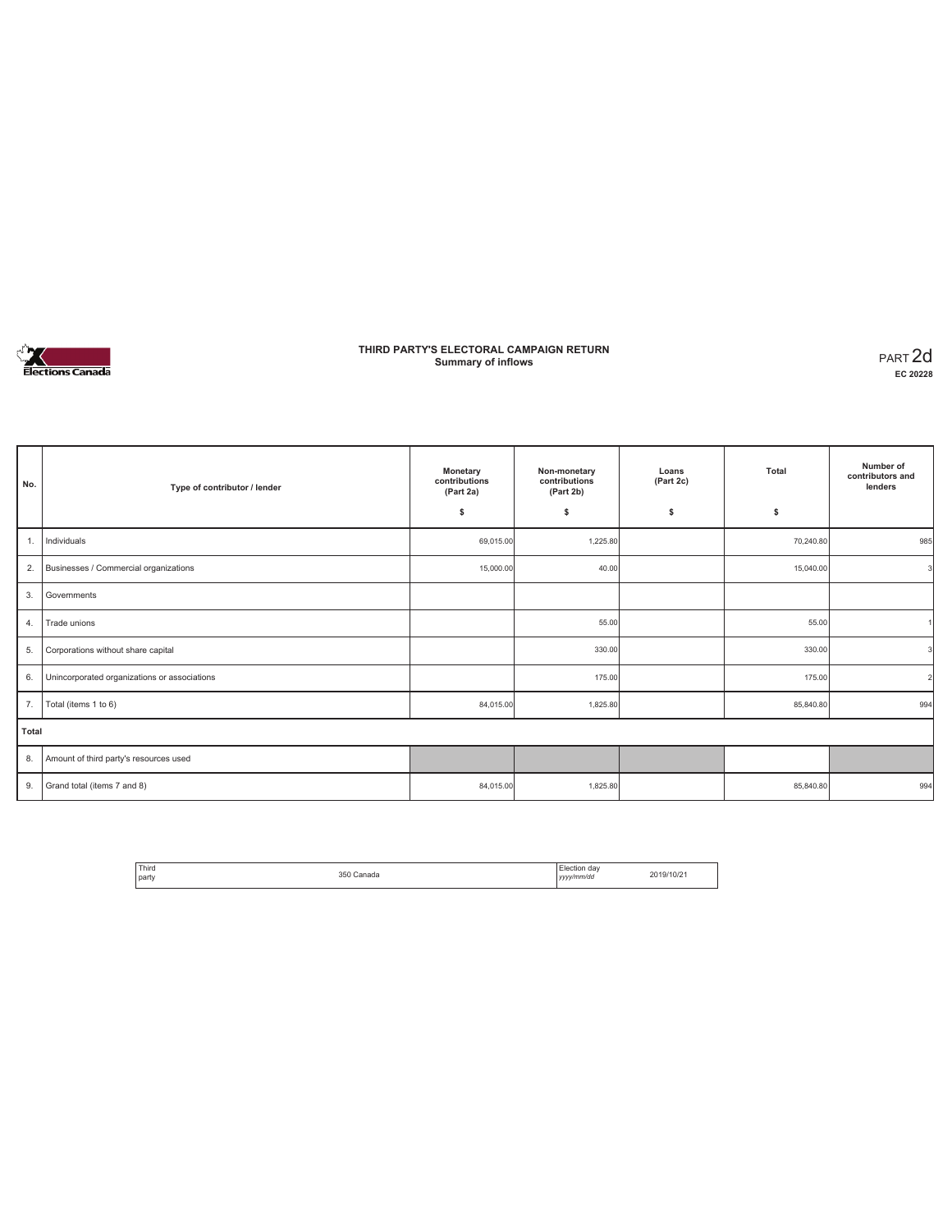# THIRD PARTY'S ELECTORAL CAMPAIGN RETURN
## Summary of inflows

PART 2d
**EC 20228**

| No. | Type of contributor / lender | Monetary contributions (Part 2a) $ | Non-monetary contributions (Part 2b) $ | Loans (Part 2c) $ | Total $ | Number of contributors and lenders |
|---|---|---|---|---|---|---|
| 1. | Individuals | 69,015.00 | 1,225.80 | | 70,240.80 | 985 |
| 2. | Businesses / Commercial organizations | 15,000.00 | 40.00 | | 15,040.00 | 3 |
| 3. | Governments | | | | | |
| 4. | Trade unions | | 55.00 | | 55.00 | 1 |
| 5. | Corporations without share capital | | 330.00 | | 330.00 | 3 |
| 6. | Unincorporated organizations or associations | | 175.00 | | 175.00 | 2 |
| 7. | Total (items 1 to 6) | 84,015.00 | 1,825.80 | | 85,840.80 | 994 |
| **Total** | | | | | | |
| 8. | Amount of third party's resources used | | | | | |
| 9. | Grand total (items 7 and 8) | 84,015.00 | 1,825.80 | | 85,840.80 | 994 |

| Third party | 350 Canada | Election day *yyyy/mm/dd* | 2019/10/21 |
|---|---|---|---|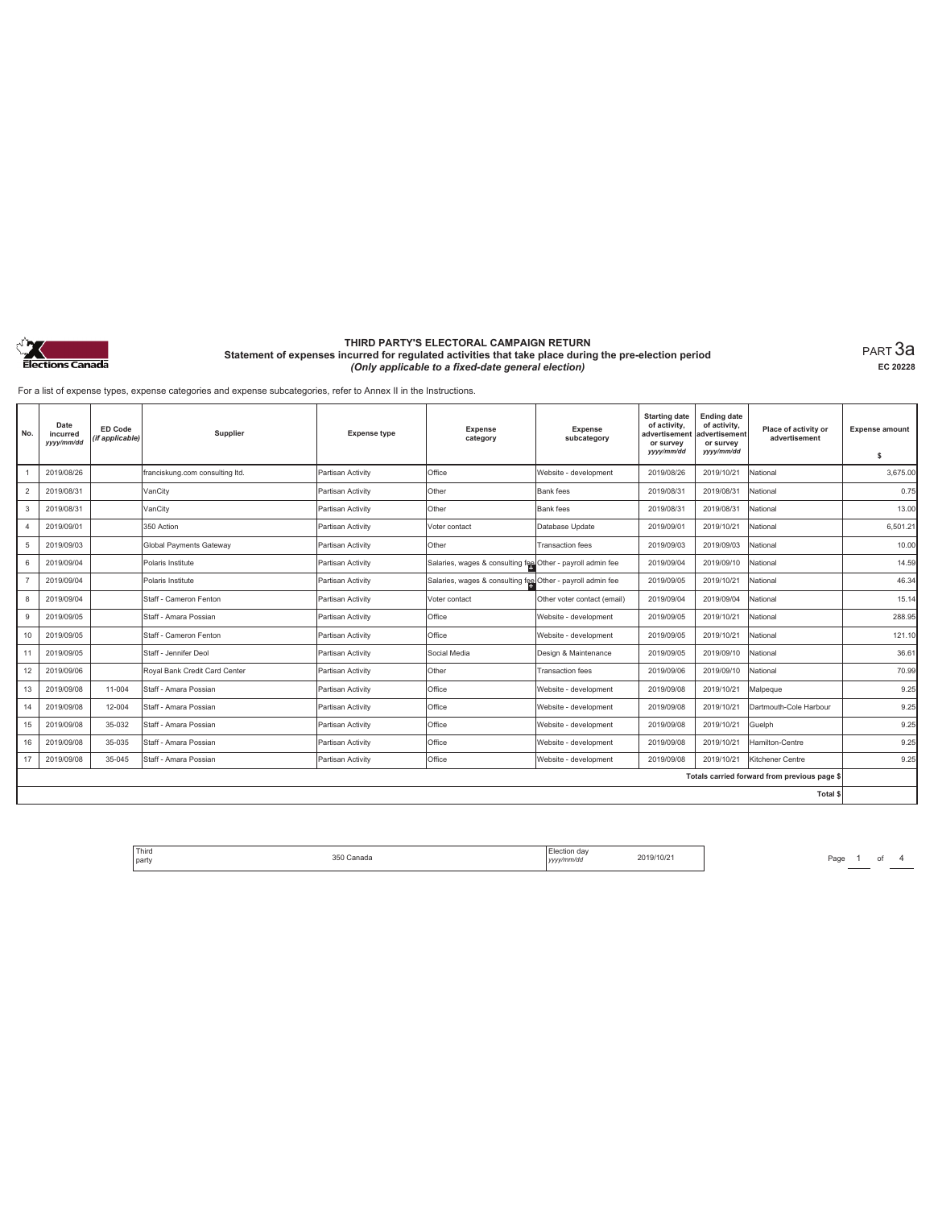Elections Canada

# THIRD PARTY'S ELECTORAL CAMPAIGN RETURN

**Statement of expenses incurred for regulated activities that take place during the pre-election period**

*(Only applicable to a fixed-date general election)*

PART 3a

EC 20228

For a list of expense types, expense categories and expense subcategories, refer to Annex II in the Instructions.

| No. | Date incurred *yyyy/mm/dd* | ED Code *(if applicable)* | Supplier | Expense type | Expense category | Expense subcategory | Starting date of activity, advertisement or survey *yyyy/mm/dd* | Ending date of activity, advertisement or survey *yyyy/mm/dd* | Place of activity or advertisement | Expense amount $ |
|---|---|---|---|---|---|---|---|---|---|---|
| 1 | 2019/08/26 | | franciskung.com consulting ltd. | Partisan Activity | Office | Website - development | 2019/08/26 | 2019/10/21 | National | 3,675.00 |
| 2 | 2019/08/31 | | VanCity | Partisan Activity | Other | Bank fees | 2019/08/31 | 2019/08/31 | National | 0.75 |
| 3 | 2019/08/31 | | VanCity | Partisan Activity | Other | Bank fees | 2019/08/31 | 2019/08/31 | National | 13.00 |
| 4 | 2019/09/01 | | 350 Action | Partisan Activity | Voter contact | Database Update | 2019/09/01 | 2019/10/21 | National | 6,501.21 |
| 5 | 2019/09/03 | | Global Payments Gateway | Partisan Activity | Other | Transaction fees | 2019/09/03 | 2019/09/03 | National | 10.00 |
| 6 | 2019/09/04 | | Polaris Institute | Partisan Activity | Salaries, wages & consulting fee | Other - payroll admin fee | 2019/09/04 | 2019/09/10 | National | 14.59 |
| 7 | 2019/09/04 | | Polaris Institute | Partisan Activity | Salaries, wages & consulting fee | Other - payroll admin fee | 2019/09/05 | 2019/10/21 | National | 46.34 |
| 8 | 2019/09/04 | | Staff - Cameron Fenton | Partisan Activity | Voter contact | Other voter contact (email) | 2019/09/04 | 2019/09/04 | National | 15.14 |
| 9 | 2019/09/05 | | Staff - Amara Possian | Partisan Activity | Office | Website - development | 2019/09/05 | 2019/10/21 | National | 288.95 |
| 10 | 2019/09/05 | | Staff - Cameron Fenton | Partisan Activity | Office | Website - development | 2019/09/05 | 2019/10/21 | National | 121.10 |
| 11 | 2019/09/05 | | Staff - Jennifer Deol | Partisan Activity | Social Media | Design & Maintenance | 2019/09/05 | 2019/09/10 | National | 36.61 |
| 12 | 2019/09/06 | | Royal Bank Credit Card Center | Partisan Activity | Other | Transaction fees | 2019/09/06 | 2019/09/10 | National | 70.99 |
| 13 | 2019/09/08 | 11-004 | Staff - Amara Possian | Partisan Activity | Office | Website - development | 2019/09/08 | 2019/10/21 | Malpeque | 9.25 |
| 14 | 2019/09/08 | 12-004 | Staff - Amara Possian | Partisan Activity | Office | Website - development | 2019/09/08 | 2019/10/21 | Dartmouth-Cole Harbour | 9.25 |
| 15 | 2019/09/08 | 35-032 | Staff - Amara Possian | Partisan Activity | Office | Website - development | 2019/09/08 | 2019/10/21 | Guelph | 9.25 |
| 16 | 2019/09/08 | 35-035 | Staff - Amara Possian | Partisan Activity | Office | Website - development | 2019/09/08 | 2019/10/21 | Hamilton-Centre | 9.25 |
| 17 | 2019/09/08 | 35-045 | Staff - Amara Possian | Partisan Activity | Office | Website - development | 2019/09/08 | 2019/10/21 | Kitchener Centre | 9.25 |
| | | | | | | | | | Totals carried forward from previous page $ | |
| | | | | | | | | | Total $ | |

| Third party | 350 Canada | Election day *yyyy/mm/dd* | 2019/10/21 |
|---|---|---|---|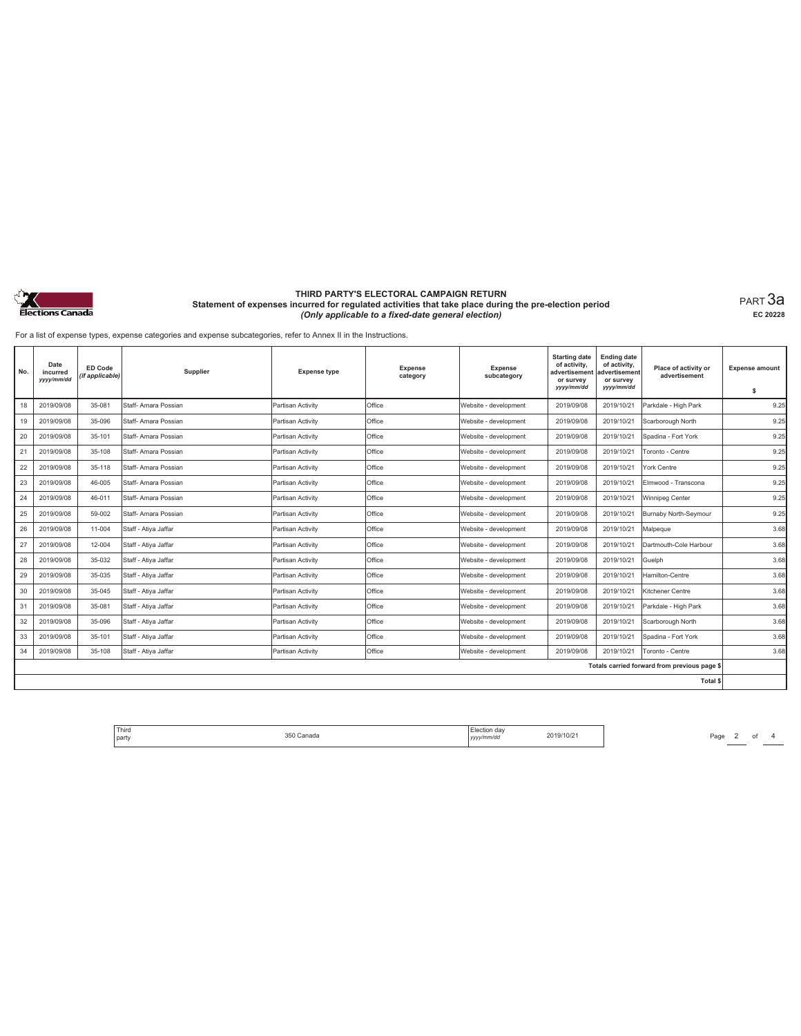# THIRD PARTY'S ELECTORAL CAMPAIGN RETURN

## Statement of expenses incurred for regulated activities that take place during the pre-election period

*(Only applicable to a fixed-date general election)*

PART 3a

EC 20228

For a list of expense types, expense categories and expense subcategories, refer to Annex II in the Instructions.

| No. | Date incurred *yyyy/mm/dd* | ED Code *(if applicable)* | Supplier | Expense type | Expense category | Expense subcategory | Starting date of activity, advertisement or survey *yyyy/mm/dd* | Ending date of activity, advertisement or survey *yyyy/mm/dd* | Place of activity or advertisement | Expense amount $ |
|---|---|---|---|---|---|---|---|---|---|---|
| 18 | 2019/09/08 | 35-081 | Staff- Amara Possian | Partisan Activity | Office | Website - development | 2019/09/08 | 2019/10/21 | Parkdale - High Park | 9.25 |
| 19 | 2019/09/08 | 35-096 | Staff- Amara Possian | Partisan Activity | Office | Website - development | 2019/09/08 | 2019/10/21 | Scarborough North | 9.25 |
| 20 | 2019/09/08 | 35-101 | Staff- Amara Possian | Partisan Activity | Office | Website - development | 2019/09/08 | 2019/10/21 | Spadina - Fort York | 9.25 |
| 21 | 2019/09/08 | 35-108 | Staff- Amara Possian | Partisan Activity | Office | Website - development | 2019/09/08 | 2019/10/21 | Toronto - Centre | 9.25 |
| 22 | 2019/09/08 | 35-118 | Staff- Amara Possian | Partisan Activity | Office | Website - development | 2019/09/08 | 2019/10/21 | York Centre | 9.25 |
| 23 | 2019/09/08 | 46-005 | Staff- Amara Possian | Partisan Activity | Office | Website - development | 2019/09/08 | 2019/10/21 | Elmwood - Transcona | 9.25 |
| 24 | 2019/09/08 | 46-011 | Staff- Amara Possian | Partisan Activity | Office | Website - development | 2019/09/08 | 2019/10/21 | Winnipeg Center | 9.25 |
| 25 | 2019/09/08 | 59-002 | Staff- Amara Possian | Partisan Activity | Office | Website - development | 2019/09/08 | 2019/10/21 | Burnaby North-Seymour | 9.25 |
| 26 | 2019/09/08 | 11-004 | Staff - Atiya Jaffar | Partisan Activity | Office | Website - development | 2019/09/08 | 2019/10/21 | Malpeque | 3.68 |
| 27 | 2019/09/08 | 12-004 | Staff - Atiya Jaffar | Partisan Activity | Office | Website - development | 2019/09/08 | 2019/10/21 | Dartmouth-Cole Harbour | 3.68 |
| 28 | 2019/09/08 | 35-032 | Staff - Atiya Jaffar | Partisan Activity | Office | Website - development | 2019/09/08 | 2019/10/21 | Guelph | 3.68 |
| 29 | 2019/09/08 | 35-035 | Staff - Atiya Jaffar | Partisan Activity | Office | Website - development | 2019/09/08 | 2019/10/21 | Hamilton-Centre | 3.68 |
| 30 | 2019/09/08 | 35-045 | Staff - Atiya Jaffar | Partisan Activity | Office | Website - development | 2019/09/08 | 2019/10/21 | Kitchener Centre | 3.68 |
| 31 | 2019/09/08 | 35-081 | Staff - Atiya Jaffar | Partisan Activity | Office | Website - development | 2019/09/08 | 2019/10/21 | Parkdale - High Park | 3.68 |
| 32 | 2019/09/08 | 35-096 | Staff - Atiya Jaffar | Partisan Activity | Office | Website - development | 2019/09/08 | 2019/10/21 | Scarborough North | 3.68 |
| 33 | 2019/09/08 | 35-101 | Staff - Atiya Jaffar | Partisan Activity | Office | Website - development | 2019/09/08 | 2019/10/21 | Spadina - Fort York | 3.68 |
| 34 | 2019/09/08 | 35-108 | Staff - Atiya Jaffar | Partisan Activity | Office | Website - development | 2019/09/08 | 2019/10/21 | Toronto - Centre | 3.68 |
| | | | | | | | | | Totals carried forward from previous page $ | |
| | | | | | | | | | Total $ | |

| Third party | 350 Canada | Election day *yyyy/mm/dd* | 2019/10/21 |
|---|---|---|---|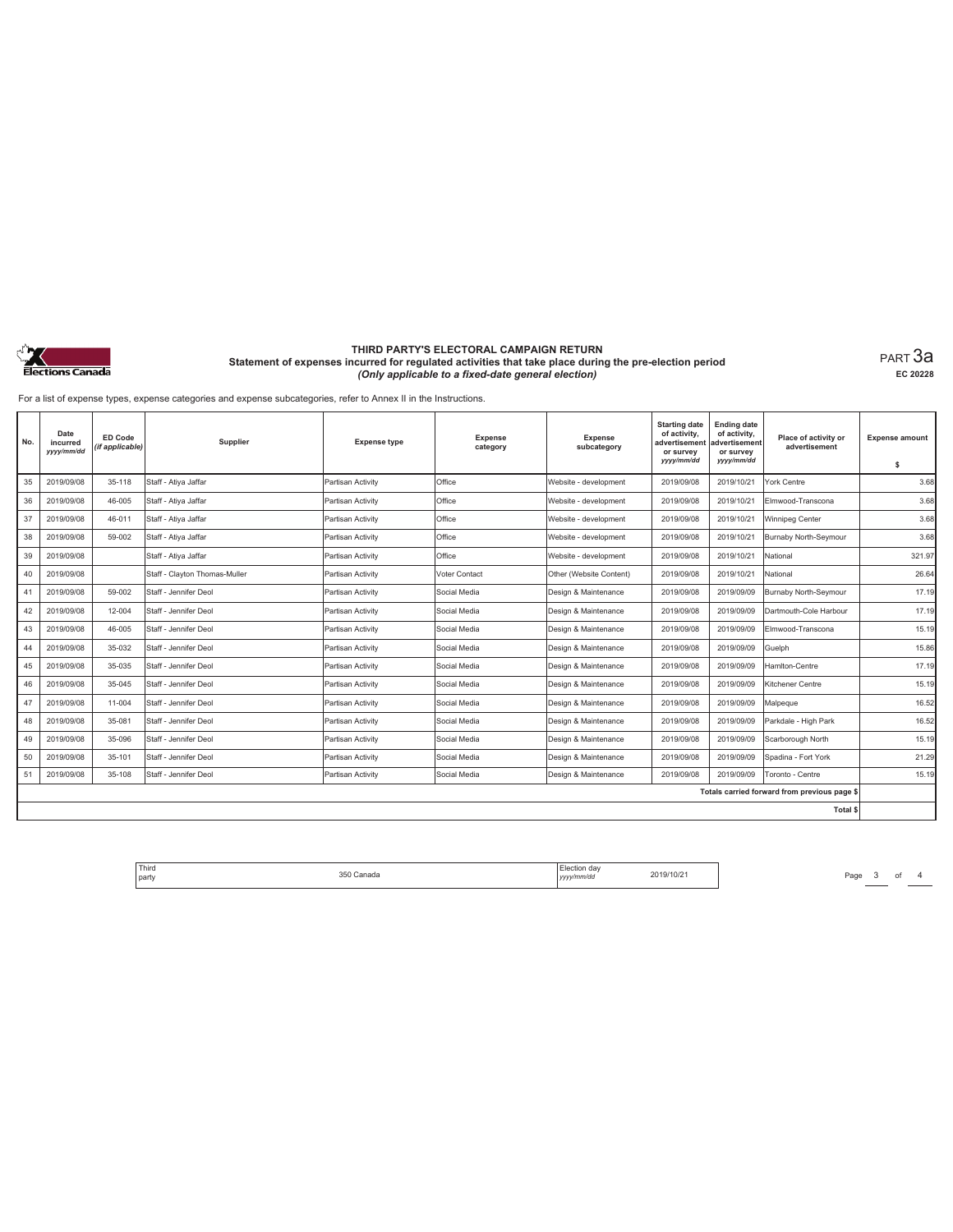# THIRD PARTY'S ELECTORAL CAMPAIGN RETURN

## Statement of expenses incurred for regulated activities that take place during the pre-election period

*(Only applicable to a fixed-date general election)*

PART 3a

EC 20228

For a list of expense types, expense categories and expense subcategories, refer to Annex II in the Instructions.

| No. | Date incurred yyyy/mm/dd | ED Code (if applicable) | Supplier | Expense type | Expense category | Expense subcategory | Starting date of activity, advertisement or survey yyyy/mm/dd | Ending date of activity, advertisement or survey yyyy/mm/dd | Place of activity or advertisement | Expense amount $ |
|---|---|---|---|---|---|---|---|---|---|---|
| 35 | 2019/09/08 | 35-118 | Staff - Atiya Jaffar | Partisan Activity | Office | Website - development | 2019/09/08 | 2019/10/21 | York Centre | 3.68 |
| 36 | 2019/09/08 | 46-005 | Staff - Atiya Jaffar | Partisan Activity | Office | Website - development | 2019/09/08 | 2019/10/21 | Elmwood-Transcona | 3.68 |
| 37 | 2019/09/08 | 46-011 | Staff - Atiya Jaffar | Partisan Activity | Office | Website - development | 2019/09/08 | 2019/10/21 | Winnipeg Center | 3.68 |
| 38 | 2019/09/08 | 59-002 | Staff - Atiya Jaffar | Partisan Activity | Office | Website - development | 2019/09/08 | 2019/10/21 | Burnaby North-Seymour | 3.68 |
| 39 | 2019/09/08 | | Staff - Atiya Jaffar | Partisan Activity | Office | Website - development | 2019/09/08 | 2019/10/21 | National | 321.97 |
| 40 | 2019/09/08 | | Staff - Clayton Thomas-Muller | Partisan Activity | Voter Contact | Other (Website Content) | 2019/09/08 | 2019/10/21 | National | 26.64 |
| 41 | 2019/09/08 | 59-002 | Staff - Jennifer Deol | Partisan Activity | Social Media | Design & Maintenance | 2019/09/08 | 2019/09/09 | Burnaby North-Seymour | 17.19 |
| 42 | 2019/09/08 | 12-004 | Staff - Jennifer Deol | Partisan Activity | Social Media | Design & Maintenance | 2019/09/08 | 2019/09/09 | Dartmouth-Cole Harbour | 17.19 |
| 43 | 2019/09/08 | 46-005 | Staff - Jennifer Deol | Partisan Activity | Social Media | Design & Maintenance | 2019/09/08 | 2019/09/09 | Elmwood-Transcona | 15.19 |
| 44 | 2019/09/08 | 35-032 | Staff - Jennifer Deol | Partisan Activity | Social Media | Design & Maintenance | 2019/09/08 | 2019/09/09 | Guelph | 15.86 |
| 45 | 2019/09/08 | 35-035 | Staff - Jennifer Deol | Partisan Activity | Social Media | Design & Maintenance | 2019/09/08 | 2019/09/09 | Hamlton-Centre | 17.19 |
| 46 | 2019/09/08 | 35-045 | Staff - Jennifer Deol | Partisan Activity | Social Media | Design & Maintenance | 2019/09/08 | 2019/09/09 | Kitchener Centre | 15.19 |
| 47 | 2019/09/08 | 11-004 | Staff - Jennifer Deol | Partisan Activity | Social Media | Design & Maintenance | 2019/09/08 | 2019/09/09 | Malpeque | 16.52 |
| 48 | 2019/09/08 | 35-081 | Staff - Jennifer Deol | Partisan Activity | Social Media | Design & Maintenance | 2019/09/08 | 2019/09/09 | Parkdale - High Park | 16.52 |
| 49 | 2019/09/08 | 35-096 | Staff - Jennifer Deol | Partisan Activity | Social Media | Design & Maintenance | 2019/09/08 | 2019/09/09 | Scarborough North | 15.19 |
| 50 | 2019/09/08 | 35-101 | Staff - Jennifer Deol | Partisan Activity | Social Media | Design & Maintenance | 2019/09/08 | 2019/09/09 | Spadina - Fort York | 21.29 |
| 51 | 2019/09/08 | 35-108 | Staff - Jennifer Deol | Partisan Activity | Social Media | Design & Maintenance | 2019/09/08 | 2019/09/09 | Toronto - Centre | 15.19 |
| | | | | | | | | | Totals carried forward from previous page $ | |
| | | | | | | | | | Total $ | |

| Third party | 350 Canada | Election day yyyy/mm/dd | 2019/10/21 |
|---|---|---|---|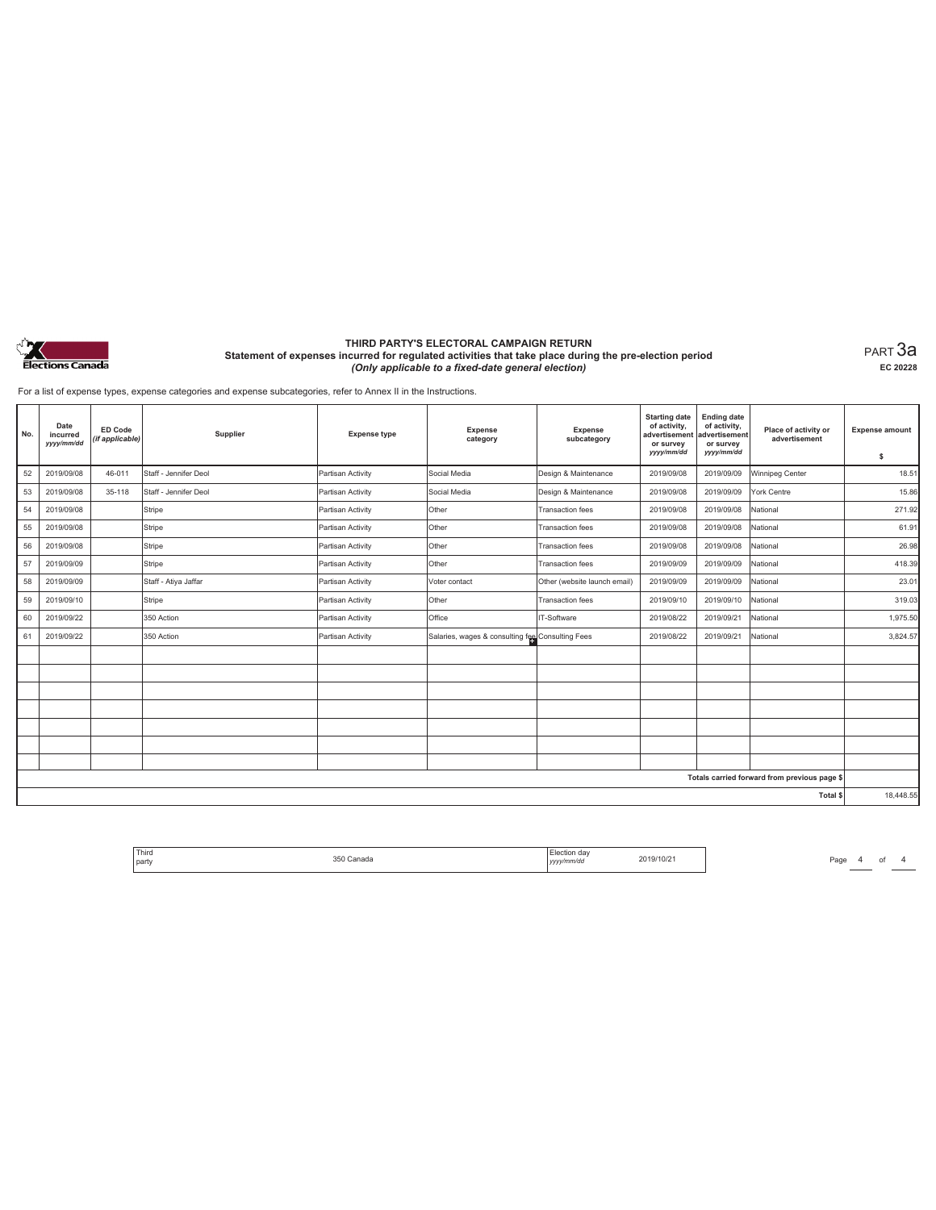# THIRD PARTY'S ELECTORAL CAMPAIGN RETURN

## Statement of expenses incurred for regulated activities that take place during the pre-election period

*(Only applicable to a fixed-date general election)*

PART 3a

EC 20228

For a list of expense types, expense categories and expense subcategories, refer to Annex II in the Instructions.

| No. | Date incurred yyyy/mm/dd | ED Code (if applicable) | Supplier | Expense type | Expense category | Expense subcategory | Starting date of activity, advertisement or survey yyyy/mm/dd | Ending date of activity, advertisement or survey yyyy/mm/dd | Place of activity or advertisement | Expense amount $ |
|---|---|---|---|---|---|---|---|---|---|---|
| 52 | 2019/09/08 | 46-011 | Staff - Jennifer Deol | Partisan Activity | Social Media | Design & Maintenance | 2019/09/08 | 2019/09/09 | Winnipeg Center | 18.51 |
| 53 | 2019/09/08 | 35-118 | Staff - Jennifer Deol | Partisan Activity | Social Media | Design & Maintenance | 2019/09/08 | 2019/09/09 | York Centre | 15.86 |
| 54 | 2019/09/08 | | Stripe | Partisan Activity | Other | Transaction fees | 2019/09/08 | 2019/09/08 | National | 271.92 |
| 55 | 2019/09/08 | | Stripe | Partisan Activity | Other | Transaction fees | 2019/09/08 | 2019/09/08 | National | 61.91 |
| 56 | 2019/09/08 | | Stripe | Partisan Activity | Other | Transaction fees | 2019/09/08 | 2019/09/08 | National | 26.98 |
| 57 | 2019/09/09 | | Stripe | Partisan Activity | Other | Transaction fees | 2019/09/09 | 2019/09/09 | National | 418.39 |
| 58 | 2019/09/09 | | Staff - Atiya Jaffar | Partisan Activity | Voter contact | Other (website launch email) | 2019/09/09 | 2019/09/09 | National | 23.01 |
| 59 | 2019/09/10 | | Stripe | Partisan Activity | Other | Transaction fees | 2019/09/10 | 2019/09/10 | National | 319.03 |
| 60 | 2019/09/22 | | 350 Action | Partisan Activity | Office | IT-Software | 2019/08/22 | 2019/09/21 | National | 1,975.50 |
| 61 | 2019/09/22 | | 350 Action | Partisan Activity | Salaries, wages & consulting fee | Consulting Fees | 2019/08/22 | 2019/09/21 | National | 3,824.57 |
| | | | | | | | | | | |
| | | | | | | | | | | |
| | | | | | | | | | | |
| | | | | | | | | | | |
| | | | | | | | | | | |
| | | | | | | | | | | |
| | | | | | | | | | | |
| | | | | | | | | | Totals carried forward from previous page $ | |
| | | | | | | | | | Total $ | 18,448.55 |

| Third party | 350 Canada | Election day yyyy/mm/dd | 2019/10/21 |
|---|---|---|---|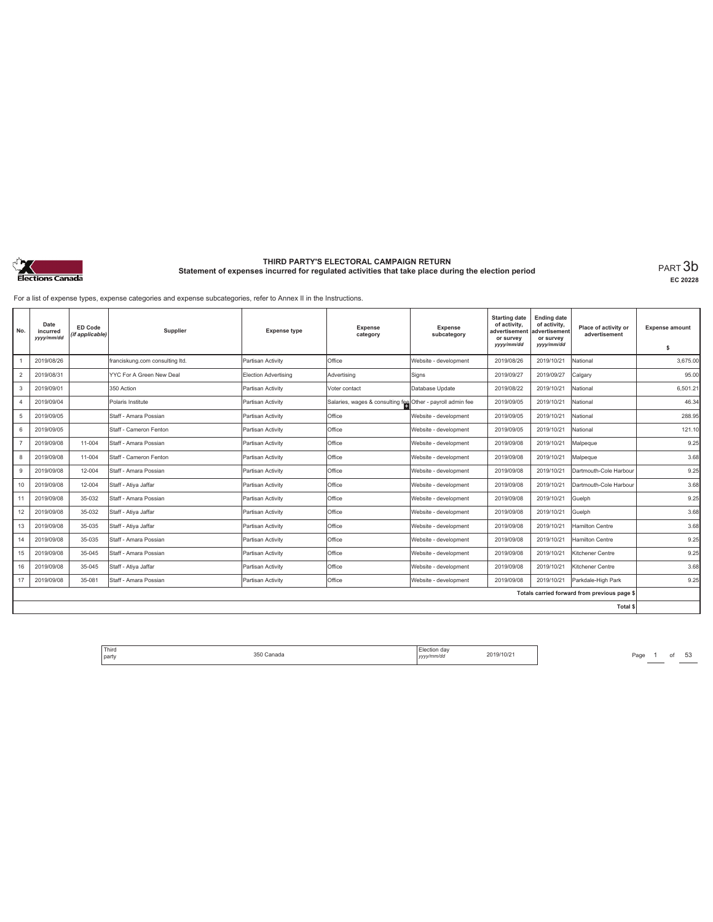# THIRD PARTY'S ELECTORAL CAMPAIGN RETURN

## Statement of expenses incurred for regulated activities that take place during the election period

PART 3b

EC 20228

For a list of expense types, expense categories and expense subcategories, refer to Annex II in the Instructions.

| No. | Date incurred yyyy/mm/dd | ED Code (if applicable) | Supplier | Expense type | Expense category | Expense subcategory | Starting date of activity, advertisement or survey yyyy/mm/dd | Ending date of activity, advertisement or survey yyyy/mm/dd | Place of activity or advertisement | Expense amount $ |
|---|---|---|---|---|---|---|---|---|---|---|
| 1 | 2019/08/26 | | franciskung.com consulting ltd. | Partisan Activity | Office | Website - development | 2019/08/26 | 2019/10/21 | National | 3,675.00 |
| 2 | 2019/08/31 | | YYC For A Green New Deal | Election Advertising | Advertising | Signs | 2019/09/27 | 2019/09/27 | Calgary | 95.00 |
| 3 | 2019/09/01 | | 350 Action | Partisan Activity | Voter contact | Database Update | 2019/08/22 | 2019/10/21 | National | 6,501.21 |
| 4 | 2019/09/04 | | Polaris Institute | Partisan Activity | Salaries, wages & consulting fee | Other - payroll admin fee | 2019/09/05 | 2019/10/21 | National | 46.34 |
| 5 | 2019/09/05 | | Staff - Amara Possian | Partisan Activity | Office | Website - development | 2019/09/05 | 2019/10/21 | National | 288.95 |
| 6 | 2019/09/05 | | Staff - Cameron Fenton | Partisan Activity | Office | Website - development | 2019/09/05 | 2019/10/21 | National | 121.10 |
| 7 | 2019/09/08 | 11-004 | Staff - Amara Possian | Partisan Activity | Office | Website - development | 2019/09/08 | 2019/10/21 | Malpeque | 9.25 |
| 8 | 2019/09/08 | 11-004 | Staff - Cameron Fenton | Partisan Activity | Office | Website - development | 2019/09/08 | 2019/10/21 | Malpeque | 3.68 |
| 9 | 2019/09/08 | 12-004 | Staff - Amara Possian | Partisan Activity | Office | Website - development | 2019/09/08 | 2019/10/21 | Dartmouth-Cole Harbour | 9.25 |
| 10 | 2019/09/08 | 12-004 | Staff - Atiya Jaffar | Partisan Activity | Office | Website - development | 2019/09/08 | 2019/10/21 | Dartmouth-Cole Harbour | 3.68 |
| 11 | 2019/09/08 | 35-032 | Staff - Amara Possian | Partisan Activity | Office | Website - development | 2019/09/08 | 2019/10/21 | Guelph | 9.25 |
| 12 | 2019/09/08 | 35-032 | Staff - Atiya Jaffar | Partisan Activity | Office | Website - development | 2019/09/08 | 2019/10/21 | Guelph | 3.68 |
| 13 | 2019/09/08 | 35-035 | Staff - Atiya Jaffar | Partisan Activity | Office | Website - development | 2019/09/08 | 2019/10/21 | Hamilton Centre | 3.68 |
| 14 | 2019/09/08 | 35-035 | Staff - Amara Possian | Partisan Activity | Office | Website - development | 2019/09/08 | 2019/10/21 | Hamilton Centre | 9.25 |
| 15 | 2019/09/08 | 35-045 | Staff - Amara Possian | Partisan Activity | Office | Website - development | 2019/09/08 | 2019/10/21 | Kitchener Centre | 9.25 |
| 16 | 2019/09/08 | 35-045 | Staff - Atiya Jaffar | Partisan Activity | Office | Website - development | 2019/09/08 | 2019/10/21 | Kitchener Centre | 3.68 |
| 17 | 2019/09/08 | 35-081 | Staff - Amara Possian | Partisan Activity | Office | Website - development | 2019/09/08 | 2019/10/21 | Parkdale-High Park | 9.25 |
| | | | | | | | | | Totals carried forward from previous page $ | |
| | | | | | | | | | Total $ | |

Third party: 350 Canada

Election day yyyy/mm/dd: 2019/10/21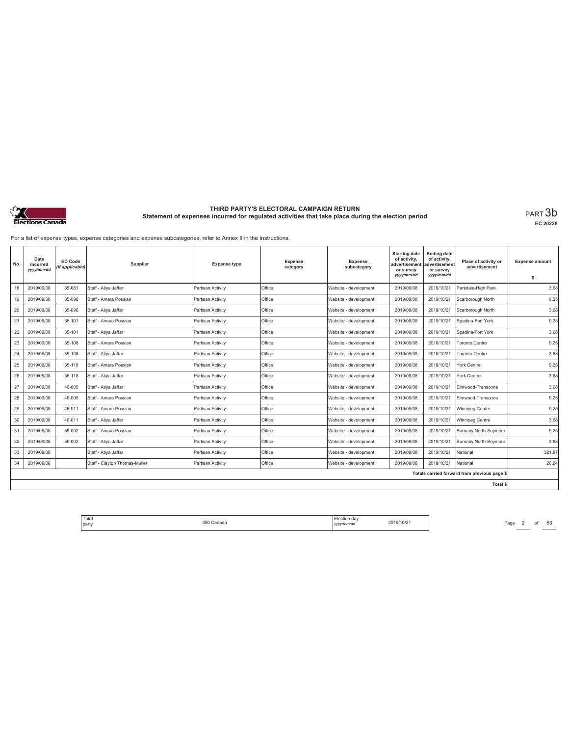# THIRD PARTY'S ELECTORAL CAMPAIGN RETURN
## Statement of expenses incurred for regulated activities that take place during the election period

PART 3b

EC 20228

For a list of expense types, expense categories and expense subcategories, refer to Annex II in the Instructions.

| No. | Date incurred *yyyy/mm/dd* | ED Code *(if applicable)* | Supplier | Expense type | Expense category | Expense subcategory | Starting date of activity, advertisement or survey *yyyy/mm/dd* | Ending date of activity, advertisement or survey *yyyy/mm/dd* | Place of activity or advertisement | Expense amount $ |
|---|---|---|---|---|---|---|---|---|---|---|
| 18 | 2019/09/08 | 35-081 | Staff - Atiya Jaffar | Partisan Activity | Office | Website - development | 2019/09/08 | 2019/10/21 | Parkdale-High Park | 3.68 |
| 19 | 2019/09/08 | 35-096 | Staff - Amara Possian | Partisan Activity | Office | Website - development | 2019/09/08 | 2019/10/21 | Scarborough North | 9.25 |
| 20 | 2019/09/08 | 35-096 | Staff - Atiya Jaffar | Partisan Activity | Office | Website - development | 2019/09/08 | 2019/10/21 | Scarborough North | 3.68 |
| 21 | 2019/09/08 | 35-101 | Staff - Amara Possian | Partisan Activity | Office | Website - development | 2019/09/08 | 2019/10/21 | Spadina-Fort York | 9.25 |
| 22 | 2019/09/08 | 35-101 | Staff - Atiya Jaffar | Partisan Activity | Office | Website - development | 2019/09/08 | 2019/10/21 | Spadina-Fort York | 3.68 |
| 23 | 2019/09/08 | 35-108 | Staff - Amara Possian | Partisan Activity | Office | Website - development | 2019/09/08 | 2019/10/21 | Toronto Centre | 9.25 |
| 24 | 2019/09/08 | 35-108 | Staff - Atiya Jaffar | Partisan Activity | Office | Website - development | 2019/09/08 | 2019/10/21 | Toronto Centre | 3.68 |
| 25 | 2019/09/08 | 35-118 | Staff - Amara Possian | Partisan Activity | Office | Website - development | 2019/09/08 | 2019/10/21 | York Centre | 9.25 |
| 26 | 2019/09/08 | 35-118 | Staff - Atiya Jaffar | Partisan Activity | Office | Website - development | 2019/09/08 | 2019/10/21 | York Centre | 3.68 |
| 27 | 2019/09/08 | 46-005 | Staff - Atiya Jaffar | Partisan Activity | Office | Website - development | 2019/09/08 | 2019/10/21 | Elmwood-Transcona | 3.68 |
| 28 | 2019/09/08 | 46-005 | Staff - Amara Possian | Partisan Activity | Office | Website - development | 2019/09/08 | 2019/10/21 | Elmwood-Transcona | 9.25 |
| 29 | 2019/09/08 | 46-011 | Staff - Amara Possian | Partisan Activity | Office | Website - development | 2019/09/08 | 2019/10/21 | Winnipeg Centre | 9.25 |
| 30 | 2019/09/08 | 46-011 | Staff - Atiya Jaffar | Partisan Activity | Office | Website - development | 2019/09/08 | 2019/10/21 | Winnipeg Centre | 3.68 |
| 31 | 2019/09/08 | 59-002 | Staff - Amara Possian | Partisan Activity | Office | Website - development | 2019/09/08 | 2019/10/21 | Burnaby North-Seymour | 9.25 |
| 32 | 2019/09/08 | 59-002 | Staff - Atiya Jaffar | Partisan Activity | Office | Website - development | 2019/09/08 | 2019/10/21 | Burnaby North-Seymour | 3.68 |
| 33 | 2019/09/08 | | Staff - Atiya Jaffar | Partisan Activity | Office | Website - development | 2019/09/08 | 2019/10/21 | National | 321.97 |
| 34 | 2019/09/08 | | Staff - Clayton Thomas-Muller | Partisan Activity | Office | Website - development | 2019/09/08 | 2019/10/21 | National | 26.64 |
| | | | | | | | | | Totals carried forward from previous page $ | |
| | | | | | | | | | Total $ | |

| Third party | 350 Canada | Election day *yyyy/mm/dd* | 2019/10/21 |
|---|---|---|---|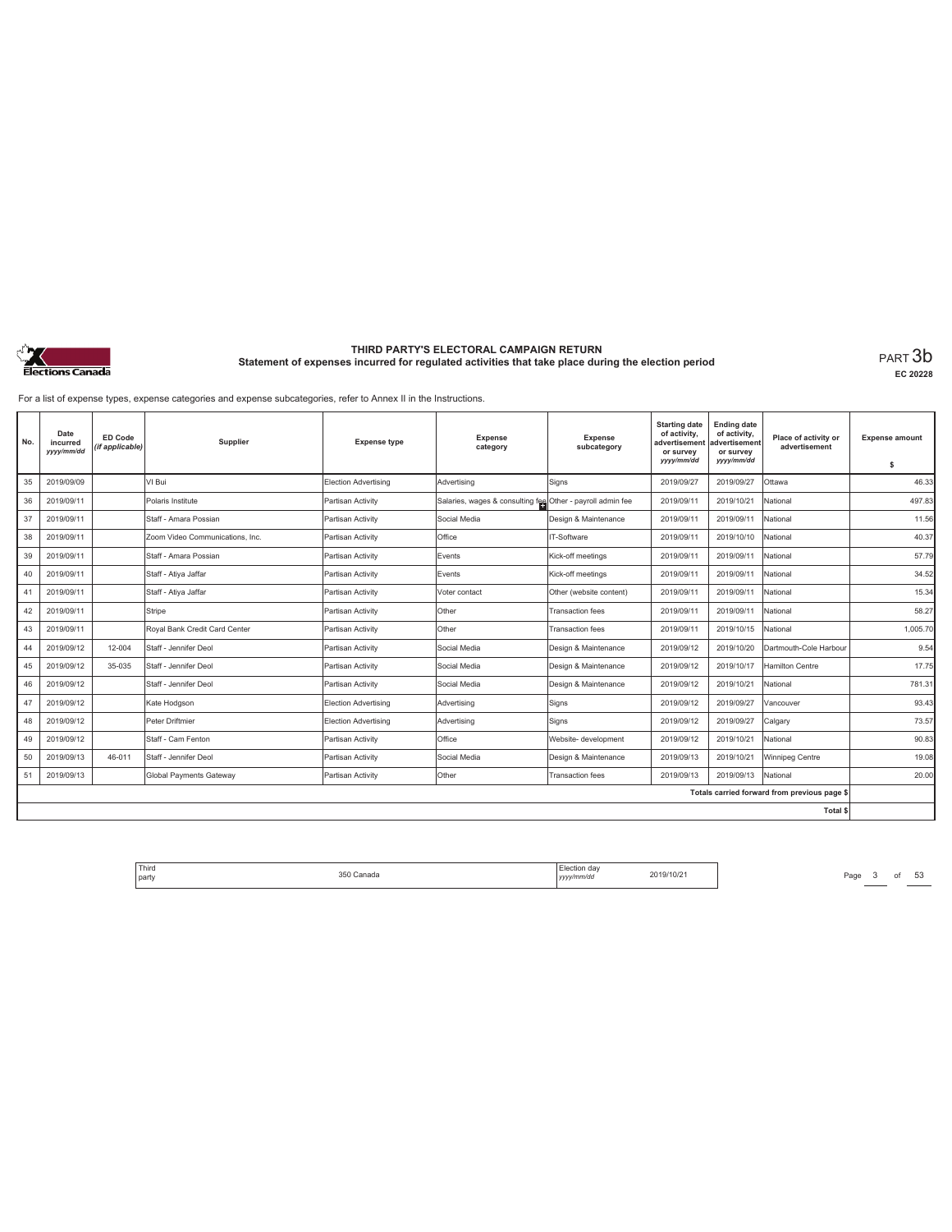**THIRD PARTY'S ELECTORAL CAMPAIGN RETURN**
**Statement of expenses incurred for regulated activities that take place during the election period**

PART 3b
**EC 20228**

For a list of expense types, expense categories and expense subcategories, refer to Annex II in the Instructions.

| No. | Date incurred yyyy/mm/dd | ED Code (if applicable) | Supplier | Expense type | Expense category | Expense subcategory | Starting date of activity, advertisement or survey yyyy/mm/dd | Ending date of activity, advertisement or survey yyyy/mm/dd | Place of activity or advertisement | Expense amount $ |
|---|---|---|---|---|---|---|---|---|---|---|
| 35 | 2019/09/09 | | VI Bui | Election Advertising | Advertising | Signs | 2019/09/27 | 2019/09/27 | Ottawa | 46.33 |
| 36 | 2019/09/11 | | Polaris Institute | Partisan Activity | Salaries, wages & consulting fee | Other - payroll admin fee | 2019/09/11 | 2019/10/21 | National | 497.83 |
| 37 | 2019/09/11 | | Staff - Amara Possian | Partisan Activity | Social Media | Design & Maintenance | 2019/09/11 | 2019/09/11 | National | 11.56 |
| 38 | 2019/09/11 | | Zoom Video Communications, Inc. | Partisan Activity | Office | IT-Software | 2019/09/11 | 2019/10/10 | National | 40.37 |
| 39 | 2019/09/11 | | Staff - Amara Possian | Partisan Activity | Events | Kick-off meetings | 2019/09/11 | 2019/09/11 | National | 57.79 |
| 40 | 2019/09/11 | | Staff - Atiya Jaffar | Partisan Activity | Events | Kick-off meetings | 2019/09/11 | 2019/09/11 | National | 34.52 |
| 41 | 2019/09/11 | | Staff - Atiya Jaffar | Partisan Activity | Voter contact | Other (website content) | 2019/09/11 | 2019/09/11 | National | 15.34 |
| 42 | 2019/09/11 | | Stripe | Partisan Activity | Other | Transaction fees | 2019/09/11 | 2019/09/11 | National | 58.27 |
| 43 | 2019/09/11 | | Royal Bank Credit Card Center | Partisan Activity | Other | Transaction fees | 2019/09/11 | 2019/10/15 | National | 1,005.70 |
| 44 | 2019/09/12 | 12-004 | Staff - Jennifer Deol | Partisan Activity | Social Media | Design & Maintenance | 2019/09/12 | 2019/10/20 | Dartmouth-Cole Harbour | 9.54 |
| 45 | 2019/09/12 | 35-035 | Staff - Jennifer Deol | Partisan Activity | Social Media | Design & Maintenance | 2019/09/12 | 2019/10/17 | Hamilton Centre | 17.75 |
| 46 | 2019/09/12 | | Staff - Jennifer Deol | Partisan Activity | Social Media | Design & Maintenance | 2019/09/12 | 2019/10/21 | National | 781.31 |
| 47 | 2019/09/12 | | Kate Hodgson | Election Advertising | Advertising | Signs | 2019/09/12 | 2019/09/27 | Vancouver | 93.43 |
| 48 | 2019/09/12 | | Peter Driftmier | Election Advertising | Advertising | Signs | 2019/09/12 | 2019/09/27 | Calgary | 73.57 |
| 49 | 2019/09/12 | | Staff - Cam Fenton | Partisan Activity | Office | Website- development | 2019/09/12 | 2019/10/21 | National | 90.83 |
| 50 | 2019/09/13 | 46-011 | Staff - Jennifer Deol | Partisan Activity | Social Media | Design & Maintenance | 2019/09/13 | 2019/10/21 | Winnipeg Centre | 19.08 |
| 51 | 2019/09/13 | | Global Payments Gateway | Partisan Activity | Other | Transaction fees | 2019/09/13 | 2019/09/13 | National | 20.00 |
| | | | | | | | | | Totals carried forward from previous page $ | |
| | | | | | | | | | Total $ | |

| Third party | 350 Canada | Election day yyyy/mm/dd | 2019/10/21 |
|---|---|---|---|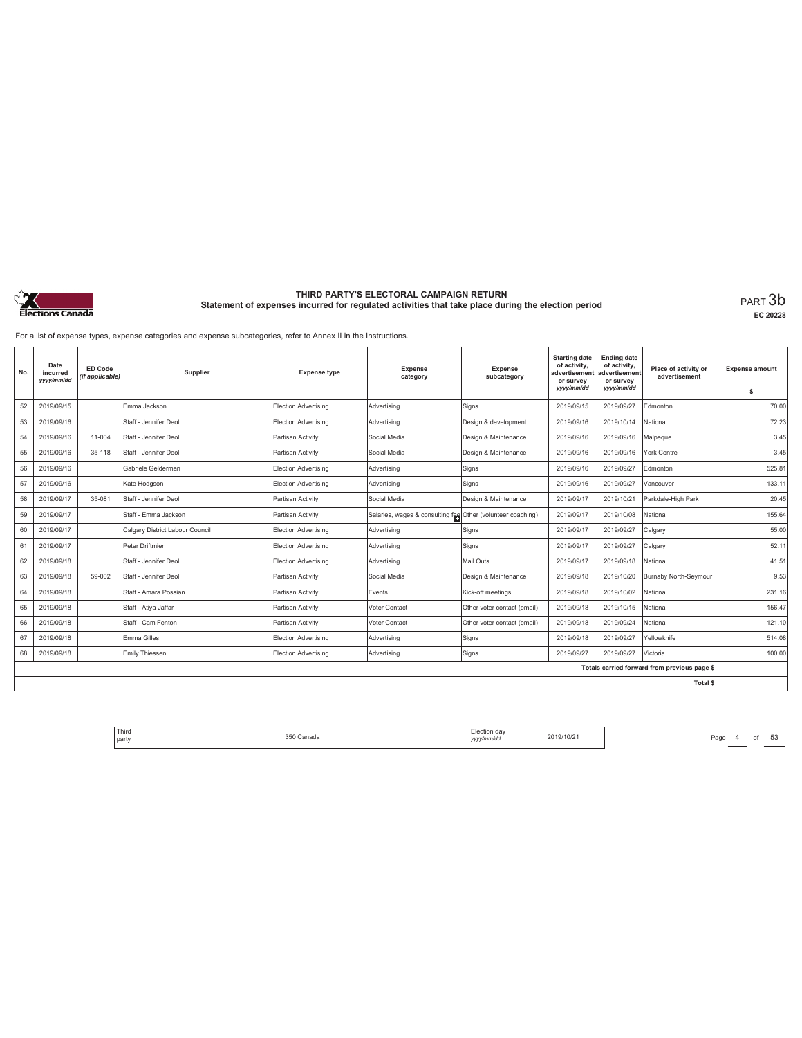# THIRD PARTY'S ELECTORAL CAMPAIGN RETURN

## Statement of expenses incurred for regulated activities that take place during the election period

PART 3b

EC 20228

For a list of expense types, expense categories and expense subcategories, refer to Annex II in the Instructions.

| No. | Date incurred yyyy/mm/dd | ED Code (if applicable) | Supplier | Expense type | Expense category | Expense subcategory | Starting date of activity, advertisement or survey yyyy/mm/dd | Ending date of activity, advertisement or survey yyyy/mm/dd | Place of activity or advertisement | Expense amount $ |
|---|---|---|---|---|---|---|---|---|---|---|
| 52 | 2019/09/15 | | Emma Jackson | Election Advertising | Advertising | Signs | 2019/09/15 | 2019/09/27 | Edmonton | 70.00 |
| 53 | 2019/09/16 | | Staff - Jennifer Deol | Election Advertising | Advertising | Design & development | 2019/09/16 | 2019/10/14 | National | 72.23 |
| 54 | 2019/09/16 | 11-004 | Staff - Jennifer Deol | Partisan Activity | Social Media | Design & Maintenance | 2019/09/16 | 2019/09/16 | Malpeque | 3.45 |
| 55 | 2019/09/16 | 35-118 | Staff - Jennifer Deol | Partisan Activity | Social Media | Design & Maintenance | 2019/09/16 | 2019/09/16 | York Centre | 3.45 |
| 56 | 2019/09/16 | | Gabriele Gelderman | Election Advertising | Advertising | Signs | 2019/09/16 | 2019/09/27 | Edmonton | 525.81 |
| 57 | 2019/09/16 | | Kate Hodgson | Election Advertising | Advertising | Signs | 2019/09/16 | 2019/09/27 | Vancouver | 133.11 |
| 58 | 2019/09/17 | 35-081 | Staff - Jennifer Deol | Partisan Activity | Social Media | Design & Maintenance | 2019/09/17 | 2019/10/21 | Parkdale-High Park | 20.45 |
| 59 | 2019/09/17 | | Staff - Emma Jackson | Partisan Activity | Salaries, wages & consulting fee | Other (volunteer coaching) | 2019/09/17 | 2019/10/08 | National | 155.64 |
| 60 | 2019/09/17 | | Calgary District Labour Council | Election Advertising | Advertising | Signs | 2019/09/17 | 2019/09/27 | Calgary | 55.00 |
| 61 | 2019/09/17 | | Peter Driftmier | Election Advertising | Advertising | Signs | 2019/09/17 | 2019/09/27 | Calgary | 52.11 |
| 62 | 2019/09/18 | | Staff - Jennifer Deol | Election Advertising | Advertising | Mail Outs | 2019/09/17 | 2019/09/18 | National | 41.51 |
| 63 | 2019/09/18 | 59-002 | Staff - Jennifer Deol | Partisan Activity | Social Media | Design & Maintenance | 2019/09/18 | 2019/10/20 | Burnaby North-Seymour | 9.53 |
| 64 | 2019/09/18 | | Staff - Amara Possian | Partisan Activity | Events | Kick-off meetings | 2019/09/18 | 2019/10/02 | National | 231.16 |
| 65 | 2019/09/18 | | Staff - Atiya Jaffar | Partisan Activity | Voter Contact | Other voter contact (email) | 2019/09/18 | 2019/10/15 | National | 156.47 |
| 66 | 2019/09/18 | | Staff - Cam Fenton | Partisan Activity | Voter Contact | Other voter contact (email) | 2019/09/18 | 2019/09/24 | National | 121.10 |
| 67 | 2019/09/18 | | Emma Gilles | Election Advertising | Advertising | Signs | 2019/09/18 | 2019/09/27 | Yellowknife | 514.08 |
| 68 | 2019/09/18 | | Emily Thiessen | Election Advertising | Advertising | Signs | 2019/09/27 | 2019/09/27 | Victoria | 100.00 |
| | | | | | | | | | Totals carried forward from previous page $ | |
| | | | | | | | | | Total $ | |

| Third party | 350 Canada | Election day yyyy/mm/dd | 2019/10/21 |
|---|---|---|---|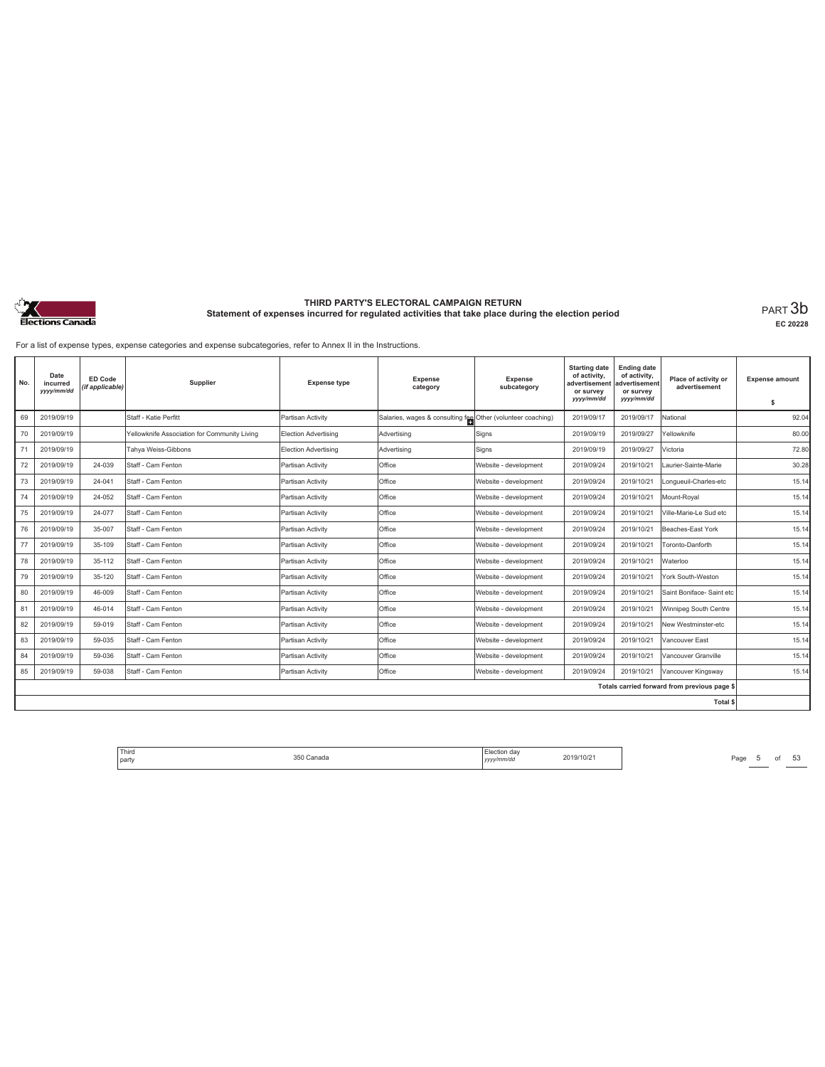# THIRD PARTY'S ELECTORAL CAMPAIGN RETURN

## Statement of expenses incurred for regulated activities that take place during the election period

PART 3b

EC 20228

For a list of expense types, expense categories and expense subcategories, refer to Annex II in the Instructions.

| No. | Date incurred yyyy/mm/dd | ED Code (if applicable) | Supplier | Expense type | Expense category | Expense subcategory | Starting date of activity, advertisement or survey yyyy/mm/dd | Ending date of activity, advertisement or survey yyyy/mm/dd | Place of activity or advertisement | Expense amount $ |
|---|---|---|---|---|---|---|---|---|---|---|
| 69 | 2019/09/19 | | Staff - Katie Perfitt | Partisan Activity | Salaries, wages & consulting fee | Other (volunteer coaching) | 2019/09/17 | 2019/09/17 | National | 92.04 |
| 70 | 2019/09/19 | | Yellowknife Association for Community Living | Election Advertising | Advertising | Signs | 2019/09/19 | 2019/09/27 | Yellowknife | 80.00 |
| 71 | 2019/09/19 | | Tahya Weiss-Gibbons | Election Advertising | Advertising | Signs | 2019/09/19 | 2019/09/27 | Victoria | 72.80 |
| 72 | 2019/09/19 | 24-039 | Staff - Cam Fenton | Partisan Activity | Office | Website - development | 2019/09/24 | 2019/10/21 | Laurier-Sainte-Marie | 30.28 |
| 73 | 2019/09/19 | 24-041 | Staff - Cam Fenton | Partisan Activity | Office | Website - development | 2019/09/24 | 2019/10/21 | Longueuil-Charles-etc | 15.14 |
| 74 | 2019/09/19 | 24-052 | Staff - Cam Fenton | Partisan Activity | Office | Website - development | 2019/09/24 | 2019/10/21 | Mount-Royal | 15.14 |
| 75 | 2019/09/19 | 24-077 | Staff - Cam Fenton | Partisan Activity | Office | Website - development | 2019/09/24 | 2019/10/21 | Ville-Marie-Le Sud etc | 15.14 |
| 76 | 2019/09/19 | 35-007 | Staff - Cam Fenton | Partisan Activity | Office | Website - development | 2019/09/24 | 2019/10/21 | Beaches-East York | 15.14 |
| 77 | 2019/09/19 | 35-109 | Staff - Cam Fenton | Partisan Activity | Office | Website - development | 2019/09/24 | 2019/10/21 | Toronto-Danforth | 15.14 |
| 78 | 2019/09/19 | 35-112 | Staff - Cam Fenton | Partisan Activity | Office | Website - development | 2019/09/24 | 2019/10/21 | Waterloo | 15.14 |
| 79 | 2019/09/19 | 35-120 | Staff - Cam Fenton | Partisan Activity | Office | Website - development | 2019/09/24 | 2019/10/21 | York South-Weston | 15.14 |
| 80 | 2019/09/19 | 46-009 | Staff - Cam Fenton | Partisan Activity | Office | Website - development | 2019/09/24 | 2019/10/21 | Saint Boniface- Saint etc | 15.14 |
| 81 | 2019/09/19 | 46-014 | Staff - Cam Fenton | Partisan Activity | Office | Website - development | 2019/09/24 | 2019/10/21 | Winnipeg South Centre | 15.14 |
| 82 | 2019/09/19 | 59-019 | Staff - Cam Fenton | Partisan Activity | Office | Website - development | 2019/09/24 | 2019/10/21 | New Westminster-etc | 15.14 |
| 83 | 2019/09/19 | 59-035 | Staff - Cam Fenton | Partisan Activity | Office | Website - development | 2019/09/24 | 2019/10/21 | Vancouver East | 15.14 |
| 84 | 2019/09/19 | 59-036 | Staff - Cam Fenton | Partisan Activity | Office | Website - development | 2019/09/24 | 2019/10/21 | Vancouver Granville | 15.14 |
| 85 | 2019/09/19 | 59-038 | Staff - Cam Fenton | Partisan Activity | Office | Website - development | 2019/09/24 | 2019/10/21 | Vancouver Kingsway | 15.14 |
| | | | | | | | | | Totals carried forward from previous page $ | |
| | | | | | | | | | Total $ | |

Third party: 350 Canada

Election day yyyy/mm/dd: 2019/10/21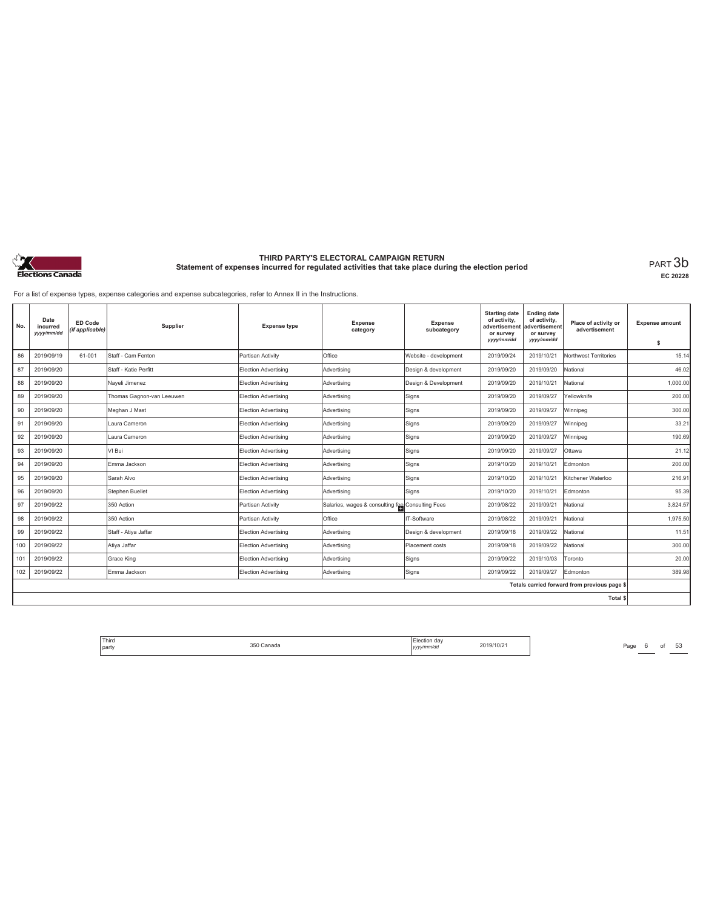# THIRD PARTY'S ELECTORAL CAMPAIGN RETURN

## Statement of expenses incurred for regulated activities that take place during the election period

PART 3b

EC 20228

For a list of expense types, expense categories and expense subcategories, refer to Annex II in the Instructions.

| No. | Date incurred yyyy/mm/dd | ED Code (if applicable) | Supplier | Expense type | Expense category | Expense subcategory | Starting date of activity, advertisement or survey yyyy/mm/dd | Ending date of activity, advertisement or survey yyyy/mm/dd | Place of activity or advertisement | Expense amount $ |
|---|---|---|---|---|---|---|---|---|---|---|
| 86 | 2019/09/19 | 61-001 | Staff - Cam Fenton | Partisan Activity | Office | Website - development | 2019/09/24 | 2019/10/21 | Northwest Territories | 15.14 |
| 87 | 2019/09/20 | | Staff - Katie Perfitt | Election Advertising | Advertising | Design & development | 2019/09/20 | 2019/09/20 | National | 46.02 |
| 88 | 2019/09/20 | | Nayeli Jimenez | Election Advertising | Advertising | Design & Development | 2019/09/20 | 2019/10/21 | National | 1,000.00 |
| 89 | 2019/09/20 | | Thomas Gagnon-van Leeuwen | Election Advertising | Advertising | Signs | 2019/09/20 | 2019/09/27 | Yellowknife | 200.00 |
| 90 | 2019/09/20 | | Meghan J Mast | Election Advertising | Advertising | Signs | 2019/09/20 | 2019/09/27 | Winnipeg | 300.00 |
| 91 | 2019/09/20 | | Laura Cameron | Election Advertising | Advertising | Signs | 2019/09/20 | 2019/09/27 | Winnipeg | 33.21 |
| 92 | 2019/09/20 | | Laura Cameron | Election Advertising | Advertising | Signs | 2019/09/20 | 2019/09/27 | Winnipeg | 190.69 |
| 93 | 2019/09/20 | | VI Bui | Election Advertising | Advertising | Signs | 2019/09/20 | 2019/09/27 | Ottawa | 21.12 |
| 94 | 2019/09/20 | | Emma Jackson | Election Advertising | Advertising | Signs | 2019/10/20 | 2019/10/21 | Edmonton | 200.00 |
| 95 | 2019/09/20 | | Sarah Alvo | Election Advertising | Advertising | Signs | 2019/10/20 | 2019/10/21 | Kitchener Waterloo | 216.91 |
| 96 | 2019/09/20 | | Stephen Buellet | Election Advertising | Advertising | Signs | 2019/10/20 | 2019/10/21 | Edmonton | 95.39 |
| 97 | 2019/09/22 | | 350 Action | Partisan Activity | Salaries, wages & consulting fee | Consulting Fees | 2019/08/22 | 2019/09/21 | National | 3,824.57 |
| 98 | 2019/09/22 | | 350 Action | Partisan Activity | Office | IT-Software | 2019/08/22 | 2019/09/21 | National | 1,975.50 |
| 99 | 2019/09/22 | | Staff - Atiya Jaffar | Election Advertising | Advertising | Design & development | 2019/09/18 | 2019/09/22 | National | 11.51 |
| 100 | 2019/09/22 | | Atiya Jaffar | Election Advertising | Advertising | Placement costs | 2019/09/18 | 2019/09/22 | National | 300.00 |
| 101 | 2019/09/22 | | Grace King | Election Advertising | Advertising | Signs | 2019/09/22 | 2019/10/03 | Toronto | 20.00 |
| 102 | 2019/09/22 | | Emma Jackson | Election Advertising | Advertising | Signs | 2019/09/22 | 2019/09/27 | Edmonton | 389.98 |
| | | | | | | | | | Totals carried forward from previous page $ | |
| | | | | | | | | | Total $ | |

| Third party | 350 Canada | Election day yyyy/mm/dd | 2019/10/21 |
|---|---|---|---|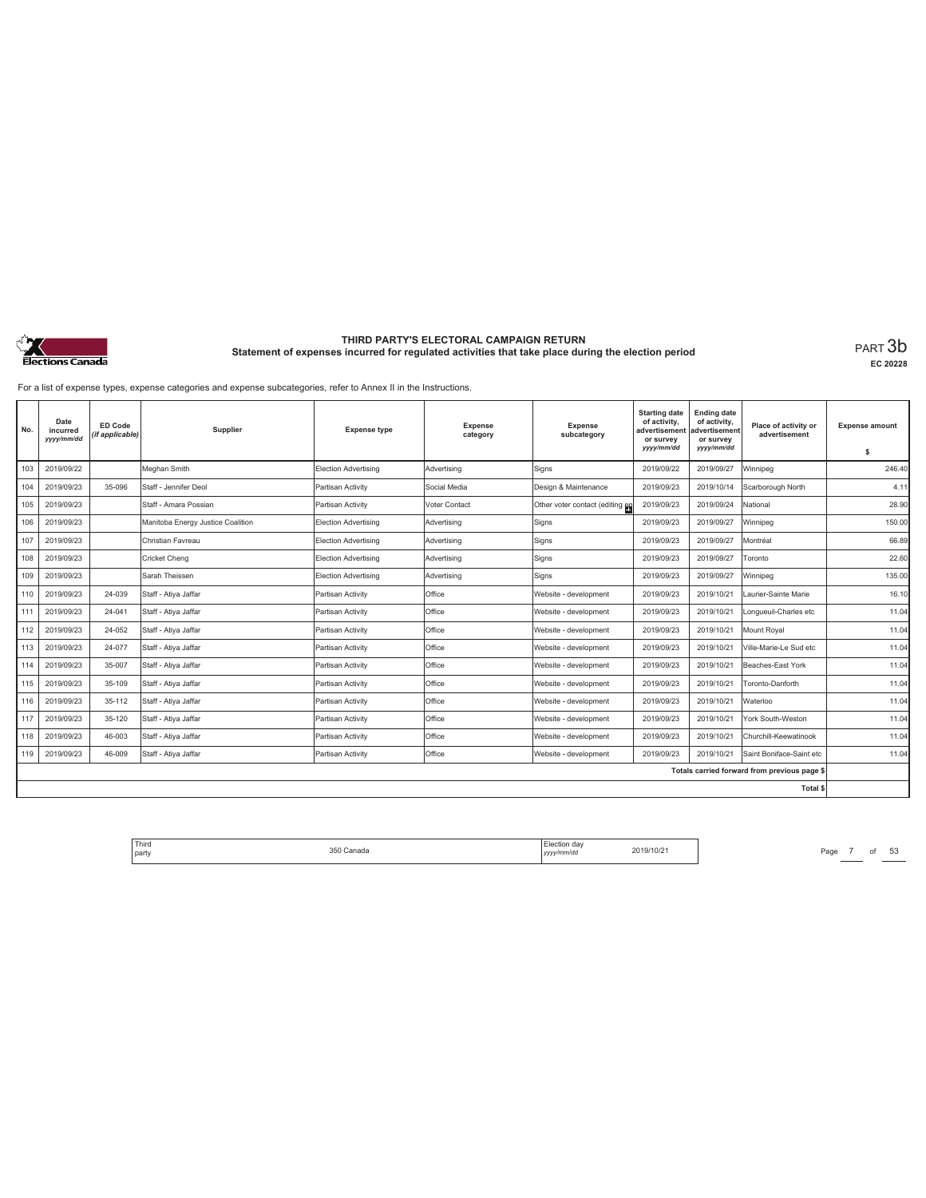# THIRD PARTY'S ELECTORAL CAMPAIGN RETURN

## Statement of expenses incurred for regulated activities that take place during the election period

PART 3b

EC 20228

For a list of expense types, expense categories and expense subcategories, refer to Annex II in the Instructions.

| No. | Date incurred yyyy/mm/dd | ED Code (if applicable) | Supplier | Expense type | Expense category | Expense subcategory | Starting date of activity, advertisement or survey yyyy/mm/dd | Ending date of activity, advertisement or survey yyyy/mm/dd | Place of activity or advertisement | Expense amount $ |
|---|---|---|---|---|---|---|---|---|---|---|
| 103 | 2019/09/22 | | Meghan Smith | Election Advertising | Advertising | Signs | 2019/09/22 | 2019/09/27 | Winnipeg | 246.40 |
| 104 | 2019/09/23 | 35-096 | Staff - Jennifer Deol | Partisan Activity | Social Media | Design & Maintenance | 2019/09/23 | 2019/10/14 | Scarborough North | 4.11 |
| 105 | 2019/09/23 | | Staff - Amara Possian | Partisan Activity | Voter Contact | Other voter contact (editing ... | 2019/09/23 | 2019/09/24 | National | 28.90 |
| 106 | 2019/09/23 | | Manitoba Energy Justice Coalition | Election Advertising | Advertising | Signs | 2019/09/23 | 2019/09/27 | Winnipeg | 150.00 |
| 107 | 2019/09/23 | | Christian Favreau | Election Advertising | Advertising | Signs | 2019/09/23 | 2019/09/27 | Montréal | 66.89 |
| 108 | 2019/09/23 | | Cricket Cheng | Election Advertising | Advertising | Signs | 2019/09/23 | 2019/09/27 | Toronto | 22.60 |
| 109 | 2019/09/23 | | Sarah Theissen | Election Advertising | Advertising | Signs | 2019/09/23 | 2019/09/27 | Winnipeg | 135.00 |
| 110 | 2019/09/23 | 24-039 | Staff - Atiya Jaffar | Partisan Activity | Office | Website - development | 2019/09/23 | 2019/10/21 | Laurier-Sainte Marie | 16.10 |
| 111 | 2019/09/23 | 24-041 | Staff - Atiya Jaffar | Partisan Activity | Office | Website - development | 2019/09/23 | 2019/10/21 | Longueuil-Charles etc | 11.04 |
| 112 | 2019/09/23 | 24-052 | Staff - Atiya Jaffar | Partisan Activity | Office | Website - development | 2019/09/23 | 2019/10/21 | Mount Royal | 11.04 |
| 113 | 2019/09/23 | 24-077 | Staff - Atiya Jaffar | Partisan Activity | Office | Website - development | 2019/09/23 | 2019/10/21 | Ville-Marie-Le Sud etc | 11.04 |
| 114 | 2019/09/23 | 35-007 | Staff - Atiya Jaffar | Partisan Activity | Office | Website - development | 2019/09/23 | 2019/10/21 | Beaches-East York | 11.04 |
| 115 | 2019/09/23 | 35-109 | Staff - Atiya Jaffar | Partisan Activity | Office | Website - development | 2019/09/23 | 2019/10/21 | Toronto-Danforth | 11.04 |
| 116 | 2019/09/23 | 35-112 | Staff - Atiya Jaffar | Partisan Activity | Office | Website - development | 2019/09/23 | 2019/10/21 | Waterloo | 11.04 |
| 117 | 2019/09/23 | 35-120 | Staff - Atiya Jaffar | Partisan Activity | Office | Website - development | 2019/09/23 | 2019/10/21 | York South-Weston | 11.04 |
| 118 | 2019/09/23 | 46-003 | Staff - Atiya Jaffar | Partisan Activity | Office | Website - development | 2019/09/23 | 2019/10/21 | Churchill-Keewatinook | 11.04 |
| 119 | 2019/09/23 | 46-009 | Staff - Atiya Jaffar | Partisan Activity | Office | Website - development | 2019/09/23 | 2019/10/21 | Saint Boniface-Saint etc | 11.04 |
| | | | | | | | | | Totals carried forward from previous page $ | |
| | | | | | | | | | Total $ | |

| Third party | 350 Canada | Election day yyyy/mm/dd | 2019/10/21 |
|---|---|---|---|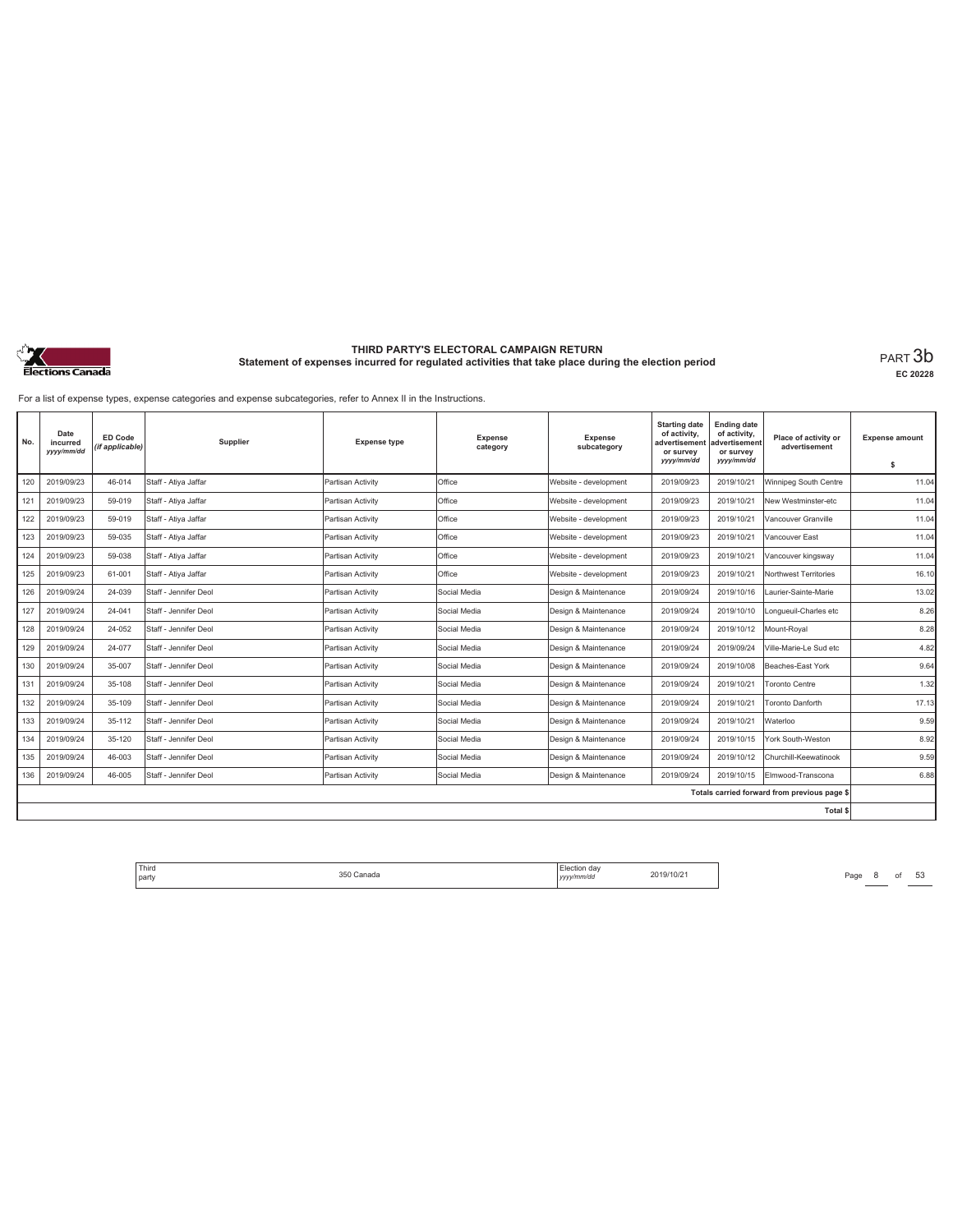# THIRD PARTY'S ELECTORAL CAMPAIGN RETURN

## Statement of expenses incurred for regulated activities that take place during the election period

PART 3b

EC 20228

For a list of expense types, expense categories and expense subcategories, refer to Annex II in the Instructions.

| No. | Date incurred yyyy/mm/dd | ED Code (if applicable) | Supplier | Expense type | Expense category | Expense subcategory | Starting date of activity, advertisement or survey yyyy/mm/dd | Ending date of activity, advertisement or survey yyyy/mm/dd | Place of activity or advertisement | Expense amount $ |
|---|---|---|---|---|---|---|---|---|---|---|
| 120 | 2019/09/23 | 46-014 | Staff - Atiya Jaffar | Partisan Activity | Office | Website - development | 2019/09/23 | 2019/10/21 | Winnipeg South Centre | 11.04 |
| 121 | 2019/09/23 | 59-019 | Staff - Atiya Jaffar | Partisan Activity | Office | Website - development | 2019/09/23 | 2019/10/21 | New Westminster-etc | 11.04 |
| 122 | 2019/09/23 | 59-019 | Staff - Atiya Jaffar | Partisan Activity | Office | Website - development | 2019/09/23 | 2019/10/21 | Vancouver Granville | 11.04 |
| 123 | 2019/09/23 | 59-035 | Staff - Atiya Jaffar | Partisan Activity | Office | Website - development | 2019/09/23 | 2019/10/21 | Vancouver East | 11.04 |
| 124 | 2019/09/23 | 59-038 | Staff - Atiya Jaffar | Partisan Activity | Office | Website - development | 2019/09/23 | 2019/10/21 | Vancouver kingsway | 11.04 |
| 125 | 2019/09/23 | 61-001 | Staff - Atiya Jaffar | Partisan Activity | Office | Website - development | 2019/09/23 | 2019/10/21 | Northwest Territories | 16.10 |
| 126 | 2019/09/24 | 24-039 | Staff - Jennifer Deol | Partisan Activity | Social Media | Design & Maintenance | 2019/09/24 | 2019/10/16 | Laurier-Sainte-Marie | 13.02 |
| 127 | 2019/09/24 | 24-041 | Staff - Jennifer Deol | Partisan Activity | Social Media | Design & Maintenance | 2019/09/24 | 2019/10/10 | Longueuil-Charles etc | 8.26 |
| 128 | 2019/09/24 | 24-052 | Staff - Jennifer Deol | Partisan Activity | Social Media | Design & Maintenance | 2019/09/24 | 2019/10/12 | Mount-Royal | 8.28 |
| 129 | 2019/09/24 | 24-077 | Staff - Jennifer Deol | Partisan Activity | Social Media | Design & Maintenance | 2019/09/24 | 2019/09/24 | Ville-Marie-Le Sud etc | 4.82 |
| 130 | 2019/09/24 | 35-007 | Staff - Jennifer Deol | Partisan Activity | Social Media | Design & Maintenance | 2019/09/24 | 2019/10/08 | Beaches-East York | 9.64 |
| 131 | 2019/09/24 | 35-108 | Staff - Jennifer Deol | Partisan Activity | Social Media | Design & Maintenance | 2019/09/24 | 2019/10/21 | Toronto Centre | 1.32 |
| 132 | 2019/09/24 | 35-109 | Staff - Jennifer Deol | Partisan Activity | Social Media | Design & Maintenance | 2019/09/24 | 2019/10/21 | Toronto Danforth | 17.13 |
| 133 | 2019/09/24 | 35-112 | Staff - Jennifer Deol | Partisan Activity | Social Media | Design & Maintenance | 2019/09/24 | 2019/10/21 | Waterloo | 9.59 |
| 134 | 2019/09/24 | 35-120 | Staff - Jennifer Deol | Partisan Activity | Social Media | Design & Maintenance | 2019/09/24 | 2019/10/15 | York South-Weston | 8.92 |
| 135 | 2019/09/24 | 46-003 | Staff - Jennifer Deol | Partisan Activity | Social Media | Design & Maintenance | 2019/09/24 | 2019/10/12 | Churchill-Keewatinook | 9.59 |
| 136 | 2019/09/24 | 46-005 | Staff - Jennifer Deol | Partisan Activity | Social Media | Design & Maintenance | 2019/09/24 | 2019/10/15 | Elmwood-Transcona | 6.88 |
| | | | | | | | | | Totals carried forward from previous page $ | |
| | | | | | | | | | Total $ | |

| Third party | 350 Canada | Election day yyyy/mm/dd | 2019/10/21 |
|---|---|---|---|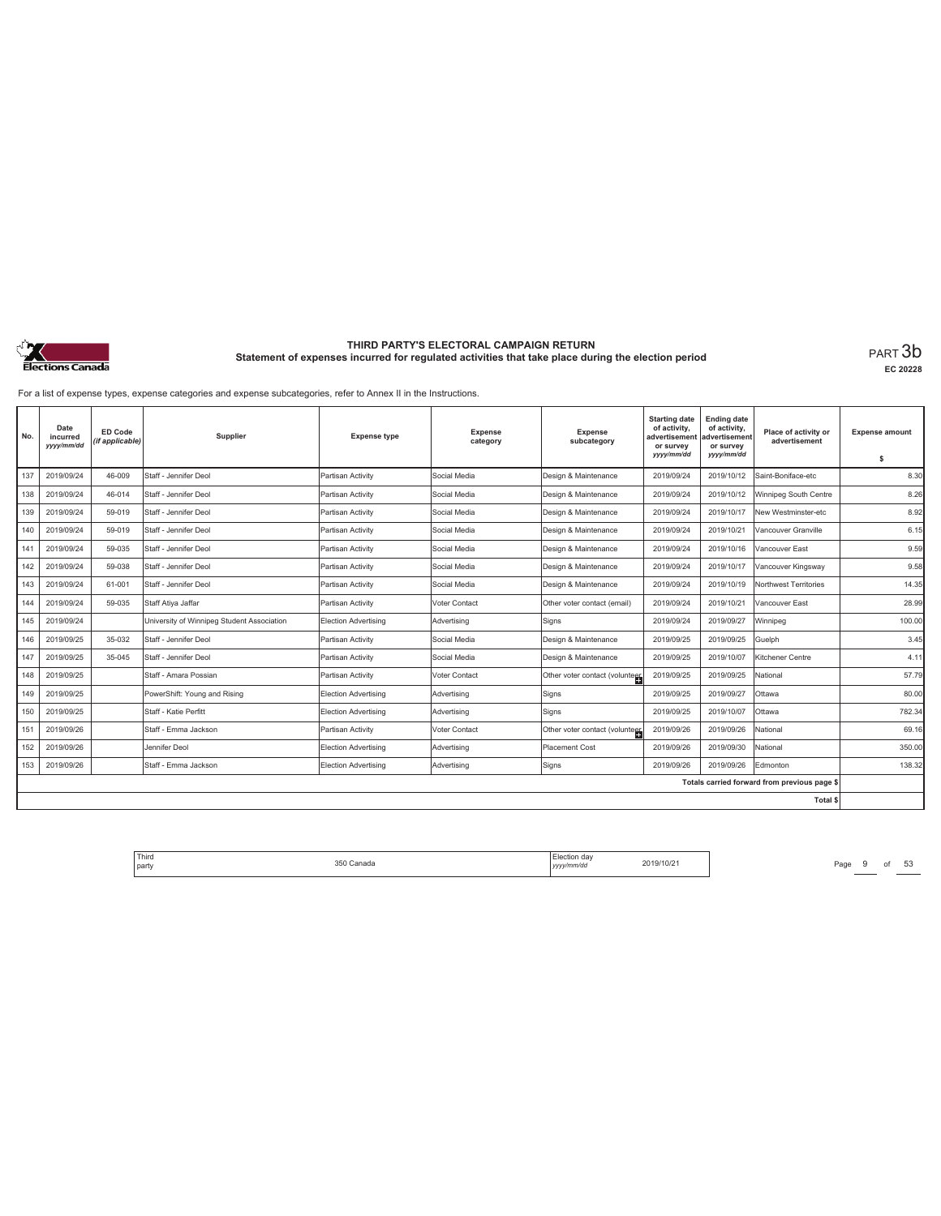# THIRD PARTY'S ELECTORAL CAMPAIGN RETURN

## Statement of expenses incurred for regulated activities that take place during the election period

PART 3b

EC 20228

For a list of expense types, expense categories and expense subcategories, refer to Annex II in the Instructions.

| No. | Date incurred yyyy/mm/dd | ED Code (if applicable) | Supplier | Expense type | Expense category | Expense subcategory | Starting date of activity, advertisement or survey yyyy/mm/dd | Ending date of activity, advertisement or survey yyyy/mm/dd | Place of activity or advertisement | Expense amount $ |
|---|---|---|---|---|---|---|---|---|---|---|
| 137 | 2019/09/24 | 46-009 | Staff - Jennifer Deol | Partisan Activity | Social Media | Design & Maintenance | 2019/09/24 | 2019/10/12 | Saint-Boniface-etc | 8.30 |
| 138 | 2019/09/24 | 46-014 | Staff - Jennifer Deol | Partisan Activity | Social Media | Design & Maintenance | 2019/09/24 | 2019/10/12 | Winnipeg South Centre | 8.26 |
| 139 | 2019/09/24 | 59-019 | Staff - Jennifer Deol | Partisan Activity | Social Media | Design & Maintenance | 2019/09/24 | 2019/10/17 | New Westminster-etc | 8.92 |
| 140 | 2019/09/24 | 59-019 | Staff - Jennifer Deol | Partisan Activity | Social Media | Design & Maintenance | 2019/09/24 | 2019/10/21 | Vancouver Granville | 6.15 |
| 141 | 2019/09/24 | 59-035 | Staff - Jennifer Deol | Partisan Activity | Social Media | Design & Maintenance | 2019/09/24 | 2019/10/16 | Vancouver East | 9.59 |
| 142 | 2019/09/24 | 59-038 | Staff - Jennifer Deol | Partisan Activity | Social Media | Design & Maintenance | 2019/09/24 | 2019/10/17 | Vancouver Kingsway | 9.58 |
| 143 | 2019/09/24 | 61-001 | Staff - Jennifer Deol | Partisan Activity | Social Media | Design & Maintenance | 2019/09/24 | 2019/10/19 | Northwest Territories | 14.35 |
| 144 | 2019/09/24 | 59-035 | Staff Atiya Jaffar | Partisan Activity | Voter Contact | Other voter contact (email) | 2019/09/24 | 2019/10/21 | Vancouver East | 28.99 |
| 145 | 2019/09/24 | | University of Winnipeg Student Association | Election Advertising | Advertising | Signs | 2019/09/24 | 2019/09/27 | Winnipeg | 100.00 |
| 146 | 2019/09/25 | 35-032 | Staff - Jennifer Deol | Partisan Activity | Social Media | Design & Maintenance | 2019/09/25 | 2019/09/25 | Guelph | 3.45 |
| 147 | 2019/09/25 | 35-045 | Staff - Jennifer Deol | Partisan Activity | Social Media | Design & Maintenance | 2019/09/25 | 2019/10/07 | Kitchener Centre | 4.11 |
| 148 | 2019/09/25 | | Staff - Amara Possian | Partisan Activity | Voter Contact | Other voter contact (volunteer | 2019/09/25 | 2019/09/25 | National | 57.79 |
| 149 | 2019/09/25 | | PowerShift: Young and Rising | Election Advertising | Advertising | Signs | 2019/09/25 | 2019/09/27 | Ottawa | 80.00 |
| 150 | 2019/09/25 | | Staff - Katie Perfitt | Election Advertising | Advertising | Signs | 2019/09/25 | 2019/10/07 | Ottawa | 782.34 |
| 151 | 2019/09/26 | | Staff - Emma Jackson | Partisan Activity | Voter Contact | Other voter contact (volunteer | 2019/09/26 | 2019/09/26 | National | 69.16 |
| 152 | 2019/09/26 | | Jennifer Deol | Election Advertising | Advertising | Placement Cost | 2019/09/26 | 2019/09/30 | National | 350.00 |
| 153 | 2019/09/26 | | Staff - Emma Jackson | Election Advertising | Advertising | Signs | 2019/09/26 | 2019/09/26 | Edmonton | 138.32 |
| | | | | | | | | | Totals carried forward from previous page $ | |
| | | | | | | | | | Total $ | |

Third party: 350 Canada

Election day yyyy/mm/dd: 2019/10/21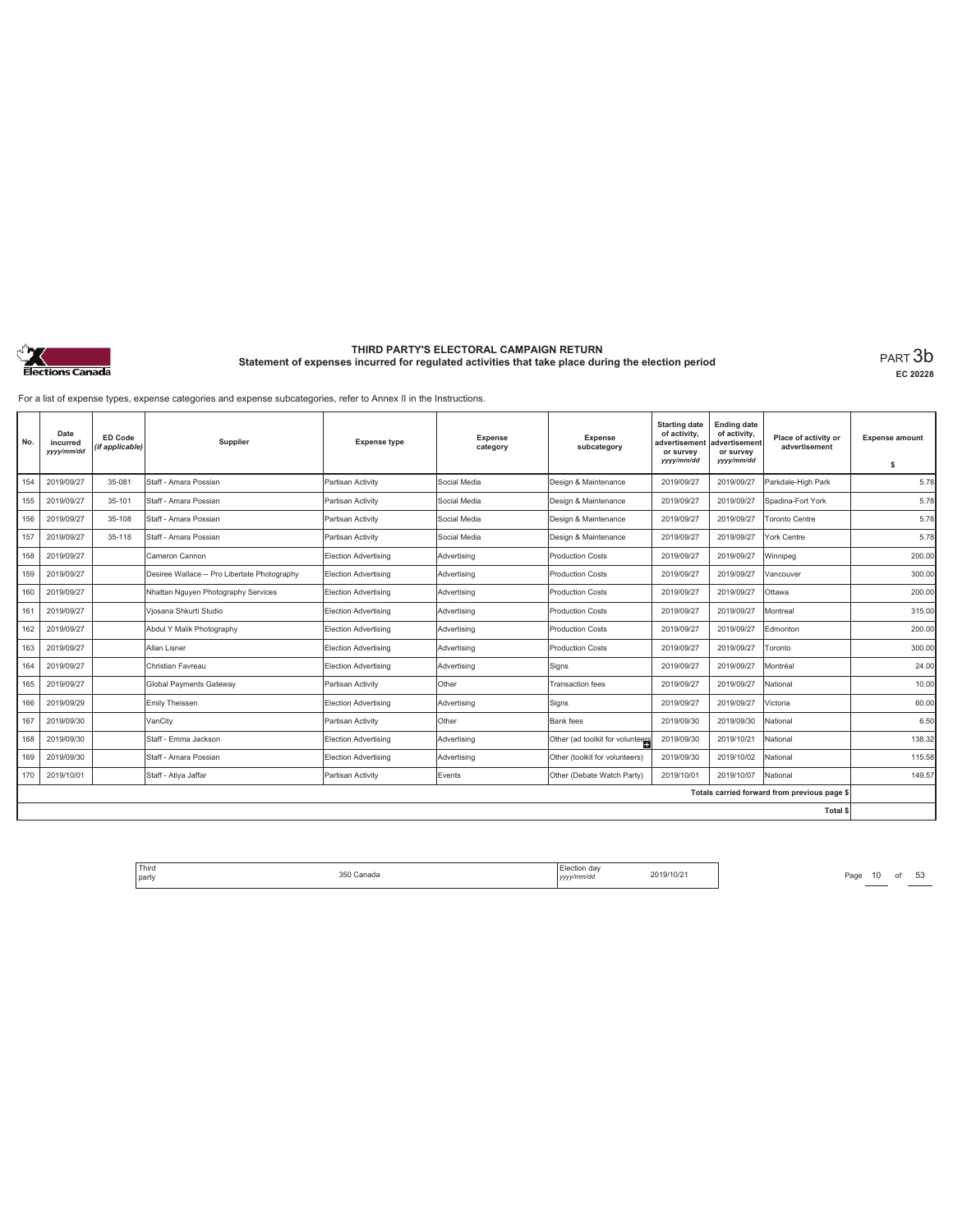**THIRD PARTY'S ELECTORAL CAMPAIGN RETURN**
**Statement of expenses incurred for regulated activities that take place during the election period**

PART 3b
EC 20228

For a list of expense types, expense categories and expense subcategories, refer to Annex II in the Instructions.

| No. | Date incurred yyyy/mm/dd | ED Code (if applicable) | Supplier | Expense type | Expense category | Expense subcategory | Starting date of activity, advertisement or survey yyyy/mm/dd | Ending date of activity, advertisement or survey yyyy/mm/dd | Place of activity or advertisement | Expense amount $ |
|---|---|---|---|---|---|---|---|---|---|---|
| 154 | 2019/09/27 | 35-081 | Staff - Amara Possian | Partisan Activity | Social Media | Design & Maintenance | 2019/09/27 | 2019/09/27 | Parkdale-High Park | 5.78 |
| 155 | 2019/09/27 | 35-101 | Staff - Amara Possian | Partisan Activity | Social Media | Design & Maintenance | 2019/09/27 | 2019/09/27 | Spadina-Fort York | 5.78 |
| 156 | 2019/09/27 | 35-108 | Staff - Amara Possian | Partisan Activity | Social Media | Design & Maintenance | 2019/09/27 | 2019/09/27 | Toronto Centre | 5.78 |
| 157 | 2019/09/27 | 35-118 | Staff - Amara Possian | Partisan Activity | Social Media | Design & Maintenance | 2019/09/27 | 2019/09/27 | York Centre | 5.78 |
| 158 | 2019/09/27 | | Cameron Cannon | Election Advertising | Advertising | Production Costs | 2019/09/27 | 2019/09/27 | Winnipeg | 200.00 |
| 159 | 2019/09/27 | | Desiree Wallace -- Pro Libertate Photography | Election Advertising | Advertising | Production Costs | 2019/09/27 | 2019/09/27 | Vancouver | 300.00 |
| 160 | 2019/09/27 | | Nhattan Nguyen Photography Services | Election Advertising | Advertising | Production Costs | 2019/09/27 | 2019/09/27 | Ottawa | 200.00 |
| 161 | 2019/09/27 | | Vjosana Shkurti Studio | Election Advertising | Advertising | Production Costs | 2019/09/27 | 2019/09/27 | Montreal | 315.00 |
| 162 | 2019/09/27 | | Abdul Y Malik Photography | Election Advertising | Advertising | Production Costs | 2019/09/27 | 2019/09/27 | Edmonton | 200.00 |
| 163 | 2019/09/27 | | Allan Lisner | Election Advertising | Advertising | Production Costs | 2019/09/27 | 2019/09/27 | Toronto | 300.00 |
| 164 | 2019/09/27 | | Christian Favreau | Election Advertising | Advertising | Signs | 2019/09/27 | 2019/09/27 | Montréal | 24.00 |
| 165 | 2019/09/27 | | Global Payments Gateway | Partisan Activity | Other | Transaction fees | 2019/09/27 | 2019/09/27 | National | 10.00 |
| 166 | 2019/09/29 | | Emily Theissen | Election Advertising | Advertising | Signs | 2019/09/27 | 2019/09/27 | Victoria | 60.00 |
| 167 | 2019/09/30 | | VanCity | Partisan Activity | Other | Bank fees | 2019/09/30 | 2019/09/30 | National | 6.50 |
| 168 | 2019/09/30 | | Staff - Emma Jackson | Election Advertising | Advertising | Other (ad toolkit for volunteers | 2019/09/30 | 2019/10/21 | National | 138.32 |
| 169 | 2019/09/30 | | Staff - Amara Possian | Election Advertising | Advertising | Other (toolkit for volunteers) | 2019/09/30 | 2019/10/02 | National | 115.58 |
| 170 | 2019/10/01 | | Staff - Atiya Jaffar | Partisan Activity | Events | Other (Debate Watch Party) | 2019/10/01 | 2019/10/07 | National | 149.57 |
| | | | | | | | | | Totals carried forward from previous page $ | |
| | | | | | | | | | Total $ | |

Third party: 350 Canada | Election day yyyy/mm/dd: 2019/10/21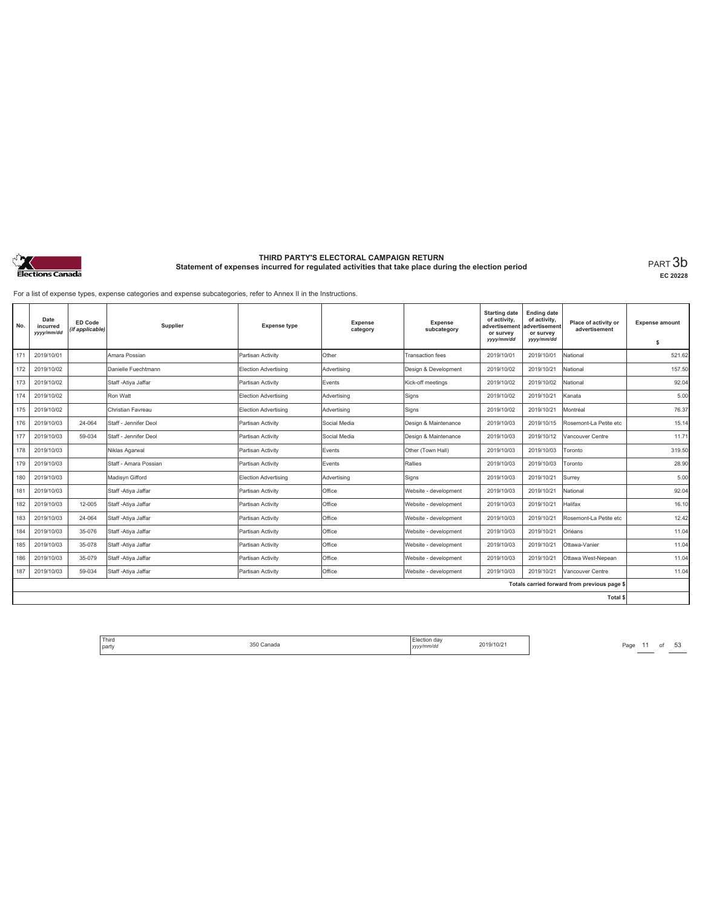# THIRD PARTY'S ELECTORAL CAMPAIGN RETURN

## Statement of expenses incurred for regulated activities that take place during the election period

PART 3b

EC 20228

For a list of expense types, expense categories and expense subcategories, refer to Annex II in the Instructions.

| No. | Date incurred yyyy/mm/dd | ED Code (if applicable) | Supplier | Expense type | Expense category | Expense subcategory | Starting date of activity, advertisement or survey yyyy/mm/dd | Ending date of activity, advertisement or survey yyyy/mm/dd | Place of activity or advertisement | Expense amount $ |
|---|---|---|---|---|---|---|---|---|---|---|
| 171 | 2019/10/01 | | Amara Possian | Partisan Activity | Other | Transaction fees | 2019/10/01 | 2019/10/01 | National | 521.62 |
| 172 | 2019/10/02 | | Danielle Fuechtmann | Election Advertising | Advertising | Design & Development | 2019/10/02 | 2019/10/21 | National | 157.50 |
| 173 | 2019/10/02 | | Staff -Atiya Jaffar | Partisan Activity | Events | Kick-off meetings | 2019/10/02 | 2019/10/02 | National | 92.04 |
| 174 | 2019/10/02 | | Ron Watt | Election Advertising | Advertising | Signs | 2019/10/02 | 2019/10/21 | Kanata | 5.00 |
| 175 | 2019/10/02 | | Christian Favreau | Election Advertising | Advertising | Signs | 2019/10/02 | 2019/10/21 | Montréal | 76.37 |
| 176 | 2019/10/03 | 24-064 | Staff - Jennifer Deol | Partisan Activity | Social Media | Design & Maintenance | 2019/10/03 | 2019/10/15 | Rosemont-La Petite etc | 15.14 |
| 177 | 2019/10/03 | 59-034 | Staff - Jennifer Deol | Partisan Activity | Social Media | Design & Maintenance | 2019/10/03 | 2019/10/12 | Vancouver Centre | 11.71 |
| 178 | 2019/10/03 | | Niklas Agarwal | Partisan Activity | Events | Other (Town Hall) | 2019/10/03 | 2019/10/03 | Toronto | 319.50 |
| 179 | 2019/10/03 | | Staff - Amara Possian | Partisan Activity | Events | Rallies | 2019/10/03 | 2019/10/03 | Toronto | 28.90 |
| 180 | 2019/10/03 | | Madisyn Gifford | Election Advertising | Advertising | Signs | 2019/10/03 | 2019/10/21 | Surrey | 5.00 |
| 181 | 2019/10/03 | | Staff -Atiya Jaffar | Partisan Activity | Office | Website - development | 2019/10/03 | 2019/10/21 | National | 92.04 |
| 182 | 2019/10/03 | 12-005 | Staff -Atiya Jaffar | Partisan Activity | Office | Website - development | 2019/10/03 | 2019/10/21 | Halifax | 16.10 |
| 183 | 2019/10/03 | 24-064 | Staff -Atiya Jaffar | Partisan Activity | Office | Website - development | 2019/10/03 | 2019/10/21 | Rosemont-La Petite etc | 12.42 |
| 184 | 2019/10/03 | 35-076 | Staff -Atiya Jaffar | Partisan Activity | Office | Website - development | 2019/10/03 | 2019/10/21 | Orléans | 11.04 |
| 185 | 2019/10/03 | 35-078 | Staff -Atiya Jaffar | Partisan Activity | Office | Website - development | 2019/10/03 | 2019/10/21 | Ottawa-Vanier | 11.04 |
| 186 | 2019/10/03 | 35-079 | Staff -Atiya Jaffar | Partisan Activity | Office | Website - development | 2019/10/03 | 2019/10/21 | Ottawa West-Nepean | 11.04 |
| 187 | 2019/10/03 | 59-034 | Staff -Atiya Jaffar | Partisan Activity | Office | Website - development | 2019/10/03 | 2019/10/21 | Vancouver Centre | 11.04 |
| | | | | | | | | | Totals carried forward from previous page $ | |
| | | | | | | | | | Total $ | |

| Third party | 350 Canada | Election day yyyy/mm/dd | 2019/10/21 |
|---|---|---|---|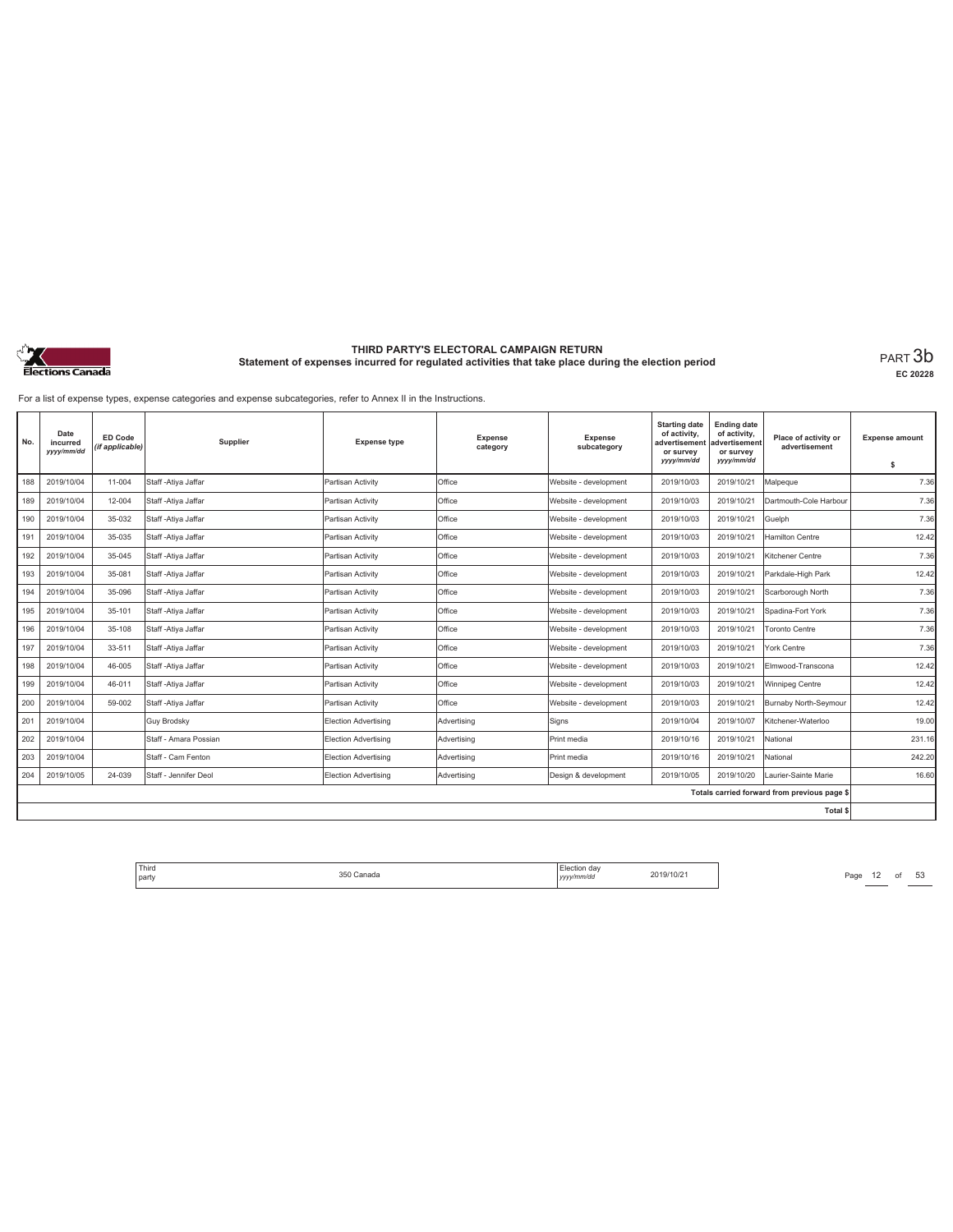# THIRD PARTY'S ELECTORAL CAMPAIGN RETURN

## Statement of expenses incurred for regulated activities that take place during the election period

PART 3b

EC 20228

For a list of expense types, expense categories and expense subcategories, refer to Annex II in the Instructions.

| No. | Date incurred yyyy/mm/dd | ED Code (if applicable) | Supplier | Expense type | Expense category | Expense subcategory | Starting date of activity, advertisement or survey yyyy/mm/dd | Ending date of activity, advertisement or survey yyyy/mm/dd | Place of activity or advertisement | Expense amount $ |
|---|---|---|---|---|---|---|---|---|---|---|
| 188 | 2019/10/04 | 11-004 | Staff -Atiya Jaffar | Partisan Activity | Office | Website - development | 2019/10/03 | 2019/10/21 | Malpeque | 7.36 |
| 189 | 2019/10/04 | 12-004 | Staff -Atiya Jaffar | Partisan Activity | Office | Website - development | 2019/10/03 | 2019/10/21 | Dartmouth-Cole Harbour | 7.36 |
| 190 | 2019/10/04 | 35-032 | Staff -Atiya Jaffar | Partisan Activity | Office | Website - development | 2019/10/03 | 2019/10/21 | Guelph | 7.36 |
| 191 | 2019/10/04 | 35-035 | Staff -Atiya Jaffar | Partisan Activity | Office | Website - development | 2019/10/03 | 2019/10/21 | Hamilton Centre | 12.42 |
| 192 | 2019/10/04 | 35-045 | Staff -Atiya Jaffar | Partisan Activity | Office | Website - development | 2019/10/03 | 2019/10/21 | Kitchener Centre | 7.36 |
| 193 | 2019/10/04 | 35-081 | Staff -Atiya Jaffar | Partisan Activity | Office | Website - development | 2019/10/03 | 2019/10/21 | Parkdale-High Park | 12.42 |
| 194 | 2019/10/04 | 35-096 | Staff -Atiya Jaffar | Partisan Activity | Office | Website - development | 2019/10/03 | 2019/10/21 | Scarborough North | 7.36 |
| 195 | 2019/10/04 | 35-101 | Staff -Atiya Jaffar | Partisan Activity | Office | Website - development | 2019/10/03 | 2019/10/21 | Spadina-Fort York | 7.36 |
| 196 | 2019/10/04 | 35-108 | Staff -Atiya Jaffar | Partisan Activity | Office | Website - development | 2019/10/03 | 2019/10/21 | Toronto Centre | 7.36 |
| 197 | 2019/10/04 | 33-511 | Staff -Atiya Jaffar | Partisan Activity | Office | Website - development | 2019/10/03 | 2019/10/21 | York Centre | 7.36 |
| 198 | 2019/10/04 | 46-005 | Staff -Atiya Jaffar | Partisan Activity | Office | Website - development | 2019/10/03 | 2019/10/21 | Elmwood-Transcona | 12.42 |
| 199 | 2019/10/04 | 46-011 | Staff -Atiya Jaffar | Partisan Activity | Office | Website - development | 2019/10/03 | 2019/10/21 | Winnipeg Centre | 12.42 |
| 200 | 2019/10/04 | 59-002 | Staff -Atiya Jaffar | Partisan Activity | Office | Website - development | 2019/10/03 | 2019/10/21 | Burnaby North-Seymour | 12.42 |
| 201 | 2019/10/04 | | Guy Brodsky | Election Advertising | Advertising | Signs | 2019/10/04 | 2019/10/07 | Kitchener-Waterloo | 19.00 |
| 202 | 2019/10/04 | | Staff - Amara Possian | Election Advertising | Advertising | Print media | 2019/10/16 | 2019/10/21 | National | 231.16 |
| 203 | 2019/10/04 | | Staff - Cam Fenton | Election Advertising | Advertising | Print media | 2019/10/16 | 2019/10/21 | National | 242.20 |
| 204 | 2019/10/05 | 24-039 | Staff - Jennifer Deol | Election Advertising | Advertising | Design & development | 2019/10/05 | 2019/10/20 | Laurier-Sainte Marie | 16.60 |
| | | | | | | | | | Totals carried forward from previous page $ | |
| | | | | | | | | | Total $ | |

| Third party | 350 Canada | Election day yyyy/mm/dd | 2019/10/21 |
|---|---|---|---|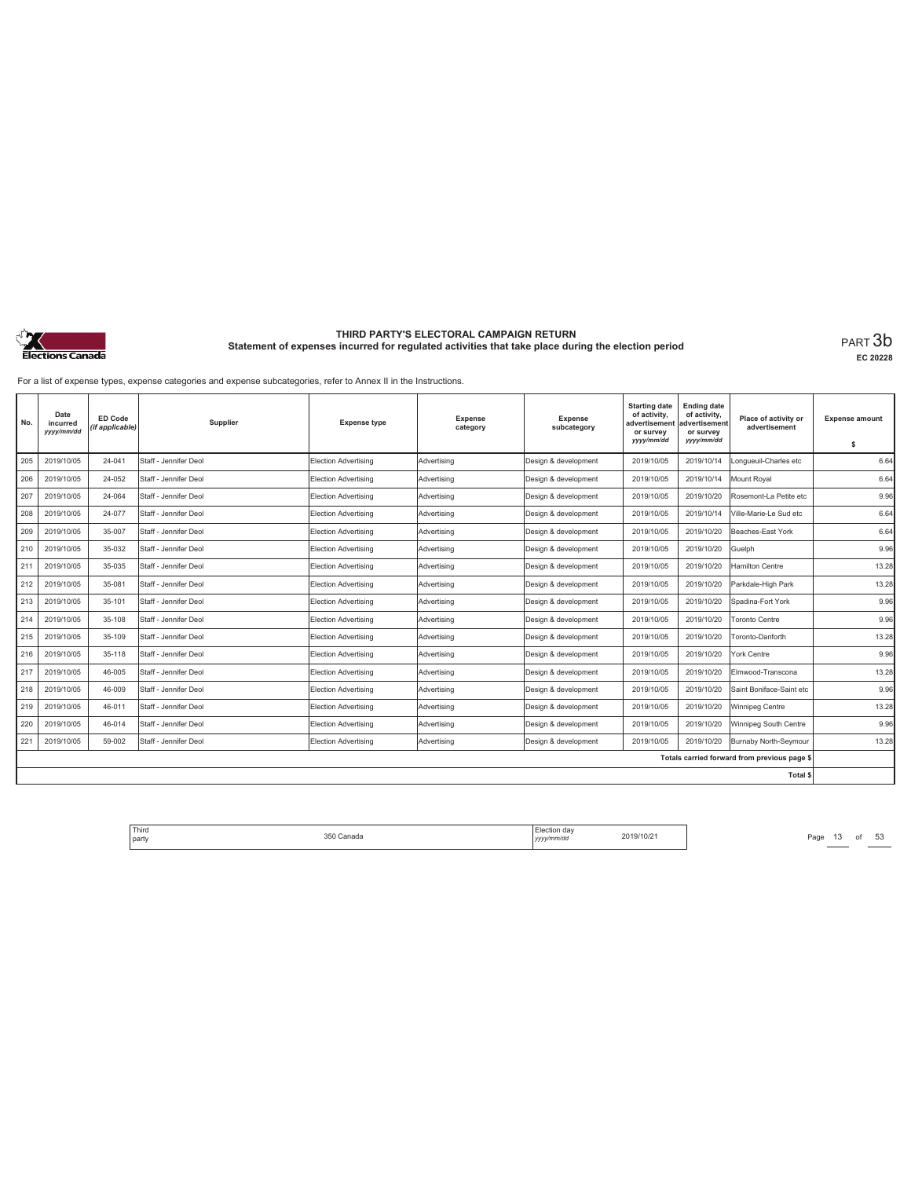# THIRD PARTY'S ELECTORAL CAMPAIGN RETURN

## Statement of expenses incurred for regulated activities that take place during the election period

PART 3b

EC 20228

For a list of expense types, expense categories and expense subcategories, refer to Annex II in the Instructions.

| No. | Date incurred yyyy/mm/dd | ED Code (if applicable) | Supplier | Expense type | Expense category | Expense subcategory | Starting date of activity, advertisement or survey yyyy/mm/dd | Ending date of activity, advertisement or survey yyyy/mm/dd | Place of activity or advertisement | Expense amount $ |
|---|---|---|---|---|---|---|---|---|---|---|
| 205 | 2019/10/05 | 24-041 | Staff - Jennifer Deol | Election Advertising | Advertising | Design & development | 2019/10/05 | 2019/10/14 | Longueuil-Charles etc | 6.64 |
| 206 | 2019/10/05 | 24-052 | Staff - Jennifer Deol | Election Advertising | Advertising | Design & development | 2019/10/05 | 2019/10/14 | Mount Royal | 6.64 |
| 207 | 2019/10/05 | 24-064 | Staff - Jennifer Deol | Election Advertising | Advertising | Design & development | 2019/10/05 | 2019/10/20 | Rosemont-La Petite etc | 9.96 |
| 208 | 2019/10/05 | 24-077 | Staff - Jennifer Deol | Election Advertising | Advertising | Design & development | 2019/10/05 | 2019/10/14 | Ville-Marie-Le Sud etc | 6.64 |
| 209 | 2019/10/05 | 35-007 | Staff - Jennifer Deol | Election Advertising | Advertising | Design & development | 2019/10/05 | 2019/10/20 | Beaches-East York | 6.64 |
| 210 | 2019/10/05 | 35-032 | Staff - Jennifer Deol | Election Advertising | Advertising | Design & development | 2019/10/05 | 2019/10/20 | Guelph | 9.96 |
| 211 | 2019/10/05 | 35-035 | Staff - Jennifer Deol | Election Advertising | Advertising | Design & development | 2019/10/05 | 2019/10/20 | Hamilton Centre | 13.28 |
| 212 | 2019/10/05 | 35-081 | Staff - Jennifer Deol | Election Advertising | Advertising | Design & development | 2019/10/05 | 2019/10/20 | Parkdale-High Park | 13.28 |
| 213 | 2019/10/05 | 35-101 | Staff - Jennifer Deol | Election Advertising | Advertising | Design & development | 2019/10/05 | 2019/10/20 | Spadina-Fort York | 9.96 |
| 214 | 2019/10/05 | 35-108 | Staff - Jennifer Deol | Election Advertising | Advertising | Design & development | 2019/10/05 | 2019/10/20 | Toronto Centre | 9.96 |
| 215 | 2019/10/05 | 35-109 | Staff - Jennifer Deol | Election Advertising | Advertising | Design & development | 2019/10/05 | 2019/10/20 | Toronto-Danforth | 13.28 |
| 216 | 2019/10/05 | 35-118 | Staff - Jennifer Deol | Election Advertising | Advertising | Design & development | 2019/10/05 | 2019/10/20 | York Centre | 9.96 |
| 217 | 2019/10/05 | 46-005 | Staff - Jennifer Deol | Election Advertising | Advertising | Design & development | 2019/10/05 | 2019/10/20 | Elmwood-Transcona | 13.28 |
| 218 | 2019/10/05 | 46-009 | Staff - Jennifer Deol | Election Advertising | Advertising | Design & development | 2019/10/05 | 2019/10/20 | Saint Boniface-Saint etc | 9.96 |
| 219 | 2019/10/05 | 46-011 | Staff - Jennifer Deol | Election Advertising | Advertising | Design & development | 2019/10/05 | 2019/10/20 | Winnipeg Centre | 13.28 |
| 220 | 2019/10/05 | 46-014 | Staff - Jennifer Deol | Election Advertising | Advertising | Design & development | 2019/10/05 | 2019/10/20 | Winnipeg South Centre | 9.96 |
| 221 | 2019/10/05 | 59-002 | Staff - Jennifer Deol | Election Advertising | Advertising | Design & development | 2019/10/05 | 2019/10/20 | Burnaby North-Seymour | 13.28 |
| | | | | | | | | | Totals carried forward from previous page $ | |
| | | | | | | | | | Total $ | |

Third party: 350 Canada

Election day yyyy/mm/dd: 2019/10/21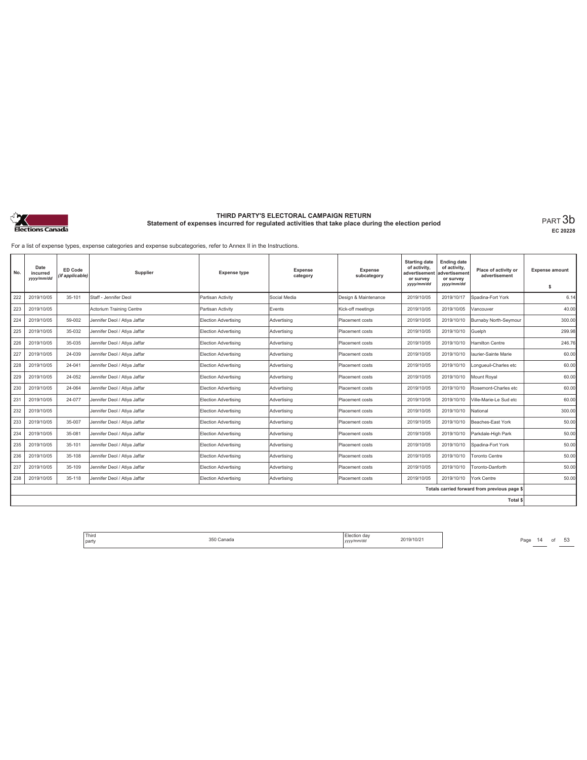# THIRD PARTY'S ELECTORAL CAMPAIGN RETURN

## Statement of expenses incurred for regulated activities that take place during the election period

PART 3b

EC 20228

For a list of expense types, expense categories and expense subcategories, refer to Annex II in the Instructions.

| No. | Date incurred yyyy/mm/dd | ED Code (if applicable) | Supplier | Expense type | Expense category | Expense subcategory | Starting date of activity, advertisement or survey yyyy/mm/dd | Ending date of activity, advertisement or survey yyyy/mm/dd | Place of activity or advertisement | Expense amount $ |
|---|---|---|---|---|---|---|---|---|---|---|
| 222 | 2019/10/05 | 35-101 | Staff - Jennifer Deol | Partisan Activity | Social Media | Design & Maintenance | 2019/10/05 | 2019/10/17 | Spadina-Fort York | 6.14 |
| 223 | 2019/10/05 | | Actorium Training Centre | Partisan Activity | Events | Kick-off meetings | 2019/10/05 | 2019/10/05 | Vancouver | 40.00 |
| 224 | 2019/10/05 | 59-002 | Jennifer Deol / Atiya Jaffar | Election Advertising | Advertising | Placement costs | 2019/10/05 | 2019/10/10 | Burnaby North-Seymour | 300.00 |
| 225 | 2019/10/05 | 35-032 | Jennifer Deol / Atiya Jaffar | Election Advertising | Advertising | Placement costs | 2019/10/05 | 2019/10/10 | Guelph | 299.98 |
| 226 | 2019/10/05 | 35-035 | Jennifer Deol / Atiya Jaffar | Election Advertising | Advertising | Placement costs | 2019/10/05 | 2019/10/10 | Hamilton Centre | 246.76 |
| 227 | 2019/10/05 | 24-039 | Jennifer Deol / Atiya Jaffar | Election Advertising | Advertising | Placement costs | 2019/10/05 | 2019/10/10 | laurier-Sainte Marie | 60.00 |
| 228 | 2019/10/05 | 24-041 | Jennifer Deol / Atiya Jaffar | Election Advertising | Advertising | Placement costs | 2019/10/05 | 2019/10/10 | Longueuil-Charles etc | 60.00 |
| 229 | 2019/10/05 | 24-052 | Jennifer Deol / Atiya Jaffar | Election Advertising | Advertising | Placement costs | 2019/10/05 | 2019/10/10 | Mount Royal | 60.00 |
| 230 | 2019/10/05 | 24-064 | Jennifer Deol / Atiya Jaffar | Election Advertising | Advertising | Placement costs | 2019/10/05 | 2019/10/10 | Rosemont-Charles etc | 60.00 |
| 231 | 2019/10/05 | 24-077 | Jennifer Deol / Atiya Jaffar | Election Advertising | Advertising | Placement costs | 2019/10/05 | 2019/10/10 | Ville-Marie-Le Sud etc | 60.00 |
| 232 | 2019/10/05 | | Jennifer Deol / Atiya Jaffar | Election Advertising | Advertising | Placement costs | 2019/10/05 | 2019/10/10 | National | 300.00 |
| 233 | 2019/10/05 | 35-007 | Jennifer Deol / Atiya Jaffar | Election Advertising | Advertising | Placement costs | 2019/10/05 | 2019/10/10 | Beaches-East York | 50.00 |
| 234 | 2019/10/05 | 35-081 | Jennifer Deol / Atiya Jaffar | Election Advertising | Advertising | Placement costs | 2019/10/05 | 2019/10/10 | Parkdale-High Park | 50.00 |
| 235 | 2019/10/05 | 35-101 | Jennifer Deol / Atiya Jaffar | Election Advertising | Advertising | Placement costs | 2019/10/05 | 2019/10/10 | Spadina-Fort York | 50.00 |
| 236 | 2019/10/05 | 35-108 | Jennifer Deol / Atiya Jaffar | Election Advertising | Advertising | Placement costs | 2019/10/05 | 2019/10/10 | Toronto Centre | 50.00 |
| 237 | 2019/10/05 | 35-109 | Jennifer Deol / Atiya Jaffar | Election Advertising | Advertising | Placement costs | 2019/10/05 | 2019/10/10 | Toronto-Danforth | 50.00 |
| 238 | 2019/10/05 | 35-118 | Jennifer Deol / Atiya Jaffar | Election Advertising | Advertising | Placement costs | 2019/10/05 | 2019/10/10 | York Centre | 50.00 |
| | | | | | | | | | Totals carried forward from previous page $ | |
| | | | | | | | | | Total $ | |

| Third party | 350 Canada | Election day yyyy/mm/dd | 2019/10/21 |
|---|---|---|---|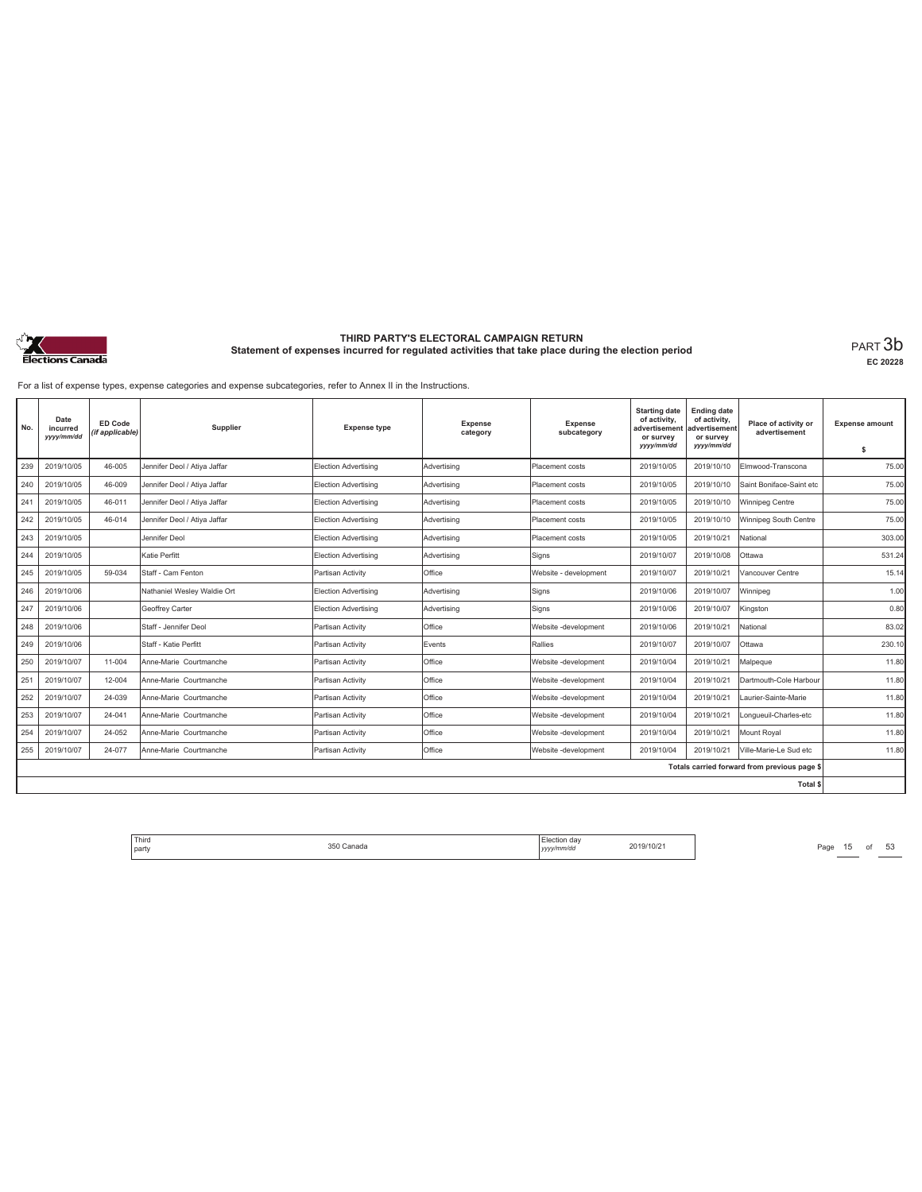# THIRD PARTY'S ELECTORAL CAMPAIGN RETURN

## Statement of expenses incurred for regulated activities that take place during the election period

PART 3b

EC 20228

For a list of expense types, expense categories and expense subcategories, refer to Annex II in the Instructions.

| No. | Date incurred yyyy/mm/dd | ED Code (if applicable) | Supplier | Expense type | Expense category | Expense subcategory | Starting date of activity, advertisement or survey yyyy/mm/dd | Ending date of activity, advertisement or survey yyyy/mm/dd | Place of activity or advertisement | Expense amount $ |
|---|---|---|---|---|---|---|---|---|---|---|
| 239 | 2019/10/05 | 46-005 | Jennifer Deol / Atiya Jaffar | Election Advertising | Advertising | Placement costs | 2019/10/05 | 2019/10/10 | Elmwood-Transcona | 75.00 |
| 240 | 2019/10/05 | 46-009 | Jennifer Deol / Atiya Jaffar | Election Advertising | Advertising | Placement costs | 2019/10/05 | 2019/10/10 | Saint Boniface-Saint etc | 75.00 |
| 241 | 2019/10/05 | 46-011 | Jennifer Deol / Atiya Jaffar | Election Advertising | Advertising | Placement costs | 2019/10/05 | 2019/10/10 | Winnipeg Centre | 75.00 |
| 242 | 2019/10/05 | 46-014 | Jennifer Deol / Atiya Jaffar | Election Advertising | Advertising | Placement costs | 2019/10/05 | 2019/10/10 | Winnipeg South Centre | 75.00 |
| 243 | 2019/10/05 | | Jennifer Deol | Election Advertising | Advertising | Placement costs | 2019/10/05 | 2019/10/21 | National | 303.00 |
| 244 | 2019/10/05 | | Katie Perfitt | Election Advertising | Advertising | Signs | 2019/10/07 | 2019/10/08 | Ottawa | 531.24 |
| 245 | 2019/10/05 | 59-034 | Staff - Cam Fenton | Partisan Activity | Office | Website - development | 2019/10/07 | 2019/10/21 | Vancouver Centre | 15.14 |
| 246 | 2019/10/06 | | Nathaniel Wesley Waldie Ort | Election Advertising | Advertising | Signs | 2019/10/06 | 2019/10/07 | Winnipeg | 1.00 |
| 247 | 2019/10/06 | | Geoffrey Carter | Election Advertising | Advertising | Signs | 2019/10/06 | 2019/10/07 | Kingston | 0.80 |
| 248 | 2019/10/06 | | Staff - Jennifer Deol | Partisan Activity | Office | Website -development | 2019/10/06 | 2019/10/21 | National | 83.02 |
| 249 | 2019/10/06 | | Staff - Katie Perfitt | Partisan Activity | Events | Rallies | 2019/10/07 | 2019/10/07 | Ottawa | 230.10 |
| 250 | 2019/10/07 | 11-004 | Anne-Marie Courtmanche | Partisan Activity | Office | Website -development | 2019/10/04 | 2019/10/21 | Malpeque | 11.80 |
| 251 | 2019/10/07 | 12-004 | Anne-Marie Courtmanche | Partisan Activity | Office | Website -development | 2019/10/04 | 2019/10/21 | Dartmouth-Cole Harbour | 11.80 |
| 252 | 2019/10/07 | 24-039 | Anne-Marie Courtmanche | Partisan Activity | Office | Website -development | 2019/10/04 | 2019/10/21 | Laurier-Sainte-Marie | 11.80 |
| 253 | 2019/10/07 | 24-041 | Anne-Marie Courtmanche | Partisan Activity | Office | Website -development | 2019/10/04 | 2019/10/21 | Longueuil-Charles-etc | 11.80 |
| 254 | 2019/10/07 | 24-052 | Anne-Marie Courtmanche | Partisan Activity | Office | Website -development | 2019/10/04 | 2019/10/21 | Mount Royal | 11.80 |
| 255 | 2019/10/07 | 24-077 | Anne-Marie Courtmanche | Partisan Activity | Office | Website -development | 2019/10/04 | 2019/10/21 | Ville-Marie-Le Sud etc | 11.80 |
| | | | | | | | | | Totals carried forward from previous page $ | |
| | | | | | | | | | Total $ | |

| Third party | 350 Canada | Election day yyyy/mm/dd | 2019/10/21 |
|---|---|---|---|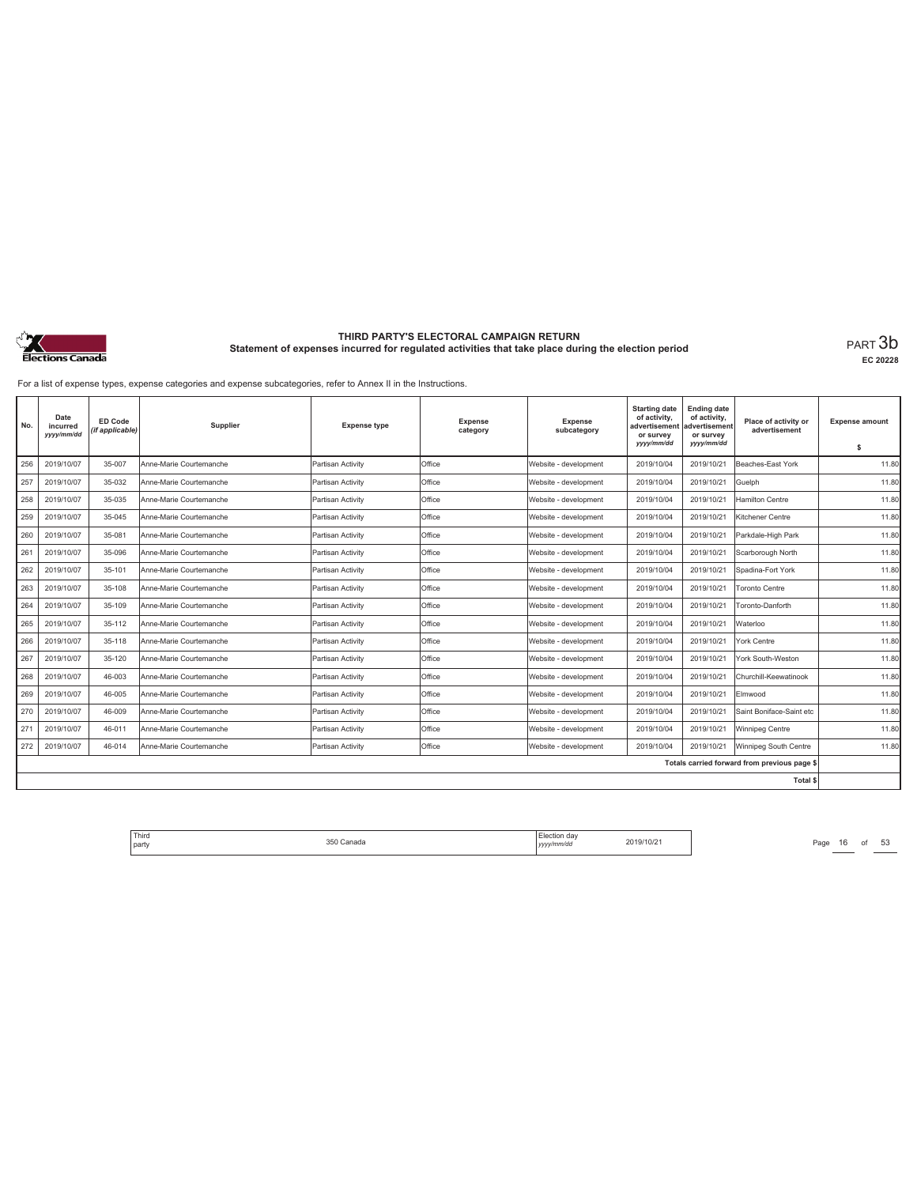# THIRD PARTY'S ELECTORAL CAMPAIGN RETURN

## Statement of expenses incurred for regulated activities that take place during the election period

PART 3b

EC 20228

For a list of expense types, expense categories and expense subcategories, refer to Annex II in the Instructions.

| No. | Date incurred yyyy/mm/dd | ED Code (if applicable) | Supplier | Expense type | Expense category | Expense subcategory | Starting date of activity, advertisement or survey yyyy/mm/dd | Ending date of activity, advertisement or survey yyyy/mm/dd | Place of activity or advertisement | Expense amount $ |
|---|---|---|---|---|---|---|---|---|---|---|
| 256 | 2019/10/07 | 35-007 | Anne-Marie Courtemanche | Partisan Activity | Office | Website - development | 2019/10/04 | 2019/10/21 | Beaches-East York | 11.80 |
| 257 | 2019/10/07 | 35-032 | Anne-Marie Courtemanche | Partisan Activity | Office | Website - development | 2019/10/04 | 2019/10/21 | Guelph | 11.80 |
| 258 | 2019/10/07 | 35-035 | Anne-Marie Courtemanche | Partisan Activity | Office | Website - development | 2019/10/04 | 2019/10/21 | Hamilton Centre | 11.80 |
| 259 | 2019/10/07 | 35-045 | Anne-Marie Courtemanche | Partisan Activity | Office | Website - development | 2019/10/04 | 2019/10/21 | Kitchener Centre | 11.80 |
| 260 | 2019/10/07 | 35-081 | Anne-Marie Courtemanche | Partisan Activity | Office | Website - development | 2019/10/04 | 2019/10/21 | Parkdale-High Park | 11.80 |
| 261 | 2019/10/07 | 35-096 | Anne-Marie Courtemanche | Partisan Activity | Office | Website - development | 2019/10/04 | 2019/10/21 | Scarborough North | 11.80 |
| 262 | 2019/10/07 | 35-101 | Anne-Marie Courtemanche | Partisan Activity | Office | Website - development | 2019/10/04 | 2019/10/21 | Spadina-Fort York | 11.80 |
| 263 | 2019/10/07 | 35-108 | Anne-Marie Courtemanche | Partisan Activity | Office | Website - development | 2019/10/04 | 2019/10/21 | Toronto Centre | 11.80 |
| 264 | 2019/10/07 | 35-109 | Anne-Marie Courtemanche | Partisan Activity | Office | Website - development | 2019/10/04 | 2019/10/21 | Toronto-Danforth | 11.80 |
| 265 | 2019/10/07 | 35-112 | Anne-Marie Courtemanche | Partisan Activity | Office | Website - development | 2019/10/04 | 2019/10/21 | Waterloo | 11.80 |
| 266 | 2019/10/07 | 35-118 | Anne-Marie Courtemanche | Partisan Activity | Office | Website - development | 2019/10/04 | 2019/10/21 | York Centre | 11.80 |
| 267 | 2019/10/07 | 35-120 | Anne-Marie Courtemanche | Partisan Activity | Office | Website - development | 2019/10/04 | 2019/10/21 | York South-Weston | 11.80 |
| 268 | 2019/10/07 | 46-003 | Anne-Marie Courtemanche | Partisan Activity | Office | Website - development | 2019/10/04 | 2019/10/21 | Churchill-Keewatinook | 11.80 |
| 269 | 2019/10/07 | 46-005 | Anne-Marie Courtemanche | Partisan Activity | Office | Website - development | 2019/10/04 | 2019/10/21 | Elmwood | 11.80 |
| 270 | 2019/10/07 | 46-009 | Anne-Marie Courtemanche | Partisan Activity | Office | Website - development | 2019/10/04 | 2019/10/21 | Saint Boniface-Saint etc | 11.80 |
| 271 | 2019/10/07 | 46-011 | Anne-Marie Courtemanche | Partisan Activity | Office | Website - development | 2019/10/04 | 2019/10/21 | Winnipeg Centre | 11.80 |
| 272 | 2019/10/07 | 46-014 | Anne-Marie Courtemanche | Partisan Activity | Office | Website - development | 2019/10/04 | 2019/10/21 | Winnipeg South Centre | 11.80 |
| | | | | | | | | | Totals carried forward from previous page $ | |
| | | | | | | | | | Total $ | |

| Third party | 350 Canada | Election day yyyy/mm/dd | 2019/10/21 |
|---|---|---|---|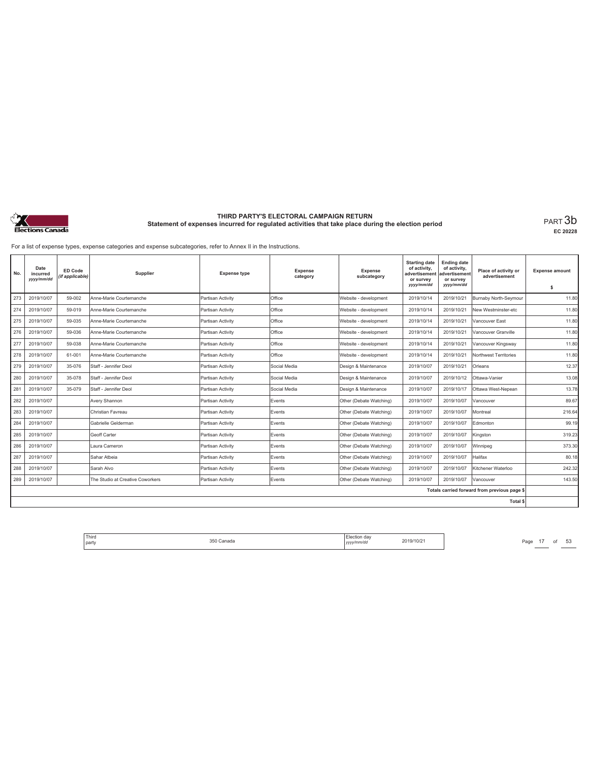# THIRD PARTY'S ELECTORAL CAMPAIGN RETURN

## Statement of expenses incurred for regulated activities that take place during the election period

PART 3b

EC 20228

For a list of expense types, expense categories and expense subcategories, refer to Annex II in the Instructions.

| No. | Date incurred yyyy/mm/dd | ED Code (if applicable) | Supplier | Expense type | Expense category | Expense subcategory | Starting date of activity, advertisement or survey yyyy/mm/dd | Ending date of activity, advertisement or survey yyyy/mm/dd | Place of activity or advertisement | Expense amount $ |
|---|---|---|---|---|---|---|---|---|---|---|
| 273 | 2019/10/07 | 59-002 | Anne-Marie Courtemanche | Partisan Activity | Office | Website - development | 2019/10/14 | 2019/10/21 | Burnaby North-Seymour | 11.80 |
| 274 | 2019/10/07 | 59-019 | Anne-Marie Courtemanche | Partisan Activity | Office | Website - development | 2019/10/14 | 2019/10/21 | New Westminster-etc | 11.80 |
| 275 | 2019/10/07 | 59-035 | Anne-Marie Courtemanche | Partisan Activity | Office | Website - development | 2019/10/14 | 2019/10/21 | Vancouver East | 11.80 |
| 276 | 2019/10/07 | 59-036 | Anne-Marie Courtemanche | Partisan Activity | Office | Website - development | 2019/10/14 | 2019/10/21 | Vancouver Granville | 11.80 |
| 277 | 2019/10/07 | 59-038 | Anne-Marie Courtemanche | Partisan Activity | Office | Website - development | 2019/10/14 | 2019/10/21 | Vancouver Kingsway | 11.80 |
| 278 | 2019/10/07 | 61-001 | Anne-Marie Courtemanche | Partisan Activity | Office | Website - development | 2019/10/14 | 2019/10/21 | Northwest Territories | 11.80 |
| 279 | 2019/10/07 | 35-076 | Staff - Jennifer Deol | Partisan Activity | Social Media | Design & Maintenance | 2019/10/07 | 2019/10/21 | Orleans | 12.37 |
| 280 | 2019/10/07 | 35-078 | Staff - Jennifer Deol | Partisan Activity | Social Media | Design & Maintenance | 2019/10/07 | 2019/10/12 | Ottawa-Vanier | 13.08 |
| 281 | 2019/10/07 | 35-079 | Staff - Jennifer Deol | Partisan Activity | Social Media | Design & Maintenance | 2019/10/07 | 2019/10/17 | Ottawa West-Nepean | 13.78 |
| 282 | 2019/10/07 | | Avery Shannon | Partisan Activity | Events | Other (Debate Watching) | 2019/10/07 | 2019/10/07 | Vancouver | 89.67 |
| 283 | 2019/10/07 | | Christian Favreau | Partisan Activity | Events | Other (Debate Watching) | 2019/10/07 | 2019/10/07 | Montreal | 216.64 |
| 284 | 2019/10/07 | | Gabrielle Gelderman | Partisan Activity | Events | Other (Debate Watching) | 2019/10/07 | 2019/10/07 | Edmonton | 99.19 |
| 285 | 2019/10/07 | | Geoff Carter | Partisan Activity | Events | Other (Debate Watching) | 2019/10/07 | 2019/10/07 | Kingston | 319.23 |
| 286 | 2019/10/07 | | Laura Cameron | Partisan Activity | Events | Other (Debate Watching) | 2019/10/07 | 2019/10/07 | Winnipeg | 373.30 |
| 287 | 2019/10/07 | | Sahar Atbeia | Partisan Activity | Events | Other (Debate Watching) | 2019/10/07 | 2019/10/07 | Halifax | 80.18 |
| 288 | 2019/10/07 | | Sarah Alvo | Partisan Activity | Events | Other (Debate Watching) | 2019/10/07 | 2019/10/07 | Kitchener Waterloo | 242.32 |
| 289 | 2019/10/07 | | The Studio at Creative Coworkers | Partisan Activity | Events | Other (Debate Watching) | 2019/10/07 | 2019/10/07 | Vancouver | 143.50 |
| | | | | | | | | | Totals carried forward from previous page $ | |
| | | | | | | | | | Total $ | |

| Third party | 350 Canada | Election day yyyy/mm/dd | 2019/10/21 |
|---|---|---|---|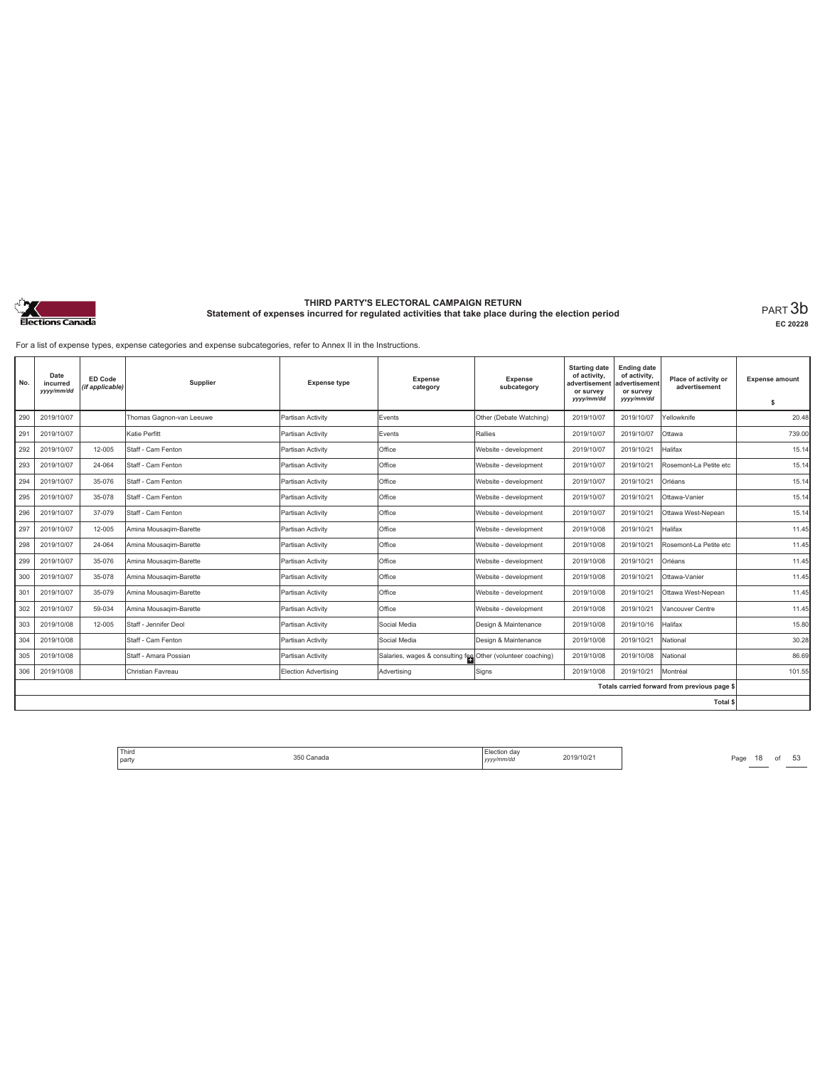# THIRD PARTY'S ELECTORAL CAMPAIGN RETURN

## Statement of expenses incurred for regulated activities that take place during the election period

PART 3b

EC 20228

For a list of expense types, expense categories and expense subcategories, refer to Annex II in the Instructions.

| No. | Date incurred yyyy/mm/dd | ED Code (if applicable) | Supplier | Expense type | Expense category | Expense subcategory | Starting date of activity, advertisement or survey yyyy/mm/dd | Ending date of activity, advertisement or survey yyyy/mm/dd | Place of activity or advertisement | Expense amount $ |
|---|---|---|---|---|---|---|---|---|---|---|
| 290 | 2019/10/07 | | Thomas Gagnon-van Leeuwe | Partisan Activity | Events | Other (Debate Watching) | 2019/10/07 | 2019/10/07 | Yellowknife | 20.48 |
| 291 | 2019/10/07 | | Katie Perfitt | Partisan Activity | Events | Rallies | 2019/10/07 | 2019/10/07 | Ottawa | 739.00 |
| 292 | 2019/10/07 | 12-005 | Staff - Cam Fenton | Partisan Activity | Office | Website - development | 2019/10/07 | 2019/10/21 | Halifax | 15.14 |
| 293 | 2019/10/07 | 24-064 | Staff - Cam Fenton | Partisan Activity | Office | Website - development | 2019/10/07 | 2019/10/21 | Rosemont-La Petite etc | 15.14 |
| 294 | 2019/10/07 | 35-076 | Staff - Cam Fenton | Partisan Activity | Office | Website - development | 2019/10/07 | 2019/10/21 | Orléans | 15.14 |
| 295 | 2019/10/07 | 35-078 | Staff - Cam Fenton | Partisan Activity | Office | Website - development | 2019/10/07 | 2019/10/21 | Ottawa-Vanier | 15.14 |
| 296 | 2019/10/07 | 37-079 | Staff - Cam Fenton | Partisan Activity | Office | Website - development | 2019/10/07 | 2019/10/21 | Ottawa West-Nepean | 15.14 |
| 297 | 2019/10/07 | 12-005 | Amina Mousaqim-Barette | Partisan Activity | Office | Website - development | 2019/10/08 | 2019/10/21 | Halifax | 11.45 |
| 298 | 2019/10/07 | 24-064 | Amina Mousaqim-Barette | Partisan Activity | Office | Website - development | 2019/10/08 | 2019/10/21 | Rosemont-La Petite etc | 11.45 |
| 299 | 2019/10/07 | 35-076 | Amina Mousaqim-Barette | Partisan Activity | Office | Website - development | 2019/10/08 | 2019/10/21 | Orléans | 11.45 |
| 300 | 2019/10/07 | 35-078 | Amina Mousaqim-Barette | Partisan Activity | Office | Website - development | 2019/10/08 | 2019/10/21 | Ottawa-Vanier | 11.45 |
| 301 | 2019/10/07 | 35-079 | Amina Mousaqim-Barette | Partisan Activity | Office | Website - development | 2019/10/08 | 2019/10/21 | Ottawa West-Nepean | 11.45 |
| 302 | 2019/10/07 | 59-034 | Amina Mousaqim-Barette | Partisan Activity | Office | Website - development | 2019/10/08 | 2019/10/21 | Vancouver Centre | 11.45 |
| 303 | 2019/10/08 | 12-005 | Staff - Jennifer Deol | Partisan Activity | Social Media | Design & Maintenance | 2019/10/08 | 2019/10/16 | Halifax | 15.80 |
| 304 | 2019/10/08 | | Staff - Cam Fenton | Partisan Activity | Social Media | Design & Maintenance | 2019/10/08 | 2019/10/21 | National | 30.28 |
| 305 | 2019/10/08 | | Staff - Amara Possian | Partisan Activity | Salaries, wages & consulting fee | Other (volunteer coaching) | 2019/10/08 | 2019/10/08 | National | 86.69 |
| 306 | 2019/10/08 | | Christian Favreau | Election Advertising | Advertising | Signs | 2019/10/08 | 2019/10/21 | Montréal | 101.55 |
| | | | | | | | | | Totals carried forward from previous page $ | |
| | | | | | | | | | Total $ | |

Third party: 350 Canada

Election day yyyy/mm/dd: 2019/10/21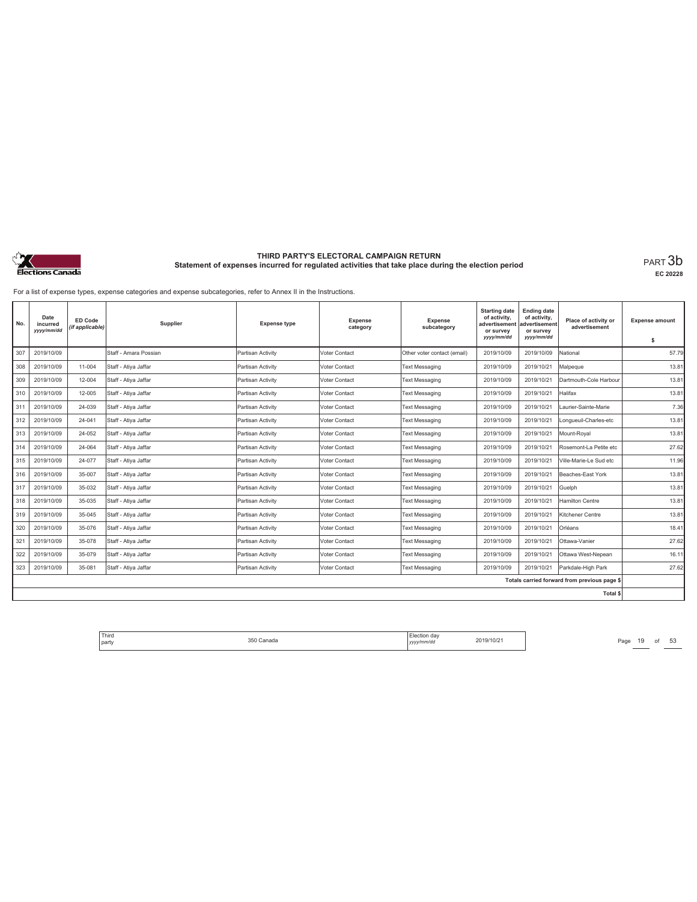# THIRD PARTY'S ELECTORAL CAMPAIGN RETURN

## Statement of expenses incurred for regulated activities that take place during the election period

PART 3b

EC 20228

For a list of expense types, expense categories and expense subcategories, refer to Annex II in the Instructions.

| No. | Date incurred yyyy/mm/dd | ED Code (if applicable) | Supplier | Expense type | Expense category | Expense subcategory | Starting date of activity, advertisement or survey yyyy/mm/dd | Ending date of activity, advertisement or survey yyyy/mm/dd | Place of activity or advertisement | Expense amount $ |
|---|---|---|---|---|---|---|---|---|---|---|
| 307 | 2019/10/09 | | Staff - Amara Possian | Partisan Activity | Voter Contact | Other voter contact (email) | 2019/10/09 | 2019/10/09 | National | 57.79 |
| 308 | 2019/10/09 | 11-004 | Staff - Atiya Jaffar | Partisan Activity | Voter Contact | Text Messaging | 2019/10/09 | 2019/10/21 | Malpeque | 13.81 |
| 309 | 2019/10/09 | 12-004 | Staff - Atiya Jaffar | Partisan Activity | Voter Contact | Text Messaging | 2019/10/09 | 2019/10/21 | Dartmouth-Cole Harbour | 13.81 |
| 310 | 2019/10/09 | 12-005 | Staff - Atiya Jaffar | Partisan Activity | Voter Contact | Text Messaging | 2019/10/09 | 2019/10/21 | Halifax | 13.81 |
| 311 | 2019/10/09 | 24-039 | Staff - Atiya Jaffar | Partisan Activity | Voter Contact | Text Messaging | 2019/10/09 | 2019/10/21 | Laurier-Sainte-Marie | 7.36 |
| 312 | 2019/10/09 | 24-041 | Staff - Atiya Jaffar | Partisan Activity | Voter Contact | Text Messaging | 2019/10/09 | 2019/10/21 | Longueuil-Charles-etc | 13.81 |
| 313 | 2019/10/09 | 24-052 | Staff - Atiya Jaffar | Partisan Activity | Voter Contact | Text Messaging | 2019/10/09 | 2019/10/21 | Mount-Royal | 13.81 |
| 314 | 2019/10/09 | 24-064 | Staff - Atiya Jaffar | Partisan Activity | Voter Contact | Text Messaging | 2019/10/09 | 2019/10/21 | Rosemont-La Petite etc | 27.62 |
| 315 | 2019/10/09 | 24-077 | Staff - Atiya Jaffar | Partisan Activity | Voter Contact | Text Messaging | 2019/10/09 | 2019/10/21 | Ville-Marie-Le Sud etc | 11.96 |
| 316 | 2019/10/09 | 35-007 | Staff - Atiya Jaffar | Partisan Activity | Voter Contact | Text Messaging | 2019/10/09 | 2019/10/21 | Beaches-East York | 13.81 |
| 317 | 2019/10/09 | 35-032 | Staff - Atiya Jaffar | Partisan Activity | Voter Contact | Text Messaging | 2019/10/09 | 2019/10/21 | Guelph | 13.81 |
| 318 | 2019/10/09 | 35-035 | Staff - Atiya Jaffar | Partisan Activity | Voter Contact | Text Messaging | 2019/10/09 | 2019/10/21 | Hamilton Centre | 13.81 |
| 319 | 2019/10/09 | 35-045 | Staff - Atiya Jaffar | Partisan Activity | Voter Contact | Text Messaging | 2019/10/09 | 2019/10/21 | Kitchener Centre | 13.81 |
| 320 | 2019/10/09 | 35-076 | Staff - Atiya Jaffar | Partisan Activity | Voter Contact | Text Messaging | 2019/10/09 | 2019/10/21 | Orléans | 18.41 |
| 321 | 2019/10/09 | 35-078 | Staff - Atiya Jaffar | Partisan Activity | Voter Contact | Text Messaging | 2019/10/09 | 2019/10/21 | Ottawa-Vanier | 27.62 |
| 322 | 2019/10/09 | 35-079 | Staff - Atiya Jaffar | Partisan Activity | Voter Contact | Text Messaging | 2019/10/09 | 2019/10/21 | Ottawa West-Nepean | 16.11 |
| 323 | 2019/10/09 | 35-081 | Staff - Atiya Jaffar | Partisan Activity | Voter Contact | Text Messaging | 2019/10/09 | 2019/10/21 | Parkdale-High Park | 27.62 |
| | | | | | | | | | Totals carried forward from previous page $ | |
| | | | | | | | | | Total $ | |

| Third party | 350 Canada | Election day yyyy/mm/dd | 2019/10/21 |
|---|---|---|---|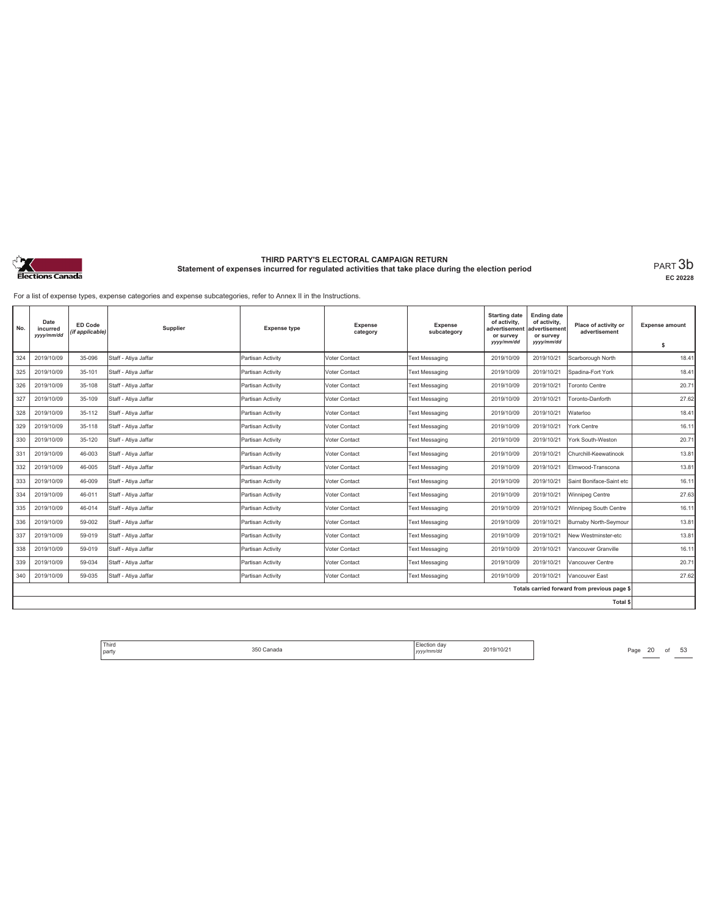# THIRD PARTY'S ELECTORAL CAMPAIGN RETURN

## Statement of expenses incurred for regulated activities that take place during the election period

PART 3b

EC 20228

For a list of expense types, expense categories and expense subcategories, refer to Annex II in the Instructions.

| No. | Date incurred *yyyy/mm/dd* | ED Code *(if applicable)* | Supplier | Expense type | Expense category | Expense subcategory | Starting date of activity, advertisement or survey *yyyy/mm/dd* | Ending date of activity, advertisement or survey *yyyy/mm/dd* | Place of activity or advertisement | Expense amount $ |
|---|---|---|---|---|---|---|---|---|---|---|
| 324 | 2019/10/09 | 35-096 | Staff - Atiya Jaffar | Partisan Activity | Voter Contact | Text Messaging | 2019/10/09 | 2019/10/21 | Scarborough North | 18.41 |
| 325 | 2019/10/09 | 35-101 | Staff - Atiya Jaffar | Partisan Activity | Voter Contact | Text Messaging | 2019/10/09 | 2019/10/21 | Spadina-Fort York | 18.41 |
| 326 | 2019/10/09 | 35-108 | Staff - Atiya Jaffar | Partisan Activity | Voter Contact | Text Messaging | 2019/10/09 | 2019/10/21 | Toronto Centre | 20.71 |
| 327 | 2019/10/09 | 35-109 | Staff - Atiya Jaffar | Partisan Activity | Voter Contact | Text Messaging | 2019/10/09 | 2019/10/21 | Toronto-Danforth | 27.62 |
| 328 | 2019/10/09 | 35-112 | Staff - Atiya Jaffar | Partisan Activity | Voter Contact | Text Messaging | 2019/10/09 | 2019/10/21 | Waterloo | 18.41 |
| 329 | 2019/10/09 | 35-118 | Staff - Atiya Jaffar | Partisan Activity | Voter Contact | Text Messaging | 2019/10/09 | 2019/10/21 | York Centre | 16.11 |
| 330 | 2019/10/09 | 35-120 | Staff - Atiya Jaffar | Partisan Activity | Voter Contact | Text Messaging | 2019/10/09 | 2019/10/21 | York South-Weston | 20.71 |
| 331 | 2019/10/09 | 46-003 | Staff - Atiya Jaffar | Partisan Activity | Voter Contact | Text Messaging | 2019/10/09 | 2019/10/21 | Churchill-Keewatinook | 13.81 |
| 332 | 2019/10/09 | 46-005 | Staff - Atiya Jaffar | Partisan Activity | Voter Contact | Text Messaging | 2019/10/09 | 2019/10/21 | Elmwood-Transcona | 13.81 |
| 333 | 2019/10/09 | 46-009 | Staff - Atiya Jaffar | Partisan Activity | Voter Contact | Text Messaging | 2019/10/09 | 2019/10/21 | Saint Boniface-Saint etc | 16.11 |
| 334 | 2019/10/09 | 46-011 | Staff - Atiya Jaffar | Partisan Activity | Voter Contact | Text Messaging | 2019/10/09 | 2019/10/21 | Winnipeg Centre | 27.63 |
| 335 | 2019/10/09 | 46-014 | Staff - Atiya Jaffar | Partisan Activity | Voter Contact | Text Messaging | 2019/10/09 | 2019/10/21 | Winnipeg South Centre | 16.11 |
| 336 | 2019/10/09 | 59-002 | Staff - Atiya Jaffar | Partisan Activity | Voter Contact | Text Messaging | 2019/10/09 | 2019/10/21 | Burnaby North-Seymour | 13.81 |
| 337 | 2019/10/09 | 59-019 | Staff - Atiya Jaffar | Partisan Activity | Voter Contact | Text Messaging | 2019/10/09 | 2019/10/21 | New Westminster-etc | 13.81 |
| 338 | 2019/10/09 | 59-019 | Staff - Atiya Jaffar | Partisan Activity | Voter Contact | Text Messaging | 2019/10/09 | 2019/10/21 | Vancouver Granville | 16.11 |
| 339 | 2019/10/09 | 59-034 | Staff - Atiya Jaffar | Partisan Activity | Voter Contact | Text Messaging | 2019/10/09 | 2019/10/21 | Vancouver Centre | 20.71 |
| 340 | 2019/10/09 | 59-035 | Staff - Atiya Jaffar | Partisan Activity | Voter Contact | Text Messaging | 2019/10/09 | 2019/10/21 | Vancouver East | 27.62 |
| | | | | | | | | | Totals carried forward from previous page $ | |
| | | | | | | | | | Total $ | |

Third party: 350 Canada

Election day *yyyy/mm/dd*: 2019/10/21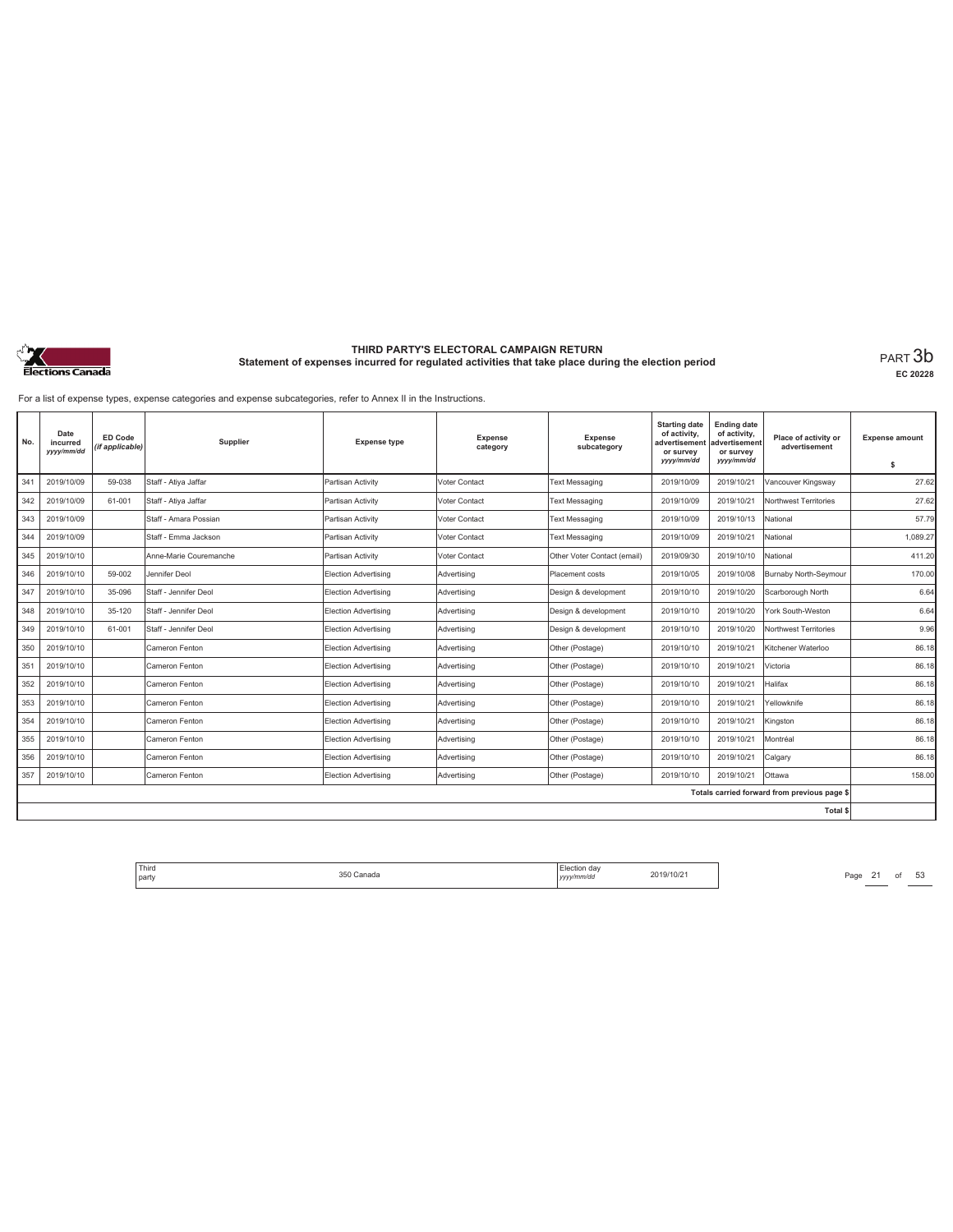# THIRD PARTY'S ELECTORAL CAMPAIGN RETURN
## Statement of expenses incurred for regulated activities that take place during the election period

PART 3b

EC 20228

For a list of expense types, expense categories and expense subcategories, refer to Annex II in the Instructions.

| No. | Date incurred *yyyy/mm/dd* | ED Code *(if applicable)* | Supplier | Expense type | Expense category | Expense subcategory | Starting date of activity, advertisement or survey *yyyy/mm/dd* | Ending date of activity, advertisement or survey *yyyy/mm/dd* | Place of activity or advertisement | Expense amount $ |
|---|---|---|---|---|---|---|---|---|---|---|
| 341 | 2019/10/09 | 59-038 | Staff - Atiya Jaffar | Partisan Activity | Voter Contact | Text Messaging | 2019/10/09 | 2019/10/21 | Vancouver Kingsway | 27.62 |
| 342 | 2019/10/09 | 61-001 | Staff - Atiya Jaffar | Partisan Activity | Voter Contact | Text Messaging | 2019/10/09 | 2019/10/21 | Northwest Territories | 27.62 |
| 343 | 2019/10/09 | | Staff - Amara Possian | Partisan Activity | Voter Contact | Text Messaging | 2019/10/09 | 2019/10/13 | National | 57.79 |
| 344 | 2019/10/09 | | Staff - Emma Jackson | Partisan Activity | Voter Contact | Text Messaging | 2019/10/09 | 2019/10/21 | National | 1,089.27 |
| 345 | 2019/10/10 | | Anne-Marie Couremanche | Partisan Activity | Voter Contact | Other Voter Contact (email) | 2019/09/30 | 2019/10/10 | National | 411.20 |
| 346 | 2019/10/10 | 59-002 | Jennifer Deol | Election Advertising | Advertising | Placement costs | 2019/10/05 | 2019/10/08 | Burnaby North-Seymour | 170.00 |
| 347 | 2019/10/10 | 35-096 | Staff - Jennifer Deol | Election Advertising | Advertising | Design & development | 2019/10/10 | 2019/10/20 | Scarborough North | 6.64 |
| 348 | 2019/10/10 | 35-120 | Staff - Jennifer Deol | Election Advertising | Advertising | Design & development | 2019/10/10 | 2019/10/20 | York South-Weston | 6.64 |
| 349 | 2019/10/10 | 61-001 | Staff - Jennifer Deol | Election Advertising | Advertising | Design & development | 2019/10/10 | 2019/10/20 | Northwest Territories | 9.96 |
| 350 | 2019/10/10 | | Cameron Fenton | Election Advertising | Advertising | Other (Postage) | 2019/10/10 | 2019/10/21 | Kitchener Waterloo | 86.18 |
| 351 | 2019/10/10 | | Cameron Fenton | Election Advertising | Advertising | Other (Postage) | 2019/10/10 | 2019/10/21 | Victoria | 86.18 |
| 352 | 2019/10/10 | | Cameron Fenton | Election Advertising | Advertising | Other (Postage) | 2019/10/10 | 2019/10/21 | Halifax | 86.18 |
| 353 | 2019/10/10 | | Cameron Fenton | Election Advertising | Advertising | Other (Postage) | 2019/10/10 | 2019/10/21 | Yellowknife | 86.18 |
| 354 | 2019/10/10 | | Cameron Fenton | Election Advertising | Advertising | Other (Postage) | 2019/10/10 | 2019/10/21 | Kingston | 86.18 |
| 355 | 2019/10/10 | | Cameron Fenton | Election Advertising | Advertising | Other (Postage) | 2019/10/10 | 2019/10/21 | Montréal | 86.18 |
| 356 | 2019/10/10 | | Cameron Fenton | Election Advertising | Advertising | Other (Postage) | 2019/10/10 | 2019/10/21 | Calgary | 86.18 |
| 357 | 2019/10/10 | | Cameron Fenton | Election Advertising | Advertising | Other (Postage) | 2019/10/10 | 2019/10/21 | Ottawa | 158.00 |
| | | | | | | | | | Totals carried forward from previous page $ | |
| | | | | | | | | | Total $ | |

Third party: 350 Canada — Election day *yyyy/mm/dd*: 2019/10/21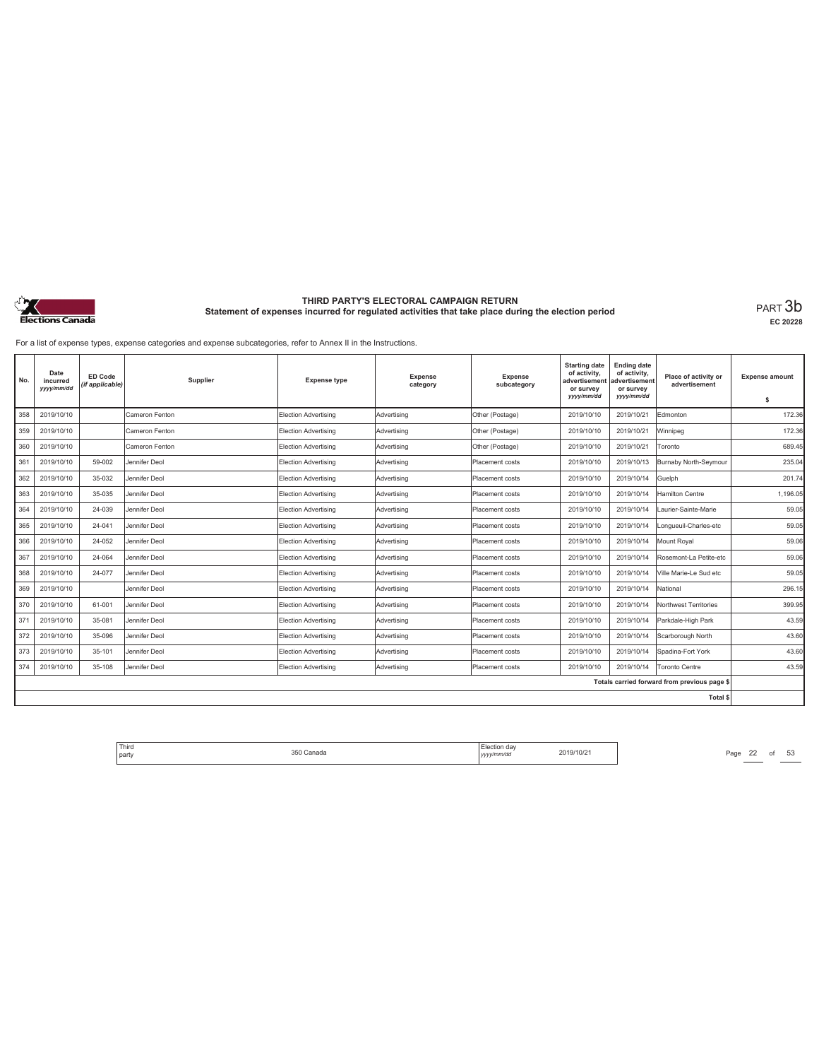**THIRD PARTY'S ELECTORAL CAMPAIGN RETURN**
**Statement of expenses incurred for regulated activities that take place during the election period**

PART 3b
EC 20228

For a list of expense types, expense categories and expense subcategories, refer to Annex II in the Instructions.

| No. | Date incurred yyyy/mm/dd | ED Code (if applicable) | Supplier | Expense type | Expense category | Expense subcategory | Starting date of activity, advertisement or survey yyyy/mm/dd | Ending date of activity, advertisement or survey yyyy/mm/dd | Place of activity or advertisement | Expense amount $ |
|---|---|---|---|---|---|---|---|---|---|---|
| 358 | 2019/10/10 | | Cameron Fenton | Election Advertising | Advertising | Other (Postage) | 2019/10/10 | 2019/10/21 | Edmonton | 172.36 |
| 359 | 2019/10/10 | | Cameron Fenton | Election Advertising | Advertising | Other (Postage) | 2019/10/10 | 2019/10/21 | Winnipeg | 172.36 |
| 360 | 2019/10/10 | | Cameron Fenton | Election Advertising | Advertising | Other (Postage) | 2019/10/10 | 2019/10/21 | Toronto | 689.45 |
| 361 | 2019/10/10 | 59-002 | Jennifer Deol | Election Advertising | Advertising | Placement costs | 2019/10/10 | 2019/10/13 | Burnaby North-Seymour | 235.04 |
| 362 | 2019/10/10 | 35-032 | Jennifer Deol | Election Advertising | Advertising | Placement costs | 2019/10/10 | 2019/10/14 | Guelph | 201.74 |
| 363 | 2019/10/10 | 35-035 | Jennifer Deol | Election Advertising | Advertising | Placement costs | 2019/10/10 | 2019/10/14 | Hamilton Centre | 1,196.05 |
| 364 | 2019/10/10 | 24-039 | Jennifer Deol | Election Advertising | Advertising | Placement costs | 2019/10/10 | 2019/10/14 | Laurier-Sainte-Marie | 59.05 |
| 365 | 2019/10/10 | 24-041 | Jennifer Deol | Election Advertising | Advertising | Placement costs | 2019/10/10 | 2019/10/14 | Longueuil-Charles-etc | 59.05 |
| 366 | 2019/10/10 | 24-052 | Jennifer Deol | Election Advertising | Advertising | Placement costs | 2019/10/10 | 2019/10/14 | Mount Royal | 59.06 |
| 367 | 2019/10/10 | 24-064 | Jennifer Deol | Election Advertising | Advertising | Placement costs | 2019/10/10 | 2019/10/14 | Rosemont-La Petite-etc | 59.06 |
| 368 | 2019/10/10 | 24-077 | Jennifer Deol | Election Advertising | Advertising | Placement costs | 2019/10/10 | 2019/10/14 | Ville Marie-Le Sud etc | 59.05 |
| 369 | 2019/10/10 | | Jennifer Deol | Election Advertising | Advertising | Placement costs | 2019/10/10 | 2019/10/14 | National | 296.15 |
| 370 | 2019/10/10 | 61-001 | Jennifer Deol | Election Advertising | Advertising | Placement costs | 2019/10/10 | 2019/10/14 | Northwest Territories | 399.95 |
| 371 | 2019/10/10 | 35-081 | Jennifer Deol | Election Advertising | Advertising | Placement costs | 2019/10/10 | 2019/10/14 | Parkdale-High Park | 43.59 |
| 372 | 2019/10/10 | 35-096 | Jennifer Deol | Election Advertising | Advertising | Placement costs | 2019/10/10 | 2019/10/14 | Scarborough North | 43.60 |
| 373 | 2019/10/10 | 35-101 | Jennifer Deol | Election Advertising | Advertising | Placement costs | 2019/10/10 | 2019/10/14 | Spadina-Fort York | 43.60 |
| 374 | 2019/10/10 | 35-108 | Jennifer Deol | Election Advertising | Advertising | Placement costs | 2019/10/10 | 2019/10/14 | Toronto Centre | 43.59 |
| | | | | | | | | | Totals carried forward from previous page $ | |
| | | | | | | | | | Total $ | |

| Third party | 350 Canada | Election day yyyy/mm/dd | 2019/10/21 |
|---|---|---|---|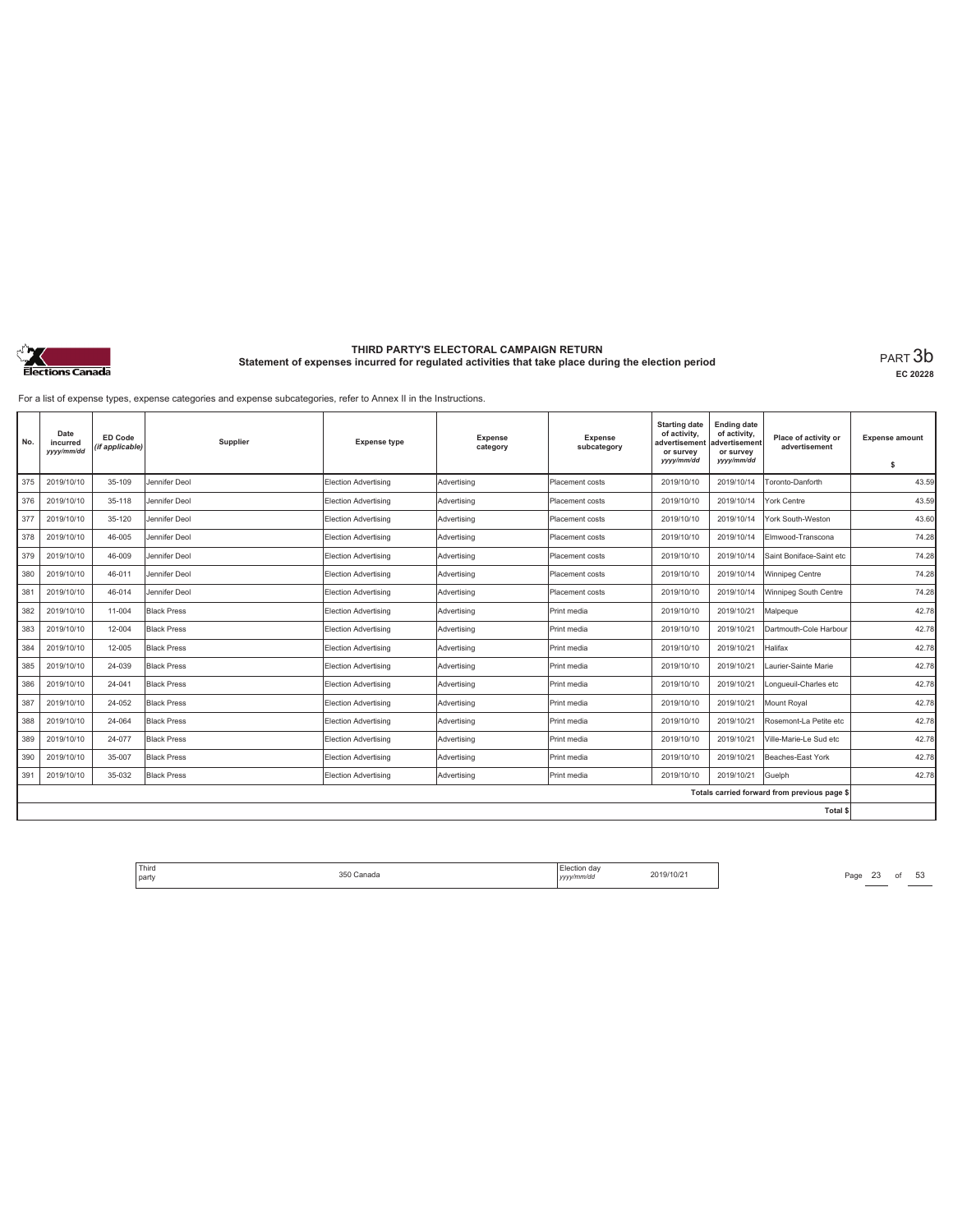# THIRD PARTY'S ELECTORAL CAMPAIGN RETURN

## Statement of expenses incurred for regulated activities that take place during the election period

PART 3b

EC 20228

For a list of expense types, expense categories and expense subcategories, refer to Annex II in the Instructions.

| No. | Date incurred yyyy/mm/dd | ED Code (if applicable) | Supplier | Expense type | Expense category | Expense subcategory | Starting date of activity, advertisement or survey yyyy/mm/dd | Ending date of activity, advertisement or survey yyyy/mm/dd | Place of activity or advertisement | Expense amount $ |
|---|---|---|---|---|---|---|---|---|---|---|
| 375 | 2019/10/10 | 35-109 | Jennifer Deol | Election Advertising | Advertising | Placement costs | 2019/10/10 | 2019/10/14 | Toronto-Danforth | 43.59 |
| 376 | 2019/10/10 | 35-118 | Jennifer Deol | Election Advertising | Advertising | Placement costs | 2019/10/10 | 2019/10/14 | York Centre | 43.59 |
| 377 | 2019/10/10 | 35-120 | Jennifer Deol | Election Advertising | Advertising | Placement costs | 2019/10/10 | 2019/10/14 | York South-Weston | 43.60 |
| 378 | 2019/10/10 | 46-005 | Jennifer Deol | Election Advertising | Advertising | Placement costs | 2019/10/10 | 2019/10/14 | Elmwood-Transcona | 74.28 |
| 379 | 2019/10/10 | 46-009 | Jennifer Deol | Election Advertising | Advertising | Placement costs | 2019/10/10 | 2019/10/14 | Saint Boniface-Saint etc | 74.28 |
| 380 | 2019/10/10 | 46-011 | Jennifer Deol | Election Advertising | Advertising | Placement costs | 2019/10/10 | 2019/10/14 | Winnipeg Centre | 74.28 |
| 381 | 2019/10/10 | 46-014 | Jennifer Deol | Election Advertising | Advertising | Placement costs | 2019/10/10 | 2019/10/14 | Winnipeg South Centre | 74.28 |
| 382 | 2019/10/10 | 11-004 | Black Press | Election Advertising | Advertising | Print media | 2019/10/10 | 2019/10/21 | Malpeque | 42.78 |
| 383 | 2019/10/10 | 12-004 | Black Press | Election Advertising | Advertising | Print media | 2019/10/10 | 2019/10/21 | Dartmouth-Cole Harbour | 42.78 |
| 384 | 2019/10/10 | 12-005 | Black Press | Election Advertising | Advertising | Print media | 2019/10/10 | 2019/10/21 | Halifax | 42.78 |
| 385 | 2019/10/10 | 24-039 | Black Press | Election Advertising | Advertising | Print media | 2019/10/10 | 2019/10/21 | Laurier-Sainte Marie | 42.78 |
| 386 | 2019/10/10 | 24-041 | Black Press | Election Advertising | Advertising | Print media | 2019/10/10 | 2019/10/21 | Longueuil-Charles etc | 42.78 |
| 387 | 2019/10/10 | 24-052 | Black Press | Election Advertising | Advertising | Print media | 2019/10/10 | 2019/10/21 | Mount Royal | 42.78 |
| 388 | 2019/10/10 | 24-064 | Black Press | Election Advertising | Advertising | Print media | 2019/10/10 | 2019/10/21 | Rosemont-La Petite etc | 42.78 |
| 389 | 2019/10/10 | 24-077 | Black Press | Election Advertising | Advertising | Print media | 2019/10/10 | 2019/10/21 | Ville-Marie-Le Sud etc | 42.78 |
| 390 | 2019/10/10 | 35-007 | Black Press | Election Advertising | Advertising | Print media | 2019/10/10 | 2019/10/21 | Beaches-East York | 42.78 |
| 391 | 2019/10/10 | 35-032 | Black Press | Election Advertising | Advertising | Print media | 2019/10/10 | 2019/10/21 | Guelph | 42.78 |
| | | | | | | | | | Totals carried forward from previous page $ | |
| | | | | | | | | | Total $ | |

Third party: 350 Canada | Election day yyyy/mm/dd: 2019/10/21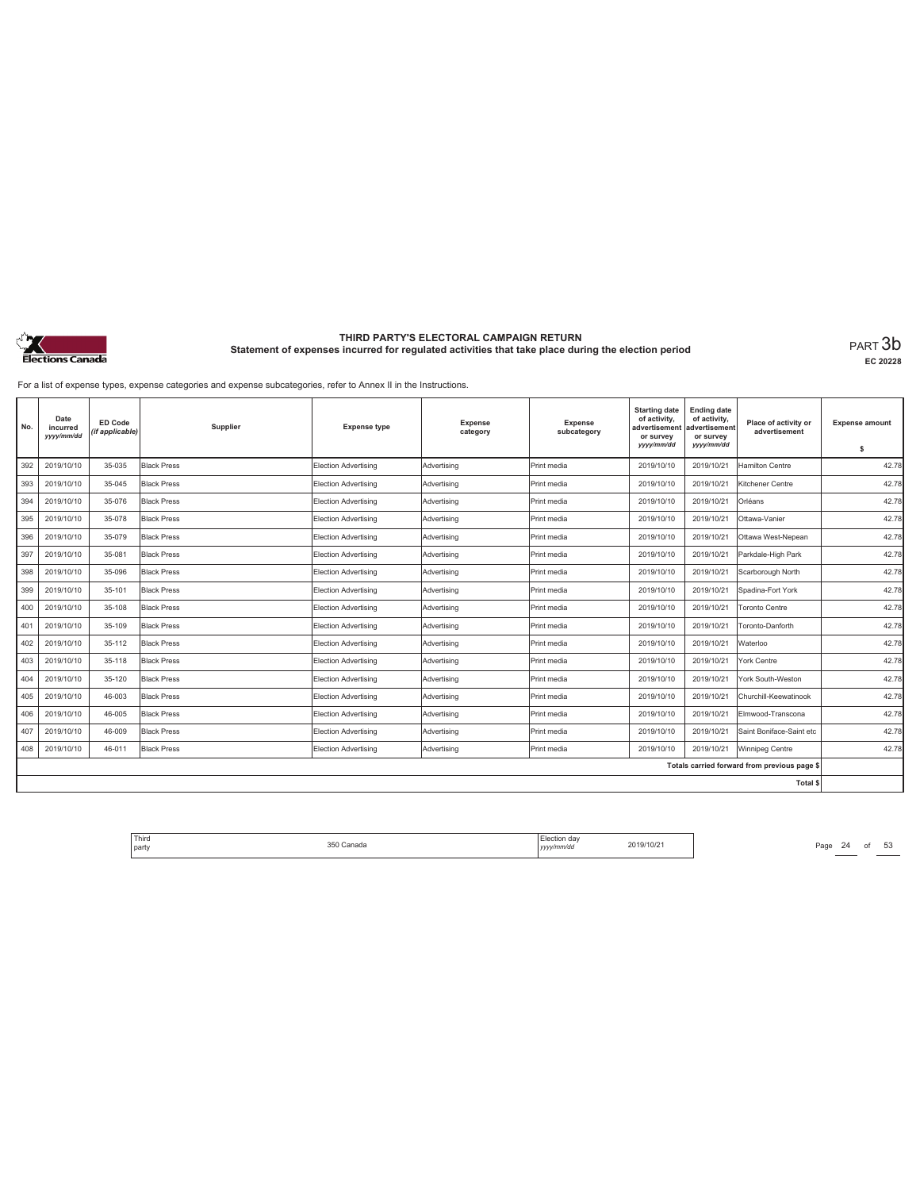# THIRD PARTY'S ELECTORAL CAMPAIGN RETURN
## Statement of expenses incurred for regulated activities that take place during the election period

PART 3b

EC 20228

For a list of expense types, expense categories and expense subcategories, refer to Annex II in the Instructions.

| No. | Date incurred yyyy/mm/dd | ED Code (if applicable) | Supplier | Expense type | Expense category | Expense subcategory | Starting date of activity, advertisement or survey yyyy/mm/dd | Ending date of activity, advertisement or survey yyyy/mm/dd | Place of activity or advertisement | Expense amount $ |
|---|---|---|---|---|---|---|---|---|---|---|
| 392 | 2019/10/10 | 35-035 | Black Press | Election Advertising | Advertising | Print media | 2019/10/10 | 2019/10/21 | Hamilton Centre | 42.78 |
| 393 | 2019/10/10 | 35-045 | Black Press | Election Advertising | Advertising | Print media | 2019/10/10 | 2019/10/21 | Kitchener Centre | 42.78 |
| 394 | 2019/10/10 | 35-076 | Black Press | Election Advertising | Advertising | Print media | 2019/10/10 | 2019/10/21 | Orléans | 42.78 |
| 395 | 2019/10/10 | 35-078 | Black Press | Election Advertising | Advertising | Print media | 2019/10/10 | 2019/10/21 | Ottawa-Vanier | 42.78 |
| 396 | 2019/10/10 | 35-079 | Black Press | Election Advertising | Advertising | Print media | 2019/10/10 | 2019/10/21 | Ottawa West-Nepean | 42.78 |
| 397 | 2019/10/10 | 35-081 | Black Press | Election Advertising | Advertising | Print media | 2019/10/10 | 2019/10/21 | Parkdale-High Park | 42.78 |
| 398 | 2019/10/10 | 35-096 | Black Press | Election Advertising | Advertising | Print media | 2019/10/10 | 2019/10/21 | Scarborough North | 42.78 |
| 399 | 2019/10/10 | 35-101 | Black Press | Election Advertising | Advertising | Print media | 2019/10/10 | 2019/10/21 | Spadina-Fort York | 42.78 |
| 400 | 2019/10/10 | 35-108 | Black Press | Election Advertising | Advertising | Print media | 2019/10/10 | 2019/10/21 | Toronto Centre | 42.78 |
| 401 | 2019/10/10 | 35-109 | Black Press | Election Advertising | Advertising | Print media | 2019/10/10 | 2019/10/21 | Toronto-Danforth | 42.78 |
| 402 | 2019/10/10 | 35-112 | Black Press | Election Advertising | Advertising | Print media | 2019/10/10 | 2019/10/21 | Waterloo | 42.78 |
| 403 | 2019/10/10 | 35-118 | Black Press | Election Advertising | Advertising | Print media | 2019/10/10 | 2019/10/21 | York Centre | 42.78 |
| 404 | 2019/10/10 | 35-120 | Black Press | Election Advertising | Advertising | Print media | 2019/10/10 | 2019/10/21 | York South-Weston | 42.78 |
| 405 | 2019/10/10 | 46-003 | Black Press | Election Advertising | Advertising | Print media | 2019/10/10 | 2019/10/21 | Churchill-Keewatinook | 42.78 |
| 406 | 2019/10/10 | 46-005 | Black Press | Election Advertising | Advertising | Print media | 2019/10/10 | 2019/10/21 | Elmwood-Transcona | 42.78 |
| 407 | 2019/10/10 | 46-009 | Black Press | Election Advertising | Advertising | Print media | 2019/10/10 | 2019/10/21 | Saint Boniface-Saint etc | 42.78 |
| 408 | 2019/10/10 | 46-011 | Black Press | Election Advertising | Advertising | Print media | 2019/10/10 | 2019/10/21 | Winnipeg Centre | 42.78 |
| | | | | | | | | | Totals carried forward from previous page $ | |
| | | | | | | | | | Total $ | |

| Third party | 350 Canada | Election day yyyy/mm/dd | 2019/10/21 |
|---|---|---|---|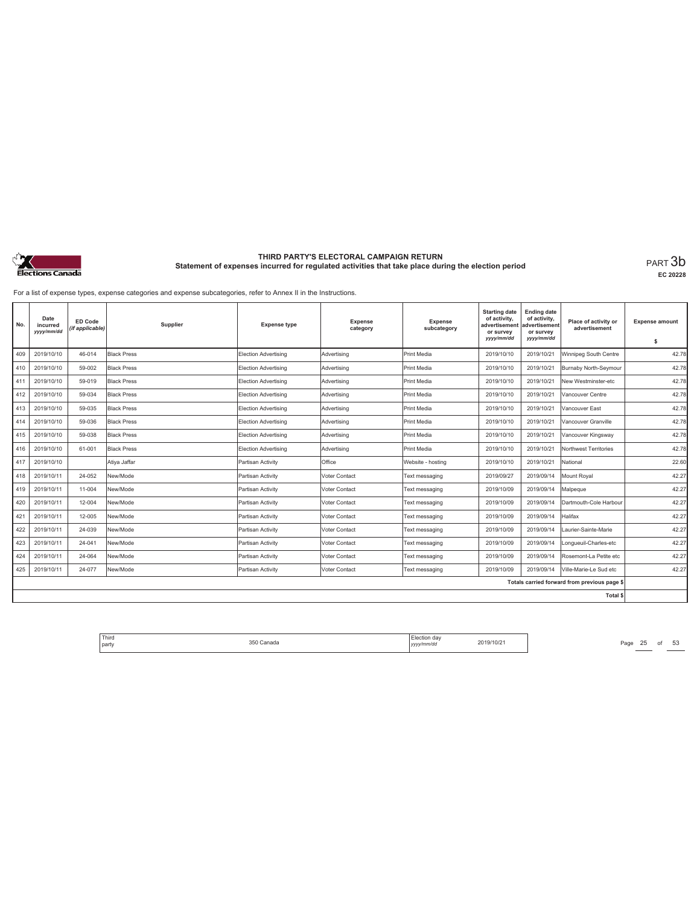# THIRD PARTY'S ELECTORAL CAMPAIGN RETURN

## Statement of expenses incurred for regulated activities that take place during the election period

PART 3b

EC 20228

For a list of expense types, expense categories and expense subcategories, refer to Annex II in the Instructions.

| No. | Date incurred yyyy/mm/dd | ED Code (if applicable) | Supplier | Expense type | Expense category | Expense subcategory | Starting date of activity, advertisement or survey yyyy/mm/dd | Ending date of activity, advertisement or survey yyyy/mm/dd | Place of activity or advertisement | Expense amount $ |
|---|---|---|---|---|---|---|---|---|---|---|
| 409 | 2019/10/10 | 46-014 | Black Press | Election Advertising | Advertising | Print Media | 2019/10/10 | 2019/10/21 | Winnipeg South Centre | 42.78 |
| 410 | 2019/10/10 | 59-002 | Black Press | Election Advertising | Advertising | Print Media | 2019/10/10 | 2019/10/21 | Burnaby North-Seymour | 42.78 |
| 411 | 2019/10/10 | 59-019 | Black Press | Election Advertising | Advertising | Print Media | 2019/10/10 | 2019/10/21 | New Westminster-etc | 42.78 |
| 412 | 2019/10/10 | 59-034 | Black Press | Election Advertising | Advertising | Print Media | 2019/10/10 | 2019/10/21 | Vancouver Centre | 42.78 |
| 413 | 2019/10/10 | 59-035 | Black Press | Election Advertising | Advertising | Print Media | 2019/10/10 | 2019/10/21 | Vancouver East | 42.78 |
| 414 | 2019/10/10 | 59-036 | Black Press | Election Advertising | Advertising | Print Media | 2019/10/10 | 2019/10/21 | Vancouver Granville | 42.78 |
| 415 | 2019/10/10 | 59-038 | Black Press | Election Advertising | Advertising | Print Media | 2019/10/10 | 2019/10/21 | Vancouver Kingsway | 42.78 |
| 416 | 2019/10/10 | 61-001 | Black Press | Election Advertising | Advertising | Print Media | 2019/10/10 | 2019/10/21 | Northwest Territories | 42.78 |
| 417 | 2019/10/10 | | Atiya Jaffar | Partisan Activity | Office | Website - hosting | 2019/10/10 | 2019/10/21 | National | 22.60 |
| 418 | 2019/10/11 | 24-052 | New/Mode | Partisan Activity | Voter Contact | Text messaging | 2019/09/27 | 2019/09/14 | Mount Royal | 42.27 |
| 419 | 2019/10/11 | 11-004 | New/Mode | Partisan Activity | Voter Contact | Text messaging | 2019/10/09 | 2019/09/14 | Malpeque | 42.27 |
| 420 | 2019/10/11 | 12-004 | New/Mode | Partisan Activity | Voter Contact | Text messaging | 2019/10/09 | 2019/09/14 | Dartmouth-Cole Harbour | 42.27 |
| 421 | 2019/10/11 | 12-005 | New/Mode | Partisan Activity | Voter Contact | Text messaging | 2019/10/09 | 2019/09/14 | Halifax | 42.27 |
| 422 | 2019/10/11 | 24-039 | New/Mode | Partisan Activity | Voter Contact | Text messaging | 2019/10/09 | 2019/09/14 | Laurier-Sainte-Marie | 42.27 |
| 423 | 2019/10/11 | 24-041 | New/Mode | Partisan Activity | Voter Contact | Text messaging | 2019/10/09 | 2019/09/14 | Longueuil-Charles-etc | 42.27 |
| 424 | 2019/10/11 | 24-064 | New/Mode | Partisan Activity | Voter Contact | Text messaging | 2019/10/09 | 2019/09/14 | Rosemont-La Petite etc | 42.27 |
| 425 | 2019/10/11 | 24-077 | New/Mode | Partisan Activity | Voter Contact | Text messaging | 2019/10/09 | 2019/09/14 | Ville-Marie-Le Sud etc | 42.27 |
| | | | | | | | | | Totals carried forward from previous page $ | |
| | | | | | | | | | Total $ | |

| Third party | 350 Canada | Election day yyyy/mm/dd | 2019/10/21 |
|---|---|---|---|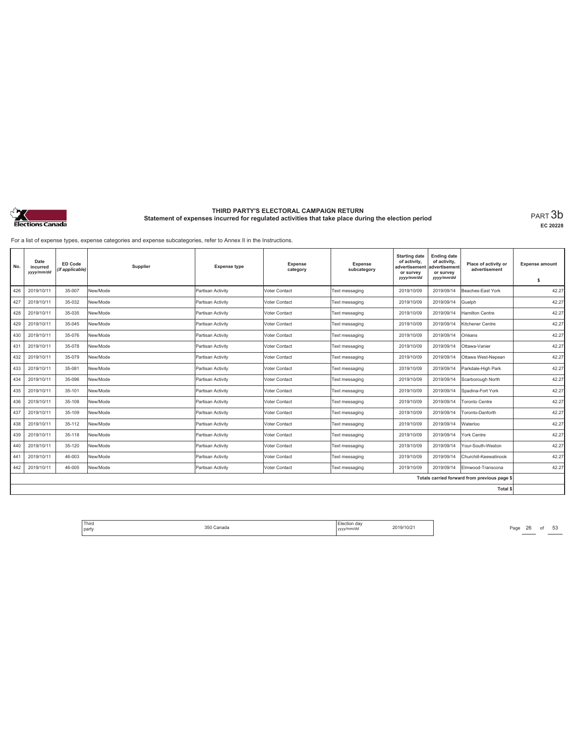# THIRD PARTY'S ELECTORAL CAMPAIGN RETURN

## Statement of expenses incurred for regulated activities that take place during the election period

PART 3b

EC 20228

For a list of expense types, expense categories and expense subcategories, refer to Annex II in the Instructions.

| No. | Date incurred yyyy/mm/dd | ED Code (if applicable) | Supplier | Expense type | Expense category | Expense subcategory | Starting date of activity, advertisement or survey yyyy/mm/dd | Ending date of activity, advertisement or survey yyyy/mm/dd | Place of activity or advertisement | Expense amount $ |
|---|---|---|---|---|---|---|---|---|---|---|
| 426 | 2019/10/11 | 35-007 | New/Mode | Partisan Activity | Voter Contact | Text messaging | 2019/10/09 | 2019/09/14 | Beaches-East York | 42.27 |
| 427 | 2019/10/11 | 35-032 | New/Mode | Partisan Activity | Voter Contact | Text messaging | 2019/10/09 | 2019/09/14 | Guelph | 42.27 |
| 428 | 2019/10/11 | 35-035 | New/Mode | Partisan Activity | Voter Contact | Text messaging | 2019/10/09 | 2019/09/14 | Hamilton Centre | 42.27 |
| 429 | 2019/10/11 | 35-045 | New/Mode | Partisan Activity | Voter Contact | Text messaging | 2019/10/09 | 2019/09/14 | Kitchener Centre | 42.27 |
| 430 | 2019/10/11 | 35-076 | New/Mode | Partisan Activity | Voter Contact | Text messaging | 2019/10/09 | 2019/09/14 | Orléans | 42.27 |
| 431 | 2019/10/11 | 35-078 | New/Mode | Partisan Activity | Voter Contact | Text messaging | 2019/10/09 | 2019/09/14 | Ottawa-Vanier | 42.27 |
| 432 | 2019/10/11 | 35-079 | New/Mode | Partisan Activity | Voter Contact | Text messaging | 2019/10/09 | 2019/09/14 | Ottawa West-Nepean | 42.27 |
| 433 | 2019/10/11 | 35-081 | New/Mode | Partisan Activity | Voter Contact | Text messaging | 2019/10/09 | 2019/09/14 | Parkdale-High Park | 42.27 |
| 434 | 2019/10/11 | 35-096 | New/Mode | Partisan Activity | Voter Contact | Text messaging | 2019/10/09 | 2019/09/14 | Scarborough North | 42.27 |
| 435 | 2019/10/11 | 35-101 | New/Mode | Partisan Activity | Voter Contact | Text messaging | 2019/10/09 | 2019/09/14 | Spadina-Fort York | 42.27 |
| 436 | 2019/10/11 | 35-108 | New/Mode | Partisan Activity | Voter Contact | Text messaging | 2019/10/09 | 2019/09/14 | Toronto Centre | 42.27 |
| 437 | 2019/10/11 | 35-109 | New/Mode | Partisan Activity | Voter Contact | Text messaging | 2019/10/09 | 2019/09/14 | Toronto-Danforth | 42.27 |
| 438 | 2019/10/11 | 35-112 | New/Mode | Partisan Activity | Voter Contact | Text messaging | 2019/10/09 | 2019/09/14 | Waterloo | 42.27 |
| 439 | 2019/10/11 | 35-118 | New/Mode | Partisan Activity | Voter Contact | Text messaging | 2019/10/09 | 2019/09/14 | York Centre | 42.27 |
| 440 | 2019/10/11 | 35-120 | New/Mode | Partisan Activity | Voter Contact | Text messaging | 2019/10/09 | 2019/09/14 | Your-South-Weston | 42.27 |
| 441 | 2019/10/11 | 46-003 | New/Mode | Partisan Activity | Voter Contact | Text messaging | 2019/10/09 | 2019/09/14 | Churchill-Keewatinook | 42.27 |
| 442 | 2019/10/11 | 46-005 | New/Mode | Partisan Activity | Voter Contact | Text messaging | 2019/10/09 | 2019/09/14 | Elmwood-Transcona | 42.27 |
| | | | | | | | | | Totals carried forward from previous page $ | |
| | | | | | | | | | Total $ | |

| Third party | 350 Canada | Election day yyyy/mm/dd | 2019/10/21 |
|---|---|---|---|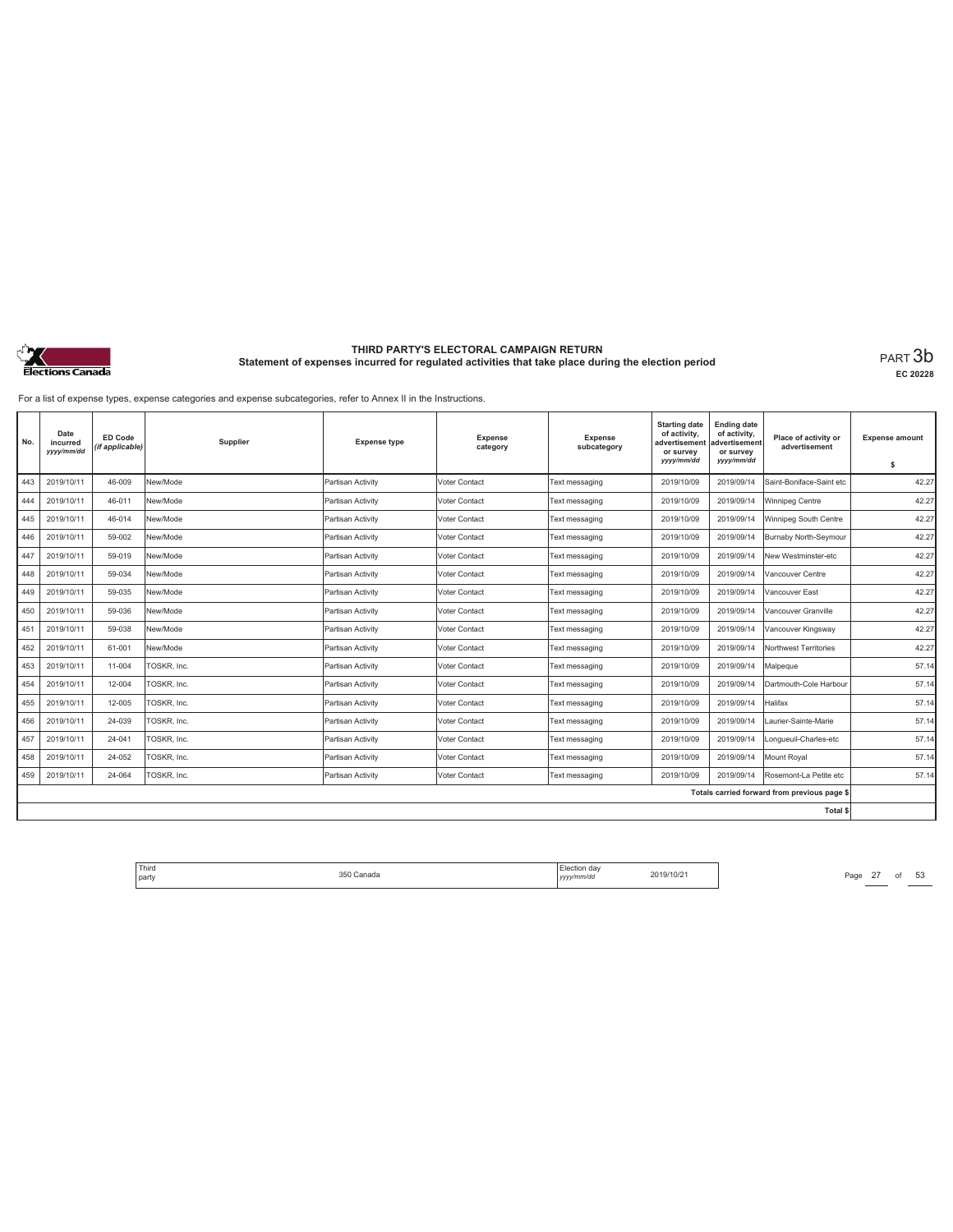# THIRD PARTY'S ELECTORAL CAMPAIGN RETURN

## Statement of expenses incurred for regulated activities that take place during the election period

PART 3b

EC 20228

For a list of expense types, expense categories and expense subcategories, refer to Annex II in the Instructions.

| No. | Date incurred *yyyy/mm/dd* | ED Code *(if applicable)* | Supplier | Expense type | Expense category | Expense subcategory | Starting date of activity, advertisement or survey *yyyy/mm/dd* | Ending date of activity, advertisement or survey *yyyy/mm/dd* | Place of activity or advertisement | Expense amount $ |
|---|---|---|---|---|---|---|---|---|---|---|
| 443 | 2019/10/11 | 46-009 | New/Mode | Partisan Activity | Voter Contact | Text messaging | 2019/10/09 | 2019/09/14 | Saint-Boniface-Saint etc | 42.27 |
| 444 | 2019/10/11 | 46-011 | New/Mode | Partisan Activity | Voter Contact | Text messaging | 2019/10/09 | 2019/09/14 | Winnipeg Centre | 42.27 |
| 445 | 2019/10/11 | 46-014 | New/Mode | Partisan Activity | Voter Contact | Text messaging | 2019/10/09 | 2019/09/14 | Winnipeg South Centre | 42.27 |
| 446 | 2019/10/11 | 59-002 | New/Mode | Partisan Activity | Voter Contact | Text messaging | 2019/10/09 | 2019/09/14 | Burnaby North-Seymour | 42.27 |
| 447 | 2019/10/11 | 59-019 | New/Mode | Partisan Activity | Voter Contact | Text messaging | 2019/10/09 | 2019/09/14 | New Westminster-etc | 42.27 |
| 448 | 2019/10/11 | 59-034 | New/Mode | Partisan Activity | Voter Contact | Text messaging | 2019/10/09 | 2019/09/14 | Vancouver Centre | 42.27 |
| 449 | 2019/10/11 | 59-035 | New/Mode | Partisan Activity | Voter Contact | Text messaging | 2019/10/09 | 2019/09/14 | Vancouver East | 42.27 |
| 450 | 2019/10/11 | 59-036 | New/Mode | Partisan Activity | Voter Contact | Text messaging | 2019/10/09 | 2019/09/14 | Vancouver Granville | 42.27 |
| 451 | 2019/10/11 | 59-038 | New/Mode | Partisan Activity | Voter Contact | Text messaging | 2019/10/09 | 2019/09/14 | Vancouver Kingsway | 42.27 |
| 452 | 2019/10/11 | 61-001 | New/Mode | Partisan Activity | Voter Contact | Text messaging | 2019/10/09 | 2019/09/14 | Northwest Territories | 42.27 |
| 453 | 2019/10/11 | 11-004 | TOSKR, Inc. | Partisan Activity | Voter Contact | Text messaging | 2019/10/09 | 2019/09/14 | Malpeque | 57.14 |
| 454 | 2019/10/11 | 12-004 | TOSKR, Inc. | Partisan Activity | Voter Contact | Text messaging | 2019/10/09 | 2019/09/14 | Dartmouth-Cole Harbour | 57.14 |
| 455 | 2019/10/11 | 12-005 | TOSKR, Inc. | Partisan Activity | Voter Contact | Text messaging | 2019/10/09 | 2019/09/14 | Halifax | 57.14 |
| 456 | 2019/10/11 | 24-039 | TOSKR, Inc. | Partisan Activity | Voter Contact | Text messaging | 2019/10/09 | 2019/09/14 | Laurier-Sainte-Marie | 57.14 |
| 457 | 2019/10/11 | 24-041 | TOSKR, Inc. | Partisan Activity | Voter Contact | Text messaging | 2019/10/09 | 2019/09/14 | Longueuil-Charles-etc | 57.14 |
| 458 | 2019/10/11 | 24-052 | TOSKR, Inc. | Partisan Activity | Voter Contact | Text messaging | 2019/10/09 | 2019/09/14 | Mount Royal | 57.14 |
| 459 | 2019/10/11 | 24-064 | TOSKR, Inc. | Partisan Activity | Voter Contact | Text messaging | 2019/10/09 | 2019/09/14 | Rosemont-La Petite etc | 57.14 |
| | | | | | | | | | Totals carried forward from previous page $ | |
| | | | | | | | | | Total $ | |

| Third party | 350 Canada | Election day *yyyy/mm/dd* | 2019/10/21 |
|---|---|---|---|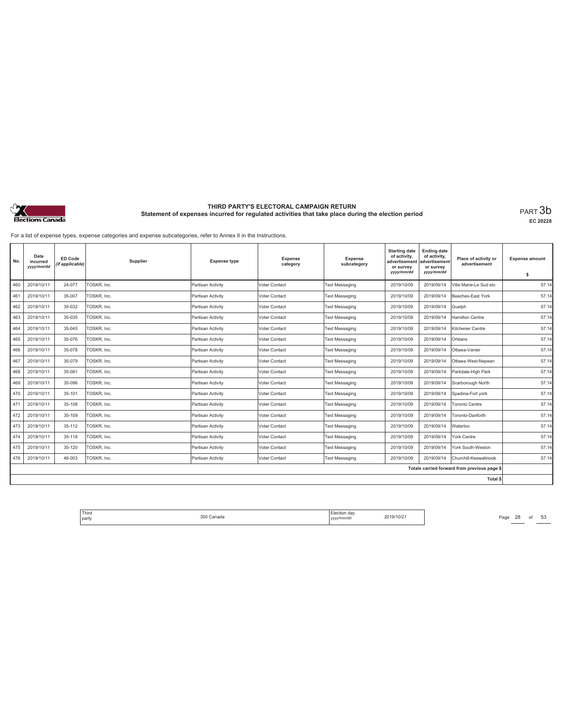# THIRD PARTY'S ELECTORAL CAMPAIGN RETURN

## Statement of expenses incurred for regulated activities that take place during the election period

PART 3b

EC 20228

For a list of expense types, expense categories and expense subcategories, refer to Annex II in the Instructions.

| No. | Date incurred yyyy/mm/dd | ED Code (if applicable) | Supplier | Expense type | Expense category | Expense subcategory | Starting date of activity, advertisement or survey yyyy/mm/dd | Ending date of activity, advertisement or survey yyyy/mm/dd | Place of activity or advertisement | Expense amount $ |
|---|---|---|---|---|---|---|---|---|---|---|
| 460 | 2019/10/11 | 24-077 | TOSKR, Inc. | Partisan Activity | Voter Contact | Text Messaging | 2019/10/09 | 2019/09/14 | Ville Marie-Le Sud etc | 57.14 |
| 461 | 2019/10/11 | 35-007 | TOSKR, Inc. | Partisan Activity | Voter Contact | Text Messaging | 2019/10/09 | 2019/09/14 | Beaches-East York | 57.14 |
| 462 | 2019/10/11 | 35-032 | TOSKR, Inc. | Partisan Activity | Voter Contact | Text Messaging | 2019/10/09 | 2019/09/14 | Guelph | 57.14 |
| 463 | 2019/10/11 | 35-035 | TOSKR, Inc. | Partisan Activity | Voter Contact | Text Messaging | 2019/10/09 | 2019/09/14 | Hamilton Centre | 57.14 |
| 464 | 2019/10/11 | 35-045 | TOSKR, Inc. | Partisan Activity | Voter Contact | Text Messaging | 2019/10/09 | 2019/09/14 | Kitchener Centre | 57.14 |
| 465 | 2019/10/11 | 35-076 | TOSKR, Inc. | Partisan Activity | Voter Contact | Text Messaging | 2019/10/09 | 2019/09/14 | Orléans | 57.14 |
| 466 | 2019/10/11 | 35-078 | TOSKR, Inc. | Partisan Activity | Voter Contact | Text Messaging | 2019/10/09 | 2019/09/14 | Ottawa-Vanier | 57.14 |
| 467 | 2019/10/11 | 35-079 | TOSKR, Inc. | Partisan Activity | Voter Contact | Text Messaging | 2019/10/09 | 2019/09/14 | Ottawa West-Nepean | 57.14 |
| 468 | 2019/10/11 | 35-081 | TOSKR, Inc. | Partisan Activity | Voter Contact | Text Messaging | 2019/10/09 | 2019/09/14 | Parkdale-High Park | 57.14 |
| 469 | 2019/10/11 | 35-096 | TOSKR, Inc. | Partisan Activity | Voter Contact | Text Messaging | 2019/10/09 | 2019/09/14 | Scarborough North | 57.14 |
| 470 | 2019/10/11 | 35-101 | TOSKR, Inc. | Partisan Activity | Voter Contact | Text Messaging | 2019/10/09 | 2019/09/14 | Spadina-Fort york | 57.14 |
| 471 | 2019/10/11 | 35-108 | TOSKR, Inc. | Partisan Activity | Voter Contact | Text Messaging | 2019/10/09 | 2019/09/14 | Toronto Centre | 57.14 |
| 472 | 2019/10/11 | 35-109 | TOSKR, Inc. | Partisan Activity | Voter Contact | Text Messaging | 2019/10/09 | 2019/09/14 | Toronto-Danforth | 57.14 |
| 473 | 2019/10/11 | 35-112 | TOSKR, Inc. | Partisan Activity | Voter Contact | Text Messaging | 2019/10/09 | 2019/09/14 | Waterloo | 57.14 |
| 474 | 2019/10/11 | 35-118 | TOSKR, Inc. | Partisan Activity | Voter Contact | Text Messaging | 2019/10/09 | 2019/09/14 | York Centre | 57.14 |
| 475 | 2019/10/11 | 35-120 | TOSKR, Inc. | Partisan Activity | Voter Contact | Text Messaging | 2019/10/09 | 2019/09/14 | York South-Weston | 57.14 |
| 476 | 2019/10/11 | 46-003 | TOSKR, Inc. | Partisan Activity | Voter Contact | Text Messaging | 2019/10/09 | 2019/09/14 | Churchill-Keewatinook | 57.14 |
| | | | | | | | | | Totals carried forward from previous page $ | |
| | | | | | | | | | Total $ | |

| Third party | 350 Canada | Election day yyyy/mm/dd | 2019/10/21 |
|---|---|---|---|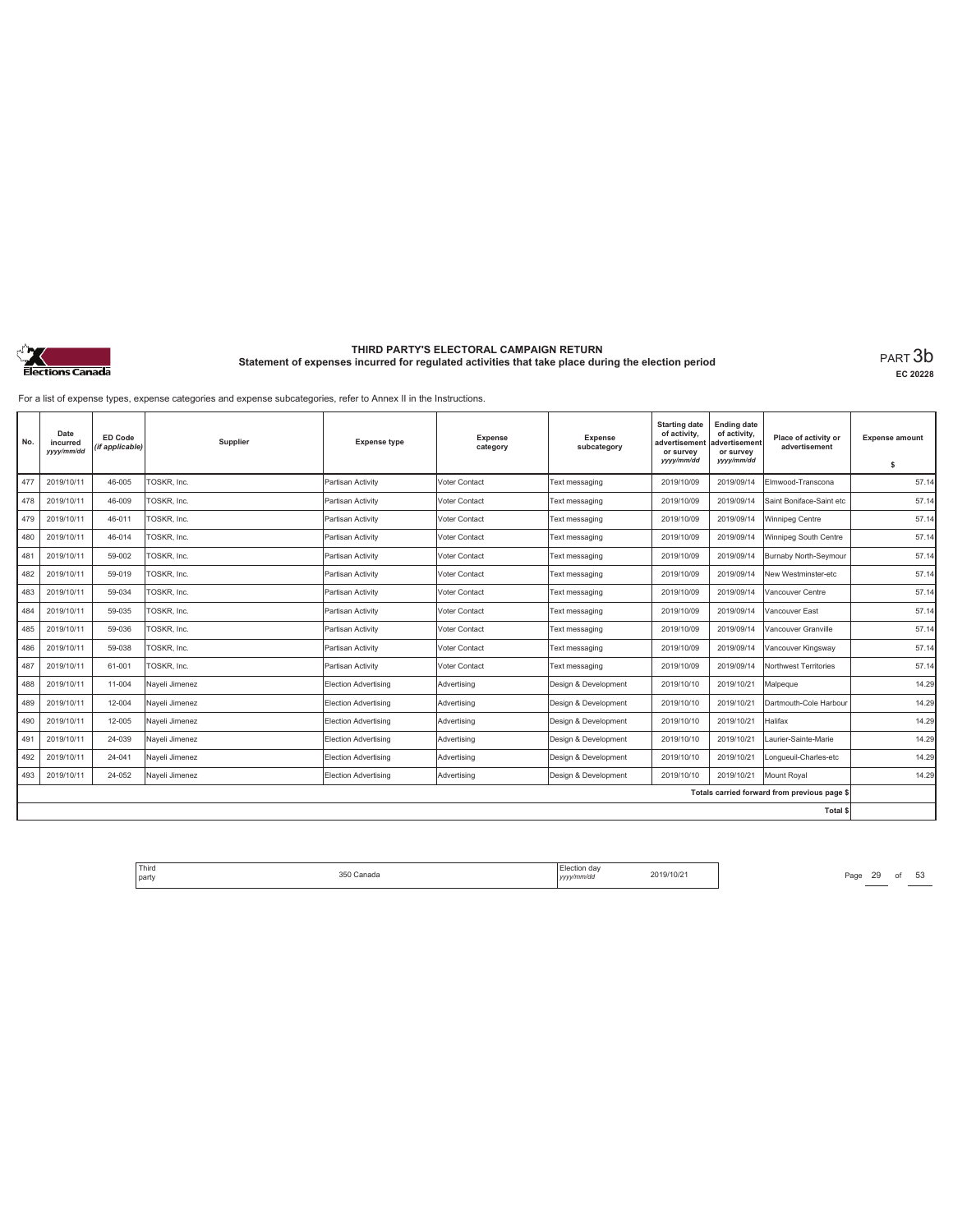# THIRD PARTY'S ELECTORAL CAMPAIGN RETURN

## Statement of expenses incurred for regulated activities that take place during the election period

PART 3b

EC 20228

For a list of expense types, expense categories and expense subcategories, refer to Annex II in the Instructions.

| No. | Date incurred yyyy/mm/dd | ED Code (if applicable) | Supplier | Expense type | Expense category | Expense subcategory | Starting date of activity, advertisement or survey yyyy/mm/dd | Ending date of activity, advertisement or survey yyyy/mm/dd | Place of activity or advertisement | Expense amount $ |
|---|---|---|---|---|---|---|---|---|---|---|
| 477 | 2019/10/11 | 46-005 | TOSKR, Inc. | Partisan Activity | Voter Contact | Text messaging | 2019/10/09 | 2019/09/14 | Elmwood-Transcona | 57.14 |
| 478 | 2019/10/11 | 46-009 | TOSKR, Inc. | Partisan Activity | Voter Contact | Text messaging | 2019/10/09 | 2019/09/14 | Saint Boniface-Saint etc | 57.14 |
| 479 | 2019/10/11 | 46-011 | TOSKR, Inc. | Partisan Activity | Voter Contact | Text messaging | 2019/10/09 | 2019/09/14 | Winnipeg Centre | 57.14 |
| 480 | 2019/10/11 | 46-014 | TOSKR, Inc. | Partisan Activity | Voter Contact | Text messaging | 2019/10/09 | 2019/09/14 | Winnipeg South Centre | 57.14 |
| 481 | 2019/10/11 | 59-002 | TOSKR, Inc. | Partisan Activity | Voter Contact | Text messaging | 2019/10/09 | 2019/09/14 | Burnaby North-Seymour | 57.14 |
| 482 | 2019/10/11 | 59-019 | TOSKR, Inc. | Partisan Activity | Voter Contact | Text messaging | 2019/10/09 | 2019/09/14 | New Westminster-etc | 57.14 |
| 483 | 2019/10/11 | 59-034 | TOSKR, Inc. | Partisan Activity | Voter Contact | Text messaging | 2019/10/09 | 2019/09/14 | Vancouver Centre | 57.14 |
| 484 | 2019/10/11 | 59-035 | TOSKR, Inc. | Partisan Activity | Voter Contact | Text messaging | 2019/10/09 | 2019/09/14 | Vancouver East | 57.14 |
| 485 | 2019/10/11 | 59-036 | TOSKR, Inc. | Partisan Activity | Voter Contact | Text messaging | 2019/10/09 | 2019/09/14 | Vancouver Granville | 57.14 |
| 486 | 2019/10/11 | 59-038 | TOSKR, Inc. | Partisan Activity | Voter Contact | Text messaging | 2019/10/09 | 2019/09/14 | Vancouver Kingsway | 57.14 |
| 487 | 2019/10/11 | 61-001 | TOSKR, Inc. | Partisan Activity | Voter Contact | Text messaging | 2019/10/09 | 2019/09/14 | Northwest Territories | 57.14 |
| 488 | 2019/10/11 | 11-004 | Nayeli Jimenez | Election Advertising | Advertising | Design & Development | 2019/10/10 | 2019/10/21 | Malpeque | 14.29 |
| 489 | 2019/10/11 | 12-004 | Nayeli Jimenez | Election Advertising | Advertising | Design & Development | 2019/10/10 | 2019/10/21 | Dartmouth-Cole Harbour | 14.29 |
| 490 | 2019/10/11 | 12-005 | Nayeli Jimenez | Election Advertising | Advertising | Design & Development | 2019/10/10 | 2019/10/21 | Halifax | 14.29 |
| 491 | 2019/10/11 | 24-039 | Nayeli Jimenez | Election Advertising | Advertising | Design & Development | 2019/10/10 | 2019/10/21 | Laurier-Sainte-Marie | 14.29 |
| 492 | 2019/10/11 | 24-041 | Nayeli Jimenez | Election Advertising | Advertising | Design & Development | 2019/10/10 | 2019/10/21 | Longueuil-Charles-etc | 14.29 |
| 493 | 2019/10/11 | 24-052 | Nayeli Jimenez | Election Advertising | Advertising | Design & Development | 2019/10/10 | 2019/10/21 | Mount Royal | 14.29 |
| | | | | | | | | | Totals carried forward from previous page $ | |
| | | | | | | | | | Total $ | |

| Third party | 350 Canada | Election day yyyy/mm/dd | 2019/10/21 |
|---|---|---|---|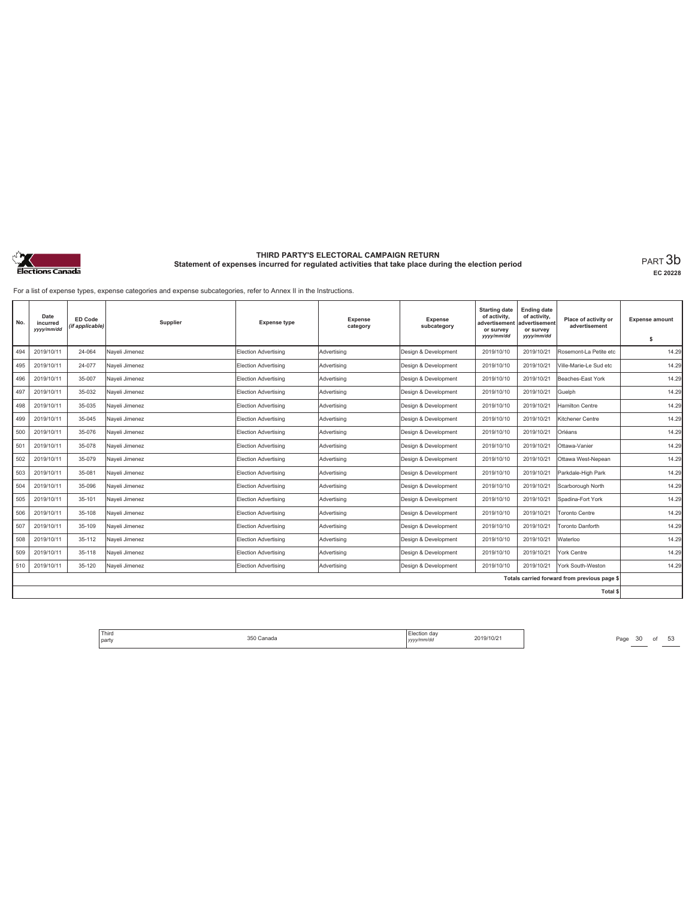# THIRD PARTY'S ELECTORAL CAMPAIGN RETURN

## Statement of expenses incurred for regulated activities that take place during the election period

PART 3b

EC 20228

For a list of expense types, expense categories and expense subcategories, refer to Annex II in the Instructions.

| No. | Date incurred *yyyy/mm/dd* | ED Code *(if applicable)* | Supplier | Expense type | Expense category | Expense subcategory | Starting date of activity, advertisement or survey *yyyy/mm/dd* | Ending date of activity, advertisement or survey *yyyy/mm/dd* | Place of activity or advertisement | Expense amount $ |
|---|---|---|---|---|---|---|---|---|---|---|
| 494 | 2019/10/11 | 24-064 | Nayeli Jimenez | Election Advertising | Advertising | Design & Development | 2019/10/10 | 2019/10/21 | Rosemont-La Petite etc | 14.29 |
| 495 | 2019/10/11 | 24-077 | Nayeli Jimenez | Election Advertising | Advertising | Design & Development | 2019/10/10 | 2019/10/21 | Ville-Marie-Le Sud etc | 14.29 |
| 496 | 2019/10/11 | 35-007 | Nayeli Jimenez | Election Advertising | Advertising | Design & Development | 2019/10/10 | 2019/10/21 | Beaches-East York | 14.29 |
| 497 | 2019/10/11 | 35-032 | Nayeli Jimenez | Election Advertising | Advertising | Design & Development | 2019/10/10 | 2019/10/21 | Guelph | 14.29 |
| 498 | 2019/10/11 | 35-035 | Nayeli Jimenez | Election Advertising | Advertising | Design & Development | 2019/10/10 | 2019/10/21 | Hamilton Centre | 14.29 |
| 499 | 2019/10/11 | 35-045 | Nayeli Jimenez | Election Advertising | Advertising | Design & Development | 2019/10/10 | 2019/10/21 | Kitchener Centre | 14.29 |
| 500 | 2019/10/11 | 35-076 | Nayeli Jimenez | Election Advertising | Advertising | Design & Development | 2019/10/10 | 2019/10/21 | Orléans | 14.29 |
| 501 | 2019/10/11 | 35-078 | Nayeli Jimenez | Election Advertising | Advertising | Design & Development | 2019/10/10 | 2019/10/21 | Ottawa-Vanier | 14.29 |
| 502 | 2019/10/11 | 35-079 | Nayeli Jimenez | Election Advertising | Advertising | Design & Development | 2019/10/10 | 2019/10/21 | Ottawa West-Nepean | 14.29 |
| 503 | 2019/10/11 | 35-081 | Nayeli Jimenez | Election Advertising | Advertising | Design & Development | 2019/10/10 | 2019/10/21 | Parkdale-High Park | 14.29 |
| 504 | 2019/10/11 | 35-096 | Nayeli Jimenez | Election Advertising | Advertising | Design & Development | 2019/10/10 | 2019/10/21 | Scarborough North | 14.29 |
| 505 | 2019/10/11 | 35-101 | Nayeli Jimenez | Election Advertising | Advertising | Design & Development | 2019/10/10 | 2019/10/21 | Spadina-Fort York | 14.29 |
| 506 | 2019/10/11 | 35-108 | Nayeli Jimenez | Election Advertising | Advertising | Design & Development | 2019/10/10 | 2019/10/21 | Toronto Centre | 14.29 |
| 507 | 2019/10/11 | 35-109 | Nayeli Jimenez | Election Advertising | Advertising | Design & Development | 2019/10/10 | 2019/10/21 | Toronto Danforth | 14.29 |
| 508 | 2019/10/11 | 35-112 | Nayeli Jimenez | Election Advertising | Advertising | Design & Development | 2019/10/10 | 2019/10/21 | Waterloo | 14.29 |
| 509 | 2019/10/11 | 35-118 | Nayeli Jimenez | Election Advertising | Advertising | Design & Development | 2019/10/10 | 2019/10/21 | York Centre | 14.29 |
| 510 | 2019/10/11 | 35-120 | Nayeli Jimenez | Election Advertising | Advertising | Design & Development | 2019/10/10 | 2019/10/21 | York South-Weston | 14.29 |
| | | | | | | | | | Totals carried forward from previous page $ | |
| | | | | | | | | | Total $ | |

| Third party | 350 Canada | Election day *yyyy/mm/dd* | 2019/10/21 |
|---|---|---|---|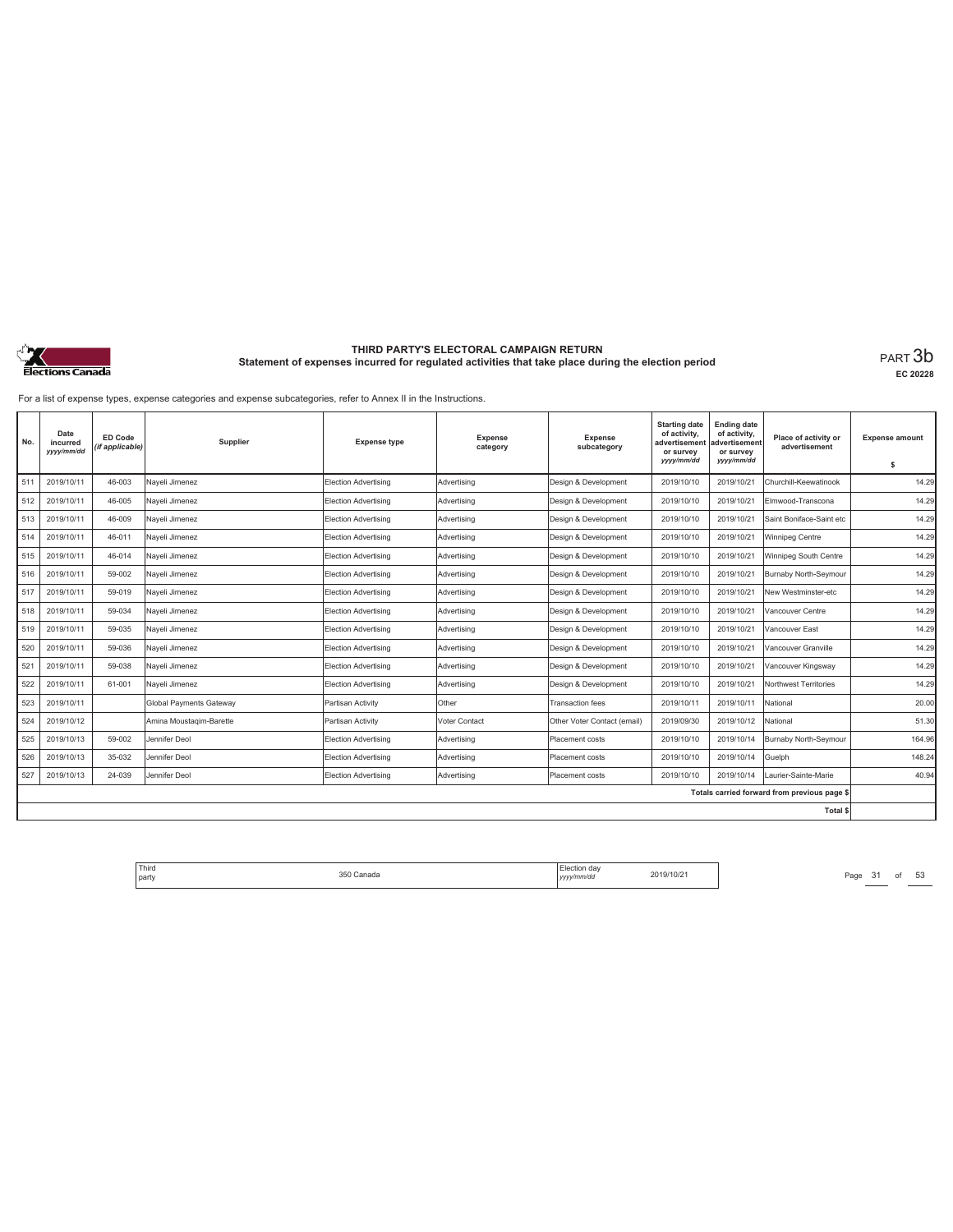**THIRD PARTY'S ELECTORAL CAMPAIGN RETURN**
**Statement of expenses incurred for regulated activities that take place during the election period**

PART 3b
EC 20228

For a list of expense types, expense categories and expense subcategories, refer to Annex II in the Instructions.

| No. | Date incurred *yyyy/mm/dd* | ED Code *(if applicable)* | Supplier | Expense type | Expense category | Expense subcategory | Starting date of activity, advertisement or survey *yyyy/mm/dd* | Ending date of activity, advertisement or survey *yyyy/mm/dd* | Place of activity or advertisement | Expense amount $ |
|---|---|---|---|---|---|---|---|---|---|---|
| 511 | 2019/10/11 | 46-003 | Nayeli Jimenez | Election Advertising | Advertising | Design & Development | 2019/10/10 | 2019/10/21 | Churchill-Keewatinook | 14.29 |
| 512 | 2019/10/11 | 46-005 | Nayeli Jimenez | Election Advertising | Advertising | Design & Development | 2019/10/10 | 2019/10/21 | Elmwood-Transcona | 14.29 |
| 513 | 2019/10/11 | 46-009 | Nayeli Jimenez | Election Advertising | Advertising | Design & Development | 2019/10/10 | 2019/10/21 | Saint Boniface-Saint etc | 14.29 |
| 514 | 2019/10/11 | 46-011 | Nayeli Jimenez | Election Advertising | Advertising | Design & Development | 2019/10/10 | 2019/10/21 | Winnipeg Centre | 14.29 |
| 515 | 2019/10/11 | 46-014 | Nayeli Jimenez | Election Advertising | Advertising | Design & Development | 2019/10/10 | 2019/10/21 | Winnipeg South Centre | 14.29 |
| 516 | 2019/10/11 | 59-002 | Nayeli Jimenez | Election Advertising | Advertising | Design & Development | 2019/10/10 | 2019/10/21 | Burnaby North-Seymour | 14.29 |
| 517 | 2019/10/11 | 59-019 | Nayeli Jimenez | Election Advertising | Advertising | Design & Development | 2019/10/10 | 2019/10/21 | New Westminster-etc | 14.29 |
| 518 | 2019/10/11 | 59-034 | Nayeli Jimenez | Election Advertising | Advertising | Design & Development | 2019/10/10 | 2019/10/21 | Vancouver Centre | 14.29 |
| 519 | 2019/10/11 | 59-035 | Nayeli Jimenez | Election Advertising | Advertising | Design & Development | 2019/10/10 | 2019/10/21 | Vancouver East | 14.29 |
| 520 | 2019/10/11 | 59-036 | Nayeli Jimenez | Election Advertising | Advertising | Design & Development | 2019/10/10 | 2019/10/21 | Vancouver Granville | 14.29 |
| 521 | 2019/10/11 | 59-038 | Nayeli Jimenez | Election Advertising | Advertising | Design & Development | 2019/10/10 | 2019/10/21 | Vancouver Kingsway | 14.29 |
| 522 | 2019/10/11 | 61-001 | Nayeli Jimenez | Election Advertising | Advertising | Design & Development | 2019/10/10 | 2019/10/21 | Northwest Territories | 14.29 |
| 523 | 2019/10/11 | | Global Payments Gateway | Partisan Activity | Other | Transaction fees | 2019/10/11 | 2019/10/11 | National | 20.00 |
| 524 | 2019/10/12 | | Amina Moustaqim-Barette | Partisan Activity | Voter Contact | Other Voter Contact (email) | 2019/09/30 | 2019/10/12 | National | 51.30 |
| 525 | 2019/10/13 | 59-002 | Jennifer Deol | Election Advertising | Advertising | Placement costs | 2019/10/10 | 2019/10/14 | Burnaby North-Seymour | 164.96 |
| 526 | 2019/10/13 | 35-032 | Jennifer Deol | Election Advertising | Advertising | Placement costs | 2019/10/10 | 2019/10/14 | Guelph | 148.24 |
| 527 | 2019/10/13 | 24-039 | Jennifer Deol | Election Advertising | Advertising | Placement costs | 2019/10/10 | 2019/10/14 | Laurier-Sainte-Marie | 40.94 |
| | | | | | | | | | Totals carried forward from previous page $ | |
| | | | | | | | | | Total $ | |

| Third party | 350 Canada | Election day *yyyy/mm/dd* | 2019/10/21 |
|---|---|---|---|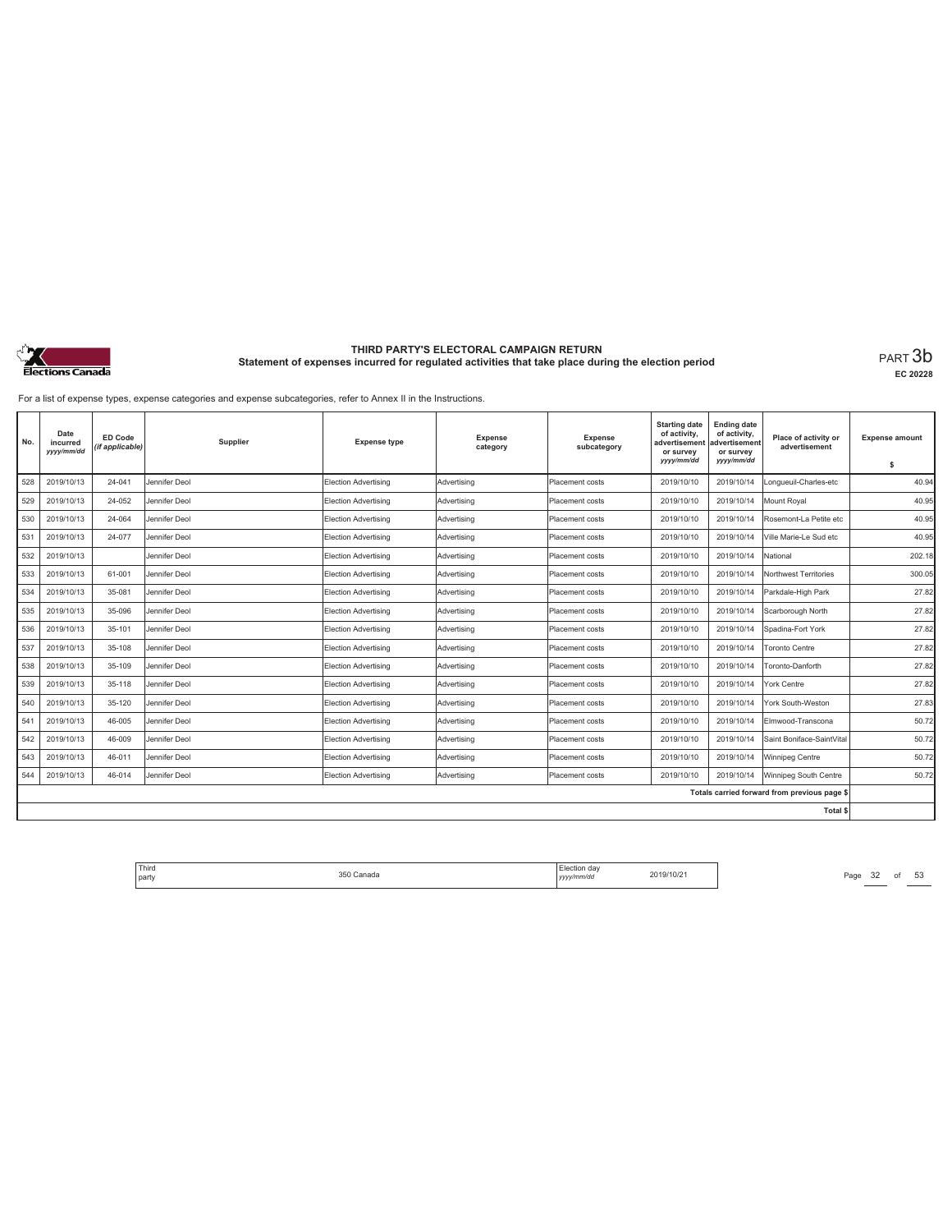**THIRD PARTY'S ELECTORAL CAMPAIGN RETURN**
**Statement of expenses incurred for regulated activities that take place during the election period**

PART 3b
EC 20228

For a list of expense types, expense categories and expense subcategories, refer to Annex II in the Instructions.

| No. | Date incurred yyyy/mm/dd | ED Code (if applicable) | Supplier | Expense type | Expense category | Expense subcategory | Starting date of activity, advertisement or survey yyyy/mm/dd | Ending date of activity, advertisement or survey yyyy/mm/dd | Place of activity or advertisement | Expense amount $ |
|---|---|---|---|---|---|---|---|---|---|---|
| 528 | 2019/10/13 | 24-041 | Jennifer Deol | Election Advertising | Advertising | Placement costs | 2019/10/10 | 2019/10/14 | Longueuil-Charles-etc | 40.94 |
| 529 | 2019/10/13 | 24-052 | Jennifer Deol | Election Advertising | Advertising | Placement costs | 2019/10/10 | 2019/10/14 | Mount Royal | 40.95 |
| 530 | 2019/10/13 | 24-064 | Jennifer Deol | Election Advertising | Advertising | Placement costs | 2019/10/10 | 2019/10/14 | Rosemont-La Petite etc | 40.95 |
| 531 | 2019/10/13 | 24-077 | Jennifer Deol | Election Advertising | Advertising | Placement costs | 2019/10/10 | 2019/10/14 | Ville Marie-Le Sud etc | 40.95 |
| 532 | 2019/10/13 | | Jennifer Deol | Election Advertising | Advertising | Placement costs | 2019/10/10 | 2019/10/14 | National | 202.18 |
| 533 | 2019/10/13 | 61-001 | Jennifer Deol | Election Advertising | Advertising | Placement costs | 2019/10/10 | 2019/10/14 | Northwest Territories | 300.05 |
| 534 | 2019/10/13 | 35-081 | Jennifer Deol | Election Advertising | Advertising | Placement costs | 2019/10/10 | 2019/10/14 | Parkdale-High Park | 27.82 |
| 535 | 2019/10/13 | 35-096 | Jennifer Deol | Election Advertising | Advertising | Placement costs | 2019/10/10 | 2019/10/14 | Scarborough North | 27.82 |
| 536 | 2019/10/13 | 35-101 | Jennifer Deol | Election Advertising | Advertising | Placement costs | 2019/10/10 | 2019/10/14 | Spadina-Fort York | 27.82 |
| 537 | 2019/10/13 | 35-108 | Jennifer Deol | Election Advertising | Advertising | Placement costs | 2019/10/10 | 2019/10/14 | Toronto Centre | 27.82 |
| 538 | 2019/10/13 | 35-109 | Jennifer Deol | Election Advertising | Advertising | Placement costs | 2019/10/10 | 2019/10/14 | Toronto-Danforth | 27.82 |
| 539 | 2019/10/13 | 35-118 | Jennifer Deol | Election Advertising | Advertising | Placement costs | 2019/10/10 | 2019/10/14 | York Centre | 27.82 |
| 540 | 2019/10/13 | 35-120 | Jennifer Deol | Election Advertising | Advertising | Placement costs | 2019/10/10 | 2019/10/14 | York South-Weston | 27.83 |
| 541 | 2019/10/13 | 46-005 | Jennifer Deol | Election Advertising | Advertising | Placement costs | 2019/10/10 | 2019/10/14 | Elmwood-Transcona | 50.72 |
| 542 | 2019/10/13 | 46-009 | Jennifer Deol | Election Advertising | Advertising | Placement costs | 2019/10/10 | 2019/10/14 | Saint Boniface-SaintVital | 50.72 |
| 543 | 2019/10/13 | 46-011 | Jennifer Deol | Election Advertising | Advertising | Placement costs | 2019/10/10 | 2019/10/14 | Winnipeg Centre | 50.72 |
| 544 | 2019/10/13 | 46-014 | Jennifer Deol | Election Advertising | Advertising | Placement costs | 2019/10/10 | 2019/10/14 | Winnipeg South Centre | 50.72 |
| | | | | | | | | | Totals carried forward from previous page $ | |
| | | | | | | | | | Total $ | |

| Third party | 350 Canada | Election day yyyy/mm/dd | 2019/10/21 |
|---|---|---|---|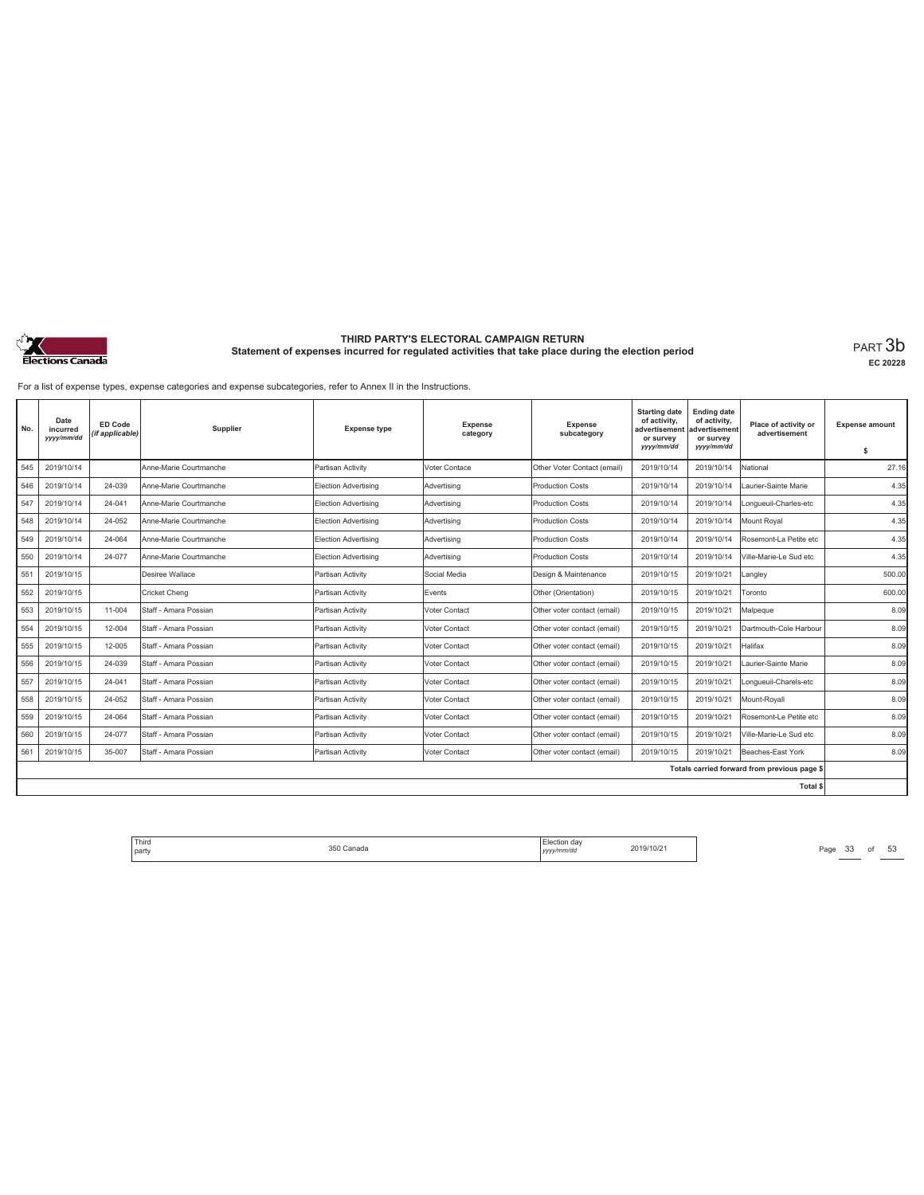# THIRD PARTY'S ELECTORAL CAMPAIGN RETURN

## Statement of expenses incurred for regulated activities that take place during the election period

PART 3b

EC 20228

For a list of expense types, expense categories and expense subcategories, refer to Annex II in the Instructions.

| No. | Date incurred yyyy/mm/dd | ED Code (if applicable) | Supplier | Expense type | Expense category | Expense subcategory | Starting date of activity, advertisement or survey yyyy/mm/dd | Ending date of activity, advertisement or survey yyyy/mm/dd | Place of activity or advertisement | Expense amount $ |
|---|---|---|---|---|---|---|---|---|---|---|
| 545 | 2019/10/14 | | Anne-Marie Courtmanche | Partisan Activity | Voter Contace | Other Voter Contact (email) | 2019/10/14 | 2019/10/14 | National | 27.16 |
| 546 | 2019/10/14 | 24-039 | Anne-Marie Courtmanche | Election Advertising | Advertising | Production Costs | 2019/10/14 | 2019/10/14 | Laurier-Sainte Marie | 4.35 |
| 547 | 2019/10/14 | 24-041 | Anne-Marie Courtmanche | Election Advertising | Advertising | Production Costs | 2019/10/14 | 2019/10/14 | Longueuil-Charles-etc | 4.35 |
| 548 | 2019/10/14 | 24-052 | Anne-Marie Courtmanche | Election Advertising | Advertising | Production Costs | 2019/10/14 | 2019/10/14 | Mount Royal | 4.35 |
| 549 | 2019/10/14 | 24-064 | Anne-Marie Courtmanche | Election Advertising | Advertising | Production Costs | 2019/10/14 | 2019/10/14 | Rosemont-La Petite etc | 4.35 |
| 550 | 2019/10/14 | 24-077 | Anne-Marie Courtmanche | Election Advertising | Advertising | Production Costs | 2019/10/14 | 2019/10/14 | Ville-Marie-Le Sud etc | 4.35 |
| 551 | 2019/10/15 | | Desiree Wallace | Partisan Activity | Social Media | Design & Maintenance | 2019/10/15 | 2019/10/21 | Langley | 500.00 |
| 552 | 2019/10/15 | | Cricket Cheng | Partisan Activity | Events | Other (Orientation) | 2019/10/15 | 2019/10/21 | Toronto | 600.00 |
| 553 | 2019/10/15 | 11-004 | Staff - Amara Possian | Partisan Activity | Voter Contact | Other voter contact (email) | 2019/10/15 | 2019/10/21 | Malpeque | 8.09 |
| 554 | 2019/10/15 | 12-004 | Staff - Amara Possian | Partisan Activity | Voter Contact | Other voter contact (email) | 2019/10/15 | 2019/10/21 | Dartmouth-Cole Harbour | 8.09 |
| 555 | 2019/10/15 | 12-005 | Staff - Amara Possian | Partisan Activity | Voter Contact | Other voter contact (email) | 2019/10/15 | 2019/10/21 | Halifax | 8.09 |
| 556 | 2019/10/15 | 24-039 | Staff - Amara Possian | Partisan Activity | Voter Contact | Other voter contact (email) | 2019/10/15 | 2019/10/21 | Laurier-Sainte Marie | 8.09 |
| 557 | 2019/10/15 | 24-041 | Staff - Amara Possian | Partisan Activity | Voter Contact | Other voter contact (email) | 2019/10/15 | 2019/10/21 | Longueuil-Charels-etc | 8.09 |
| 558 | 2019/10/15 | 24-052 | Staff - Amara Possian | Partisan Activity | Voter Contact | Other voter contact (email) | 2019/10/15 | 2019/10/21 | Mount-Royall | 8.09 |
| 559 | 2019/10/15 | 24-064 | Staff - Amara Possian | Partisan Activity | Voter Contact | Other voter contact (email) | 2019/10/15 | 2019/10/21 | Rosemont-Le Petite etc | 8.09 |
| 560 | 2019/10/15 | 24-077 | Staff - Amara Possian | Partisan Activity | Voter Contact | Other voter contact (email) | 2019/10/15 | 2019/10/21 | Ville-Marie-Le Sud etc | 8.09 |
| 561 | 2019/10/15 | 35-007 | Staff - Amara Possian | Partisan Activity | Voter Contact | Other voter contact (email) | 2019/10/15 | 2019/10/21 | Beaches-East York | 8.09 |
| | | | | | | | | | Totals carried forward from previous page $ | |
| | | | | | | | | | Total $ | |

| Third party | 350 Canada | Election day yyyy/mm/dd | 2019/10/21 |
|---|---|---|---|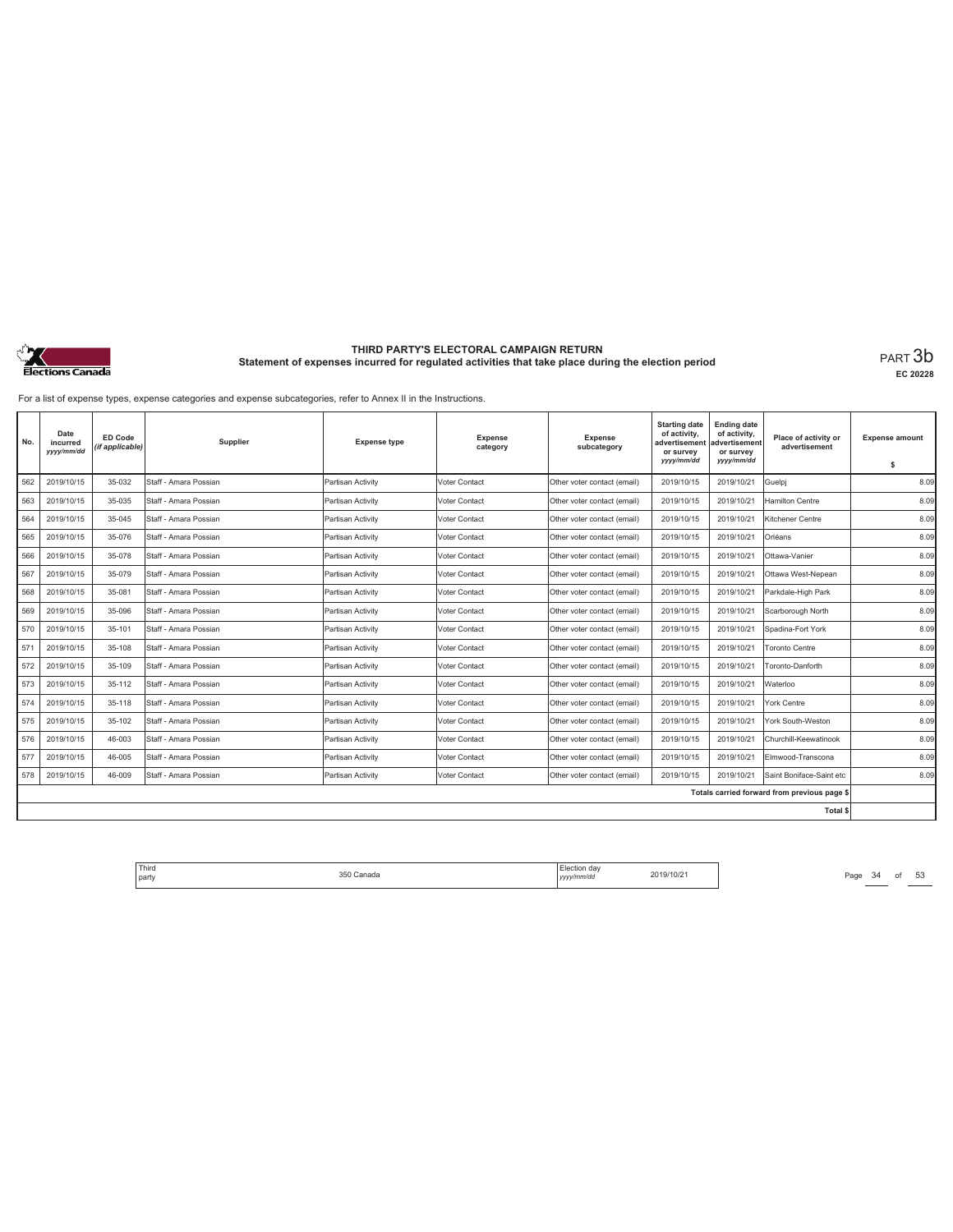# THIRD PARTY'S ELECTORAL CAMPAIGN RETURN

## Statement of expenses incurred for regulated activities that take place during the election period

PART 3b

EC 20228

For a list of expense types, expense categories and expense subcategories, refer to Annex II in the Instructions.

| No. | Date incurred *yyyy/mm/dd* | ED Code *(if applicable)* | Supplier | Expense type | Expense category | Expense subcategory | Starting date of activity, advertisement or survey *yyyy/mm/dd* | Ending date of activity, advertisement or survey *yyyy/mm/dd* | Place of activity or advertisement | Expense amount $ |
|---|---|---|---|---|---|---|---|---|---|---|
| 562 | 2019/10/15 | 35-032 | Staff - Amara Possian | Partisan Activity | Voter Contact | Other voter contact (email) | 2019/10/15 | 2019/10/21 | Guelpj | 8.09 |
| 563 | 2019/10/15 | 35-035 | Staff - Amara Possian | Partisan Activity | Voter Contact | Other voter contact (email) | 2019/10/15 | 2019/10/21 | Hamilton Centre | 8.09 |
| 564 | 2019/10/15 | 35-045 | Staff - Amara Possian | Partisan Activity | Voter Contact | Other voter contact (email) | 2019/10/15 | 2019/10/21 | Kitchener Centre | 8.09 |
| 565 | 2019/10/15 | 35-076 | Staff - Amara Possian | Partisan Activity | Voter Contact | Other voter contact (email) | 2019/10/15 | 2019/10/21 | Orléans | 8.09 |
| 566 | 2019/10/15 | 35-078 | Staff - Amara Possian | Partisan Activity | Voter Contact | Other voter contact (email) | 2019/10/15 | 2019/10/21 | Ottawa-Vanier | 8.09 |
| 567 | 2019/10/15 | 35-079 | Staff - Amara Possian | Partisan Activity | Voter Contact | Other voter contact (email) | 2019/10/15 | 2019/10/21 | Ottawa West-Nepean | 8.09 |
| 568 | 2019/10/15 | 35-081 | Staff - Amara Possian | Partisan Activity | Voter Contact | Other voter contact (email) | 2019/10/15 | 2019/10/21 | Parkdale-High Park | 8.09 |
| 569 | 2019/10/15 | 35-096 | Staff - Amara Possian | Partisan Activity | Voter Contact | Other voter contact (email) | 2019/10/15 | 2019/10/21 | Scarborough North | 8.09 |
| 570 | 2019/10/15 | 35-101 | Staff - Amara Possian | Partisan Activity | Voter Contact | Other voter contact (email) | 2019/10/15 | 2019/10/21 | Spadina-Fort York | 8.09 |
| 571 | 2019/10/15 | 35-108 | Staff - Amara Possian | Partisan Activity | Voter Contact | Other voter contact (email) | 2019/10/15 | 2019/10/21 | Toronto Centre | 8.09 |
| 572 | 2019/10/15 | 35-109 | Staff - Amara Possian | Partisan Activity | Voter Contact | Other voter contact (email) | 2019/10/15 | 2019/10/21 | Toronto-Danforth | 8.09 |
| 573 | 2019/10/15 | 35-112 | Staff - Amara Possian | Partisan Activity | Voter Contact | Other voter contact (email) | 2019/10/15 | 2019/10/21 | Waterloo | 8.09 |
| 574 | 2019/10/15 | 35-118 | Staff - Amara Possian | Partisan Activity | Voter Contact | Other voter contact (email) | 2019/10/15 | 2019/10/21 | York Centre | 8.09 |
| 575 | 2019/10/15 | 35-102 | Staff - Amara Possian | Partisan Activity | Voter Contact | Other voter contact (email) | 2019/10/15 | 2019/10/21 | York South-Weston | 8.09 |
| 576 | 2019/10/15 | 46-003 | Staff - Amara Possian | Partisan Activity | Voter Contact | Other voter contact (email) | 2019/10/15 | 2019/10/21 | Churchill-Keewatinook | 8.09 |
| 577 | 2019/10/15 | 46-005 | Staff - Amara Possian | Partisan Activity | Voter Contact | Other voter contact (email) | 2019/10/15 | 2019/10/21 | Elmwood-Transcona | 8.09 |
| 578 | 2019/10/15 | 46-009 | Staff - Amara Possian | Partisan Activity | Voter Contact | Other voter contact (email) | 2019/10/15 | 2019/10/21 | Saint Boniface-Saint etc | 8.09 |
| | | | | | | | | | Totals carried forward from previous page $ | |
| | | | | | | | | | Total $ | |

| Third party | 350 Canada | Election day *yyyy/mm/dd* | 2019/10/21 |
|---|---|---|---|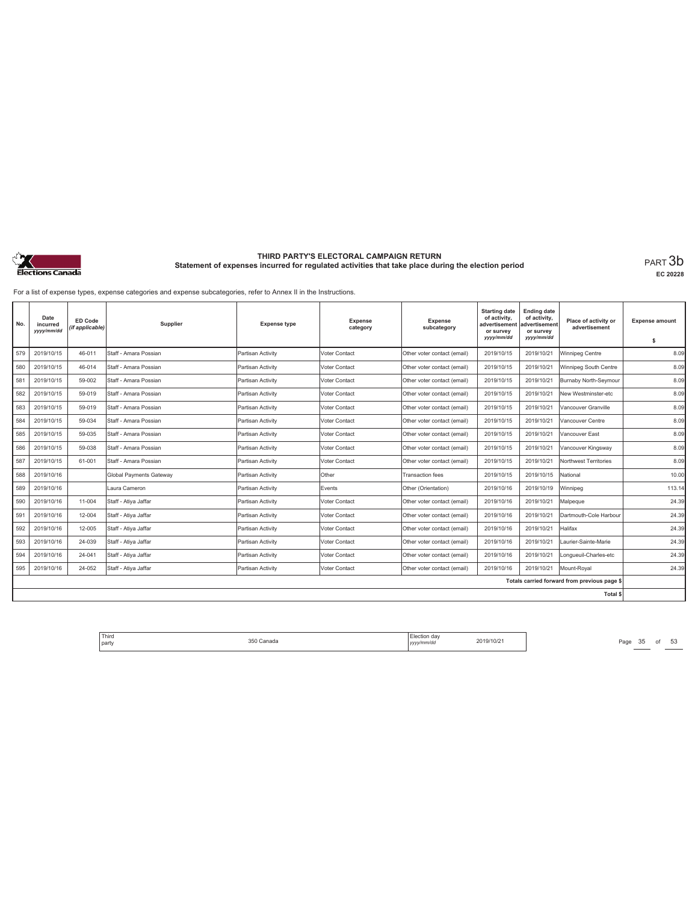# THIRD PARTY'S ELECTORAL CAMPAIGN RETURN

## Statement of expenses incurred for regulated activities that take place during the election period

PART 3b

EC 20228

For a list of expense types, expense categories and expense subcategories, refer to Annex II in the Instructions.

| No. | Date incurred yyyy/mm/dd | ED Code (if applicable) | Supplier | Expense type | Expense category | Expense subcategory | Starting date of activity, advertisement or survey yyyy/mm/dd | Ending date of activity, advertisement or survey yyyy/mm/dd | Place of activity or advertisement | Expense amount $ |
|---|---|---|---|---|---|---|---|---|---|---|
| 579 | 2019/10/15 | 46-011 | Staff - Amara Possian | Partisan Activity | Voter Contact | Other voter contact (email) | 2019/10/15 | 2019/10/21 | Winnipeg Centre | 8.09 |
| 580 | 2019/10/15 | 46-014 | Staff - Amara Possian | Partisan Activity | Voter Contact | Other voter contact (email) | 2019/10/15 | 2019/10/21 | Winnipeg South Centre | 8.09 |
| 581 | 2019/10/15 | 59-002 | Staff - Amara Possian | Partisan Activity | Voter Contact | Other voter contact (email) | 2019/10/15 | 2019/10/21 | Burnaby North-Seymour | 8.09 |
| 582 | 2019/10/15 | 59-019 | Staff - Amara Possian | Partisan Activity | Voter Contact | Other voter contact (email) | 2019/10/15 | 2019/10/21 | New Westminster-etc | 8.09 |
| 583 | 2019/10/15 | 59-019 | Staff - Amara Possian | Partisan Activity | Voter Contact | Other voter contact (email) | 2019/10/15 | 2019/10/21 | Vancouver Granville | 8.09 |
| 584 | 2019/10/15 | 59-034 | Staff - Amara Possian | Partisan Activity | Voter Contact | Other voter contact (email) | 2019/10/15 | 2019/10/21 | Vancouver Centre | 8.09 |
| 585 | 2019/10/15 | 59-035 | Staff - Amara Possian | Partisan Activity | Voter Contact | Other voter contact (email) | 2019/10/15 | 2019/10/21 | Vancouver East | 8.09 |
| 586 | 2019/10/15 | 59-038 | Staff - Amara Possian | Partisan Activity | Voter Contact | Other voter contact (email) | 2019/10/15 | 2019/10/21 | Vancouver Kingsway | 8.09 |
| 587 | 2019/10/15 | 61-001 | Staff - Amara Possian | Partisan Activity | Voter Contact | Other voter contact (email) | 2019/10/15 | 2019/10/21 | Northwest Territories | 8.09 |
| 588 | 2019/10/16 | | Global Payments Gateway | Partisan Activity | Other | Transaction fees | 2019/10/15 | 2019/10/15 | National | 10.00 |
| 589 | 2019/10/16 | | Laura Cameron | Partisan Activity | Events | Other (Orientation) | 2019/10/16 | 2019/10/19 | Winnipeg | 113.14 |
| 590 | 2019/10/16 | 11-004 | Staff - Atiya Jaffar | Partisan Activity | Voter Contact | Other voter contact (email) | 2019/10/16 | 2019/10/21 | Malpeque | 24.39 |
| 591 | 2019/10/16 | 12-004 | Staff - Atiya Jaffar | Partisan Activity | Voter Contact | Other voter contact (email) | 2019/10/16 | 2019/10/21 | Dartmouth-Cole Harbour | 24.39 |
| 592 | 2019/10/16 | 12-005 | Staff - Atiya Jaffar | Partisan Activity | Voter Contact | Other voter contact (email) | 2019/10/16 | 2019/10/21 | Halifax | 24.39 |
| 593 | 2019/10/16 | 24-039 | Staff - Atiya Jaffar | Partisan Activity | Voter Contact | Other voter contact (email) | 2019/10/16 | 2019/10/21 | Laurier-Sainte-Marie | 24.39 |
| 594 | 2019/10/16 | 24-041 | Staff - Atiya Jaffar | Partisan Activity | Voter Contact | Other voter contact (email) | 2019/10/16 | 2019/10/21 | Longueuil-Charles-etc | 24.39 |
| 595 | 2019/10/16 | 24-052 | Staff - Atiya Jaffar | Partisan Activity | Voter Contact | Other voter contact (email) | 2019/10/16 | 2019/10/21 | Mount-Royal | 24.39 |
| | | | | | | | | | Totals carried forward from previous page $ | |
| | | | | | | | | | Total $ | |

| Third party | 350 Canada | Election day yyyy/mm/dd | 2019/10/21 |
|---|---|---|---|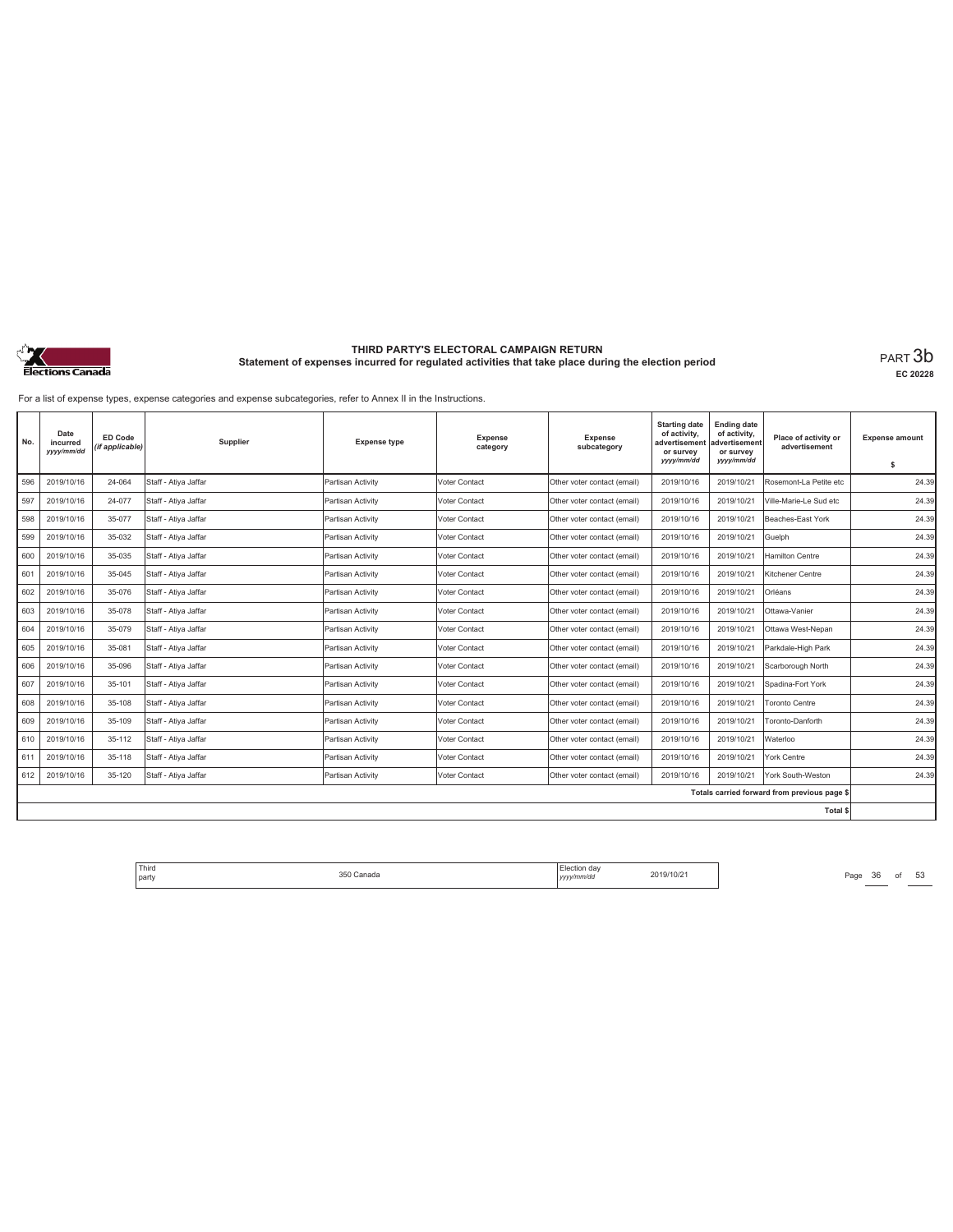# THIRD PARTY'S ELECTORAL CAMPAIGN RETURN

## Statement of expenses incurred for regulated activities that take place during the election period

PART 3b

EC 20228

For a list of expense types, expense categories and expense subcategories, refer to Annex II in the Instructions.

| No. | Date incurred yyyy/mm/dd | ED Code (if applicable) | Supplier | Expense type | Expense category | Expense subcategory | Starting date of activity, advertisement or survey yyyy/mm/dd | Ending date of activity, advertisement or survey yyyy/mm/dd | Place of activity or advertisement | Expense amount $ |
|---|---|---|---|---|---|---|---|---|---|---|
| 596 | 2019/10/16 | 24-064 | Staff - Atiya Jaffar | Partisan Activity | Voter Contact | Other voter contact (email) | 2019/10/16 | 2019/10/21 | Rosemont-La Petite etc | 24.39 |
| 597 | 2019/10/16 | 24-077 | Staff - Atiya Jaffar | Partisan Activity | Voter Contact | Other voter contact (email) | 2019/10/16 | 2019/10/21 | Ville-Marie-Le Sud etc | 24.39 |
| 598 | 2019/10/16 | 35-077 | Staff - Atiya Jaffar | Partisan Activity | Voter Contact | Other voter contact (email) | 2019/10/16 | 2019/10/21 | Beaches-East York | 24.39 |
| 599 | 2019/10/16 | 35-032 | Staff - Atiya Jaffar | Partisan Activity | Voter Contact | Other voter contact (email) | 2019/10/16 | 2019/10/21 | Guelph | 24.39 |
| 600 | 2019/10/16 | 35-035 | Staff - Atiya Jaffar | Partisan Activity | Voter Contact | Other voter contact (email) | 2019/10/16 | 2019/10/21 | Hamilton Centre | 24.39 |
| 601 | 2019/10/16 | 35-045 | Staff - Atiya Jaffar | Partisan Activity | Voter Contact | Other voter contact (email) | 2019/10/16 | 2019/10/21 | Kitchener Centre | 24.39 |
| 602 | 2019/10/16 | 35-076 | Staff - Atiya Jaffar | Partisan Activity | Voter Contact | Other voter contact (email) | 2019/10/16 | 2019/10/21 | Orléans | 24.39 |
| 603 | 2019/10/16 | 35-078 | Staff - Atiya Jaffar | Partisan Activity | Voter Contact | Other voter contact (email) | 2019/10/16 | 2019/10/21 | Ottawa-Vanier | 24.39 |
| 604 | 2019/10/16 | 35-079 | Staff - Atiya Jaffar | Partisan Activity | Voter Contact | Other voter contact (email) | 2019/10/16 | 2019/10/21 | Ottawa West-Nepan | 24.39 |
| 605 | 2019/10/16 | 35-081 | Staff - Atiya Jaffar | Partisan Activity | Voter Contact | Other voter contact (email) | 2019/10/16 | 2019/10/21 | Parkdale-High Park | 24.39 |
| 606 | 2019/10/16 | 35-096 | Staff - Atiya Jaffar | Partisan Activity | Voter Contact | Other voter contact (email) | 2019/10/16 | 2019/10/21 | Scarborough North | 24.39 |
| 607 | 2019/10/16 | 35-101 | Staff - Atiya Jaffar | Partisan Activity | Voter Contact | Other voter contact (email) | 2019/10/16 | 2019/10/21 | Spadina-Fort York | 24.39 |
| 608 | 2019/10/16 | 35-108 | Staff - Atiya Jaffar | Partisan Activity | Voter Contact | Other voter contact (email) | 2019/10/16 | 2019/10/21 | Toronto Centre | 24.39 |
| 609 | 2019/10/16 | 35-109 | Staff - Atiya Jaffar | Partisan Activity | Voter Contact | Other voter contact (email) | 2019/10/16 | 2019/10/21 | Toronto-Danforth | 24.39 |
| 610 | 2019/10/16 | 35-112 | Staff - Atiya Jaffar | Partisan Activity | Voter Contact | Other voter contact (email) | 2019/10/16 | 2019/10/21 | Waterloo | 24.39 |
| 611 | 2019/10/16 | 35-118 | Staff - Atiya Jaffar | Partisan Activity | Voter Contact | Other voter contact (email) | 2019/10/16 | 2019/10/21 | York Centre | 24.39 |
| 612 | 2019/10/16 | 35-120 | Staff - Atiya Jaffar | Partisan Activity | Voter Contact | Other voter contact (email) | 2019/10/16 | 2019/10/21 | York South-Weston | 24.39 |
| | | | | | | | | | Totals carried forward from previous page $ | |
| | | | | | | | | | Total $ | |

| Third party | 350 Canada | Election day yyyy/mm/dd | 2019/10/21 |
|---|---|---|---|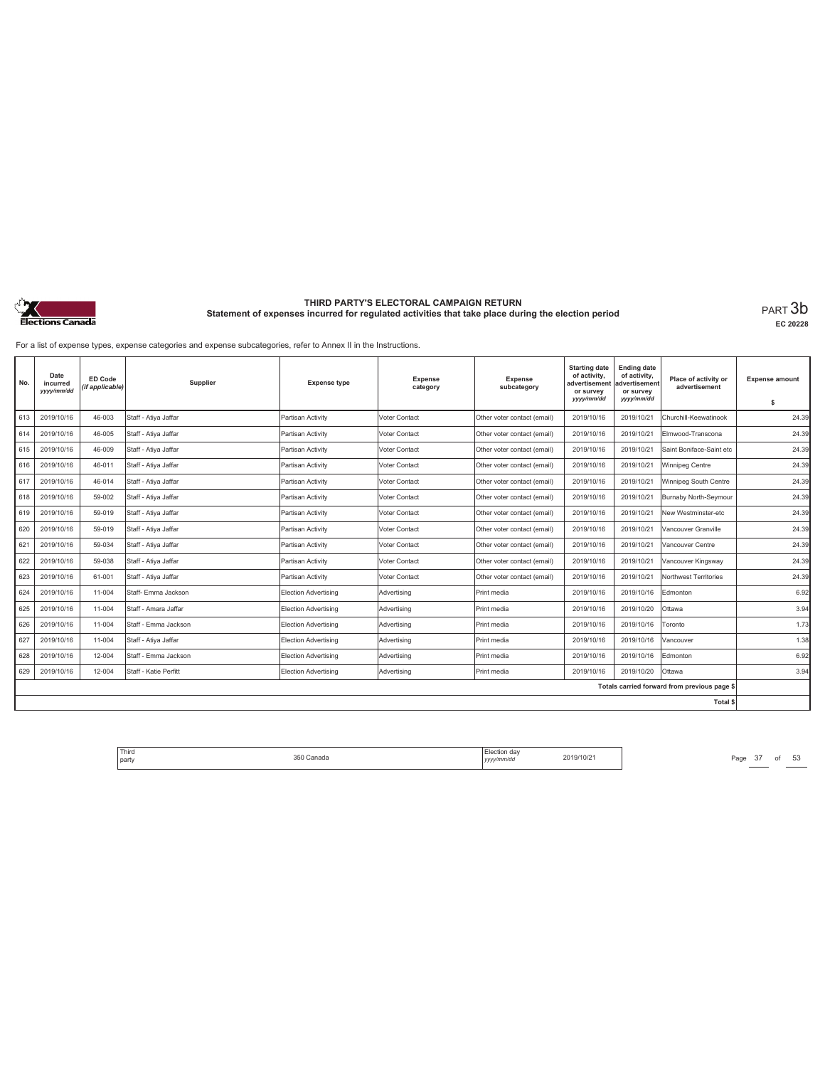**THIRD PARTY'S ELECTORAL CAMPAIGN RETURN**
**Statement of expenses incurred for regulated activities that take place during the election period**

PART 3b
EC 20228

For a list of expense types, expense categories and expense subcategories, refer to Annex II in the Instructions.

| No. | Date incurred yyyy/mm/dd | ED Code (if applicable) | Supplier | Expense type | Expense category | Expense subcategory | Starting date of activity, advertisement or survey yyyy/mm/dd | Ending date of activity, advertisement or survey yyyy/mm/dd | Place of activity or advertisement | Expense amount $ |
|---|---|---|---|---|---|---|---|---|---|---|
| 613 | 2019/10/16 | 46-003 | Staff - Atiya Jaffar | Partisan Activity | Voter Contact | Other voter contact (email) | 2019/10/16 | 2019/10/21 | Churchill-Keewatinook | 24.39 |
| 614 | 2019/10/16 | 46-005 | Staff - Atiya Jaffar | Partisan Activity | Voter Contact | Other voter contact (email) | 2019/10/16 | 2019/10/21 | Elmwood-Transcona | 24.39 |
| 615 | 2019/10/16 | 46-009 | Staff - Atiya Jaffar | Partisan Activity | Voter Contact | Other voter contact (email) | 2019/10/16 | 2019/10/21 | Saint Boniface-Saint etc | 24.39 |
| 616 | 2019/10/16 | 46-011 | Staff - Atiya Jaffar | Partisan Activity | Voter Contact | Other voter contact (email) | 2019/10/16 | 2019/10/21 | Winnipeg Centre | 24.39 |
| 617 | 2019/10/16 | 46-014 | Staff - Atiya Jaffar | Partisan Activity | Voter Contact | Other voter contact (email) | 2019/10/16 | 2019/10/21 | Winnipeg South Centre | 24.39 |
| 618 | 2019/10/16 | 59-002 | Staff - Atiya Jaffar | Partisan Activity | Voter Contact | Other voter contact (email) | 2019/10/16 | 2019/10/21 | Burnaby North-Seymour | 24.39 |
| 619 | 2019/10/16 | 59-019 | Staff - Atiya Jaffar | Partisan Activity | Voter Contact | Other voter contact (email) | 2019/10/16 | 2019/10/21 | New Westminster-etc | 24.39 |
| 620 | 2019/10/16 | 59-019 | Staff - Atiya Jaffar | Partisan Activity | Voter Contact | Other voter contact (email) | 2019/10/16 | 2019/10/21 | Vancouver Granville | 24.39 |
| 621 | 2019/10/16 | 59-034 | Staff - Atiya Jaffar | Partisan Activity | Voter Contact | Other voter contact (email) | 2019/10/16 | 2019/10/21 | Vancouver Centre | 24.39 |
| 622 | 2019/10/16 | 59-038 | Staff - Atiya Jaffar | Partisan Activity | Voter Contact | Other voter contact (email) | 2019/10/16 | 2019/10/21 | Vancouver Kingsway | 24.39 |
| 623 | 2019/10/16 | 61-001 | Staff - Atiya Jaffar | Partisan Activity | Voter Contact | Other voter contact (email) | 2019/10/16 | 2019/10/21 | Northwest Territories | 24.39 |
| 624 | 2019/10/16 | 11-004 | Staff- Emma Jackson | Election Advertising | Advertising | Print media | 2019/10/16 | 2019/10/16 | Edmonton | 6.92 |
| 625 | 2019/10/16 | 11-004 | Staff - Amara Jaffar | Election Advertising | Advertising | Print media | 2019/10/16 | 2019/10/20 | Ottawa | 3.94 |
| 626 | 2019/10/16 | 11-004 | Staff - Emma Jackson | Election Advertising | Advertising | Print media | 2019/10/16 | 2019/10/16 | Toronto | 1.73 |
| 627 | 2019/10/16 | 11-004 | Staff - Atiya Jaffar | Election Advertising | Advertising | Print media | 2019/10/16 | 2019/10/16 | Vancouver | 1.38 |
| 628 | 2019/10/16 | 12-004 | Staff - Emma Jackson | Election Advertising | Advertising | Print media | 2019/10/16 | 2019/10/16 | Edmonton | 6.92 |
| 629 | 2019/10/16 | 12-004 | Staff - Katie Perfitt | Election Advertising | Advertising | Print media | 2019/10/16 | 2019/10/20 | Ottawa | 3.94 |
| | | | | | | | | | Totals carried forward from previous page $ | |
| | | | | | | | | | Total $ | |

Third party: 350 Canada | Election day yyyy/mm/dd: 2019/10/21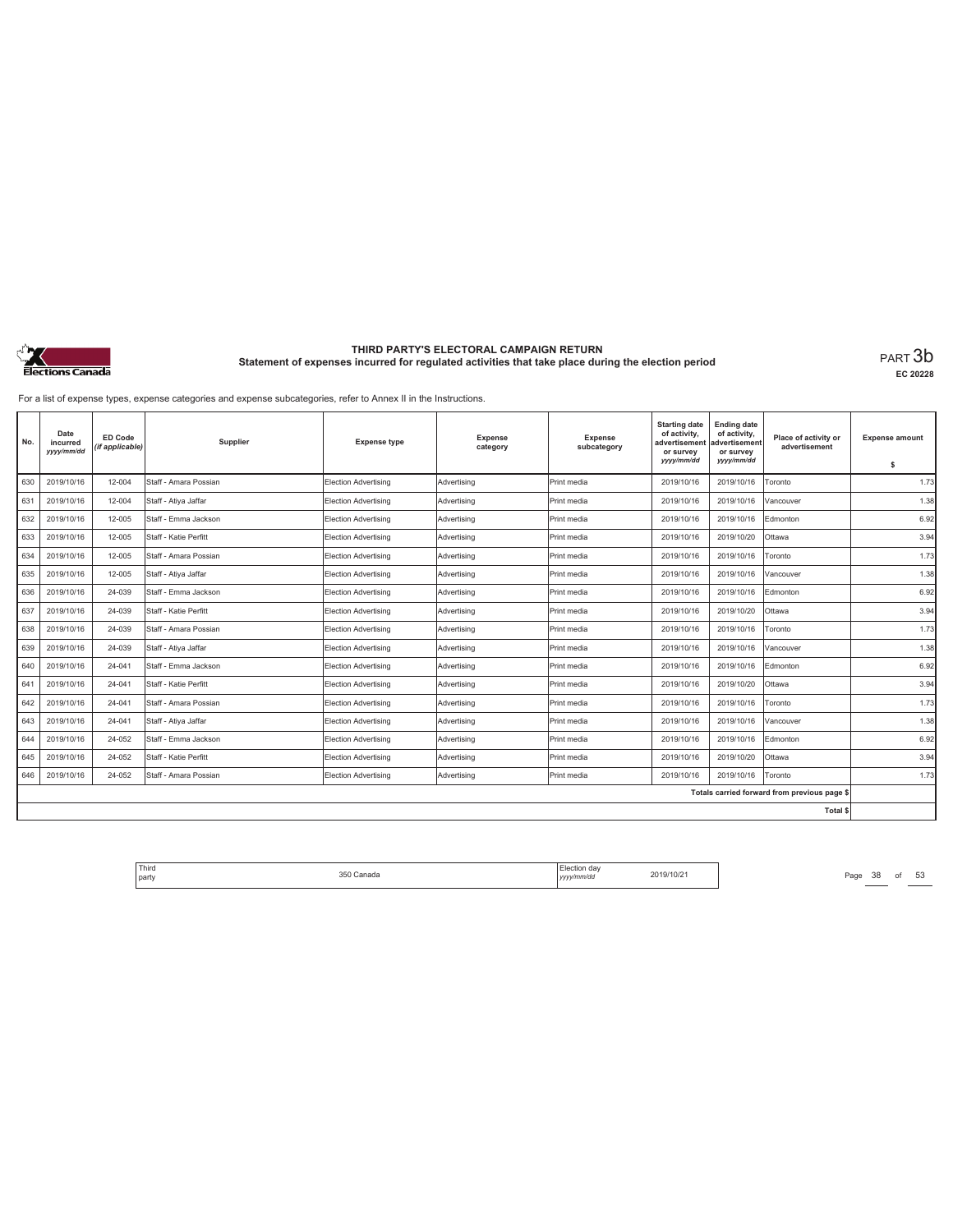# THIRD PARTY'S ELECTORAL CAMPAIGN RETURN

## Statement of expenses incurred for regulated activities that take place during the election period

PART 3b

EC 20228

For a list of expense types, expense categories and expense subcategories, refer to Annex II in the Instructions.

| No. | Date incurred *yyyy/mm/dd* | ED Code *(if applicable)* | Supplier | Expense type | Expense category | Expense subcategory | Starting date of activity, advertisement or survey *yyyy/mm/dd* | Ending date of activity, advertisement or survey *yyyy/mm/dd* | Place of activity or advertisement | Expense amount $ |
|---|---|---|---|---|---|---|---|---|---|---|
| 630 | 2019/10/16 | 12-004 | Staff - Amara Possian | Election Advertising | Advertising | Print media | 2019/10/16 | 2019/10/16 | Toronto | 1.73 |
| 631 | 2019/10/16 | 12-004 | Staff - Atiya Jaffar | Election Advertising | Advertising | Print media | 2019/10/16 | 2019/10/16 | Vancouver | 1.38 |
| 632 | 2019/10/16 | 12-005 | Staff - Emma Jackson | Election Advertising | Advertising | Print media | 2019/10/16 | 2019/10/16 | Edmonton | 6.92 |
| 633 | 2019/10/16 | 12-005 | Staff - Katie Perfitt | Election Advertising | Advertising | Print media | 2019/10/16 | 2019/10/20 | Ottawa | 3.94 |
| 634 | 2019/10/16 | 12-005 | Staff - Amara Possian | Election Advertising | Advertising | Print media | 2019/10/16 | 2019/10/16 | Toronto | 1.73 |
| 635 | 2019/10/16 | 12-005 | Staff - Atiya Jaffar | Election Advertising | Advertising | Print media | 2019/10/16 | 2019/10/16 | Vancouver | 1.38 |
| 636 | 2019/10/16 | 24-039 | Staff - Emma Jackson | Election Advertising | Advertising | Print media | 2019/10/16 | 2019/10/16 | Edmonton | 6.92 |
| 637 | 2019/10/16 | 24-039 | Staff - Katie Perfitt | Election Advertising | Advertising | Print media | 2019/10/16 | 2019/10/20 | Ottawa | 3.94 |
| 638 | 2019/10/16 | 24-039 | Staff - Amara Possian | Election Advertising | Advertising | Print media | 2019/10/16 | 2019/10/16 | Toronto | 1.73 |
| 639 | 2019/10/16 | 24-039 | Staff - Atiya Jaffar | Election Advertising | Advertising | Print media | 2019/10/16 | 2019/10/16 | Vancouver | 1.38 |
| 640 | 2019/10/16 | 24-041 | Staff - Emma Jackson | Election Advertising | Advertising | Print media | 2019/10/16 | 2019/10/16 | Edmonton | 6.92 |
| 641 | 2019/10/16 | 24-041 | Staff - Katie Perfitt | Election Advertising | Advertising | Print media | 2019/10/16 | 2019/10/20 | Ottawa | 3.94 |
| 642 | 2019/10/16 | 24-041 | Staff - Amara Possian | Election Advertising | Advertising | Print media | 2019/10/16 | 2019/10/16 | Toronto | 1.73 |
| 643 | 2019/10/16 | 24-041 | Staff - Atiya Jaffar | Election Advertising | Advertising | Print media | 2019/10/16 | 2019/10/16 | Vancouver | 1.38 |
| 644 | 2019/10/16 | 24-052 | Staff - Emma Jackson | Election Advertising | Advertising | Print media | 2019/10/16 | 2019/10/16 | Edmonton | 6.92 |
| 645 | 2019/10/16 | 24-052 | Staff - Katie Perfitt | Election Advertising | Advertising | Print media | 2019/10/16 | 2019/10/20 | Ottawa | 3.94 |
| 646 | 2019/10/16 | 24-052 | Staff - Amara Possian | Election Advertising | Advertising | Print media | 2019/10/16 | 2019/10/16 | Toronto | 1.73 |
| | | | | | | | | | Totals carried forward from previous page $ | |
| | | | | | | | | | Total $ | |

| Third party | 350 Canada | Election day *yyyy/mm/dd* | 2019/10/21 |
|---|---|---|---|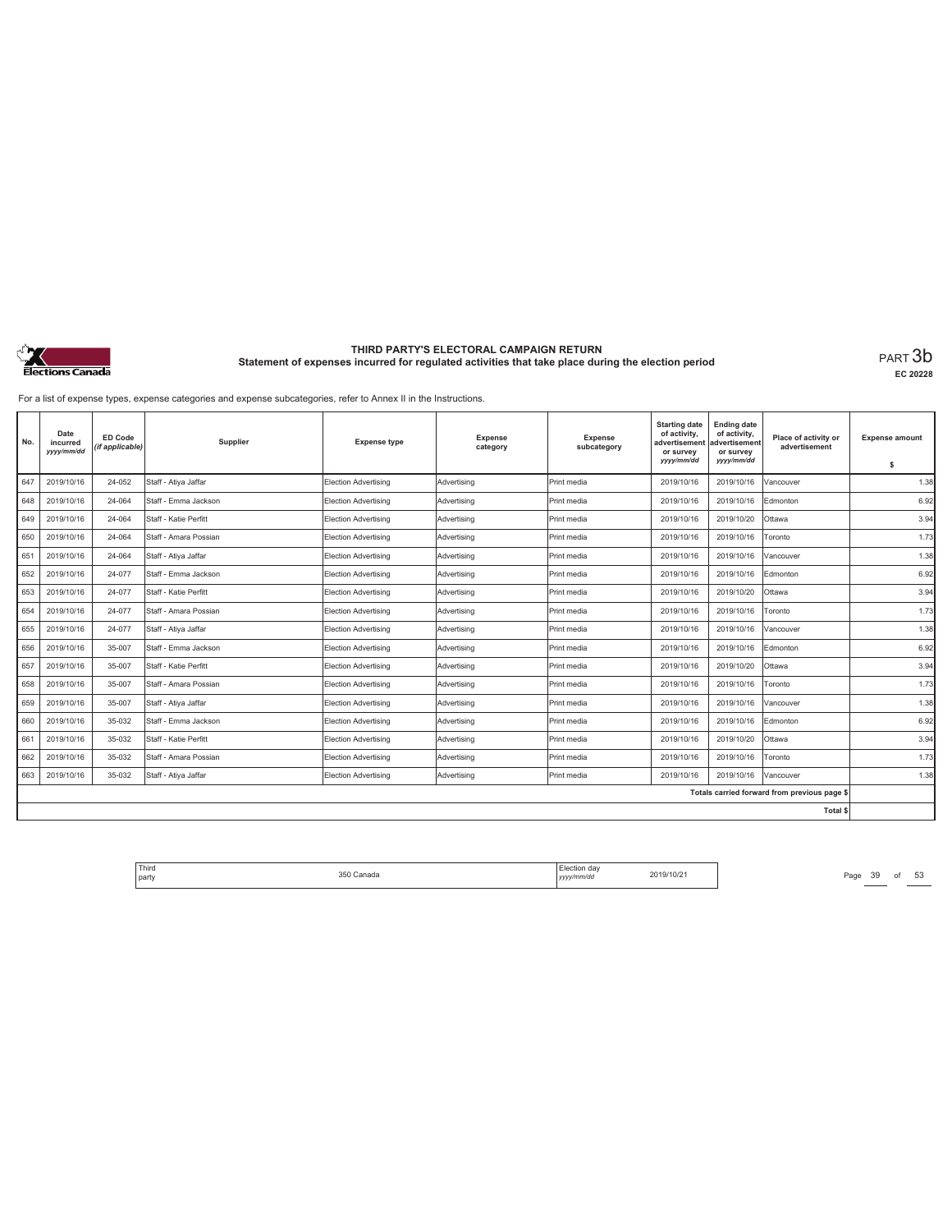**THIRD PARTY'S ELECTORAL CAMPAIGN RETURN**
**Statement of expenses incurred for regulated activities that take place during the election period**

PART 3b
EC 20228

For a list of expense types, expense categories and expense subcategories, refer to Annex II in the Instructions.

| No. | Date incurred *yyyy/mm/dd* | ED Code *(if applicable)* | Supplier | Expense type | Expense category | Expense subcategory | Starting date of activity, advertisement or survey *yyyy/mm/dd* | Ending date of activity, advertisement or survey *yyyy/mm/dd* | Place of activity or advertisement | Expense amount $ |
|---|---|---|---|---|---|---|---|---|---|---|
| 647 | 2019/10/16 | 24-052 | Staff - Atiya Jaffar | Election Advertising | Advertising | Print media | 2019/10/16 | 2019/10/16 | Vancouver | 1.38 |
| 648 | 2019/10/16 | 24-064 | Staff - Emma Jackson | Election Advertising | Advertising | Print media | 2019/10/16 | 2019/10/16 | Edmonton | 6.92 |
| 649 | 2019/10/16 | 24-064 | Staff - Katie Perfitt | Election Advertising | Advertising | Print media | 2019/10/16 | 2019/10/20 | Ottawa | 3.94 |
| 650 | 2019/10/16 | 24-064 | Staff - Amara Possian | Election Advertising | Advertising | Print media | 2019/10/16 | 2019/10/16 | Toronto | 1.73 |
| 651 | 2019/10/16 | 24-064 | Staff - Atiya Jaffar | Election Advertising | Advertising | Print media | 2019/10/16 | 2019/10/16 | Vancouver | 1.38 |
| 652 | 2019/10/16 | 24-077 | Staff - Emma Jackson | Election Advertising | Advertising | Print media | 2019/10/16 | 2019/10/16 | Edmonton | 6.92 |
| 653 | 2019/10/16 | 24-077 | Staff - Katie Perfitt | Election Advertising | Advertising | Print media | 2019/10/16 | 2019/10/20 | Ottawa | 3.94 |
| 654 | 2019/10/16 | 24-077 | Staff - Amara Possian | Election Advertising | Advertising | Print media | 2019/10/16 | 2019/10/16 | Toronto | 1.73 |
| 655 | 2019/10/16 | 24-077 | Staff - Atiya Jaffar | Election Advertising | Advertising | Print media | 2019/10/16 | 2019/10/16 | Vancouver | 1.38 |
| 656 | 2019/10/16 | 35-007 | Staff - Emma Jackson | Election Advertising | Advertising | Print media | 2019/10/16 | 2019/10/16 | Edmonton | 6.92 |
| 657 | 2019/10/16 | 35-007 | Staff - Katie Perfitt | Election Advertising | Advertising | Print media | 2019/10/16 | 2019/10/20 | Ottawa | 3.94 |
| 658 | 2019/10/16 | 35-007 | Staff - Amara Possian | Election Advertising | Advertising | Print media | 2019/10/16 | 2019/10/16 | Toronto | 1.73 |
| 659 | 2019/10/16 | 35-007 | Staff - Atiya Jaffar | Election Advertising | Advertising | Print media | 2019/10/16 | 2019/10/16 | Vancouver | 1.38 |
| 660 | 2019/10/16 | 35-032 | Staff - Emma Jackson | Election Advertising | Advertising | Print media | 2019/10/16 | 2019/10/16 | Edmonton | 6.92 |
| 661 | 2019/10/16 | 35-032 | Staff - Katie Perfitt | Election Advertising | Advertising | Print media | 2019/10/16 | 2019/10/20 | Ottawa | 3.94 |
| 662 | 2019/10/16 | 35-032 | Staff - Amara Possian | Election Advertising | Advertising | Print media | 2019/10/16 | 2019/10/16 | Toronto | 1.73 |
| 663 | 2019/10/16 | 35-032 | Staff - Atiya Jaffar | Election Advertising | Advertising | Print media | 2019/10/16 | 2019/10/16 | Vancouver | 1.38 |
| | | | | | | | | | Totals carried forward from previous page $ | |
| | | | | | | | | | Total $ | |

| Third party | 350 Canada | Election day *yyyy/mm/dd* | 2019/10/21 |
|---|---|---|---|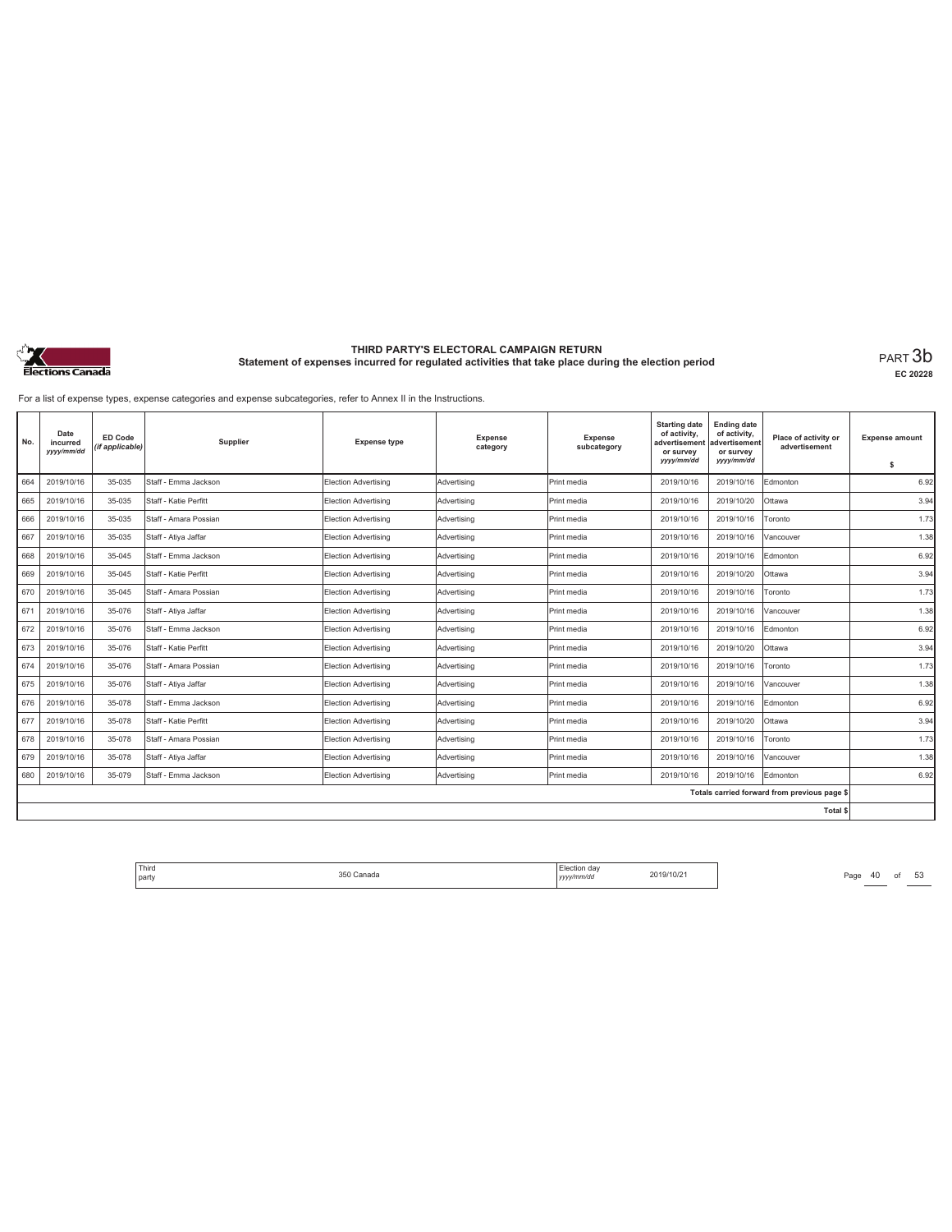# THIRD PARTY'S ELECTORAL CAMPAIGN RETURN

## Statement of expenses incurred for regulated activities that take place during the election period

PART 3b

EC 20228

For a list of expense types, expense categories and expense subcategories, refer to Annex II in the Instructions.

| No. | Date incurred yyyy/mm/dd | ED Code (if applicable) | Supplier | Expense type | Expense category | Expense subcategory | Starting date of activity, advertisement or survey yyyy/mm/dd | Ending date of activity, advertisement or survey yyyy/mm/dd | Place of activity or advertisement | Expense amount $ |
|---|---|---|---|---|---|---|---|---|---|---|
| 664 | 2019/10/16 | 35-035 | Staff - Emma Jackson | Election Advertising | Advertising | Print media | 2019/10/16 | 2019/10/16 | Edmonton | 6.92 |
| 665 | 2019/10/16 | 35-035 | Staff - Katie Perfitt | Election Advertising | Advertising | Print media | 2019/10/16 | 2019/10/20 | Ottawa | 3.94 |
| 666 | 2019/10/16 | 35-035 | Staff - Amara Possian | Election Advertising | Advertising | Print media | 2019/10/16 | 2019/10/16 | Toronto | 1.73 |
| 667 | 2019/10/16 | 35-035 | Staff - Atiya Jaffar | Election Advertising | Advertising | Print media | 2019/10/16 | 2019/10/16 | Vancouver | 1.38 |
| 668 | 2019/10/16 | 35-045 | Staff - Emma Jackson | Election Advertising | Advertising | Print media | 2019/10/16 | 2019/10/16 | Edmonton | 6.92 |
| 669 | 2019/10/16 | 35-045 | Staff - Katie Perfitt | Election Advertising | Advertising | Print media | 2019/10/16 | 2019/10/20 | Ottawa | 3.94 |
| 670 | 2019/10/16 | 35-045 | Staff - Amara Possian | Election Advertising | Advertising | Print media | 2019/10/16 | 2019/10/16 | Toronto | 1.73 |
| 671 | 2019/10/16 | 35-076 | Staff - Atiya Jaffar | Election Advertising | Advertising | Print media | 2019/10/16 | 2019/10/16 | Vancouver | 1.38 |
| 672 | 2019/10/16 | 35-076 | Staff - Emma Jackson | Election Advertising | Advertising | Print media | 2019/10/16 | 2019/10/16 | Edmonton | 6.92 |
| 673 | 2019/10/16 | 35-076 | Staff - Katie Perfitt | Election Advertising | Advertising | Print media | 2019/10/16 | 2019/10/20 | Ottawa | 3.94 |
| 674 | 2019/10/16 | 35-076 | Staff - Amara Possian | Election Advertising | Advertising | Print media | 2019/10/16 | 2019/10/16 | Toronto | 1.73 |
| 675 | 2019/10/16 | 35-076 | Staff - Atiya Jaffar | Election Advertising | Advertising | Print media | 2019/10/16 | 2019/10/16 | Vancouver | 1.38 |
| 676 | 2019/10/16 | 35-078 | Staff - Emma Jackson | Election Advertising | Advertising | Print media | 2019/10/16 | 2019/10/16 | Edmonton | 6.92 |
| 677 | 2019/10/16 | 35-078 | Staff - Katie Perfitt | Election Advertising | Advertising | Print media | 2019/10/16 | 2019/10/20 | Ottawa | 3.94 |
| 678 | 2019/10/16 | 35-078 | Staff - Amara Possian | Election Advertising | Advertising | Print media | 2019/10/16 | 2019/10/16 | Toronto | 1.73 |
| 679 | 2019/10/16 | 35-078 | Staff - Atiya Jaffar | Election Advertising | Advertising | Print media | 2019/10/16 | 2019/10/16 | Vancouver | 1.38 |
| 680 | 2019/10/16 | 35-079 | Staff - Emma Jackson | Election Advertising | Advertising | Print media | 2019/10/16 | 2019/10/16 | Edmonton | 6.92 |
| | | | | | | | | | Totals carried forward from previous page $ | |
| | | | | | | | | | Total $ | |

| Third party | 350 Canada | Election day yyyy/mm/dd | 2019/10/21 |
|---|---|---|---|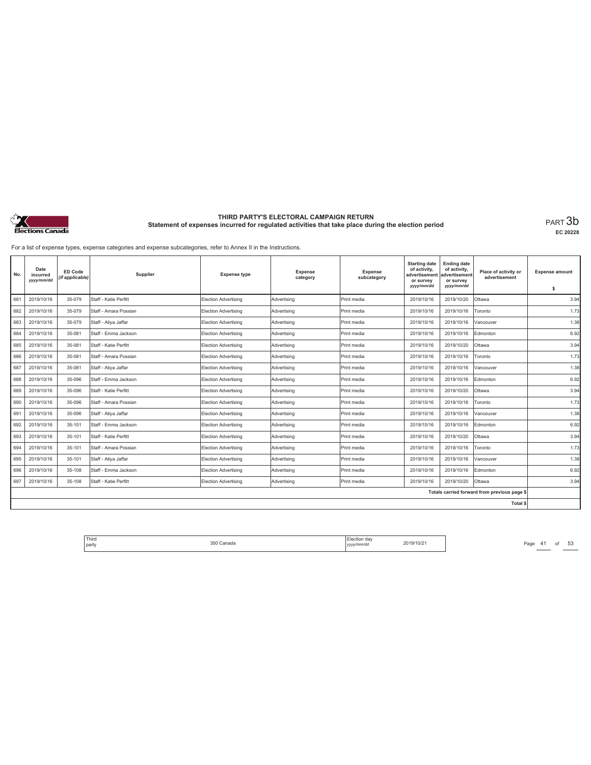# THIRD PARTY'S ELECTORAL CAMPAIGN RETURN

## Statement of expenses incurred for regulated activities that take place during the election period

PART 3b

EC 20228

For a list of expense types, expense categories and expense subcategories, refer to Annex II in the Instructions.

| No. | Date incurred yyyy/mm/dd | ED Code (if applicable) | Supplier | Expense type | Expense category | Expense subcategory | Starting date of activity, advertisement or survey yyyy/mm/dd | Ending date of activity, advertisement or survey yyyy/mm/dd | Place of activity or advertisement | Expense amount $ |
|---|---|---|---|---|---|---|---|---|---|---|
| 681 | 2019/10/16 | 35-079 | Staff - Katie Perfitt | Election Advertising | Advertising | Print media | 2019/10/16 | 2019/10/20 | Ottawa | 3.94 |
| 682 | 2019/10/16 | 35-079 | Staff - Amara Possian | Election Advertising | Advertising | Print media | 2019/10/16 | 2019/10/16 | Toronto | 1.73 |
| 683 | 2019/10/16 | 35-079 | Staff - Atiya Jaffar | Election Advertising | Advertising | Print media | 2019/10/16 | 2019/10/16 | Vancouver | 1.38 |
| 684 | 2019/10/16 | 35-081 | Staff - Emma Jackson | Election Advertising | Advertising | Print media | 2019/10/16 | 2019/10/16 | Edmonton | 6.92 |
| 685 | 2019/10/16 | 35-081 | Staff - Katie Perfitt | Election Advertising | Advertising | Print media | 2019/10/16 | 2019/10/20 | Ottawa | 3.94 |
| 686 | 2019/10/16 | 35-081 | Staff - Amara Possian | Election Advertising | Advertising | Print media | 2019/10/16 | 2019/10/16 | Toronto | 1.73 |
| 687 | 2019/10/16 | 35-081 | Staff - Atiya Jaffar | Election Advertising | Advertising | Print media | 2019/10/16 | 2019/10/16 | Vancouver | 1.38 |
| 688 | 2019/10/16 | 35-096 | Staff - Emma Jackson | Election Advertising | Advertising | Print media | 2019/10/16 | 2019/10/16 | Edmonton | 6.92 |
| 689 | 2019/10/16 | 35-096 | Staff - Katie Perfitt | Election Advertising | Advertising | Print media | 2019/10/16 | 2019/10/20 | Ottawa | 3.94 |
| 690 | 2019/10/16 | 35-096 | Staff - Amara Possian | Election Advertising | Advertising | Print media | 2019/10/16 | 2019/10/16 | Toronto | 1.73 |
| 691 | 2019/10/16 | 35-096 | Staff - Atiya Jaffar | Election Advertising | Advertising | Print media | 2019/10/16 | 2019/10/16 | Vancouver | 1.38 |
| 692 | 2019/10/16 | 35-101 | Staff - Emma Jackson | Election Advertising | Advertising | Print media | 2019/10/16 | 2019/10/16 | Edmonton | 6.92 |
| 693 | 2019/10/16 | 35-101 | Staff - Katie Perfitt | Election Advertising | Advertising | Print media | 2019/10/16 | 2019/10/20 | Ottawa | 3.94 |
| 694 | 2019/10/16 | 35-101 | Staff - Amara Possian | Election Advertising | Advertising | Print media | 2019/10/16 | 2019/10/16 | Toronto | 1.73 |
| 695 | 2019/10/16 | 35-101 | Staff - Atiya Jaffar | Election Advertising | Advertising | Print media | 2019/10/16 | 2019/10/16 | Vancouver | 1.38 |
| 696 | 2019/10/16 | 35-108 | Staff - Emma Jackson | Election Advertising | Advertising | Print media | 2019/10/16 | 2019/10/16 | Edmonton | 6.92 |
| 697 | 2019/10/16 | 35-108 | Staff - Katie Perfitt | Election Advertising | Advertising | Print media | 2019/10/16 | 2019/10/20 | Ottawa | 3.94 |
| | | | | | | | | | Totals carried forward from previous page $ | |
| | | | | | | | | | Total $ | |

| Third party | 350 Canada | Election day yyyy/mm/dd | 2019/10/21 |
|---|---|---|---|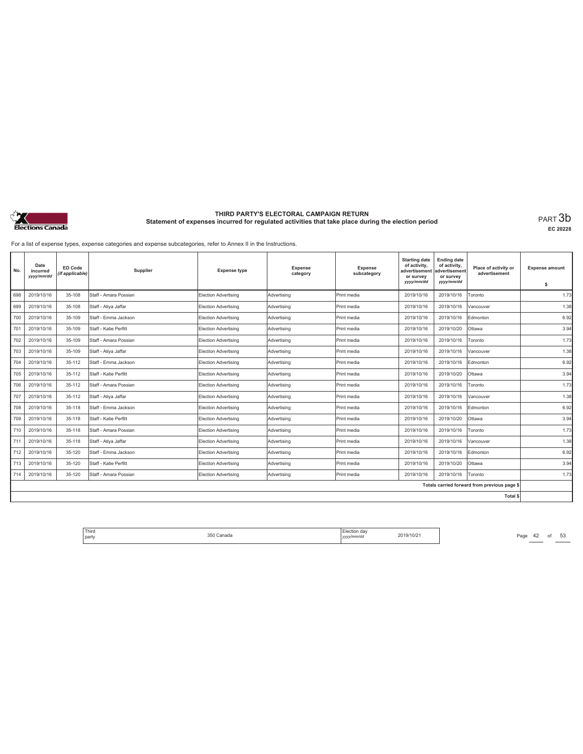# THIRD PARTY'S ELECTORAL CAMPAIGN RETURN

## Statement of expenses incurred for regulated activities that take place during the election period

PART 3b

EC 20228

For a list of expense types, expense categories and expense subcategories, refer to Annex II in the Instructions.

| No. | Date incurred yyyy/mm/dd | ED Code (if applicable) | Supplier | Expense type | Expense category | Expense subcategory | Starting date of activity, advertisement or survey yyyy/mm/dd | Ending date of activity, advertisement or survey yyyy/mm/dd | Place of activity or advertisement | Expense amount $ |
|---|---|---|---|---|---|---|---|---|---|---|
| 698 | 2019/10/16 | 35-108 | Staff - Amara Possian | Election Advertising | Advertising | Print media | 2019/10/16 | 2019/10/16 | Toronto | 1.73 |
| 699 | 2019/10/16 | 35-108 | Staff - Atiya Jaffar | Election Advertising | Advertising | Print media | 2019/10/16 | 2019/10/16 | Vancouver | 1.38 |
| 700 | 2019/10/16 | 35-109 | Staff - Emma Jackson | Election Advertising | Advertising | Print media | 2019/10/16 | 2019/10/16 | Edmonton | 6.92 |
| 701 | 2019/10/16 | 35-109 | Staff - Katie Perfitt | Election Advertising | Advertising | Print media | 2019/10/16 | 2019/10/20 | Ottawa | 3.94 |
| 702 | 2019/10/16 | 35-109 | Staff - Amara Possian | Election Advertising | Advertising | Print media | 2019/10/16 | 2019/10/16 | Toronto | 1.73 |
| 703 | 2019/10/16 | 35-109 | Staff - Atiya Jaffar | Election Advertising | Advertising | Print media | 2019/10/16 | 2019/10/16 | Vancouver | 1.38 |
| 704 | 2019/10/16 | 35-112 | Staff - Emma Jackson | Election Advertising | Advertising | Print media | 2019/10/16 | 2019/10/16 | Edmonton | 6.92 |
| 705 | 2019/10/16 | 35-112 | Staff - Katie Perfitt | Election Advertising | Advertising | Print media | 2019/10/16 | 2019/10/20 | Ottawa | 3.94 |
| 706 | 2019/10/16 | 35-112 | Staff - Amara Possian | Election Advertising | Advertising | Print media | 2019/10/16 | 2019/10/16 | Toronto | 1.73 |
| 707 | 2019/10/16 | 35-112 | Staff - Atiya Jaffar | Election Advertising | Advertising | Print media | 2019/10/16 | 2019/10/16 | Vancouver | 1.38 |
| 708 | 2019/10/16 | 35-118 | Staff - Emma Jackson | Election Advertising | Advertising | Print media | 2019/10/16 | 2019/10/16 | Edmonton | 6.92 |
| 709 | 2019/10/16 | 35-118 | Staff - Katie Perfitt | Election Advertising | Advertising | Print media | 2019/10/16 | 2019/10/20 | Ottawa | 3.94 |
| 710 | 2019/10/16 | 35-118 | Staff - Amara Possian | Election Advertising | Advertising | Print media | 2019/10/16 | 2019/10/16 | Toronto | 1.73 |
| 711 | 2019/10/16 | 35-118 | Staff - Atiya Jaffar | Election Advertising | Advertising | Print media | 2019/10/16 | 2019/10/16 | Vancouver | 1.38 |
| 712 | 2019/10/16 | 35-120 | Staff - Emma Jackson | Election Advertising | Advertising | Print media | 2019/10/16 | 2019/10/16 | Edmonton | 6.92 |
| 713 | 2019/10/16 | 35-120 | Staff - Katie Perfitt | Election Advertising | Advertising | Print media | 2019/10/16 | 2019/10/20 | Ottawa | 3.94 |
| 714 | 2019/10/16 | 35-120 | Staff - Amara Possian | Election Advertising | Advertising | Print media | 2019/10/16 | 2019/10/16 | Toronto | 1.73 |
| | | | | | | | | | Totals carried forward from previous page $ | |
| | | | | | | | | | Total $ | |

| Third party | 350 Canada | Election day yyyy/mm/dd | 2019/10/21 |
|---|---|---|---|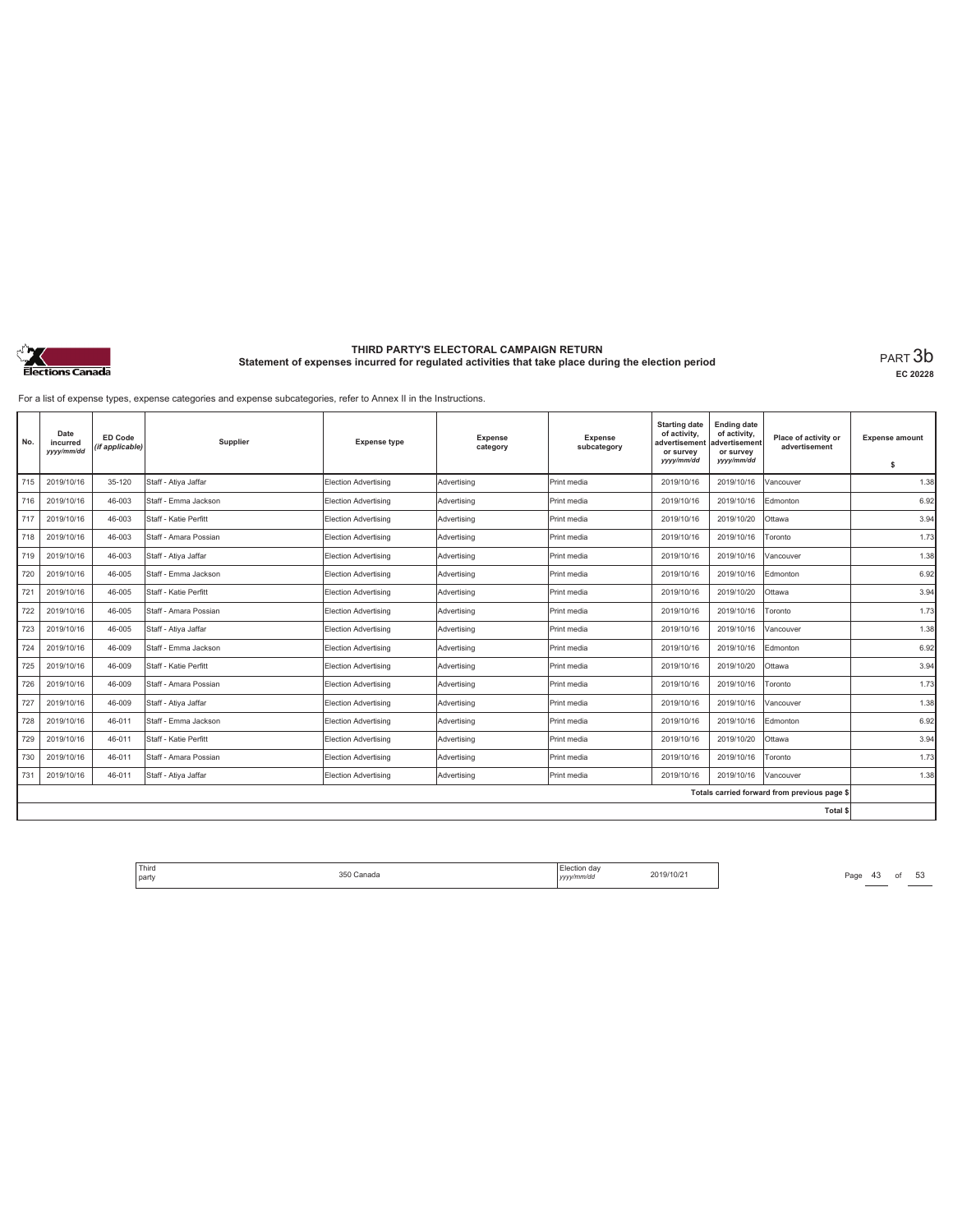# THIRD PARTY'S ELECTORAL CAMPAIGN RETURN

## Statement of expenses incurred for regulated activities that take place during the election period

PART 3b

EC 20228

For a list of expense types, expense categories and expense subcategories, refer to Annex II in the Instructions.

| No. | Date incurred *yyyy/mm/dd* | ED Code *(if applicable)* | Supplier | Expense type | Expense category | Expense subcategory | Starting date of activity, advertisement or survey *yyyy/mm/dd* | Ending date of activity, advertisement or survey *yyyy/mm/dd* | Place of activity or advertisement | Expense amount $ |
|---|---|---|---|---|---|---|---|---|---|---|
| 715 | 2019/10/16 | 35-120 | Staff - Atiya Jaffar | Election Advertising | Advertising | Print media | 2019/10/16 | 2019/10/16 | Vancouver | 1.38 |
| 716 | 2019/10/16 | 46-003 | Staff - Emma Jackson | Election Advertising | Advertising | Print media | 2019/10/16 | 2019/10/16 | Edmonton | 6.92 |
| 717 | 2019/10/16 | 46-003 | Staff - Katie Perfitt | Election Advertising | Advertising | Print media | 2019/10/16 | 2019/10/20 | Ottawa | 3.94 |
| 718 | 2019/10/16 | 46-003 | Staff - Amara Possian | Election Advertising | Advertising | Print media | 2019/10/16 | 2019/10/16 | Toronto | 1.73 |
| 719 | 2019/10/16 | 46-003 | Staff - Atiya Jaffar | Election Advertising | Advertising | Print media | 2019/10/16 | 2019/10/16 | Vancouver | 1.38 |
| 720 | 2019/10/16 | 46-005 | Staff - Emma Jackson | Election Advertising | Advertising | Print media | 2019/10/16 | 2019/10/16 | Edmonton | 6.92 |
| 721 | 2019/10/16 | 46-005 | Staff - Katie Perfitt | Election Advertising | Advertising | Print media | 2019/10/16 | 2019/10/20 | Ottawa | 3.94 |
| 722 | 2019/10/16 | 46-005 | Staff - Amara Possian | Election Advertising | Advertising | Print media | 2019/10/16 | 2019/10/16 | Toronto | 1.73 |
| 723 | 2019/10/16 | 46-005 | Staff - Atiya Jaffar | Election Advertising | Advertising | Print media | 2019/10/16 | 2019/10/16 | Vancouver | 1.38 |
| 724 | 2019/10/16 | 46-009 | Staff - Emma Jackson | Election Advertising | Advertising | Print media | 2019/10/16 | 2019/10/16 | Edmonton | 6.92 |
| 725 | 2019/10/16 | 46-009 | Staff - Katie Perfitt | Election Advertising | Advertising | Print media | 2019/10/16 | 2019/10/20 | Ottawa | 3.94 |
| 726 | 2019/10/16 | 46-009 | Staff - Amara Possian | Election Advertising | Advertising | Print media | 2019/10/16 | 2019/10/16 | Toronto | 1.73 |
| 727 | 2019/10/16 | 46-009 | Staff - Atiya Jaffar | Election Advertising | Advertising | Print media | 2019/10/16 | 2019/10/16 | Vancouver | 1.38 |
| 728 | 2019/10/16 | 46-011 | Staff - Emma Jackson | Election Advertising | Advertising | Print media | 2019/10/16 | 2019/10/16 | Edmonton | 6.92 |
| 729 | 2019/10/16 | 46-011 | Staff - Katie Perfitt | Election Advertising | Advertising | Print media | 2019/10/16 | 2019/10/20 | Ottawa | 3.94 |
| 730 | 2019/10/16 | 46-011 | Staff - Amara Possian | Election Advertising | Advertising | Print media | 2019/10/16 | 2019/10/16 | Toronto | 1.73 |
| 731 | 2019/10/16 | 46-011 | Staff - Atiya Jaffar | Election Advertising | Advertising | Print media | 2019/10/16 | 2019/10/16 | Vancouver | 1.38 |
| | | | | | | | | | Totals carried forward from previous page $ | |
| | | | | | | | | | Total $ | |

| Third party | 350 Canada | Election day *yyyy/mm/dd* | 2019/10/21 |
|---|---|---|---|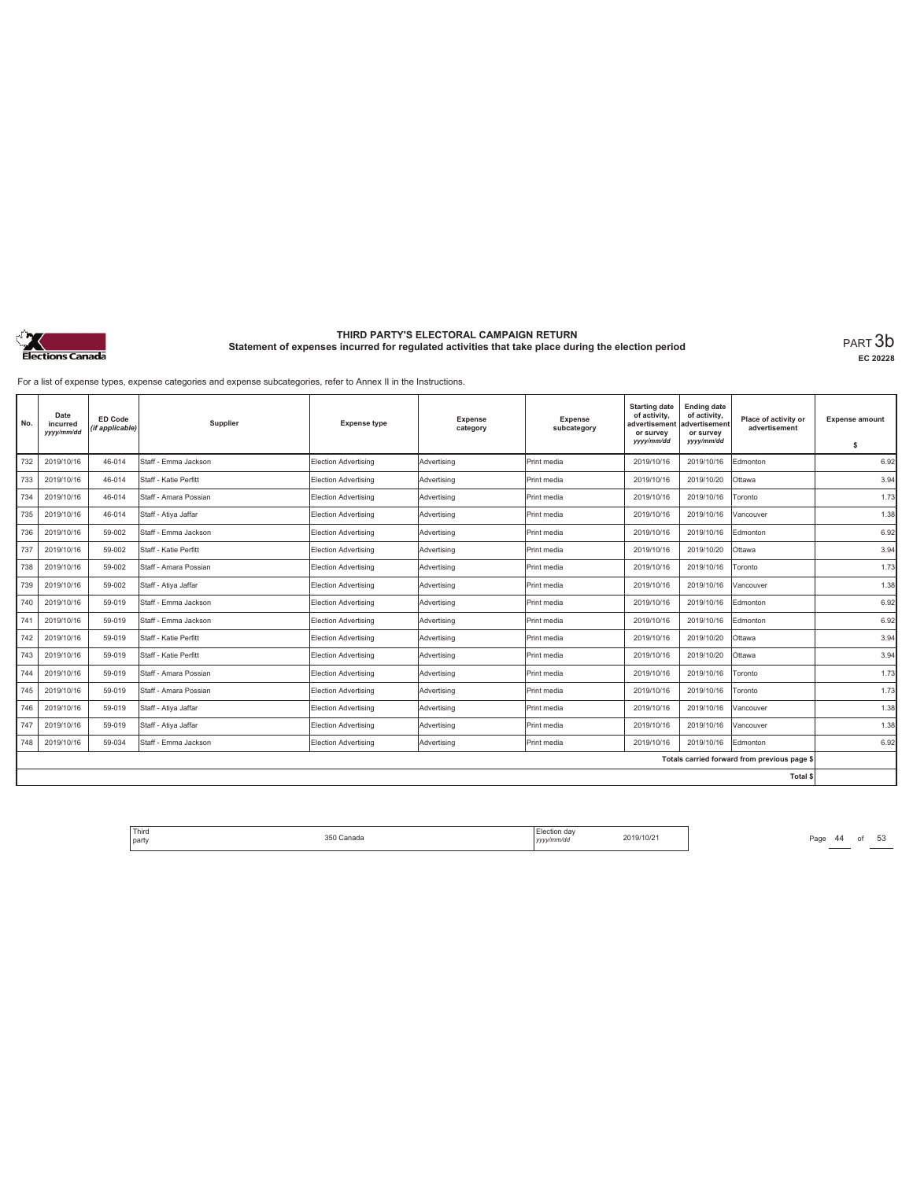# THIRD PARTY'S ELECTORAL CAMPAIGN RETURN

## Statement of expenses incurred for regulated activities that take place during the election period

PART 3b

EC 20228

For a list of expense types, expense categories and expense subcategories, refer to Annex II in the Instructions.

| No. | Date incurred yyyy/mm/dd | ED Code (if applicable) | Supplier | Expense type | Expense category | Expense subcategory | Starting date of activity, advertisement or survey yyyy/mm/dd | Ending date of activity, advertisement or survey yyyy/mm/dd | Place of activity or advertisement | Expense amount $ |
|---|---|---|---|---|---|---|---|---|---|---|
| 732 | 2019/10/16 | 46-014 | Staff - Emma Jackson | Election Advertising | Advertising | Print media | 2019/10/16 | 2019/10/16 | Edmonton | 6.92 |
| 733 | 2019/10/16 | 46-014 | Staff - Katie Perfitt | Election Advertising | Advertising | Print media | 2019/10/16 | 2019/10/20 | Ottawa | 3.94 |
| 734 | 2019/10/16 | 46-014 | Staff - Amara Possian | Election Advertising | Advertising | Print media | 2019/10/16 | 2019/10/16 | Toronto | 1.73 |
| 735 | 2019/10/16 | 46-014 | Staff - Atiya Jaffar | Election Advertising | Advertising | Print media | 2019/10/16 | 2019/10/16 | Vancouver | 1.38 |
| 736 | 2019/10/16 | 59-002 | Staff - Emma Jackson | Election Advertising | Advertising | Print media | 2019/10/16 | 2019/10/16 | Edmonton | 6.92 |
| 737 | 2019/10/16 | 59-002 | Staff - Katie Perfitt | Election Advertising | Advertising | Print media | 2019/10/16 | 2019/10/20 | Ottawa | 3.94 |
| 738 | 2019/10/16 | 59-002 | Staff - Amara Possian | Election Advertising | Advertising | Print media | 2019/10/16 | 2019/10/16 | Toronto | 1.73 |
| 739 | 2019/10/16 | 59-002 | Staff - Atiya Jaffar | Election Advertising | Advertising | Print media | 2019/10/16 | 2019/10/16 | Vancouver | 1.38 |
| 740 | 2019/10/16 | 59-019 | Staff - Emma Jackson | Election Advertising | Advertising | Print media | 2019/10/16 | 2019/10/16 | Edmonton | 6.92 |
| 741 | 2019/10/16 | 59-019 | Staff - Emma Jackson | Election Advertising | Advertising | Print media | 2019/10/16 | 2019/10/16 | Edmonton | 6.92 |
| 742 | 2019/10/16 | 59-019 | Staff - Katie Perfitt | Election Advertising | Advertising | Print media | 2019/10/16 | 2019/10/20 | Ottawa | 3.94 |
| 743 | 2019/10/16 | 59-019 | Staff - Katie Perfitt | Election Advertising | Advertising | Print media | 2019/10/16 | 2019/10/20 | Ottawa | 3.94 |
| 744 | 2019/10/16 | 59-019 | Staff - Amara Possian | Election Advertising | Advertising | Print media | 2019/10/16 | 2019/10/16 | Toronto | 1.73 |
| 745 | 2019/10/16 | 59-019 | Staff - Amara Possian | Election Advertising | Advertising | Print media | 2019/10/16 | 2019/10/16 | Toronto | 1.73 |
| 746 | 2019/10/16 | 59-019 | Staff - Atiya Jaffar | Election Advertising | Advertising | Print media | 2019/10/16 | 2019/10/16 | Vancouver | 1.38 |
| 747 | 2019/10/16 | 59-019 | Staff - Atiya Jaffar | Election Advertising | Advertising | Print media | 2019/10/16 | 2019/10/16 | Vancouver | 1.38 |
| 748 | 2019/10/16 | 59-034 | Staff - Emma Jackson | Election Advertising | Advertising | Print media | 2019/10/16 | 2019/10/16 | Edmonton | 6.92 |
| | | | | | | | | | Totals carried forward from previous page $ | |
| | | | | | | | | | Total $ | |

| Third party | 350 Canada | Election day yyyy/mm/dd | 2019/10/21 |
|---|---|---|---|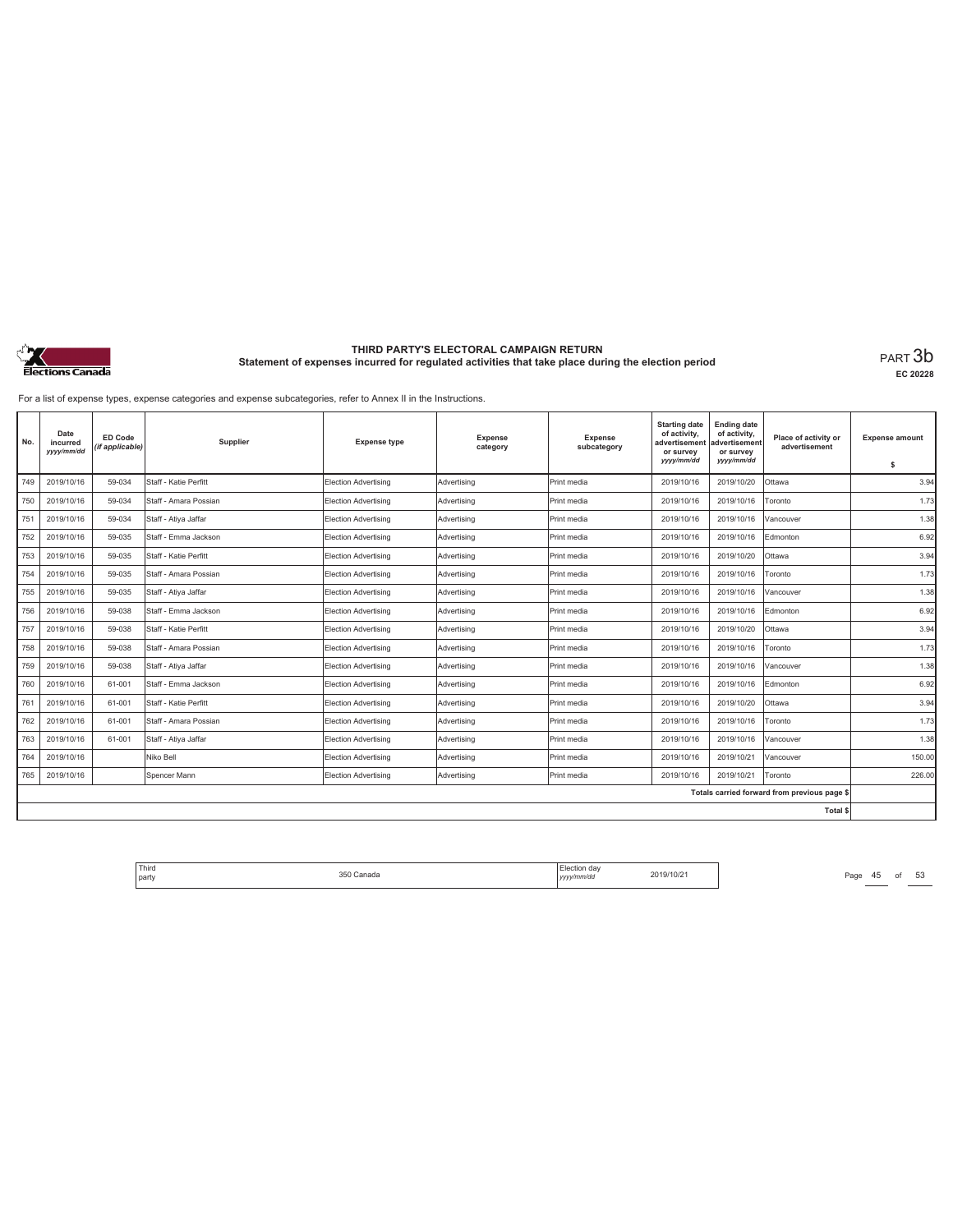# THIRD PARTY'S ELECTORAL CAMPAIGN RETURN

## Statement of expenses incurred for regulated activities that take place during the election period

PART 3b

EC 20228

For a list of expense types, expense categories and expense subcategories, refer to Annex II in the Instructions.

| No. | Date incurred *yyyy/mm/dd* | ED Code *(if applicable)* | Supplier | Expense type | Expense category | Expense subcategory | Starting date of activity, advertisement or survey *yyyy/mm/dd* | Ending date of activity, advertisement or survey *yyyy/mm/dd* | Place of activity or advertisement | Expense amount $ |
|---|---|---|---|---|---|---|---|---|---|---|
| 749 | 2019/10/16 | 59-034 | Staff - Katie Perfitt | Election Advertising | Advertising | Print media | 2019/10/16 | 2019/10/20 | Ottawa | 3.94 |
| 750 | 2019/10/16 | 59-034 | Staff - Amara Possian | Election Advertising | Advertising | Print media | 2019/10/16 | 2019/10/16 | Toronto | 1.73 |
| 751 | 2019/10/16 | 59-034 | Staff - Atiya Jaffar | Election Advertising | Advertising | Print media | 2019/10/16 | 2019/10/16 | Vancouver | 1.38 |
| 752 | 2019/10/16 | 59-035 | Staff - Emma Jackson | Election Advertising | Advertising | Print media | 2019/10/16 | 2019/10/16 | Edmonton | 6.92 |
| 753 | 2019/10/16 | 59-035 | Staff - Katie Perfitt | Election Advertising | Advertising | Print media | 2019/10/16 | 2019/10/20 | Ottawa | 3.94 |
| 754 | 2019/10/16 | 59-035 | Staff - Amara Possian | Election Advertising | Advertising | Print media | 2019/10/16 | 2019/10/16 | Toronto | 1.73 |
| 755 | 2019/10/16 | 59-035 | Staff - Atiya Jaffar | Election Advertising | Advertising | Print media | 2019/10/16 | 2019/10/16 | Vancouver | 1.38 |
| 756 | 2019/10/16 | 59-038 | Staff - Emma Jackson | Election Advertising | Advertising | Print media | 2019/10/16 | 2019/10/16 | Edmonton | 6.92 |
| 757 | 2019/10/16 | 59-038 | Staff - Katie Perfitt | Election Advertising | Advertising | Print media | 2019/10/16 | 2019/10/20 | Ottawa | 3.94 |
| 758 | 2019/10/16 | 59-038 | Staff - Amara Possian | Election Advertising | Advertising | Print media | 2019/10/16 | 2019/10/16 | Toronto | 1.73 |
| 759 | 2019/10/16 | 59-038 | Staff - Atiya Jaffar | Election Advertising | Advertising | Print media | 2019/10/16 | 2019/10/16 | Vancouver | 1.38 |
| 760 | 2019/10/16 | 61-001 | Staff - Emma Jackson | Election Advertising | Advertising | Print media | 2019/10/16 | 2019/10/16 | Edmonton | 6.92 |
| 761 | 2019/10/16 | 61-001 | Staff - Katie Perfitt | Election Advertising | Advertising | Print media | 2019/10/16 | 2019/10/20 | Ottawa | 3.94 |
| 762 | 2019/10/16 | 61-001 | Staff - Amara Possian | Election Advertising | Advertising | Print media | 2019/10/16 | 2019/10/16 | Toronto | 1.73 |
| 763 | 2019/10/16 | 61-001 | Staff - Atiya Jaffar | Election Advertising | Advertising | Print media | 2019/10/16 | 2019/10/16 | Vancouver | 1.38 |
| 764 | 2019/10/16 | | Niko Bell | Election Advertising | Advertising | Print media | 2019/10/16 | 2019/10/21 | Vancouver | 150.00 |
| 765 | 2019/10/16 | | Spencer Mann | Election Advertising | Advertising | Print media | 2019/10/16 | 2019/10/21 | Toronto | 226.00 |
| | | | | | | | | | Totals carried forward from previous page $ | |
| | | | | | | | | | Total $ | |

| Third party | 350 Canada | Election day *yyyy/mm/dd* | 2019/10/21 |
|---|---|---|---|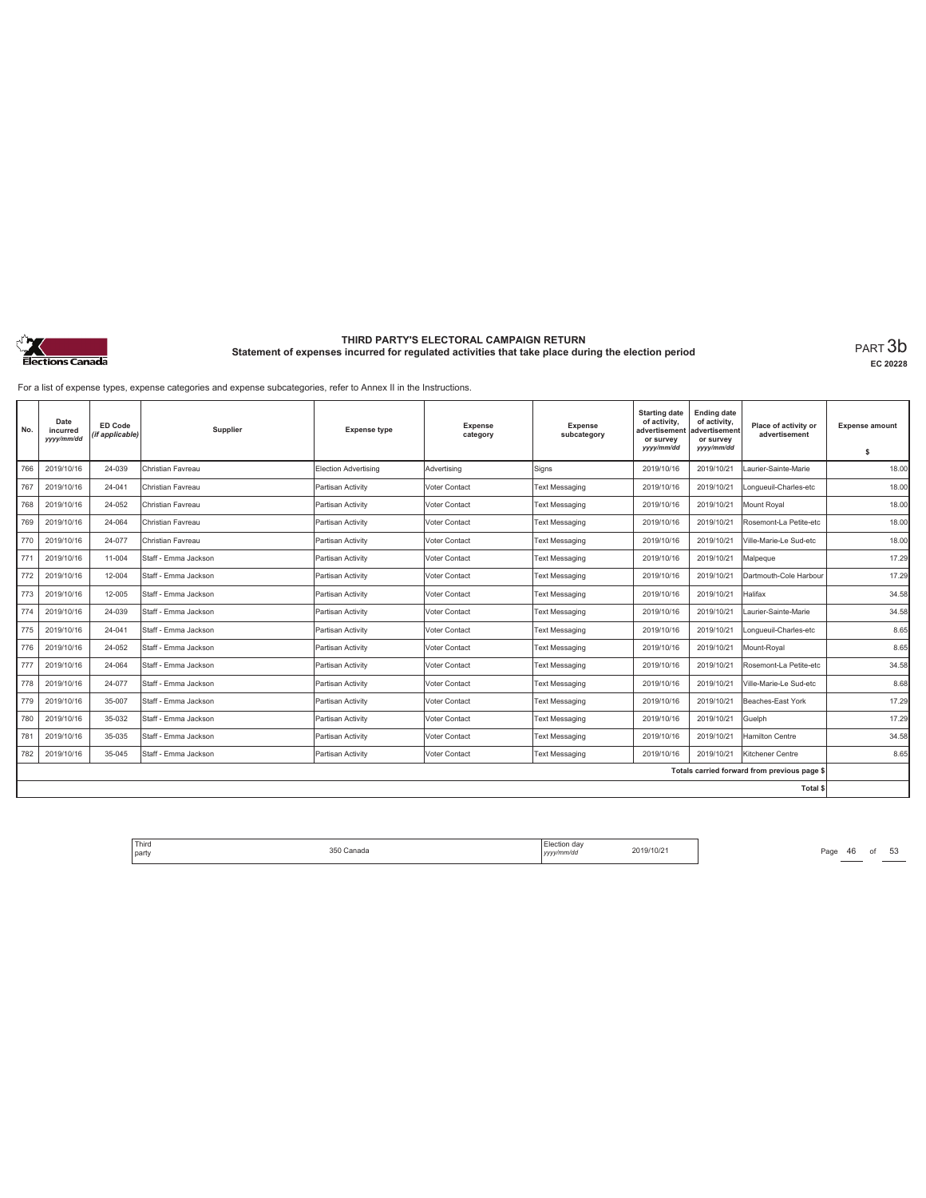# THIRD PARTY'S ELECTORAL CAMPAIGN RETURN

## Statement of expenses incurred for regulated activities that take place during the election period

PART 3b

EC 20228

For a list of expense types, expense categories and expense subcategories, refer to Annex II in the Instructions.

| No. | Date incurred yyyy/mm/dd | ED Code (if applicable) | Supplier | Expense type | Expense category | Expense subcategory | Starting date of activity, advertisement or survey yyyy/mm/dd | Ending date of activity, advertisement or survey yyyy/mm/dd | Place of activity or advertisement | Expense amount $ |
|---|---|---|---|---|---|---|---|---|---|---|
| 766 | 2019/10/16 | 24-039 | Christian Favreau | Election Advertising | Advertising | Signs | 2019/10/16 | 2019/10/21 | Laurier-Sainte-Marie | 18.00 |
| 767 | 2019/10/16 | 24-041 | Christian Favreau | Partisan Activity | Voter Contact | Text Messaging | 2019/10/16 | 2019/10/21 | Longueuil-Charles-etc | 18.00 |
| 768 | 2019/10/16 | 24-052 | Christian Favreau | Partisan Activity | Voter Contact | Text Messaging | 2019/10/16 | 2019/10/21 | Mount Royal | 18.00 |
| 769 | 2019/10/16 | 24-064 | Christian Favreau | Partisan Activity | Voter Contact | Text Messaging | 2019/10/16 | 2019/10/21 | Rosemont-La Petite-etc | 18.00 |
| 770 | 2019/10/16 | 24-077 | Christian Favreau | Partisan Activity | Voter Contact | Text Messaging | 2019/10/16 | 2019/10/21 | Ville-Marie-Le Sud-etc | 18.00 |
| 771 | 2019/10/16 | 11-004 | Staff - Emma Jackson | Partisan Activity | Voter Contact | Text Messaging | 2019/10/16 | 2019/10/21 | Malpeque | 17.29 |
| 772 | 2019/10/16 | 12-004 | Staff - Emma Jackson | Partisan Activity | Voter Contact | Text Messaging | 2019/10/16 | 2019/10/21 | Dartmouth-Cole Harbour | 17.29 |
| 773 | 2019/10/16 | 12-005 | Staff - Emma Jackson | Partisan Activity | Voter Contact | Text Messaging | 2019/10/16 | 2019/10/21 | Halifax | 34.58 |
| 774 | 2019/10/16 | 24-039 | Staff - Emma Jackson | Partisan Activity | Voter Contact | Text Messaging | 2019/10/16 | 2019/10/21 | Laurier-Sainte-Marie | 34.58 |
| 775 | 2019/10/16 | 24-041 | Staff - Emma Jackson | Partisan Activity | Voter Contact | Text Messaging | 2019/10/16 | 2019/10/21 | Longueuil-Charles-etc | 8.65 |
| 776 | 2019/10/16 | 24-052 | Staff - Emma Jackson | Partisan Activity | Voter Contact | Text Messaging | 2019/10/16 | 2019/10/21 | Mount-Royal | 8.65 |
| 777 | 2019/10/16 | 24-064 | Staff - Emma Jackson | Partisan Activity | Voter Contact | Text Messaging | 2019/10/16 | 2019/10/21 | Rosemont-La Petite-etc | 34.58 |
| 778 | 2019/10/16 | 24-077 | Staff - Emma Jackson | Partisan Activity | Voter Contact | Text Messaging | 2019/10/16 | 2019/10/21 | Ville-Marie-Le Sud-etc | 8.68 |
| 779 | 2019/10/16 | 35-007 | Staff - Emma Jackson | Partisan Activity | Voter Contact | Text Messaging | 2019/10/16 | 2019/10/21 | Beaches-East York | 17.29 |
| 780 | 2019/10/16 | 35-032 | Staff - Emma Jackson | Partisan Activity | Voter Contact | Text Messaging | 2019/10/16 | 2019/10/21 | Guelph | 17.29 |
| 781 | 2019/10/16 | 35-035 | Staff - Emma Jackson | Partisan Activity | Voter Contact | Text Messaging | 2019/10/16 | 2019/10/21 | Hamilton Centre | 34.58 |
| 782 | 2019/10/16 | 35-045 | Staff - Emma Jackson | Partisan Activity | Voter Contact | Text Messaging | 2019/10/16 | 2019/10/21 | Kitchener Centre | 8.65 |
| | | | | | | | | | Totals carried forward from previous page $ | |
| | | | | | | | | | Total $ | |

| Third party | 350 Canada | Election day yyyy/mm/dd | 2019/10/21 |
|---|---|---|---|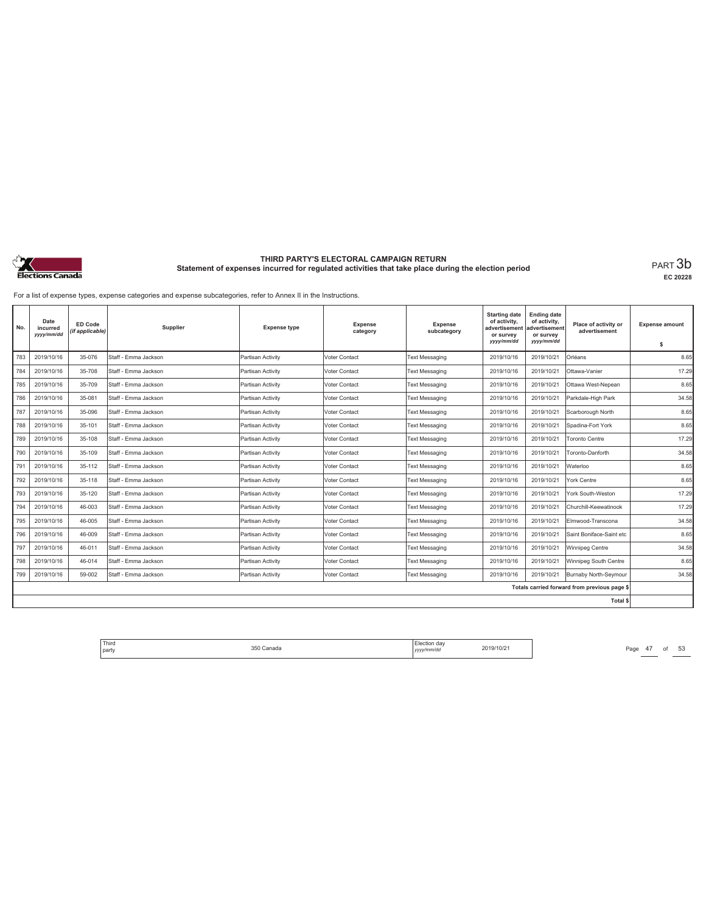# THIRD PARTY'S ELECTORAL CAMPAIGN RETURN

## Statement of expenses incurred for regulated activities that take place during the election period

PART 3b

EC 20228

For a list of expense types, expense categories and expense subcategories, refer to Annex II in the Instructions.

| No. | Date incurred yyyy/mm/dd | ED Code (if applicable) | Supplier | Expense type | Expense category | Expense subcategory | Starting date of activity, advertisement or survey yyyy/mm/dd | Ending date of activity, advertisement or survey yyyy/mm/dd | Place of activity or advertisement | Expense amount $ |
|---|---|---|---|---|---|---|---|---|---|---|
| 783 | 2019/10/16 | 35-076 | Staff - Emma Jackson | Partisan Activity | Voter Contact | Text Messaging | 2019/10/16 | 2019/10/21 | Orléans | 8.65 |
| 784 | 2019/10/16 | 35-708 | Staff - Emma Jackson | Partisan Activity | Voter Contact | Text Messaging | 2019/10/16 | 2019/10/21 | Ottawa-Vanier | 17.29 |
| 785 | 2019/10/16 | 35-709 | Staff - Emma Jackson | Partisan Activity | Voter Contact | Text Messaging | 2019/10/16 | 2019/10/21 | Ottawa West-Nepean | 8.65 |
| 786 | 2019/10/16 | 35-081 | Staff - Emma Jackson | Partisan Activity | Voter Contact | Text Messaging | 2019/10/16 | 2019/10/21 | Parkdale-High Park | 34.58 |
| 787 | 2019/10/16 | 35-096 | Staff - Emma Jackson | Partisan Activity | Voter Contact | Text Messaging | 2019/10/16 | 2019/10/21 | Scarborough North | 8.65 |
| 788 | 2019/10/16 | 35-101 | Staff - Emma Jackson | Partisan Activity | Voter Contact | Text Messaging | 2019/10/16 | 2019/10/21 | Spadina-Fort York | 8.65 |
| 789 | 2019/10/16 | 35-108 | Staff - Emma Jackson | Partisan Activity | Voter Contact | Text Messaging | 2019/10/16 | 2019/10/21 | Toronto Centre | 17.29 |
| 790 | 2019/10/16 | 35-109 | Staff - Emma Jackson | Partisan Activity | Voter Contact | Text Messaging | 2019/10/16 | 2019/10/21 | Toronto-Danforth | 34.58 |
| 791 | 2019/10/16 | 35-112 | Staff - Emma Jackson | Partisan Activity | Voter Contact | Text Messaging | 2019/10/16 | 2019/10/21 | Waterloo | 8.65 |
| 792 | 2019/10/16 | 35-118 | Staff - Emma Jackson | Partisan Activity | Voter Contact | Text Messaging | 2019/10/16 | 2019/10/21 | York Centre | 8.65 |
| 793 | 2019/10/16 | 35-120 | Staff - Emma Jackson | Partisan Activity | Voter Contact | Text Messaging | 2019/10/16 | 2019/10/21 | York South-Weston | 17.29 |
| 794 | 2019/10/16 | 46-003 | Staff - Emma Jackson | Partisan Activity | Voter Contact | Text Messaging | 2019/10/16 | 2019/10/21 | Churchill-Keewatinook | 17.29 |
| 795 | 2019/10/16 | 46-005 | Staff - Emma Jackson | Partisan Activity | Voter Contact | Text Messaging | 2019/10/16 | 2019/10/21 | Elmwood-Transcona | 34.58 |
| 796 | 2019/10/16 | 46-009 | Staff - Emma Jackson | Partisan Activity | Voter Contact | Text Messaging | 2019/10/16 | 2019/10/21 | Saint Boniface-Saint etc | 8.65 |
| 797 | 2019/10/16 | 46-011 | Staff - Emma Jackson | Partisan Activity | Voter Contact | Text Messaging | 2019/10/16 | 2019/10/21 | Winnipeg Centre | 34.58 |
| 798 | 2019/10/16 | 46-014 | Staff - Emma Jackson | Partisan Activity | Voter Contact | Text Messaging | 2019/10/16 | 2019/10/21 | Winnipeg South Centre | 8.65 |
| 799 | 2019/10/16 | 59-002 | Staff - Emma Jackson | Partisan Activity | Voter Contact | Text Messaging | 2019/10/16 | 2019/10/21 | Burnaby North-Seymour | 34.58 |
| | | | | | | | | | Totals carried forward from previous page $ | |
| | | | | | | | | | Total $ | |

| Third party | 350 Canada | Election day yyyy/mm/dd | 2019/10/21 |
|---|---|---|---|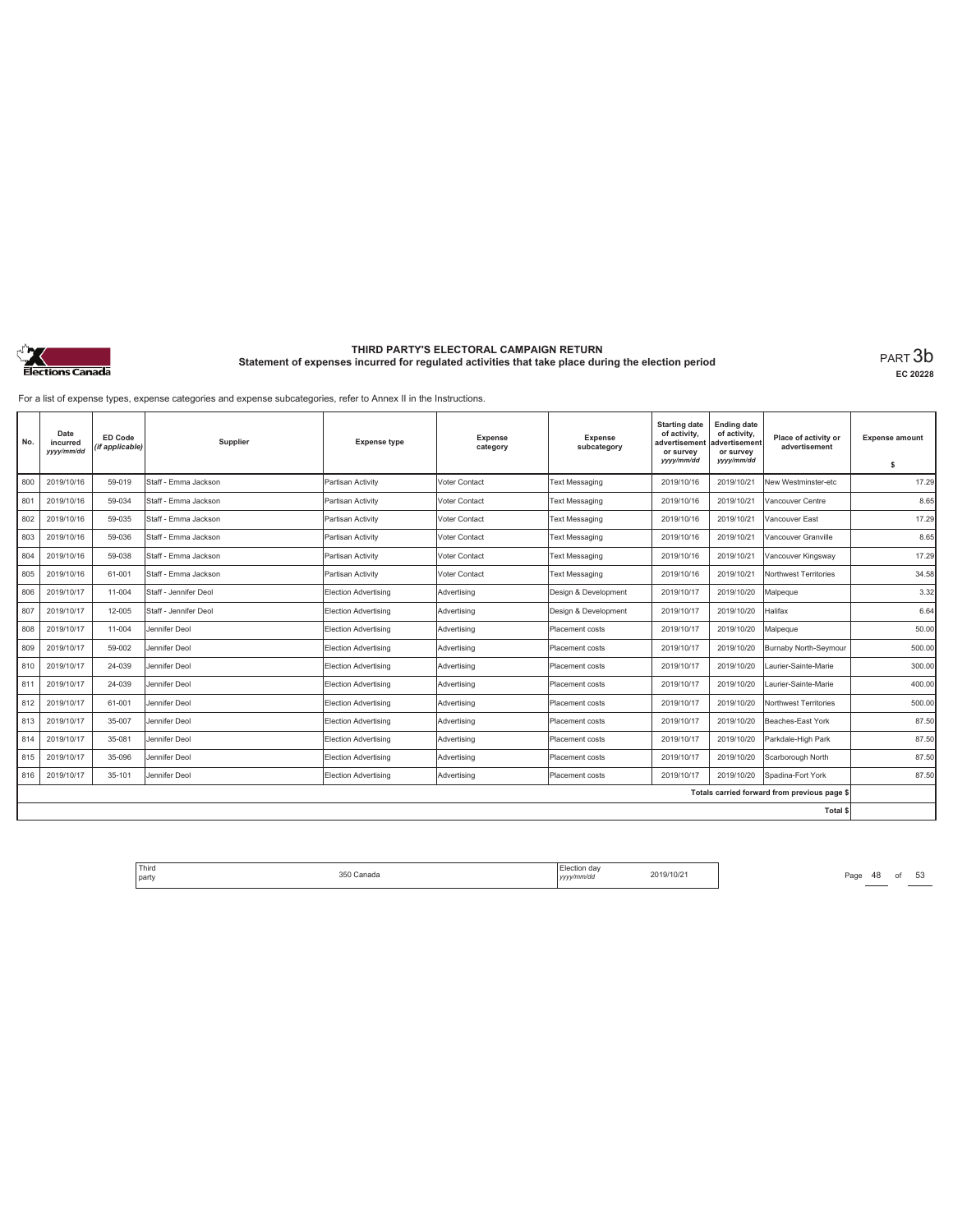# THIRD PARTY'S ELECTORAL CAMPAIGN RETURN

## Statement of expenses incurred for regulated activities that take place during the election period

PART 3b

EC 20228

For a list of expense types, expense categories and expense subcategories, refer to Annex II in the Instructions.

| No. | Date incurred *yyyy/mm/dd* | ED Code *(if applicable)* | Supplier | Expense type | Expense category | Expense subcategory | Starting date of activity, advertisement or survey *yyyy/mm/dd* | Ending date of activity, advertisement or survey *yyyy/mm/dd* | Place of activity or advertisement | Expense amount $ |
|---|---|---|---|---|---|---|---|---|---|---|
| 800 | 2019/10/16 | 59-019 | Staff - Emma Jackson | Partisan Activity | Voter Contact | Text Messaging | 2019/10/16 | 2019/10/21 | New Westminster-etc | 17.29 |
| 801 | 2019/10/16 | 59-034 | Staff - Emma Jackson | Partisan Activity | Voter Contact | Text Messaging | 2019/10/16 | 2019/10/21 | Vancouver Centre | 8.65 |
| 802 | 2019/10/16 | 59-035 | Staff - Emma Jackson | Partisan Activity | Voter Contact | Text Messaging | 2019/10/16 | 2019/10/21 | Vancouver East | 17.29 |
| 803 | 2019/10/16 | 59-036 | Staff - Emma Jackson | Partisan Activity | Voter Contact | Text Messaging | 2019/10/16 | 2019/10/21 | Vancouver Granville | 8.65 |
| 804 | 2019/10/16 | 59-038 | Staff - Emma Jackson | Partisan Activity | Voter Contact | Text Messaging | 2019/10/16 | 2019/10/21 | Vancouver Kingsway | 17.29 |
| 805 | 2019/10/16 | 61-001 | Staff - Emma Jackson | Partisan Activity | Voter Contact | Text Messaging | 2019/10/16 | 2019/10/21 | Northwest Territories | 34.58 |
| 806 | 2019/10/17 | 11-004 | Staff - Jennifer Deol | Election Advertising | Advertising | Design & Development | 2019/10/17 | 2019/10/20 | Malpeque | 3.32 |
| 807 | 2019/10/17 | 12-005 | Staff - Jennifer Deol | Election Advertising | Advertising | Design & Development | 2019/10/17 | 2019/10/20 | Halifax | 6.64 |
| 808 | 2019/10/17 | 11-004 | Jennifer Deol | Election Advertising | Advertising | Placement costs | 2019/10/17 | 2019/10/20 | Malpeque | 50.00 |
| 809 | 2019/10/17 | 59-002 | Jennifer Deol | Election Advertising | Advertising | Placement costs | 2019/10/17 | 2019/10/20 | Burnaby North-Seymour | 500.00 |
| 810 | 2019/10/17 | 24-039 | Jennifer Deol | Election Advertising | Advertising | Placement costs | 2019/10/17 | 2019/10/20 | Laurier-Sainte-Marie | 300.00 |
| 811 | 2019/10/17 | 24-039 | Jennifer Deol | Election Advertising | Advertising | Placement costs | 2019/10/17 | 2019/10/20 | Laurier-Sainte-Marie | 400.00 |
| 812 | 2019/10/17 | 61-001 | Jennifer Deol | Election Advertising | Advertising | Placement costs | 2019/10/17 | 2019/10/20 | Northwest Territories | 500.00 |
| 813 | 2019/10/17 | 35-007 | Jennifer Deol | Election Advertising | Advertising | Placement costs | 2019/10/17 | 2019/10/20 | Beaches-East York | 87.50 |
| 814 | 2019/10/17 | 35-081 | Jennifer Deol | Election Advertising | Advertising | Placement costs | 2019/10/17 | 2019/10/20 | Parkdale-High Park | 87.50 |
| 815 | 2019/10/17 | 35-096 | Jennifer Deol | Election Advertising | Advertising | Placement costs | 2019/10/17 | 2019/10/20 | Scarborough North | 87.50 |
| 816 | 2019/10/17 | 35-101 | Jennifer Deol | Election Advertising | Advertising | Placement costs | 2019/10/17 | 2019/10/20 | Spadina-Fort York | 87.50 |
| | | | | | | | | | Totals carried forward from previous page $ | |
| | | | | | | | | | Total $ | |

| Third party | 350 Canada | Election day *yyyy/mm/dd* | 2019/10/21 |
|---|---|---|---|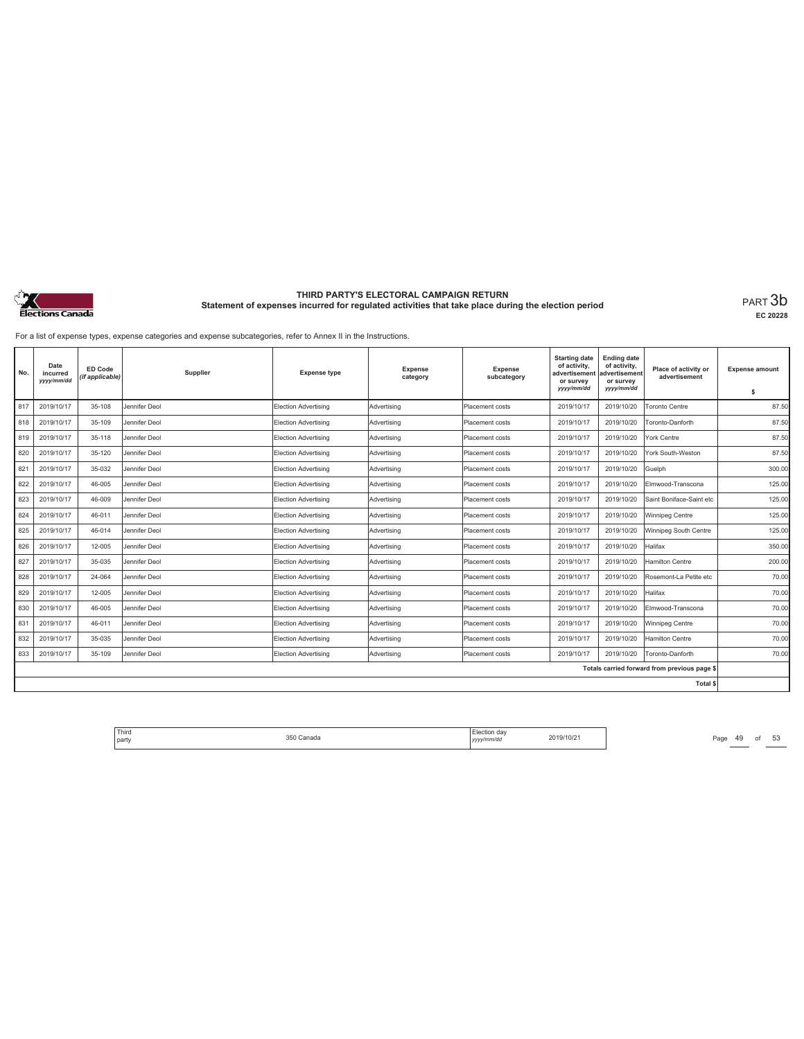**THIRD PARTY'S ELECTORAL CAMPAIGN RETURN**
**Statement of expenses incurred for regulated activities that take place during the election period**

PART 3b
EC 20228

For a list of expense types, expense categories and expense subcategories, refer to Annex II in the Instructions.

| No. | Date incurred yyyy/mm/dd | ED Code (if applicable) | Supplier | Expense type | Expense category | Expense subcategory | Starting date of activity, advertisement or survey yyyy/mm/dd | Ending date of activity, advertisement or survey yyyy/mm/dd | Place of activity or advertisement | Expense amount $ |
|---|---|---|---|---|---|---|---|---|---|---|
| 817 | 2019/10/17 | 35-108 | Jennifer Deol | Election Advertising | Advertising | Placement costs | 2019/10/17 | 2019/10/20 | Toronto Centre | 87.50 |
| 818 | 2019/10/17 | 35-109 | Jennifer Deol | Election Advertising | Advertising | Placement costs | 2019/10/17 | 2019/10/20 | Toronto-Danforth | 87.50 |
| 819 | 2019/10/17 | 35-118 | Jennifer Deol | Election Advertising | Advertising | Placement costs | 2019/10/17 | 2019/10/20 | York Centre | 87.50 |
| 820 | 2019/10/17 | 35-120 | Jennifer Deol | Election Advertising | Advertising | Placement costs | 2019/10/17 | 2019/10/20 | York South-Weston | 87.50 |
| 821 | 2019/10/17 | 35-032 | Jennifer Deol | Election Advertising | Advertising | Placement costs | 2019/10/17 | 2019/10/20 | Guelph | 300.00 |
| 822 | 2019/10/17 | 46-005 | Jennifer Deol | Election Advertising | Advertising | Placement costs | 2019/10/17 | 2019/10/20 | Elmwood-Transcona | 125.00 |
| 823 | 2019/10/17 | 46-009 | Jennifer Deol | Election Advertising | Advertising | Placement costs | 2019/10/17 | 2019/10/20 | Saint Boniface-Saint etc | 125.00 |
| 824 | 2019/10/17 | 46-011 | Jennifer Deol | Election Advertising | Advertising | Placement costs | 2019/10/17 | 2019/10/20 | Winnipeg Centre | 125.00 |
| 825 | 2019/10/17 | 46-014 | Jennifer Deol | Election Advertising | Advertising | Placement costs | 2019/10/17 | 2019/10/20 | Winnipeg South Centre | 125.00 |
| 826 | 2019/10/17 | 12-005 | Jennifer Deol | Election Advertising | Advertising | Placement costs | 2019/10/17 | 2019/10/20 | Halifax | 350.00 |
| 827 | 2019/10/17 | 35-035 | Jennifer Deol | Election Advertising | Advertising | Placement costs | 2019/10/17 | 2019/10/20 | Hamilton Centre | 200.00 |
| 828 | 2019/10/17 | 24-064 | Jennifer Deol | Election Advertising | Advertising | Placement costs | 2019/10/17 | 2019/10/20 | Rosemont-La Petite etc | 70.00 |
| 829 | 2019/10/17 | 12-005 | Jennifer Deol | Election Advertising | Advertising | Placement costs | 2019/10/17 | 2019/10/20 | Halifax | 70.00 |
| 830 | 2019/10/17 | 46-005 | Jennifer Deol | Election Advertising | Advertising | Placement costs | 2019/10/17 | 2019/10/20 | Elmwood-Transcona | 70.00 |
| 831 | 2019/10/17 | 46-011 | Jennifer Deol | Election Advertising | Advertising | Placement costs | 2019/10/17 | 2019/10/20 | Winnipeg Centre | 70.00 |
| 832 | 2019/10/17 | 35-035 | Jennifer Deol | Election Advertising | Advertising | Placement costs | 2019/10/17 | 2019/10/20 | Hamilton Centre | 70.00 |
| 833 | 2019/10/17 | 35-109 | Jennifer Deol | Election Advertising | Advertising | Placement costs | 2019/10/17 | 2019/10/20 | Toronto-Danforth | 70.00 |
| | | | | | | | | | Totals carried forward from previous page $ | |
| | | | | | | | | | Total $ | |

| Third party | 350 Canada | Election day yyyy/mm/dd | 2019/10/21 |
|---|---|---|---|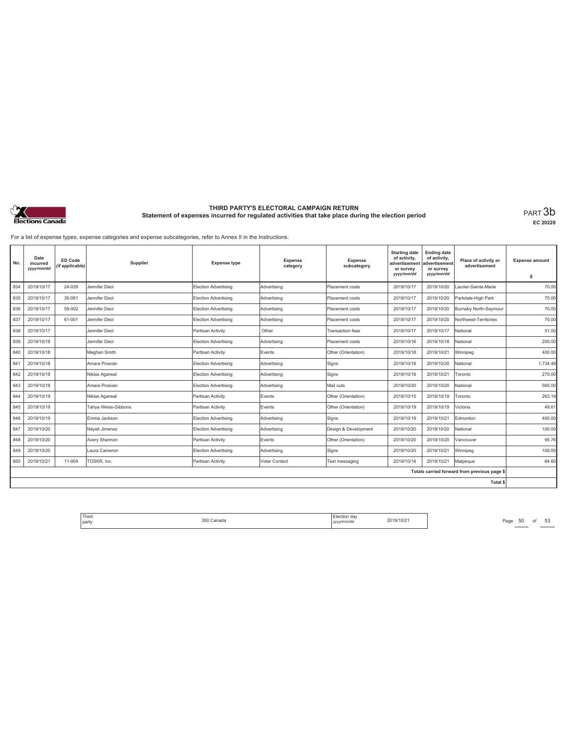# THIRD PARTY'S ELECTORAL CAMPAIGN RETURN

## Statement of expenses incurred for regulated activities that take place during the election period

PART 3b

EC 20228

For a list of expense types, expense categories and expense subcategories, refer to Annex II in the Instructions.

| No. | Date incurred yyyy/mm/dd | ED Code (if applicable) | Supplier | Expense type | Expense category | Expense subcategory | Starting date of activity, advertisement or survey yyyy/mm/dd | Ending date of activity, advertisement or survey yyyy/mm/dd | Place of activity or advertisement | Expense amount $ |
|---|---|---|---|---|---|---|---|---|---|---|
| 834 | 2019/10/17 | 24-039 | Jennifer Deol | Election Advertising | Advertising | Placement costs | 2019/10/17 | 2019/10/20 | Laurier-Sainte-Marie | 70.00 |
| 835 | 2019/10/17 | 35-081 | Jennifer Deol | Election Advertising | Advertising | Placement costs | 2019/10/17 | 2019/10/20 | Parkdale-High Park | 70.00 |
| 836 | 2019/10/17 | 59-002 | Jennifer Deol | Election Advertising | Advertising | Placement costs | 2019/10/17 | 2019/10/20 | Burnaby North-Seymour | 70.00 |
| 837 | 2019/10/17 | 61-001 | Jennifer Deol | Election Advertising | Advertising | Placement costs | 2019/10/17 | 2019/10/20 | Northwest-Territories | 70.00 |
| 838 | 2019/10/17 | | Jennifer Deol | Partisan Activity | Other | Transaction fees | 2019/10/17 | 2019/10/17 | National | 51.00 |
| 839 | 2019/10/18 | | Jennifer Deol | Election Advertising | Advertising | Placement costs | 2019/10/16 | 2019/10/18 | National | 200.00 |
| 840 | 2019/10/18 | | Meghan Smith | Partisan Activity | Events | Other (Orientation) | 2019/10/18 | 2019/10/21 | Winnipeg | 400.00 |
| 841 | 2019/10/18 | | Amara Possian | Election Advertising | Advertising | Signs | 2019/10/18 | 2019/10/20 | National | 1,734.49 |
| 842 | 2019/10/18 | | Niklas Agarwal | Election Advertising | Advertising | Signs | 2019/10/18 | 2019/10/21 | Toronto | 270.00 |
| 843 | 2019/10/18 | | Amara Possian | Election Advertising | Advertising | Mail outs | 2019/10/20 | 2019/10/20 | National | 565.00 |
| 844 | 2019/10/19 | | Niklas Agarwal | Partisan Activity | Events | Other (Orientation) | 2019/10/15 | 2019/10/19 | Toronto | 263.19 |
| 845 | 2019/10/19 | | Tahya Weiss-Gibbons | Partisan Activity | Events | Other (Orientation) | 2019/10/19 | 2019/10/19 | Victoria | 49.61 |
| 846 | 2019/10/19 | | Emma Jackson | Election Advertising | Advertising | Signs | 2019/10/19 | 2019/10/21 | Edmonton | 400.00 |
| 847 | 2019/10/20 | | Nayeli Jimenez | Election Advertising | Advertising | Design & Development | 2019/10/20 | 2019/10/20 | National | 100.00 |
| 848 | 2019/10/20 | | Avery Shannon | Partisan Activity | Events | Other (Orientation) | 2019/10/20 | 2019/10/20 | Vancouver | 95.76 |
| 849 | 2019/10/20 | | Laura Cameron | Election Advertising | Advertising | Signs | 2019/10/20 | 2019/10/21 | Winnipeg | 100.00 |
| 850 | 2019/10/21 | 11-004 | TOSKR, Inc. | Partisan Activity | Voter Contact | Text messaging | 2019/10/14 | 2019/10/21 | Malpeque | 64.60 |
| | | | | | | | | | Totals carried forward from previous page $ | |
| | | | | | | | | | Total $ | |

| Third party | 350 Canada | Election day yyyy/mm/dd | 2019/10/21 |
|---|---|---|---|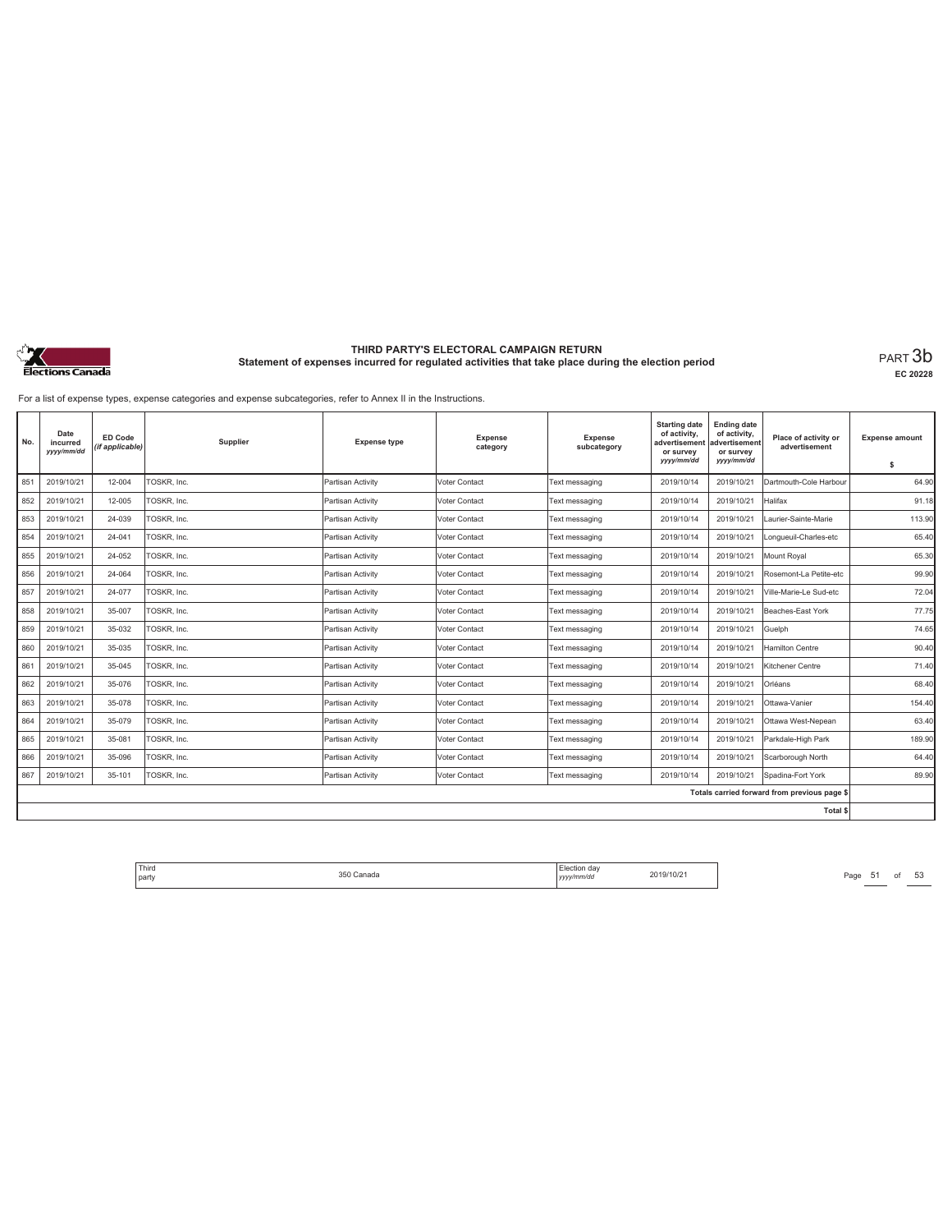# THIRD PARTY'S ELECTORAL CAMPAIGN RETURN

## Statement of expenses incurred for regulated activities that take place during the election period

PART 3b

EC 20228

For a list of expense types, expense categories and expense subcategories, refer to Annex II in the Instructions.

| No. | Date incurred yyyy/mm/dd | ED Code (if applicable) | Supplier | Expense type | Expense category | Expense subcategory | Starting date of activity, advertisement or survey yyyy/mm/dd | Ending date of activity, advertisement or survey yyyy/mm/dd | Place of activity or advertisement | Expense amount $ |
|---|---|---|---|---|---|---|---|---|---|---|
| 851 | 2019/10/21 | 12-004 | TOSKR, Inc. | Partisan Activity | Voter Contact | Text messaging | 2019/10/14 | 2019/10/21 | Dartmouth-Cole Harbour | 64.90 |
| 852 | 2019/10/21 | 12-005 | TOSKR, Inc. | Partisan Activity | Voter Contact | Text messaging | 2019/10/14 | 2019/10/21 | Halifax | 91.18 |
| 853 | 2019/10/21 | 24-039 | TOSKR, Inc. | Partisan Activity | Voter Contact | Text messaging | 2019/10/14 | 2019/10/21 | Laurier-Sainte-Marie | 113.90 |
| 854 | 2019/10/21 | 24-041 | TOSKR, Inc. | Partisan Activity | Voter Contact | Text messaging | 2019/10/14 | 2019/10/21 | Longueuil-Charles-etc | 65.40 |
| 855 | 2019/10/21 | 24-052 | TOSKR, Inc. | Partisan Activity | Voter Contact | Text messaging | 2019/10/14 | 2019/10/21 | Mount Royal | 65.30 |
| 856 | 2019/10/21 | 24-064 | TOSKR, Inc. | Partisan Activity | Voter Contact | Text messaging | 2019/10/14 | 2019/10/21 | Rosemont-La Petite-etc | 99.90 |
| 857 | 2019/10/21 | 24-077 | TOSKR, Inc. | Partisan Activity | Voter Contact | Text messaging | 2019/10/14 | 2019/10/21 | Ville-Marie-Le Sud-etc | 72.04 |
| 858 | 2019/10/21 | 35-007 | TOSKR, Inc. | Partisan Activity | Voter Contact | Text messaging | 2019/10/14 | 2019/10/21 | Beaches-East York | 77.75 |
| 859 | 2019/10/21 | 35-032 | TOSKR, Inc. | Partisan Activity | Voter Contact | Text messaging | 2019/10/14 | 2019/10/21 | Guelph | 74.65 |
| 860 | 2019/10/21 | 35-035 | TOSKR, Inc. | Partisan Activity | Voter Contact | Text messaging | 2019/10/14 | 2019/10/21 | Hamilton Centre | 90.40 |
| 861 | 2019/10/21 | 35-045 | TOSKR, Inc. | Partisan Activity | Voter Contact | Text messaging | 2019/10/14 | 2019/10/21 | Kitchener Centre | 71.40 |
| 862 | 2019/10/21 | 35-076 | TOSKR, Inc. | Partisan Activity | Voter Contact | Text messaging | 2019/10/14 | 2019/10/21 | Orléans | 68.40 |
| 863 | 2019/10/21 | 35-078 | TOSKR, Inc. | Partisan Activity | Voter Contact | Text messaging | 2019/10/14 | 2019/10/21 | Ottawa-Vanier | 154.40 |
| 864 | 2019/10/21 | 35-079 | TOSKR, Inc. | Partisan Activity | Voter Contact | Text messaging | 2019/10/14 | 2019/10/21 | Ottawa West-Nepean | 63.40 |
| 865 | 2019/10/21 | 35-081 | TOSKR, Inc. | Partisan Activity | Voter Contact | Text messaging | 2019/10/14 | 2019/10/21 | Parkdale-High Park | 189.90 |
| 866 | 2019/10/21 | 35-096 | TOSKR, Inc. | Partisan Activity | Voter Contact | Text messaging | 2019/10/14 | 2019/10/21 | Scarborough North | 64.40 |
| 867 | 2019/10/21 | 35-101 | TOSKR, Inc. | Partisan Activity | Voter Contact | Text messaging | 2019/10/14 | 2019/10/21 | Spadina-Fort York | 89.90 |
| | | | | | | | | | Totals carried forward from previous page $ | |
| | | | | | | | | | Total $ | |

| Third party | 350 Canada | Election day yyyy/mm/dd | 2019/10/21 |
|---|---|---|---|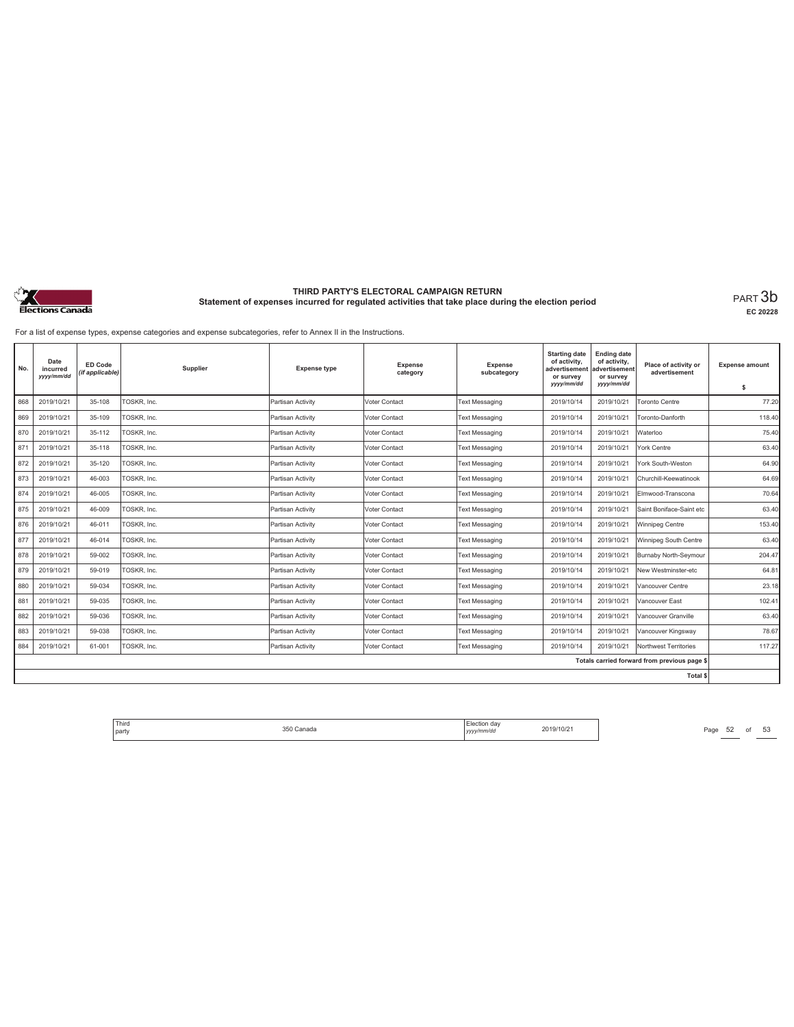# THIRD PARTY'S ELECTORAL CAMPAIGN RETURN

## Statement of expenses incurred for regulated activities that take place during the election period

PART 3b

EC 20228

For a list of expense types, expense categories and expense subcategories, refer to Annex II in the Instructions.

| No. | Date incurred yyyy/mm/dd | ED Code (if applicable) | Supplier | Expense type | Expense category | Expense subcategory | Starting date of activity, advertisement or survey yyyy/mm/dd | Ending date of activity, advertisement or survey yyyy/mm/dd | Place of activity or advertisement | Expense amount $ |
|---|---|---|---|---|---|---|---|---|---|---|
| 868 | 2019/10/21 | 35-108 | TOSKR, Inc. | Partisan Activity | Voter Contact | Text Messaging | 2019/10/14 | 2019/10/21 | Toronto Centre | 77.20 |
| 869 | 2019/10/21 | 35-109 | TOSKR, Inc. | Partisan Activity | Voter Contact | Text Messaging | 2019/10/14 | 2019/10/21 | Toronto-Danforth | 118.40 |
| 870 | 2019/10/21 | 35-112 | TOSKR, Inc. | Partisan Activity | Voter Contact | Text Messaging | 2019/10/14 | 2019/10/21 | Waterloo | 75.40 |
| 871 | 2019/10/21 | 35-118 | TOSKR, Inc. | Partisan Activity | Voter Contact | Text Messaging | 2019/10/14 | 2019/10/21 | York Centre | 63.40 |
| 872 | 2019/10/21 | 35-120 | TOSKR, Inc. | Partisan Activity | Voter Contact | Text Messaging | 2019/10/14 | 2019/10/21 | York South-Weston | 64.90 |
| 873 | 2019/10/21 | 46-003 | TOSKR, Inc. | Partisan Activity | Voter Contact | Text Messaging | 2019/10/14 | 2019/10/21 | Churchill-Keewatinook | 64.69 |
| 874 | 2019/10/21 | 46-005 | TOSKR, Inc. | Partisan Activity | Voter Contact | Text Messaging | 2019/10/14 | 2019/10/21 | Elmwood-Transcona | 70.64 |
| 875 | 2019/10/21 | 46-009 | TOSKR, Inc. | Partisan Activity | Voter Contact | Text Messaging | 2019/10/14 | 2019/10/21 | Saint Boniface-Saint etc | 63.40 |
| 876 | 2019/10/21 | 46-011 | TOSKR, Inc. | Partisan Activity | Voter Contact | Text Messaging | 2019/10/14 | 2019/10/21 | Winnipeg Centre | 153.40 |
| 877 | 2019/10/21 | 46-014 | TOSKR, Inc. | Partisan Activity | Voter Contact | Text Messaging | 2019/10/14 | 2019/10/21 | Winnipeg South Centre | 63.40 |
| 878 | 2019/10/21 | 59-002 | TOSKR, Inc. | Partisan Activity | Voter Contact | Text Messaging | 2019/10/14 | 2019/10/21 | Burnaby North-Seymour | 204.47 |
| 879 | 2019/10/21 | 59-019 | TOSKR, Inc. | Partisan Activity | Voter Contact | Text Messaging | 2019/10/14 | 2019/10/21 | New Westminster-etc | 64.81 |
| 880 | 2019/10/21 | 59-034 | TOSKR, Inc. | Partisan Activity | Voter Contact | Text Messaging | 2019/10/14 | 2019/10/21 | Vancouver Centre | 23.18 |
| 881 | 2019/10/21 | 59-035 | TOSKR, Inc. | Partisan Activity | Voter Contact | Text Messaging | 2019/10/14 | 2019/10/21 | Vancouver East | 102.41 |
| 882 | 2019/10/21 | 59-036 | TOSKR, Inc. | Partisan Activity | Voter Contact | Text Messaging | 2019/10/14 | 2019/10/21 | Vancouver Granville | 63.40 |
| 883 | 2019/10/21 | 59-038 | TOSKR, Inc. | Partisan Activity | Voter Contact | Text Messaging | 2019/10/14 | 2019/10/21 | Vancouver Kingsway | 78.67 |
| 884 | 2019/10/21 | 61-001 | TOSKR, Inc. | Partisan Activity | Voter Contact | Text Messaging | 2019/10/14 | 2019/10/21 | Northwest Territories | 117.27 |
| | | | | | | | | | Totals carried forward from previous page $ | |
| | | | | | | | | | Total $ | |

| Third party | 350 Canada | Election day yyyy/mm/dd | 2019/10/21 |
|---|---|---|---|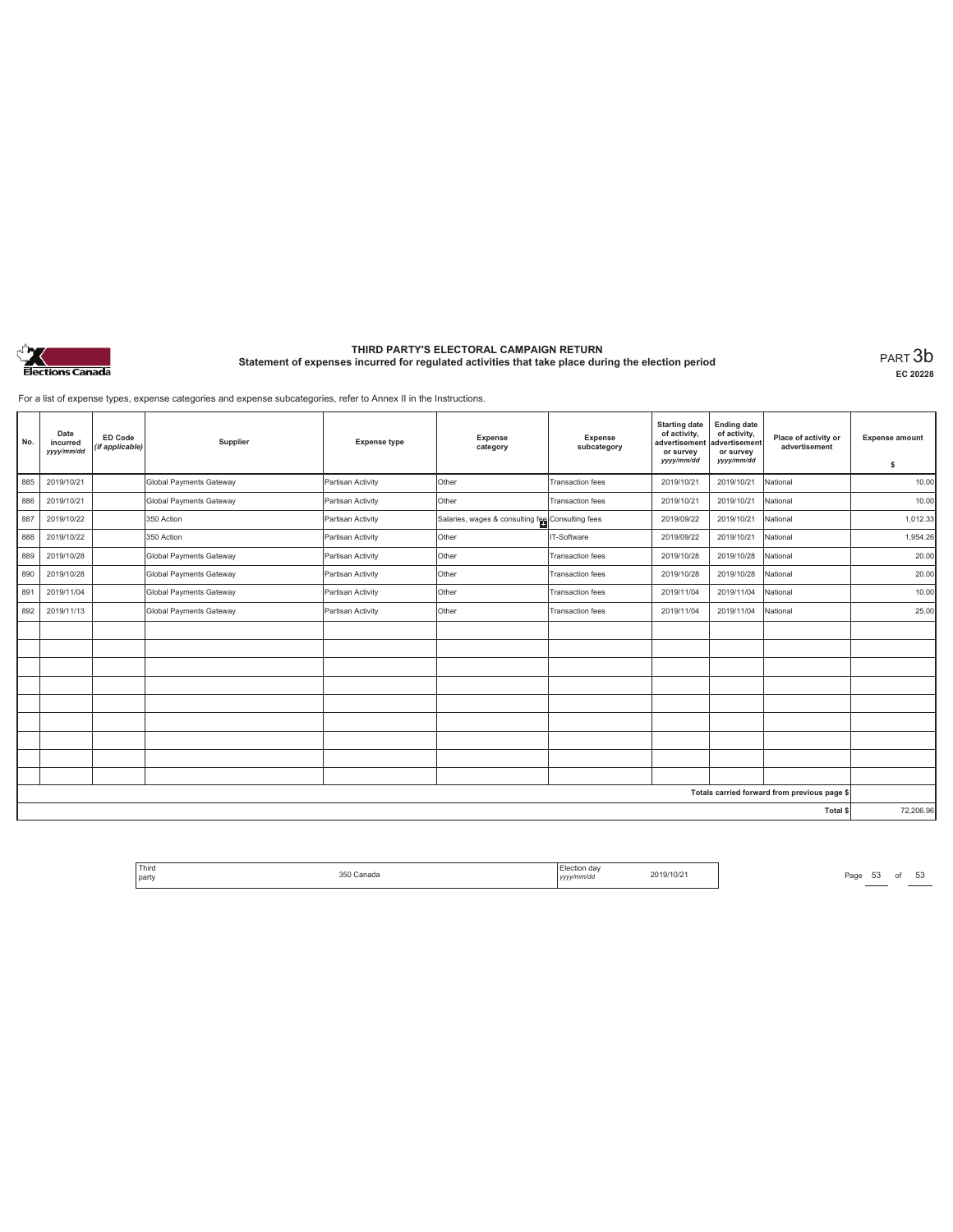# THIRD PARTY'S ELECTORAL CAMPAIGN RETURN
## Statement of expenses incurred for regulated activities that take place during the election period

PART 3b

EC 20228

For a list of expense types, expense categories and expense subcategories, refer to Annex II in the Instructions.

| No. | Date incurred yyyy/mm/dd | ED Code (if applicable) | Supplier | Expense type | Expense category | Expense subcategory | Starting date of activity, advertisement or survey yyyy/mm/dd | Ending date of activity, advertisement or survey yyyy/mm/dd | Place of activity or advertisement | Expense amount $ |
|---|---|---|---|---|---|---|---|---|---|---|
| 885 | 2019/10/21 | | Global Payments Gateway | Partisan Activity | Other | Transaction fees | 2019/10/21 | 2019/10/21 | National | 10.00 |
| 886 | 2019/10/21 | | Global Payments Gateway | Partisan Activity | Other | Transaction fees | 2019/10/21 | 2019/10/21 | National | 10.00 |
| 887 | 2019/10/22 | | 350 Action | Partisan Activity | Salaries, wages & consulting fee | Consulting fees | 2019/09/22 | 2019/10/21 | National | 1,012.33 |
| 888 | 2019/10/22 | | 350 Action | Partisan Activity | Other | IT-Software | 2019/09/22 | 2019/10/21 | National | 1,954.26 |
| 889 | 2019/10/28 | | Global Payments Gateway | Partisan Activity | Other | Transaction fees | 2019/10/28 | 2019/10/28 | National | 20.00 |
| 890 | 2019/10/28 | | Global Payments Gateway | Partisan Activity | Other | Transaction fees | 2019/10/28 | 2019/10/28 | National | 20.00 |
| 891 | 2019/11/04 | | Global Payments Gateway | Partisan Activity | Other | Transaction fees | 2019/11/04 | 2019/11/04 | National | 10.00 |
| 892 | 2019/11/13 | | Global Payments Gateway | Partisan Activity | Other | Transaction fees | 2019/11/04 | 2019/11/04 | National | 25.00 |
| | | | | | | | | | | |
| | | | | | | | | | | |
| | | | | | | | | | | |
| | | | | | | | | | | |
| | | | | | | | | | | |
| | | | | | | | | | | |
| | | | | | | | | | | |
| | | | | | | | | | | |
| | | | | | | | | | | |
| | | | | | | | | | Totals carried forward from previous page $ | |
| | | | | | | | | | Total $ | 72,206.96 |

| Third party | 350 Canada | Election day yyyy/mm/dd | 2019/10/21 |
|---|---|---|---|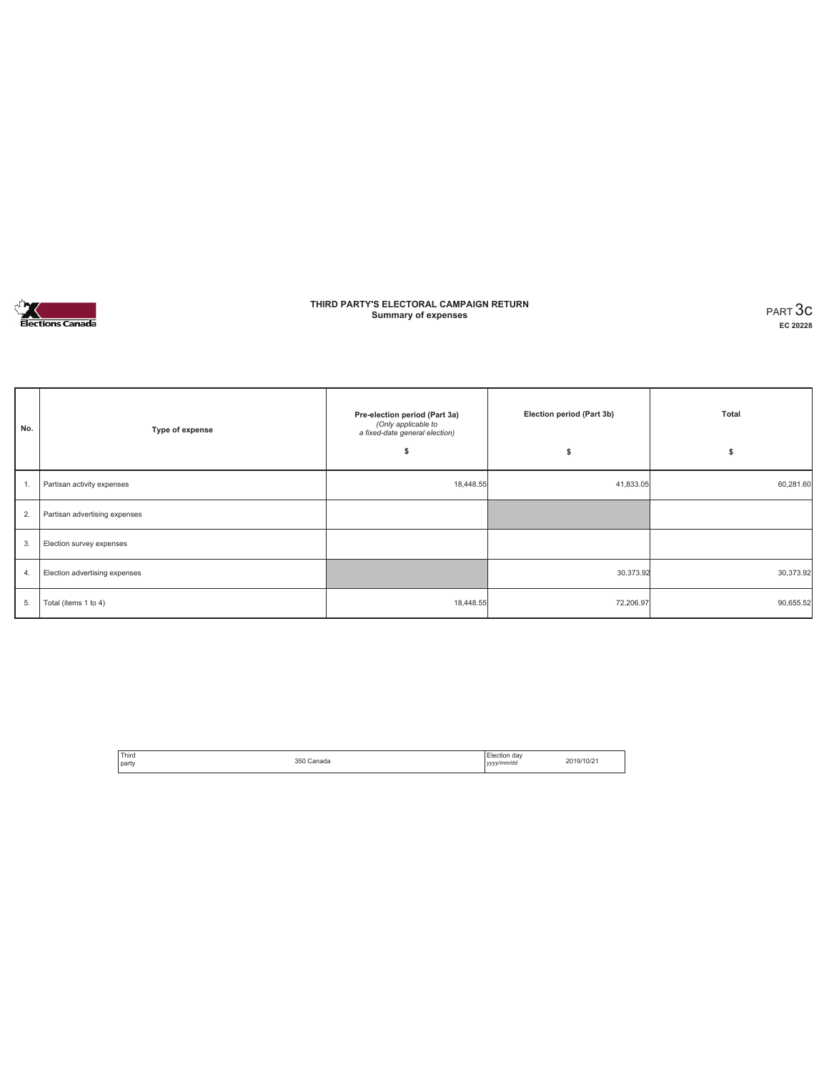Elections Canada

# THIRD PARTY'S ELECTORAL CAMPAIGN RETURN
## Summary of expenses

PART 3c
**EC 20228**

| No. | Type of expense | Pre-election period (Part 3a) *(Only applicable to a fixed-date general election)* $ | Election period (Part 3b) $ | Total $ |
|---|---|---|---|---|
| 1. | Partisan activity expenses | 18,448.55 | 41,833.05 | 60,281.60 |
| 2. | Partisan advertising expenses | | | |
| 3. | Election survey expenses | | | |
| 4. | Election advertising expenses | | 30,373.92 | 30,373.92 |
| 5. | Total (items 1 to 4) | 18,448.55 | 72,206.97 | 90,655.52 |

| Third party | 350 Canada | Election day *yyyy/mm/dd* | 2019/10/21 |
|---|---|---|---|